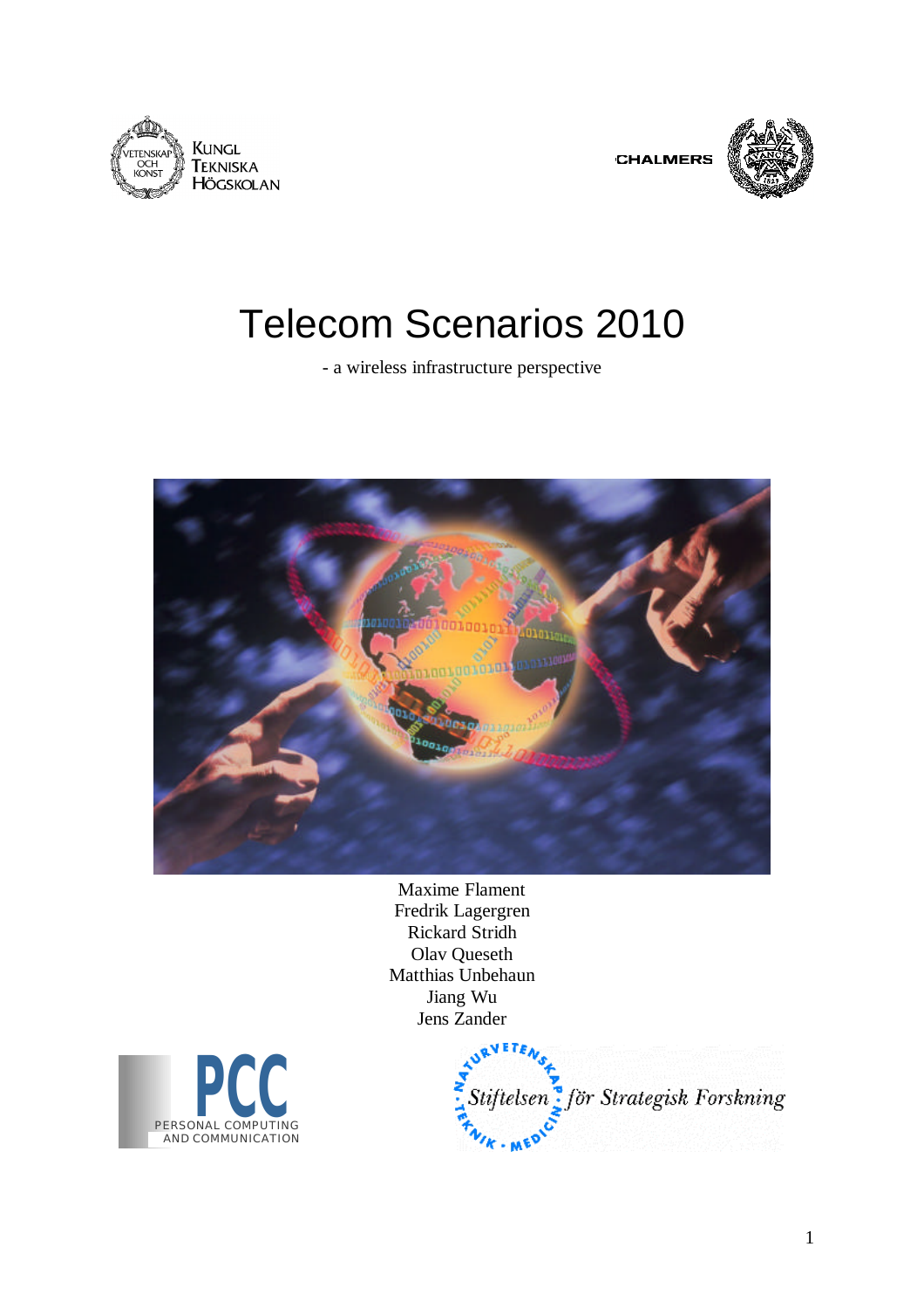KUNGL TEKNISKA HÖGSKOLAN

CHALMERS

# Telecom Scenarios 2010

- a wireless infrastructure perspective

Maxime Flament
Fredrik Lagergren
Rickard Stridh
Olav Queseth
Matthias Unbehaun
Jiang Wu
Jens Zander

PCC PERSONAL COMPUTING AND COMMUNICATION

Stiftelsen för Strategisk Forskning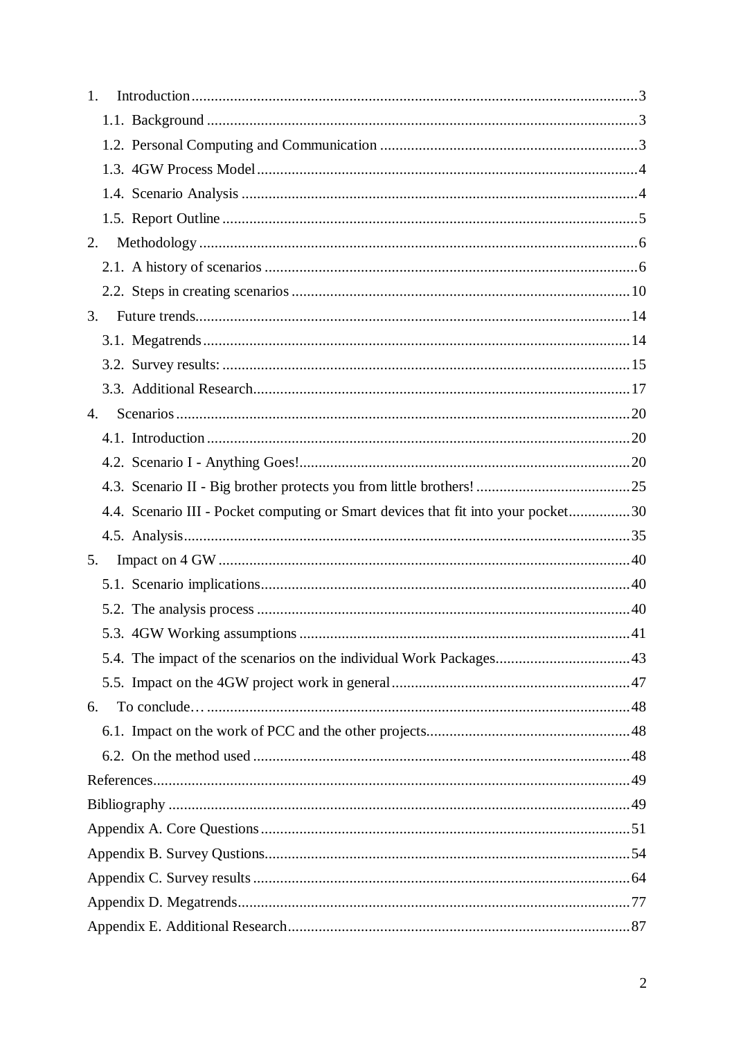1. Introduction ....................................................................................................... 3
   1.1. Background ................................................................................................ 3
   1.2. Personal Computing and Communication .................................................. 3
   1.3. 4GW Process Model .................................................................................... 4
   1.4. Scenario Analysis ........................................................................................ 4
   1.5. Report Outline ............................................................................................. 5
2. Methodology ........................................................................................................ 6
   2.1. A history of scenarios .................................................................................. 6
   2.2. Steps in creating scenarios ........................................................................ 10
3. Future trends ...................................................................................................... 14
   3.1. Megatrends ................................................................................................ 14
   3.2. Survey results: ........................................................................................... 15
   3.3. Additional Research ................................................................................... 17
4. Scenarios ............................................................................................................ 20
   4.1. Introduction ................................................................................................ 20
   4.2. Scenario I - Anything Goes! ....................................................................... 20
   4.3. Scenario II - Big brother protects you from little brothers! ......................... 25
   4.4. Scenario III - Pocket computing or Smart devices that fit into your pocket ................ 30
   4.5. Analysis ..................................................................................................... 35
5. Impact on 4 GW .................................................................................................. 40
   5.1. Scenario implications ................................................................................. 40
   5.2. The analysis process .................................................................................. 40
   5.3. 4GW Working assumptions ........................................................................ 41
   5.4. The impact of the scenarios on the individual Work Packages .................... 43
   5.5. Impact on the 4GW project work in general ................................................ 47
6. To conclude… ..................................................................................................... 48
   6.1. Impact on the work of PCC and the other projects ..................................... 48
   6.2. On the method used ................................................................................... 48

References ............................................................................................................... 49

Bibliography ............................................................................................................. 49

Appendix A. Core Questions ..................................................................................... 51

Appendix B. Survey Qustions .................................................................................... 54

Appendix C. Survey results ....................................................................................... 64

Appendix D. Megatrends ........................................................................................... 77

Appendix E. Additional Research .............................................................................. 87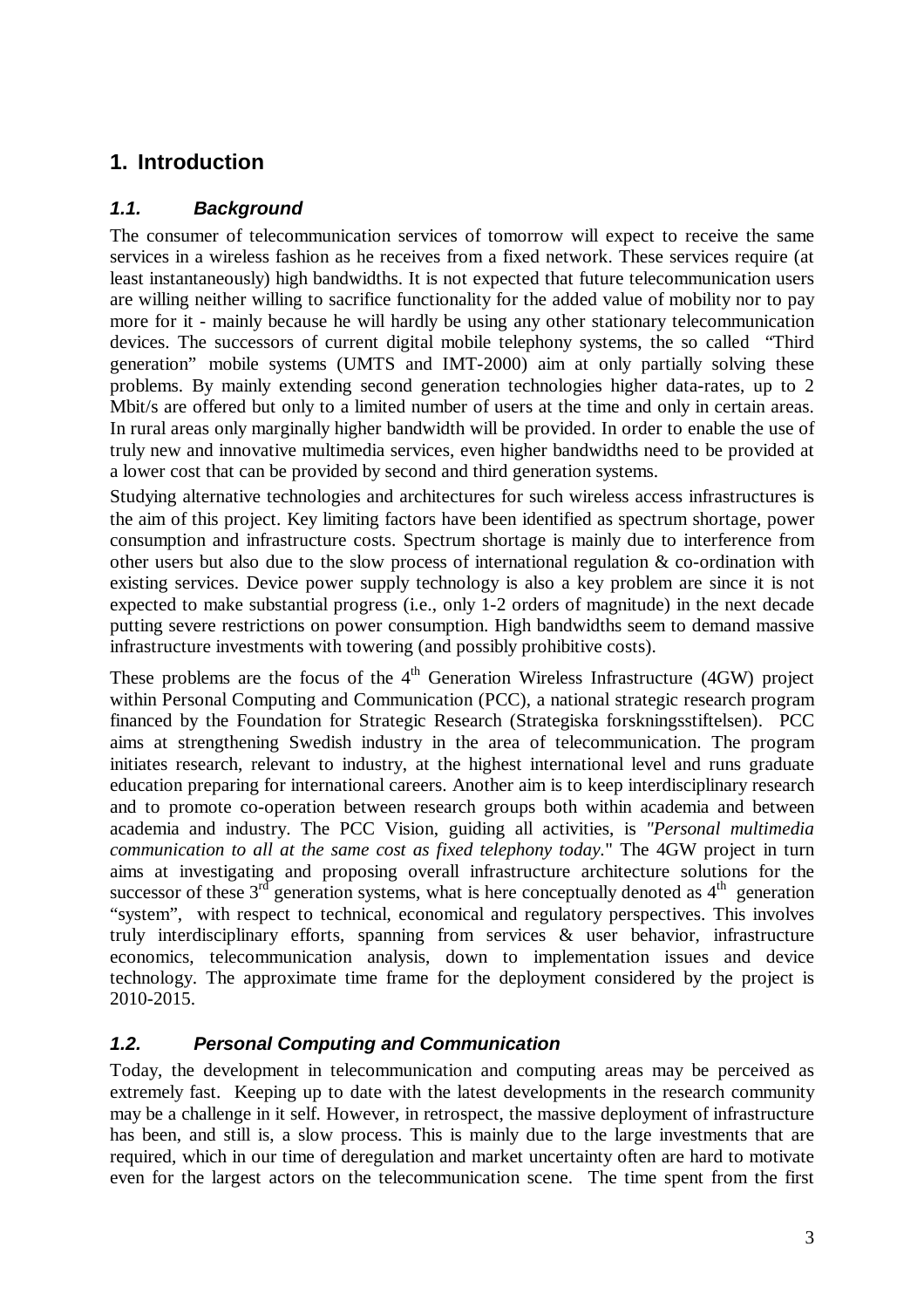# 1. Introduction

## 1.1. Background

The consumer of telecommunication services of tomorrow will expect to receive the same services in a wireless fashion as he receives from a fixed network. These services require (at least instantaneously) high bandwidths. It is not expected that future telecommunication users are willing neither willing to sacrifice functionality for the added value of mobility nor to pay more for it - mainly because he will hardly be using any other stationary telecommunication devices. The successors of current digital mobile telephony systems, the so called "Third generation" mobile systems (UMTS and IMT-2000) aim at only partially solving these problems. By mainly extending second generation technologies higher data-rates, up to 2 Mbit/s are offered but only to a limited number of users at the time and only in certain areas. In rural areas only marginally higher bandwidth will be provided. In order to enable the use of truly new and innovative multimedia services, even higher bandwidths need to be provided at a lower cost that can be provided by second and third generation systems.

Studying alternative technologies and architectures for such wireless access infrastructures is the aim of this project. Key limiting factors have been identified as spectrum shortage, power consumption and infrastructure costs. Spectrum shortage is mainly due to interference from other users but also due to the slow process of international regulation & co-ordination with existing services. Device power supply technology is also a key problem are since it is not expected to make substantial progress (i.e., only 1-2 orders of magnitude) in the next decade putting severe restrictions on power consumption. High bandwidths seem to demand massive infrastructure investments with towering (and possibly prohibitive costs).

These problems are the focus of the 4th Generation Wireless Infrastructure (4GW) project within Personal Computing and Communication (PCC), a national strategic research program financed by the Foundation for Strategic Research (Strategiska forskningsstiftelsen). PCC aims at strengthening Swedish industry in the area of telecommunication. The program initiates research, relevant to industry, at the highest international level and runs graduate education preparing for international careers. Another aim is to keep interdisciplinary research and to promote co-operation between research groups both within academia and between academia and industry. The PCC Vision, guiding all activities, is *"Personal multimedia communication to all at the same cost as fixed telephony today.*" The 4GW project in turn aims at investigating and proposing overall infrastructure architecture solutions for the successor of these 3rd generation systems, what is here conceptually denoted as 4th generation "system", with respect to technical, economical and regulatory perspectives. This involves truly interdisciplinary efforts, spanning from services & user behavior, infrastructure economics, telecommunication analysis, down to implementation issues and device technology. The approximate time frame for the deployment considered by the project is 2010-2015.

## 1.2. Personal Computing and Communication

Today, the development in telecommunication and computing areas may be perceived as extremely fast. Keeping up to date with the latest developments in the research community may be a challenge in it self. However, in retrospect, the massive deployment of infrastructure has been, and still is, a slow process. This is mainly due to the large investments that are required, which in our time of deregulation and market uncertainty often are hard to motivate even for the largest actors on the telecommunication scene. The time spent from the first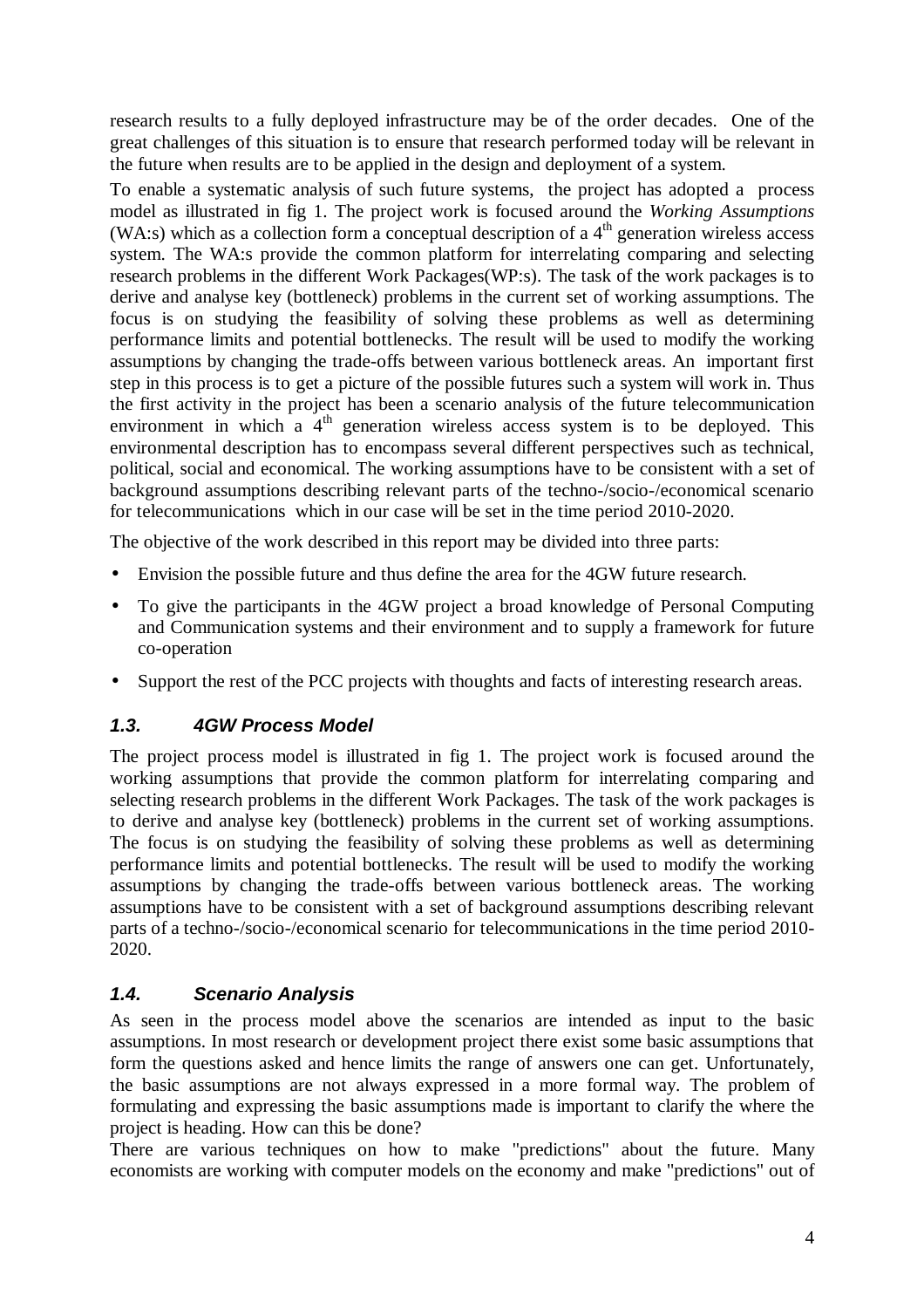research results to a fully deployed infrastructure may be of the order decades. One of the great challenges of this situation is to ensure that research performed today will be relevant in the future when results are to be applied in the design and deployment of a system.

To enable a systematic analysis of such future systems, the project has adopted a process model as illustrated in fig 1. The project work is focused around the *Working Assumptions* (WA:s) which as a collection form a conceptual description of a $4^{th}$ generation wireless access system. The WA:s provide the common platform for interrelating comparing and selecting research problems in the different Work Packages(WP:s). The task of the work packages is to derive and analyse key (bottleneck) problems in the current set of working assumptions. The focus is on studying the feasibility of solving these problems as well as determining performance limits and potential bottlenecks. The result will be used to modify the working assumptions by changing the trade-offs between various bottleneck areas. An important first step in this process is to get a picture of the possible futures such a system will work in. Thus the first activity in the project has been a scenario analysis of the future telecommunication environment in which a $4^{th}$ generation wireless access system is to be deployed. This environmental description has to encompass several different perspectives such as technical, political, social and economical. The working assumptions have to be consistent with a set of background assumptions describing relevant parts of the techno-/socio-/economical scenario for telecommunications which in our case will be set in the time period 2010-2020.

The objective of the work described in this report may be divided into three parts:

- Envision the possible future and thus define the area for the 4GW future research.
- To give the participants in the 4GW project a broad knowledge of Personal Computing and Communication systems and their environment and to supply a framework for future co-operation
- Support the rest of the PCC projects with thoughts and facts of interesting research areas.

### 1.3. 4GW Process Model

The project process model is illustrated in fig 1. The project work is focused around the working assumptions that provide the common platform for interrelating comparing and selecting research problems in the different Work Packages. The task of the work packages is to derive and analyse key (bottleneck) problems in the current set of working assumptions. The focus is on studying the feasibility of solving these problems as well as determining performance limits and potential bottlenecks. The result will be used to modify the working assumptions by changing the trade-offs between various bottleneck areas. The working assumptions have to be consistent with a set of background assumptions describing relevant parts of a techno-/socio-/economical scenario for telecommunications in the time period 2010-2020.

### 1.4. Scenario Analysis

As seen in the process model above the scenarios are intended as input to the basic assumptions. In most research or development project there exist some basic assumptions that form the questions asked and hence limits the range of answers one can get. Unfortunately, the basic assumptions are not always expressed in a more formal way. The problem of formulating and expressing the basic assumptions made is important to clarify the where the project is heading. How can this be done?

There are various techniques on how to make "predictions" about the future. Many economists are working with computer models on the economy and make "predictions" out of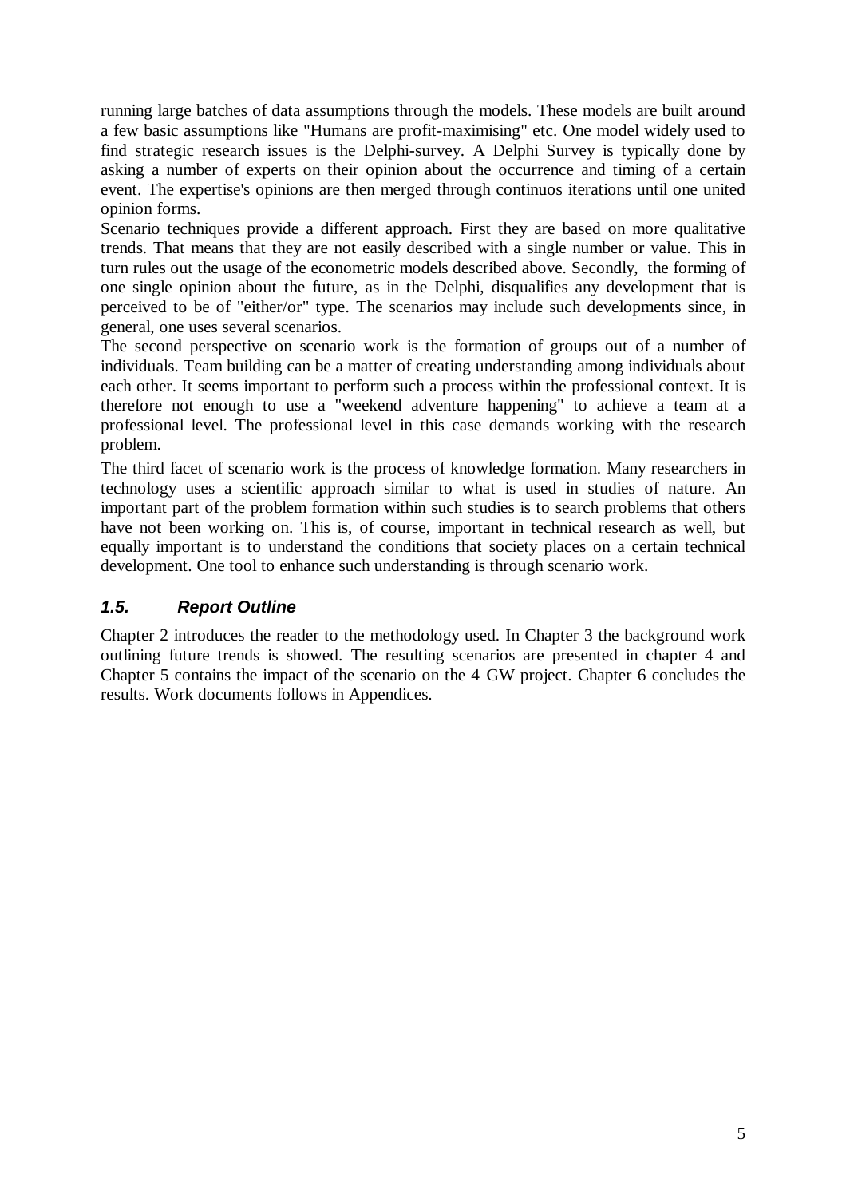running large batches of data assumptions through the models. These models are built around a few basic assumptions like "Humans are profit-maximising" etc. One model widely used to find strategic research issues is the Delphi-survey. A Delphi Survey is typically done by asking a number of experts on their opinion about the occurrence and timing of a certain event. The expertise's opinions are then merged through continuos iterations until one united opinion forms.

Scenario techniques provide a different approach. First they are based on more qualitative trends. That means that they are not easily described with a single number or value. This in turn rules out the usage of the econometric models described above. Secondly, the forming of one single opinion about the future, as in the Delphi, disqualifies any development that is perceived to be of "either/or" type. The scenarios may include such developments since, in general, one uses several scenarios.

The second perspective on scenario work is the formation of groups out of a number of individuals. Team building can be a matter of creating understanding among individuals about each other. It seems important to perform such a process within the professional context. It is therefore not enough to use a "weekend adventure happening" to achieve a team at a professional level. The professional level in this case demands working with the research problem.

The third facet of scenario work is the process of knowledge formation. Many researchers in technology uses a scientific approach similar to what is used in studies of nature. An important part of the problem formation within such studies is to search problems that others have not been working on. This is, of course, important in technical research as well, but equally important is to understand the conditions that society places on a certain technical development. One tool to enhance such understanding is through scenario work.

### *1.5. Report Outline*

Chapter 2 introduces the reader to the methodology used. In Chapter 3 the background work outlining future trends is showed. The resulting scenarios are presented in chapter 4 and Chapter 5 contains the impact of the scenario on the 4 GW project. Chapter 6 concludes the results. Work documents follows in Appendices.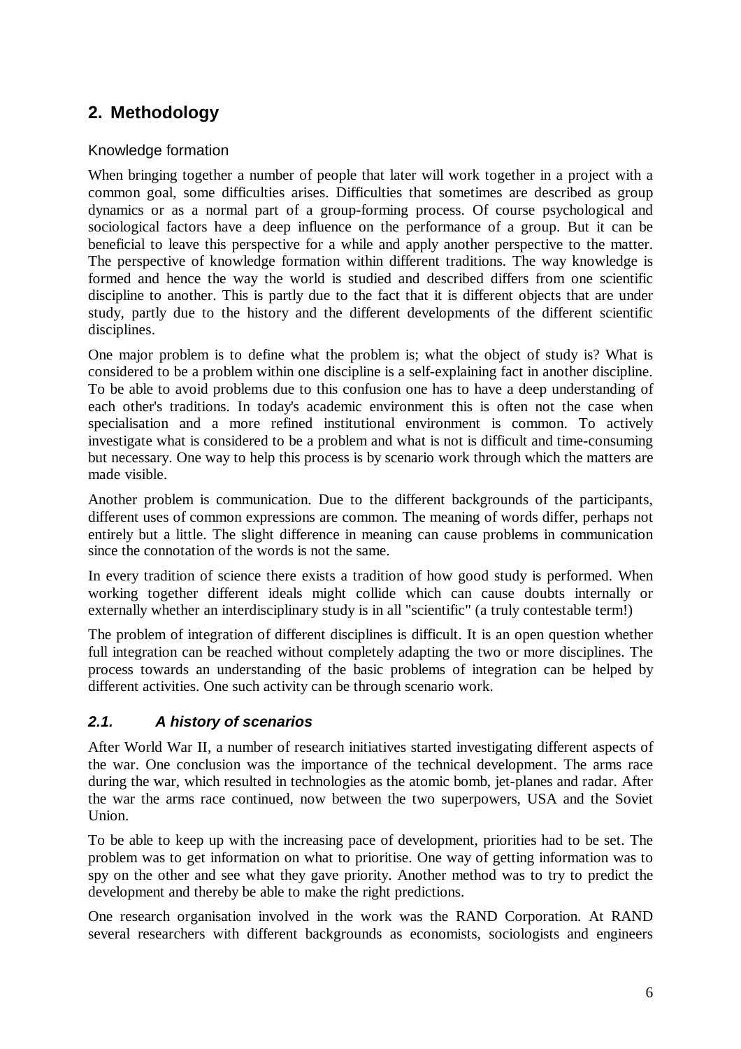## 2. Methodology

### Knowledge formation

When bringing together a number of people that later will work together in a project with a common goal, some difficulties arises. Difficulties that sometimes are described as group dynamics or as a normal part of a group-forming process. Of course psychological and sociological factors have a deep influence on the performance of a group. But it can be beneficial to leave this perspective for a while and apply another perspective to the matter. The perspective of knowledge formation within different traditions. The way knowledge is formed and hence the way the world is studied and described differs from one scientific discipline to another. This is partly due to the fact that it is different objects that are under study, partly due to the history and the different developments of the different scientific disciplines.

One major problem is to define what the problem is; what the object of study is? What is considered to be a problem within one discipline is a self-explaining fact in another discipline. To be able to avoid problems due to this confusion one has to have a deep understanding of each other's traditions. In today's academic environment this is often not the case when specialisation and a more refined institutional environment is common. To actively investigate what is considered to be a problem and what is not is difficult and time-consuming but necessary. One way to help this process is by scenario work through which the matters are made visible.

Another problem is communication. Due to the different backgrounds of the participants, different uses of common expressions are common. The meaning of words differ, perhaps not entirely but a little. The slight difference in meaning can cause problems in communication since the connotation of the words is not the same.

In every tradition of science there exists a tradition of how good study is performed. When working together different ideals might collide which can cause doubts internally or externally whether an interdisciplinary study is in all "scientific" (a truly contestable term!)

The problem of integration of different disciplines is difficult. It is an open question whether full integration can be reached without completely adapting the two or more disciplines. The process towards an understanding of the basic problems of integration can be helped by different activities. One such activity can be through scenario work.

### *2.1. A history of scenarios*

After World War II, a number of research initiatives started investigating different aspects of the war. One conclusion was the importance of the technical development. The arms race during the war, which resulted in technologies as the atomic bomb, jet-planes and radar. After the war the arms race continued, now between the two superpowers, USA and the Soviet Union.

To be able to keep up with the increasing pace of development, priorities had to be set. The problem was to get information on what to prioritise. One way of getting information was to spy on the other and see what they gave priority. Another method was to try to predict the development and thereby be able to make the right predictions.

One research organisation involved in the work was the RAND Corporation. At RAND several researchers with different backgrounds as economists, sociologists and engineers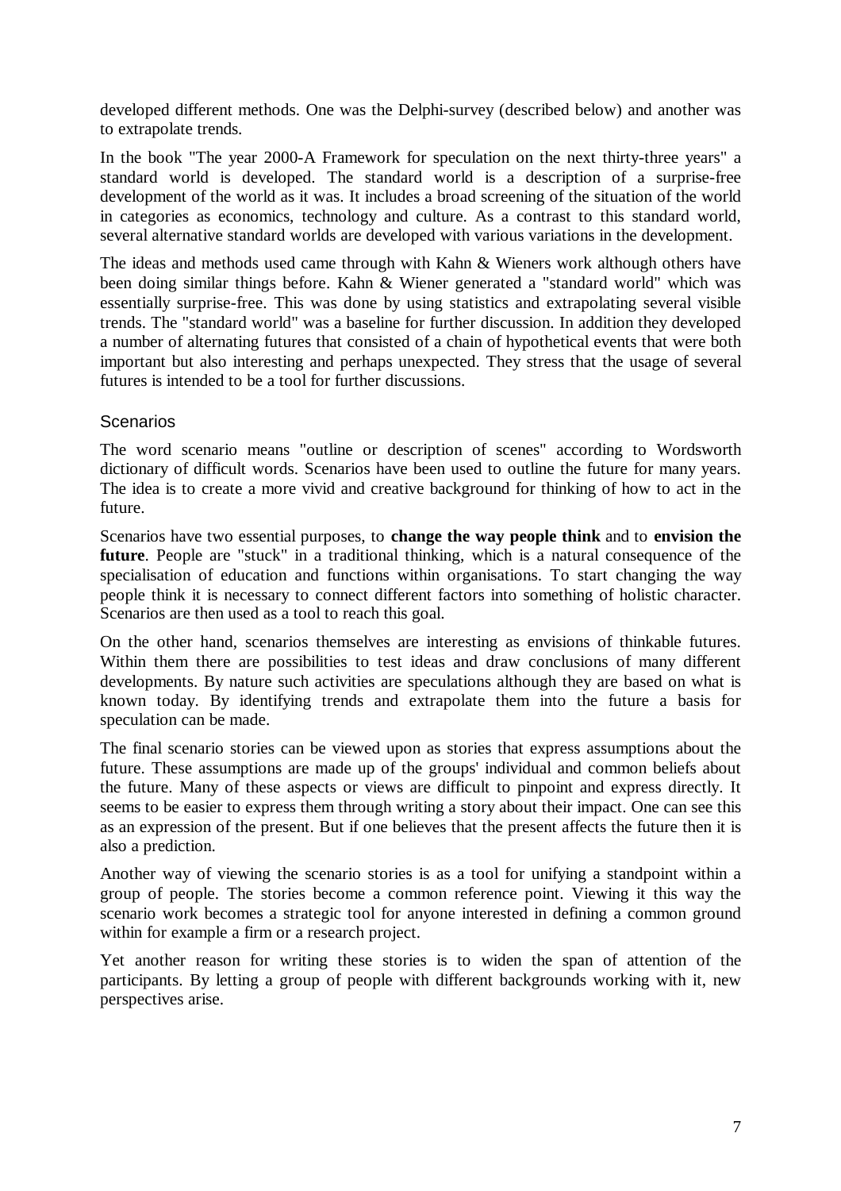developed different methods. One was the Delphi-survey (described below) and another was to extrapolate trends.

In the book "The year 2000-A Framework for speculation on the next thirty-three years" a standard world is developed. The standard world is a description of a surprise-free development of the world as it was. It includes a broad screening of the situation of the world in categories as economics, technology and culture. As a contrast to this standard world, several alternative standard worlds are developed with various variations in the development.

The ideas and methods used came through with Kahn & Wieners work although others have been doing similar things before. Kahn & Wiener generated a "standard world" which was essentially surprise-free. This was done by using statistics and extrapolating several visible trends. The "standard world" was a baseline for further discussion. In addition they developed a number of alternating futures that consisted of a chain of hypothetical events that were both important but also interesting and perhaps unexpected. They stress that the usage of several futures is intended to be a tool for further discussions.

### Scenarios

The word scenario means "outline or description of scenes" according to Wordsworth dictionary of difficult words. Scenarios have been used to outline the future for many years. The idea is to create a more vivid and creative background for thinking of how to act in the future.

Scenarios have two essential purposes, to **change the way people think** and to **envision the future**. People are "stuck" in a traditional thinking, which is a natural consequence of the specialisation of education and functions within organisations. To start changing the way people think it is necessary to connect different factors into something of holistic character. Scenarios are then used as a tool to reach this goal.

On the other hand, scenarios themselves are interesting as envisions of thinkable futures. Within them there are possibilities to test ideas and draw conclusions of many different developments. By nature such activities are speculations although they are based on what is known today. By identifying trends and extrapolate them into the future a basis for speculation can be made.

The final scenario stories can be viewed upon as stories that express assumptions about the future. These assumptions are made up of the groups' individual and common beliefs about the future. Many of these aspects or views are difficult to pinpoint and express directly. It seems to be easier to express them through writing a story about their impact. One can see this as an expression of the present. But if one believes that the present affects the future then it is also a prediction.

Another way of viewing the scenario stories is as a tool for unifying a standpoint within a group of people. The stories become a common reference point. Viewing it this way the scenario work becomes a strategic tool for anyone interested in defining a common ground within for example a firm or a research project.

Yet another reason for writing these stories is to widen the span of attention of the participants. By letting a group of people with different backgrounds working with it, new perspectives arise.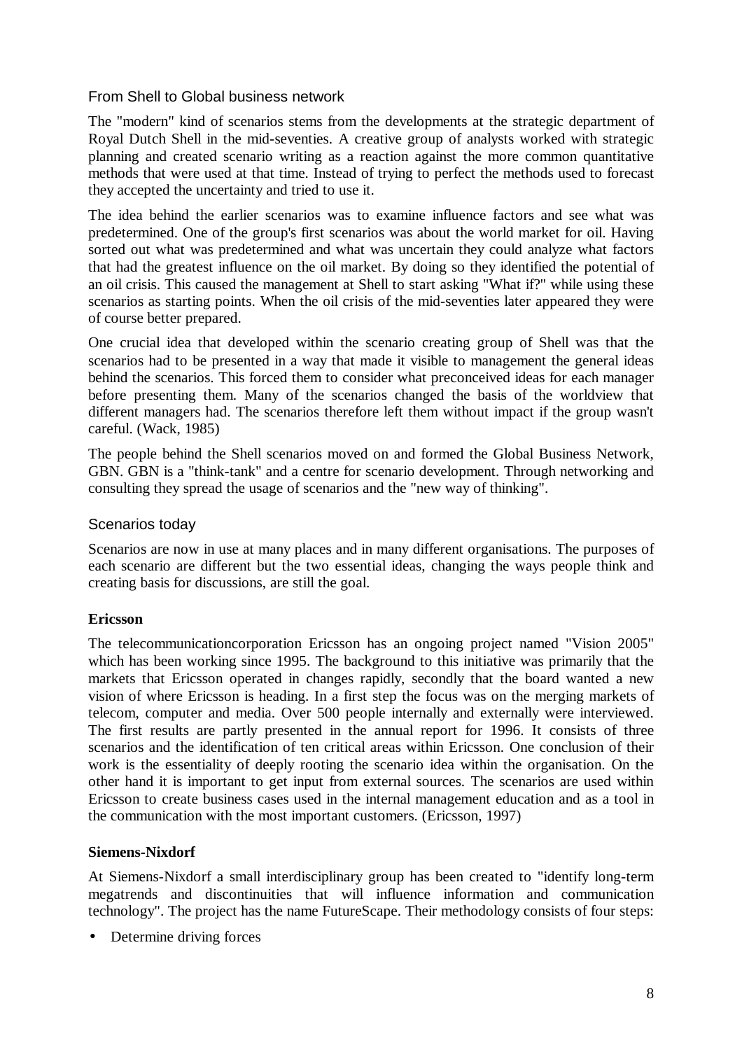## From Shell to Global business network

The "modern" kind of scenarios stems from the developments at the strategic department of Royal Dutch Shell in the mid-seventies. A creative group of analysts worked with strategic planning and created scenario writing as a reaction against the more common quantitative methods that were used at that time. Instead of trying to perfect the methods used to forecast they accepted the uncertainty and tried to use it.

The idea behind the earlier scenarios was to examine influence factors and see what was predetermined. One of the group's first scenarios was about the world market for oil. Having sorted out what was predetermined and what was uncertain they could analyze what factors that had the greatest influence on the oil market. By doing so they identified the potential of an oil crisis. This caused the management at Shell to start asking "What if?" while using these scenarios as starting points. When the oil crisis of the mid-seventies later appeared they were of course better prepared.

One crucial idea that developed within the scenario creating group of Shell was that the scenarios had to be presented in a way that made it visible to management the general ideas behind the scenarios. This forced them to consider what preconceived ideas for each manager before presenting them. Many of the scenarios changed the basis of the worldview that different managers had. The scenarios therefore left them without impact if the group wasn't careful. (Wack, 1985)

The people behind the Shell scenarios moved on and formed the Global Business Network, GBN. GBN is a "think-tank" and a centre for scenario development. Through networking and consulting they spread the usage of scenarios and the "new way of thinking".

## Scenarios today

Scenarios are now in use at many places and in many different organisations. The purposes of each scenario are different but the two essential ideas, changing the ways people think and creating basis for discussions, are still the goal.

**Ericsson**

The telecommunicationcorporation Ericsson has an ongoing project named "Vision 2005" which has been working since 1995. The background to this initiative was primarily that the markets that Ericsson operated in changes rapidly, secondly that the board wanted a new vision of where Ericsson is heading. In a first step the focus was on the merging markets of telecom, computer and media. Over 500 people internally and externally were interviewed. The first results are partly presented in the annual report for 1996. It consists of three scenarios and the identification of ten critical areas within Ericsson. One conclusion of their work is the essentiality of deeply rooting the scenario idea within the organisation. On the other hand it is important to get input from external sources. The scenarios are used within Ericsson to create business cases used in the internal management education and as a tool in the communication with the most important customers. (Ericsson, 1997)

**Siemens-Nixdorf**

At Siemens-Nixdorf a small interdisciplinary group has been created to "identify long-term megatrends and discontinuities that will influence information and communication technology". The project has the name FutureScape. Their methodology consists of four steps:

- Determine driving forces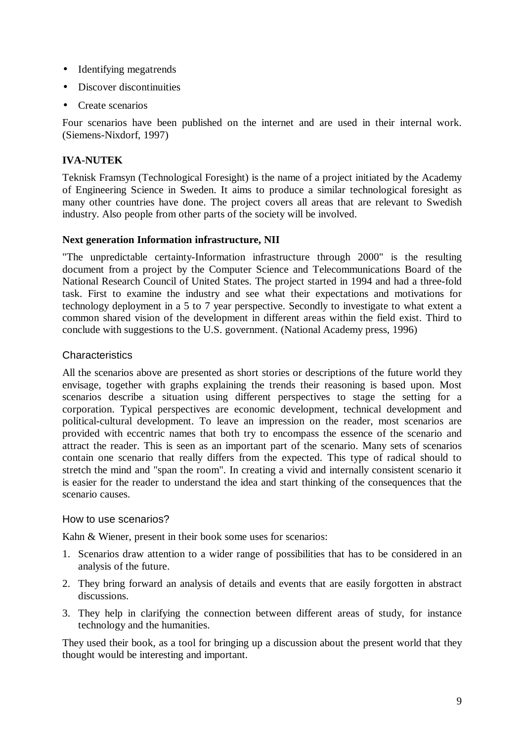- Identifying megatrends
- Discover discontinuities
- Create scenarios

Four scenarios have been published on the internet and are used in their internal work. (Siemens-Nixdorf, 1997)

**IVA-NUTEK**

Teknisk Framsyn (Technological Foresight) is the name of a project initiated by the Academy of Engineering Science in Sweden. It aims to produce a similar technological foresight as many other countries have done. The project covers all areas that are relevant to Swedish industry. Also people from other parts of the society will be involved.

**Next generation Information infrastructure, NII**

"The unpredictable certainty-Information infrastructure through 2000" is the resulting document from a project by the Computer Science and Telecommunications Board of the National Research Council of United States. The project started in 1994 and had a three-fold task. First to examine the industry and see what their expectations and motivations for technology deployment in a 5 to 7 year perspective. Secondly to investigate to what extent a common shared vision of the development in different areas within the field exist. Third to conclude with suggestions to the U.S. government. (National Academy press, 1996)

### Characteristics

All the scenarios above are presented as short stories or descriptions of the future world they envisage, together with graphs explaining the trends their reasoning is based upon. Most scenarios describe a situation using different perspectives to stage the setting for a corporation. Typical perspectives are economic development, technical development and political-cultural development. To leave an impression on the reader, most scenarios are provided with eccentric names that both try to encompass the essence of the scenario and attract the reader. This is seen as an important part of the scenario. Many sets of scenarios contain one scenario that really differs from the expected. This type of radical should to stretch the mind and "span the room". In creating a vivid and internally consistent scenario it is easier for the reader to understand the idea and start thinking of the consequences that the scenario causes.

#### How to use scenarios?

Kahn & Wiener, present in their book some uses for scenarios:

1. Scenarios draw attention to a wider range of possibilities that has to be considered in an analysis of the future.
2. They bring forward an analysis of details and events that are easily forgotten in abstract discussions.
3. They help in clarifying the connection between different areas of study, for instance technology and the humanities.

They used their book, as a tool for bringing up a discussion about the present world that they thought would be interesting and important.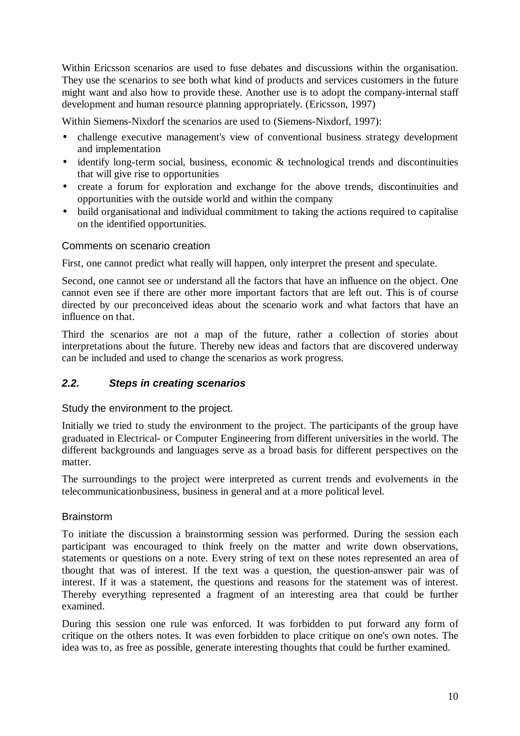Within Ericsson scenarios are used to fuse debates and discussions within the organisation. They use the scenarios to see both what kind of products and services customers in the future might want and also how to provide these. Another use is to adopt the company-internal staff development and human resource planning appropriately. (Ericsson, 1997)

Within Siemens-Nixdorf the scenarios are used to (Siemens-Nixdorf, 1997):

- challenge executive management's view of conventional business strategy development and implementation
- identify long-term social, business, economic & technological trends and discontinuities that will give rise to opportunities
- create a forum for exploration and exchange for the above trends, discontinuities and opportunities with the outside world and within the company
- build organisational and individual commitment to taking the actions required to capitalise on the identified opportunities.

#### Comments on scenario creation

First, one cannot predict what really will happen, only interpret the present and speculate.

Second, one cannot see or understand all the factors that have an influence on the object. One cannot even see if there are other more important factors that are left out. This is of course directed by our preconceived ideas about the scenario work and what factors that have an influence on that.

Third the scenarios are not a map of the future, rather a collection of stories about interpretations about the future. Thereby new ideas and factors that are discovered underway can be included and used to change the scenarios as work progress.

### *2.2. Steps in creating scenarios*

#### Study the environment to the project.

Initially we tried to study the environment to the project. The participants of the group have graduated in Electrical- or Computer Engineering from different universities in the world. The different backgrounds and languages serve as a broad basis for different perspectives on the matter.

The surroundings to the project were interpreted as current trends and evolvements in the telecommunicationbusiness, business in general and at a more political level.

#### Brainstorm

To initiate the discussion a brainstorming session was performed. During the session each participant was encouraged to think freely on the matter and write down observations, statements or questions on a note. Every string of text on these notes represented an area of thought that was of interest. If the text was a question, the question-answer pair was of interest. If it was a statement, the questions and reasons for the statement was of interest. Thereby everything represented a fragment of an interesting area that could be further examined.

During this session one rule was enforced. It was forbidden to put forward any form of critique on the others notes. It was even forbidden to place critique on one's own notes. The idea was to, as free as possible, generate interesting thoughts that could be further examined.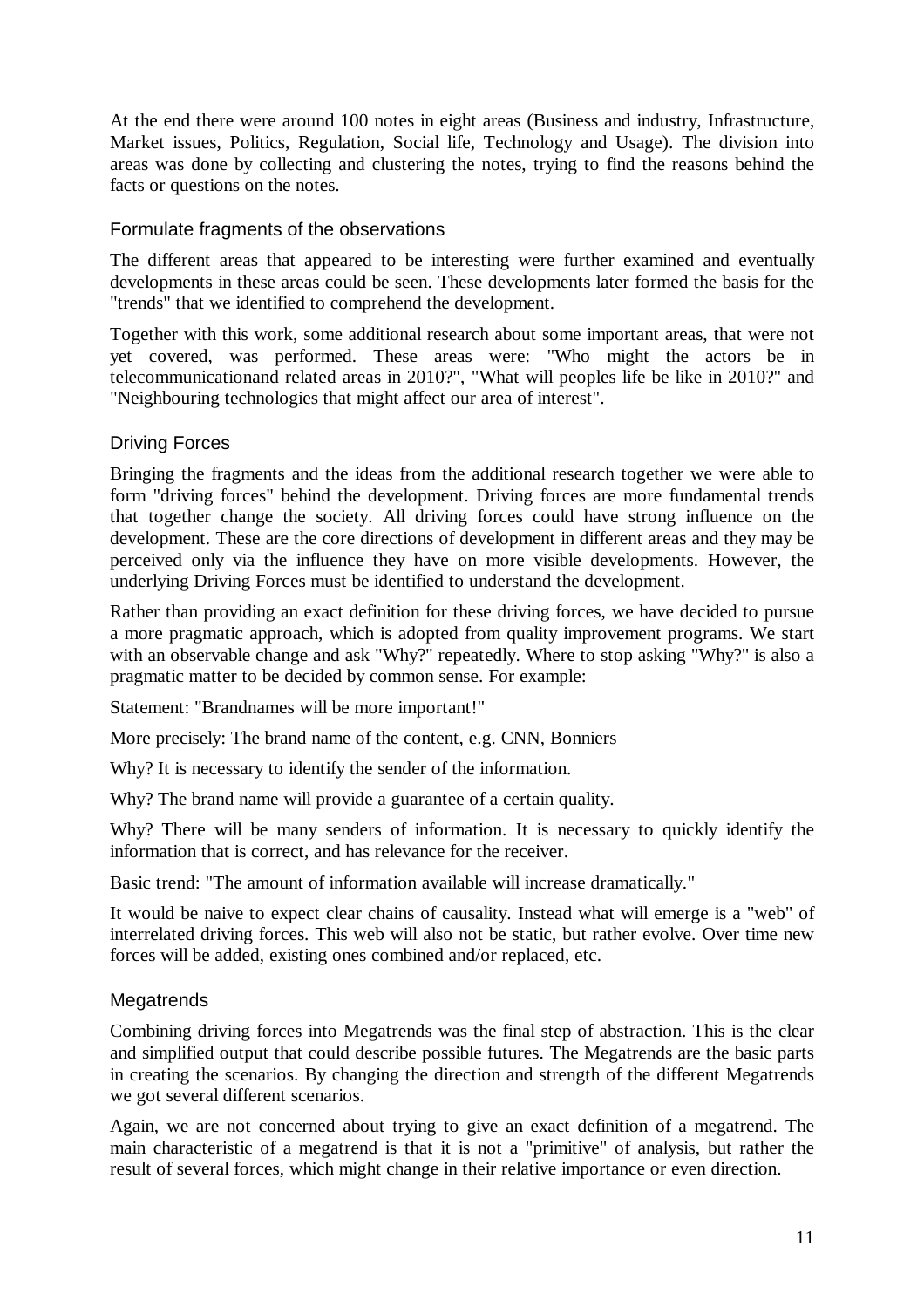At the end there were around 100 notes in eight areas (Business and industry, Infrastructure, Market issues, Politics, Regulation, Social life, Technology and Usage). The division into areas was done by collecting and clustering the notes, trying to find the reasons behind the facts or questions on the notes.

### Formulate fragments of the observations

The different areas that appeared to be interesting were further examined and eventually developments in these areas could be seen. These developments later formed the basis for the "trends" that we identified to comprehend the development.

Together with this work, some additional research about some important areas, that were not yet covered, was performed. These areas were: "Who might the actors be in telecommunicationand related areas in 2010?", "What will peoples life be like in 2010?" and "Neighbouring technologies that might affect our area of interest".

### Driving Forces

Bringing the fragments and the ideas from the additional research together we were able to form "driving forces" behind the development. Driving forces are more fundamental trends that together change the society. All driving forces could have strong influence on the development. These are the core directions of development in different areas and they may be perceived only via the influence they have on more visible developments. However, the underlying Driving Forces must be identified to understand the development.

Rather than providing an exact definition for these driving forces, we have decided to pursue a more pragmatic approach, which is adopted from quality improvement programs. We start with an observable change and ask "Why?" repeatedly. Where to stop asking "Why?" is also a pragmatic matter to be decided by common sense. For example:

Statement: "Brandnames will be more important!"

More precisely: The brand name of the content, e.g. CNN, Bonniers

Why? It is necessary to identify the sender of the information.

Why? The brand name will provide a guarantee of a certain quality.

Why? There will be many senders of information. It is necessary to quickly identify the information that is correct, and has relevance for the receiver.

Basic trend: "The amount of information available will increase dramatically."

It would be naive to expect clear chains of causality. Instead what will emerge is a "web" of interrelated driving forces. This web will also not be static, but rather evolve. Over time new forces will be added, existing ones combined and/or replaced, etc.

### Megatrends

Combining driving forces into Megatrends was the final step of abstraction. This is the clear and simplified output that could describe possible futures. The Megatrends are the basic parts in creating the scenarios. By changing the direction and strength of the different Megatrends we got several different scenarios.

Again, we are not concerned about trying to give an exact definition of a megatrend. The main characteristic of a megatrend is that it is not a "primitive" of analysis, but rather the result of several forces, which might change in their relative importance or even direction.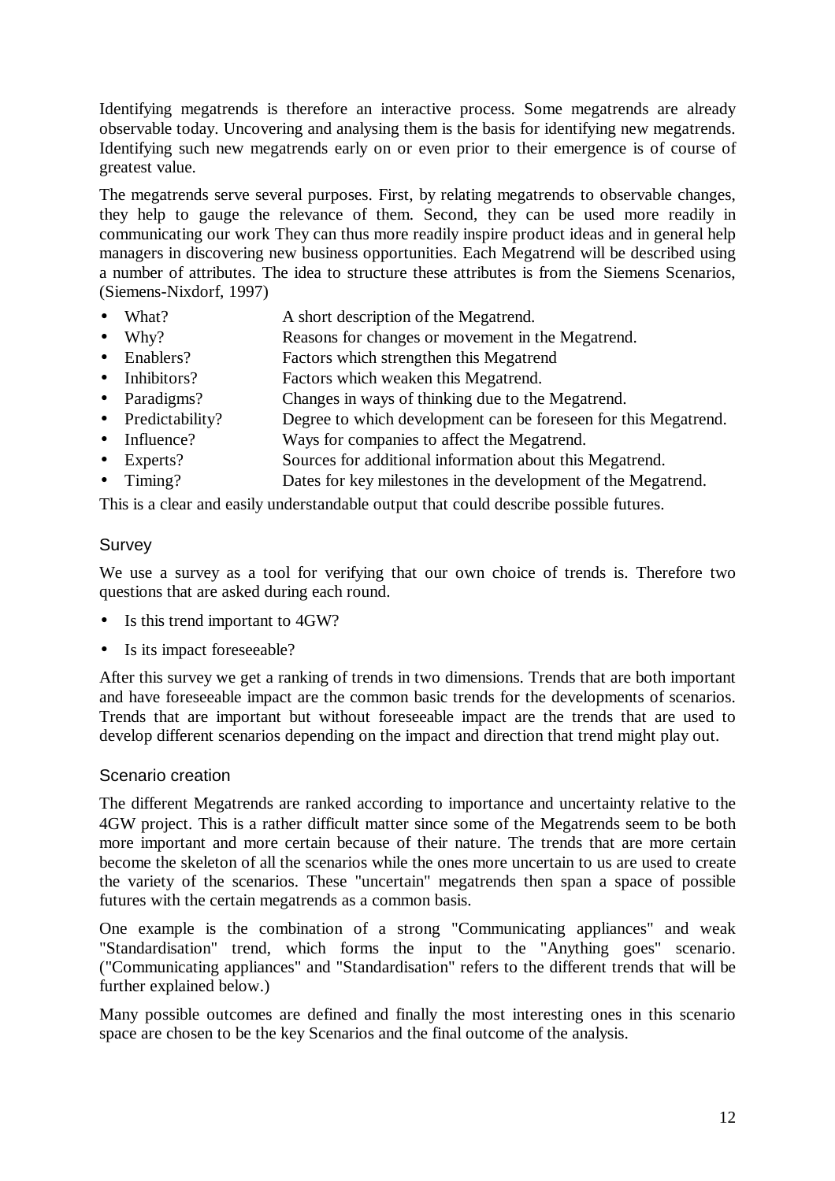Identifying megatrends is therefore an interactive process. Some megatrends are already observable today. Uncovering and analysing them is the basis for identifying new megatrends. Identifying such new megatrends early on or even prior to their emergence is of course of greatest value.

The megatrends serve several purposes. First, by relating megatrends to observable changes, they help to gauge the relevance of them. Second, they can be used more readily in communicating our work They can thus more readily inspire product ideas and in general help managers in discovering new business opportunities. Each Megatrend will be described using a number of attributes. The idea to structure these attributes is from the Siemens Scenarios, (Siemens-Nixdorf, 1997)

- What? A short description of the Megatrend.
- Why? Reasons for changes or movement in the Megatrend.
- Enablers? Factors which strengthen this Megatrend
- Inhibitors? Factors which weaken this Megatrend.
- Paradigms? Changes in ways of thinking due to the Megatrend.
- Predictability? Degree to which development can be foreseen for this Megatrend.
- Influence? Ways for companies to affect the Megatrend.
- Experts? Sources for additional information about this Megatrend.
- Timing? Dates for key milestones in the development of the Megatrend.

This is a clear and easily understandable output that could describe possible futures.

### Survey

We use a survey as a tool for verifying that our own choice of trends is. Therefore two questions that are asked during each round.

- Is this trend important to 4GW?
- Is its impact foreseeable?

After this survey we get a ranking of trends in two dimensions. Trends that are both important and have foreseeable impact are the common basic trends for the developments of scenarios. Trends that are important but without foreseeable impact are the trends that are used to develop different scenarios depending on the impact and direction that trend might play out.

### Scenario creation

The different Megatrends are ranked according to importance and uncertainty relative to the 4GW project. This is a rather difficult matter since some of the Megatrends seem to be both more important and more certain because of their nature. The trends that are more certain become the skeleton of all the scenarios while the ones more uncertain to us are used to create the variety of the scenarios. These "uncertain" megatrends then span a space of possible futures with the certain megatrends as a common basis.

One example is the combination of a strong "Communicating appliances" and weak "Standardisation" trend, which forms the input to the "Anything goes" scenario. ("Communicating appliances" and "Standardisation" refers to the different trends that will be further explained below.)

Many possible outcomes are defined and finally the most interesting ones in this scenario space are chosen to be the key Scenarios and the final outcome of the analysis.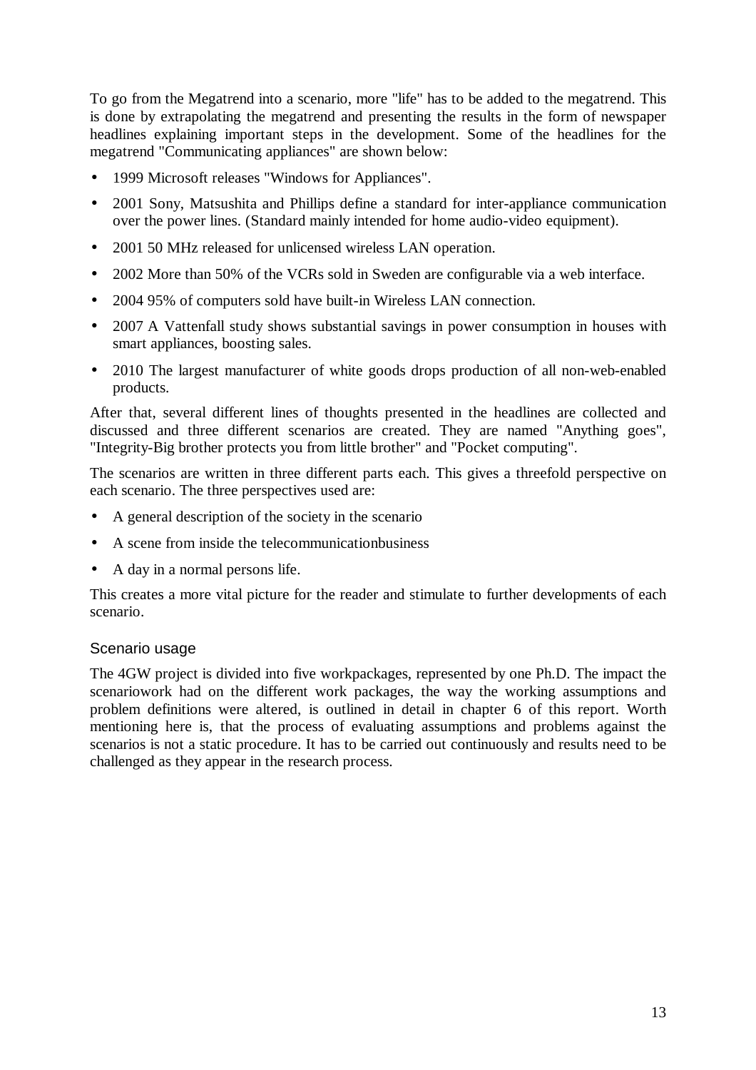To go from the Megatrend into a scenario, more "life" has to be added to the megatrend. This is done by extrapolating the megatrend and presenting the results in the form of newspaper headlines explaining important steps in the development. Some of the headlines for the megatrend "Communicating appliances" are shown below:

- 1999 Microsoft releases "Windows for Appliances".
- 2001 Sony, Matsushita and Phillips define a standard for inter-appliance communication over the power lines. (Standard mainly intended for home audio-video equipment).
- 2001 50 MHz released for unlicensed wireless LAN operation.
- 2002 More than 50% of the VCRs sold in Sweden are configurable via a web interface.
- 2004 95% of computers sold have built-in Wireless LAN connection.
- 2007 A Vattenfall study shows substantial savings in power consumption in houses with smart appliances, boosting sales.
- 2010 The largest manufacturer of white goods drops production of all non-web-enabled products.

After that, several different lines of thoughts presented in the headlines are collected and discussed and three different scenarios are created. They are named "Anything goes", "Integrity-Big brother protects you from little brother" and "Pocket computing".

The scenarios are written in three different parts each. This gives a threefold perspective on each scenario. The three perspectives used are:

- A general description of the society in the scenario
- A scene from inside the telecommunicationbusiness
- A day in a normal persons life.

This creates a more vital picture for the reader and stimulate to further developments of each scenario.

### Scenario usage

The 4GW project is divided into five workpackages, represented by one Ph.D. The impact the scenariowork had on the different work packages, the way the working assumptions and problem definitions were altered, is outlined in detail in chapter 6 of this report. Worth mentioning here is, that the process of evaluating assumptions and problems against the scenarios is not a static procedure. It has to be carried out continuously and results need to be challenged as they appear in the research process.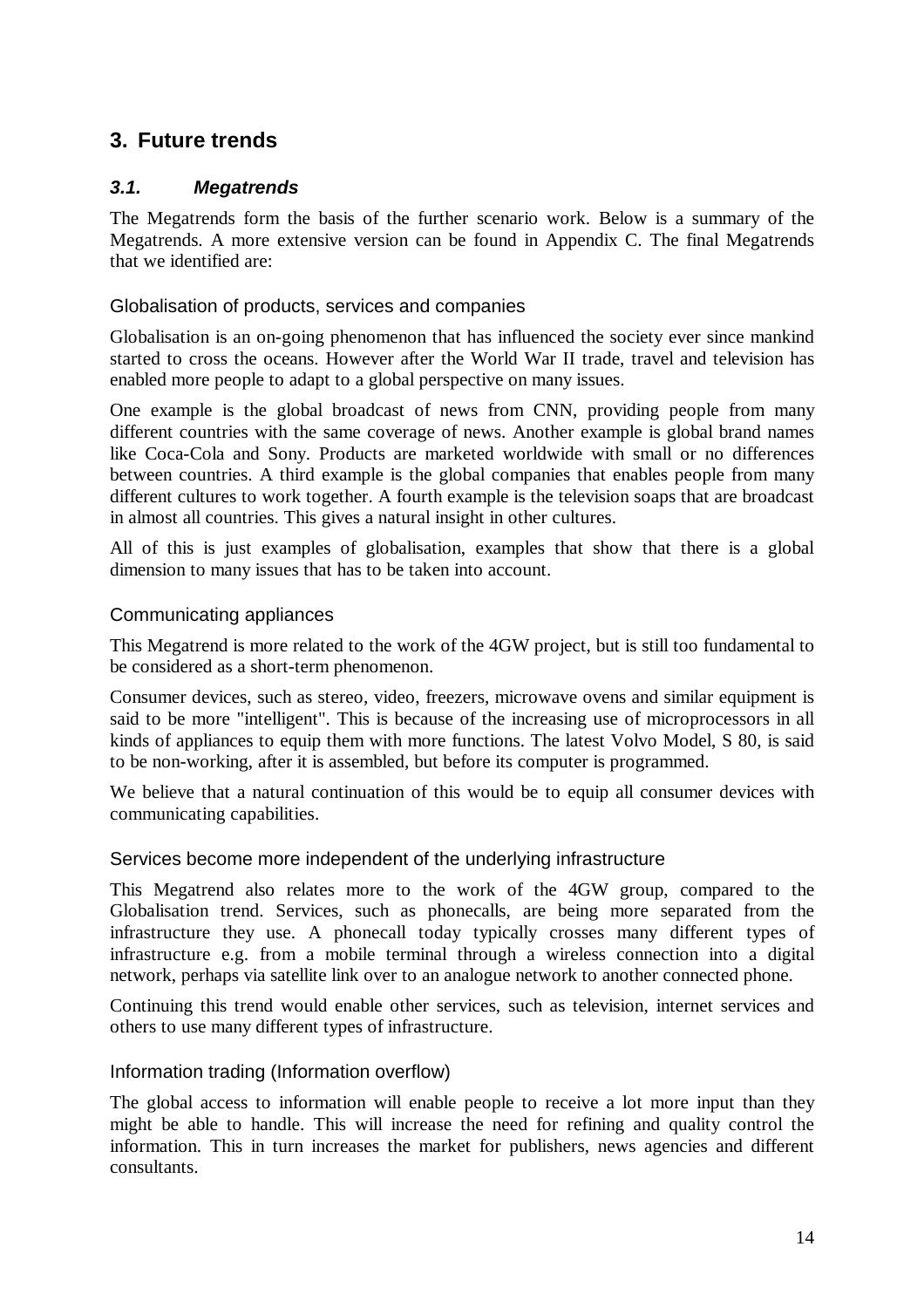# 3. Future trends

## 3.1. *Megatrends*

The Megatrends form the basis of the further scenario work. Below is a summary of the Megatrends. A more extensive version can be found in Appendix C. The final Megatrends that we identified are:

### Globalisation of products, services and companies

Globalisation is an on-going phenomenon that has influenced the society ever since mankind started to cross the oceans. However after the World War II trade, travel and television has enabled more people to adapt to a global perspective on many issues.

One example is the global broadcast of news from CNN, providing people from many different countries with the same coverage of news. Another example is global brand names like Coca-Cola and Sony. Products are marketed worldwide with small or no differences between countries. A third example is the global companies that enables people from many different cultures to work together. A fourth example is the television soaps that are broadcast in almost all countries. This gives a natural insight in other cultures.

All of this is just examples of globalisation, examples that show that there is a global dimension to many issues that has to be taken into account.

### Communicating appliances

This Megatrend is more related to the work of the 4GW project, but is still too fundamental to be considered as a short-term phenomenon.

Consumer devices, such as stereo, video, freezers, microwave ovens and similar equipment is said to be more "intelligent". This is because of the increasing use of microprocessors in all kinds of appliances to equip them with more functions. The latest Volvo Model, S 80, is said to be non-working, after it is assembled, but before its computer is programmed.

We believe that a natural continuation of this would be to equip all consumer devices with communicating capabilities.

### Services become more independent of the underlying infrastructure

This Megatrend also relates more to the work of the 4GW group, compared to the Globalisation trend. Services, such as phonecalls, are being more separated from the infrastructure they use. A phonecall today typically crosses many different types of infrastructure e.g. from a mobile terminal through a wireless connection into a digital network, perhaps via satellite link over to an analogue network to another connected phone.

Continuing this trend would enable other services, such as television, internet services and others to use many different types of infrastructure.

### Information trading (Information overflow)

The global access to information will enable people to receive a lot more input than they might be able to handle. This will increase the need for refining and quality control the information. This in turn increases the market for publishers, news agencies and different consultants.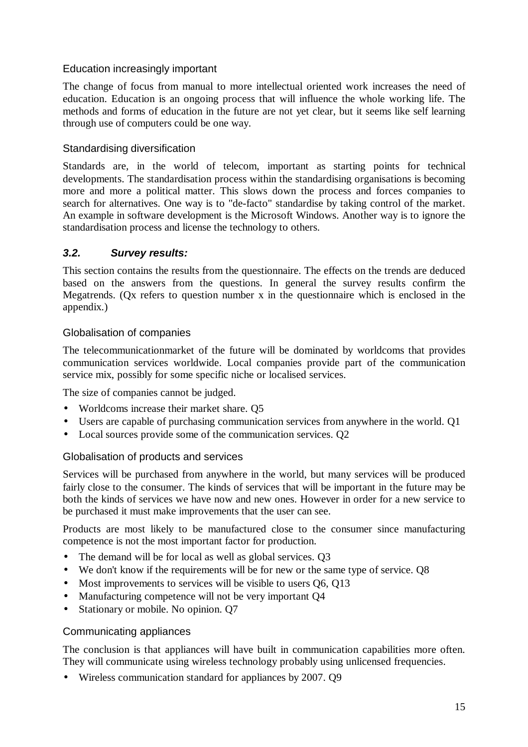### Education increasingly important

The change of focus from manual to more intellectual oriented work increases the need of education. Education is an ongoing process that will influence the whole working life. The methods and forms of education in the future are not yet clear, but it seems like self learning through use of computers could be one way.

### Standardising diversification

Standards are, in the world of telecom, important as starting points for technical developments. The standardisation process within the standardising organisations is becoming more and more a political matter. This slows down the process and forces companies to search for alternatives. One way is to "de-facto" standardise by taking control of the market. An example in software development is the Microsoft Windows. Another way is to ignore the standardisation process and license the technology to others.

## *3.2. Survey results:*

This section contains the results from the questionnaire. The effects on the trends are deduced based on the answers from the questions. In general the survey results confirm the Megatrends. (Qx refers to question number x in the questionnaire which is enclosed in the appendix.)

### Globalisation of companies

The telecommunicationmarket of the future will be dominated by worldcoms that provides communication services worldwide. Local companies provide part of the communication service mix, possibly for some specific niche or localised services.

The size of companies cannot be judged.

- Worldcoms increase their market share. Q5
- Users are capable of purchasing communication services from anywhere in the world. Q1
- Local sources provide some of the communication services. Q2

### Globalisation of products and services

Services will be purchased from anywhere in the world, but many services will be produced fairly close to the consumer. The kinds of services that will be important in the future may be both the kinds of services we have now and new ones. However in order for a new service to be purchased it must make improvements that the user can see.

Products are most likely to be manufactured close to the consumer since manufacturing competence is not the most important factor for production.

- The demand will be for local as well as global services. Q3
- We don't know if the requirements will be for new or the same type of service. Q8
- Most improvements to services will be visible to users Q6, Q13
- Manufacturing competence will not be very important Q4
- Stationary or mobile. No opinion. Q7

### Communicating appliances

The conclusion is that appliances will have built in communication capabilities more often. They will communicate using wireless technology probably using unlicensed frequencies.

- Wireless communication standard for appliances by 2007. Q9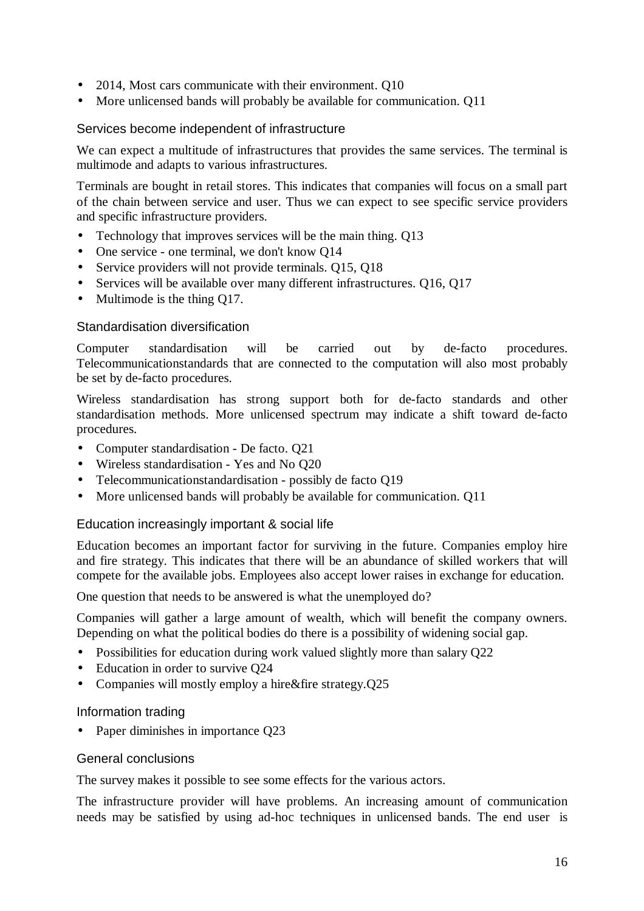- 2014, Most cars communicate with their environment. Q10
- More unlicensed bands will probably be available for communication. Q11

### Services become independent of infrastructure

We can expect a multitude of infrastructures that provides the same services. The terminal is multimode and adapts to various infrastructures.

Terminals are bought in retail stores. This indicates that companies will focus on a small part of the chain between service and user. Thus we can expect to see specific service providers and specific infrastructure providers.

- Technology that improves services will be the main thing. Q13
- One service - one terminal, we don't know Q14
- Service providers will not provide terminals. Q15, Q18
- Services will be available over many different infrastructures. Q16, Q17
- Multimode is the thing Q17.

### Standardisation diversification

Computer standardisation will be carried out by de-facto procedures. Telecommunicationstandards that are connected to the computation will also most probably be set by de-facto procedures.

Wireless standardisation has strong support both for de-facto standards and other standardisation methods. More unlicensed spectrum may indicate a shift toward de-facto procedures.

- Computer standardisation - De facto. Q21
- Wireless standardisation - Yes and No Q20
- Telecommunicationstandardisation - possibly de facto Q19
- More unlicensed bands will probably be available for communication. Q11

### Education increasingly important & social life

Education becomes an important factor for surviving in the future. Companies employ hire and fire strategy. This indicates that there will be an abundance of skilled workers that will compete for the available jobs. Employees also accept lower raises in exchange for education.

One question that needs to be answered is what the unemployed do?

Companies will gather a large amount of wealth, which will benefit the company owners. Depending on what the political bodies do there is a possibility of widening social gap.

- Possibilities for education during work valued slightly more than salary Q22
- Education in order to survive Q24
- Companies will mostly employ a hire&fire strategy.Q25

### Information trading

- Paper diminishes in importance Q23

### General conclusions

The survey makes it possible to see some effects for the various actors.

The infrastructure provider will have problems. An increasing amount of communication needs may be satisfied by using ad-hoc techniques in unlicensed bands. The end user is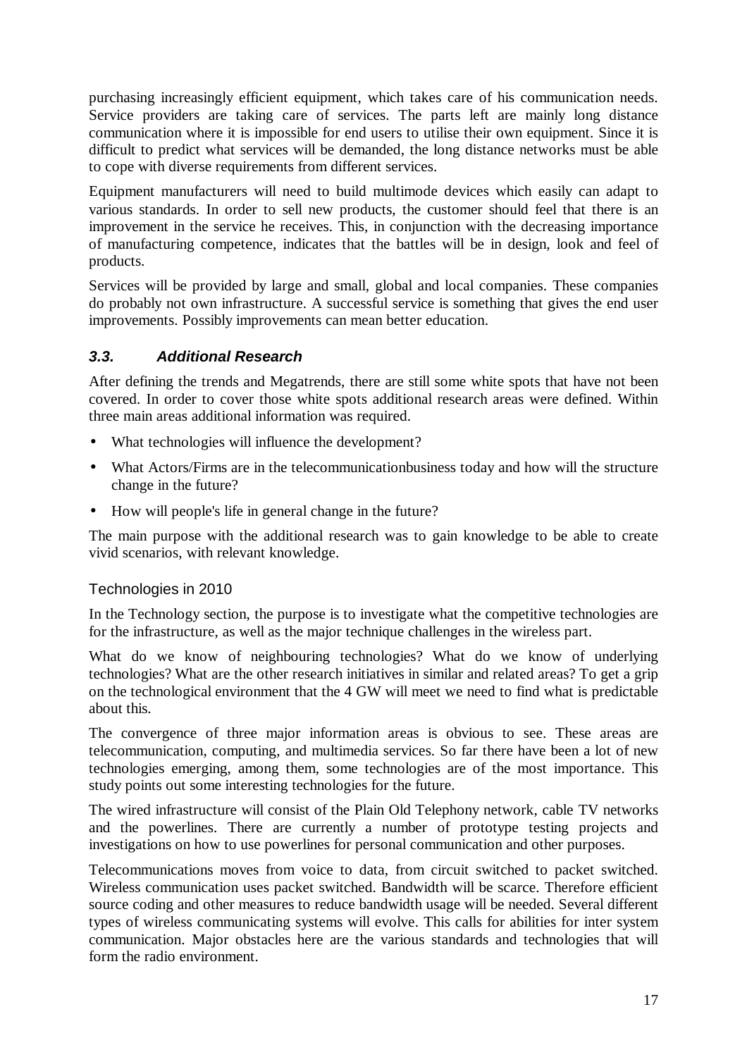purchasing increasingly efficient equipment, which takes care of his communication needs. Service providers are taking care of services. The parts left are mainly long distance communication where it is impossible for end users to utilise their own equipment. Since it is difficult to predict what services will be demanded, the long distance networks must be able to cope with diverse requirements from different services.

Equipment manufacturers will need to build multimode devices which easily can adapt to various standards. In order to sell new products, the customer should feel that there is an improvement in the service he receives. This, in conjunction with the decreasing importance of manufacturing competence, indicates that the battles will be in design, look and feel of products.

Services will be provided by large and small, global and local companies. These companies do probably not own infrastructure. A successful service is something that gives the end user improvements. Possibly improvements can mean better education.

### *3.3. Additional Research*

After defining the trends and Megatrends, there are still some white spots that have not been covered. In order to cover those white spots additional research areas were defined. Within three main areas additional information was required.

- What technologies will influence the development?
- What Actors/Firms are in the telecommunicationbusiness today and how will the structure change in the future?
- How will people's life in general change in the future?

The main purpose with the additional research was to gain knowledge to be able to create vivid scenarios, with relevant knowledge.

#### Technologies in 2010

In the Technology section, the purpose is to investigate what the competitive technologies are for the infrastructure, as well as the major technique challenges in the wireless part.

What do we know of neighbouring technologies? What do we know of underlying technologies? What are the other research initiatives in similar and related areas? To get a grip on the technological environment that the 4 GW will meet we need to find what is predictable about this.

The convergence of three major information areas is obvious to see. These areas are telecommunication, computing, and multimedia services. So far there have been a lot of new technologies emerging, among them, some technologies are of the most importance. This study points out some interesting technologies for the future.

The wired infrastructure will consist of the Plain Old Telephony network, cable TV networks and the powerlines. There are currently a number of prototype testing projects and investigations on how to use powerlines for personal communication and other purposes.

Telecommunications moves from voice to data, from circuit switched to packet switched. Wireless communication uses packet switched. Bandwidth will be scarce. Therefore efficient source coding and other measures to reduce bandwidth usage will be needed. Several different types of wireless communicating systems will evolve. This calls for abilities for inter system communication. Major obstacles here are the various standards and technologies that will form the radio environment.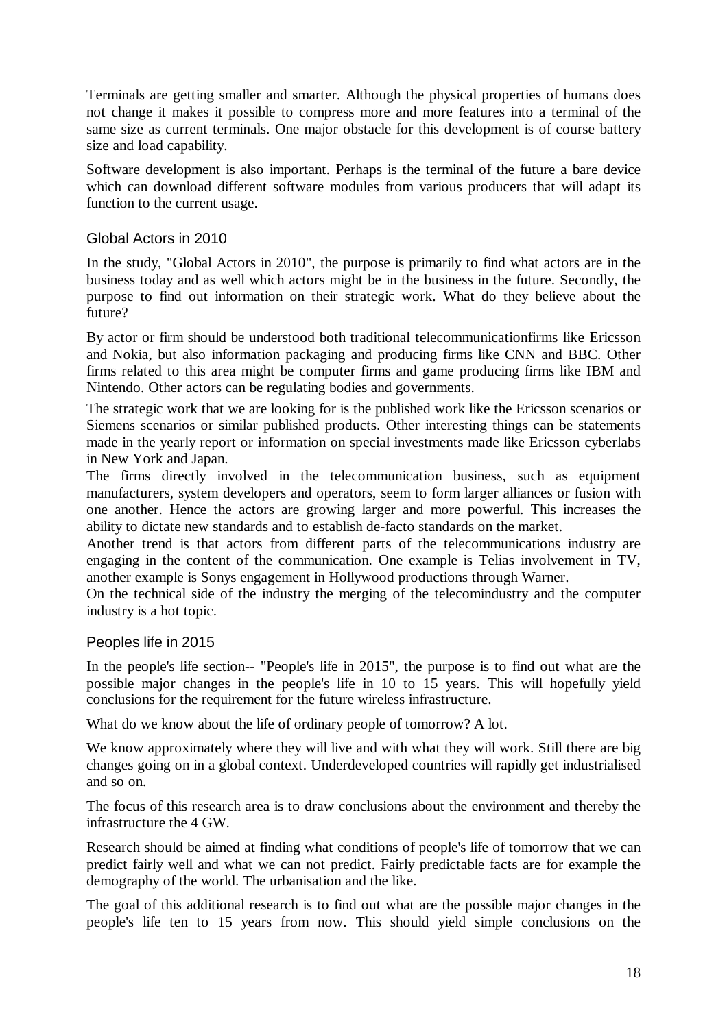Terminals are getting smaller and smarter. Although the physical properties of humans does not change it makes it possible to compress more and more features into a terminal of the same size as current terminals. One major obstacle for this development is of course battery size and load capability.

Software development is also important. Perhaps is the terminal of the future a bare device which can download different software modules from various producers that will adapt its function to the current usage.

### Global Actors in 2010

In the study, "Global Actors in 2010", the purpose is primarily to find what actors are in the business today and as well which actors might be in the business in the future. Secondly, the purpose to find out information on their strategic work. What do they believe about the future?

By actor or firm should be understood both traditional telecommunicationfirms like Ericsson and Nokia, but also information packaging and producing firms like CNN and BBC. Other firms related to this area might be computer firms and game producing firms like IBM and Nintendo. Other actors can be regulating bodies and governments.

The strategic work that we are looking for is the published work like the Ericsson scenarios or Siemens scenarios or similar published products. Other interesting things can be statements made in the yearly report or information on special investments made like Ericsson cyberlabs in New York and Japan.

The firms directly involved in the telecommunication business, such as equipment manufacturers, system developers and operators, seem to form larger alliances or fusion with one another. Hence the actors are growing larger and more powerful. This increases the ability to dictate new standards and to establish de-facto standards on the market.

Another trend is that actors from different parts of the telecommunications industry are engaging in the content of the communication. One example is Telias involvement in TV, another example is Sonys engagement in Hollywood productions through Warner.

On the technical side of the industry the merging of the telecomindustry and the computer industry is a hot topic.

### Peoples life in 2015

In the people's life section-- "People's life in 2015", the purpose is to find out what are the possible major changes in the people's life in 10 to 15 years. This will hopefully yield conclusions for the requirement for the future wireless infrastructure.

What do we know about the life of ordinary people of tomorrow? A lot.

We know approximately where they will live and with what they will work. Still there are big changes going on in a global context. Underdeveloped countries will rapidly get industrialised and so on.

The focus of this research area is to draw conclusions about the environment and thereby the infrastructure the 4 GW.

Research should be aimed at finding what conditions of people's life of tomorrow that we can predict fairly well and what we can not predict. Fairly predictable facts are for example the demography of the world. The urbanisation and the like.

The goal of this additional research is to find out what are the possible major changes in the people's life ten to 15 years from now. This should yield simple conclusions on the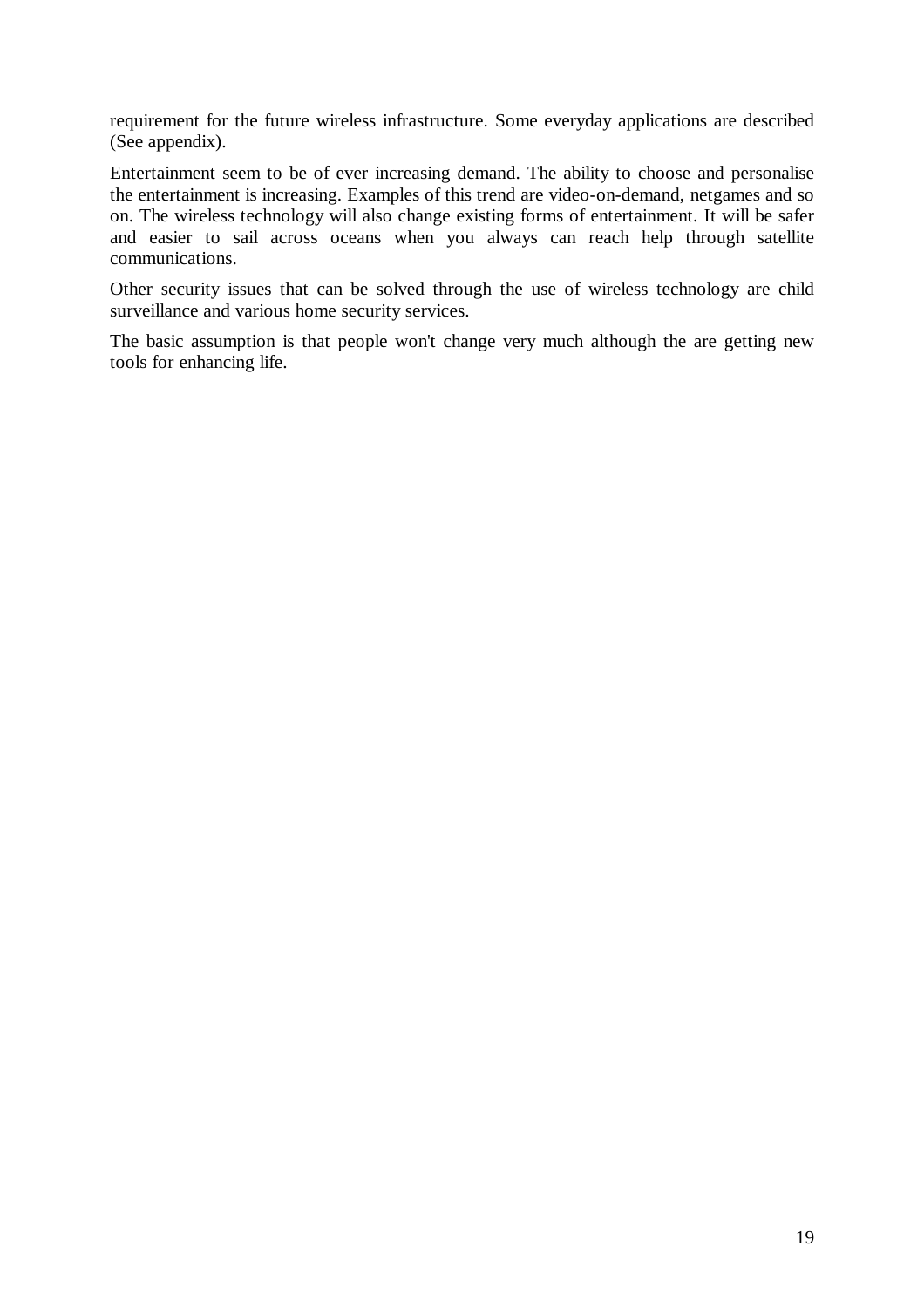requirement for the future wireless infrastructure. Some everyday applications are described (See appendix).

Entertainment seem to be of ever increasing demand. The ability to choose and personalise the entertainment is increasing. Examples of this trend are video-on-demand, netgames and so on. The wireless technology will also change existing forms of entertainment. It will be safer and easier to sail across oceans when you always can reach help through satellite communications.

Other security issues that can be solved through the use of wireless technology are child surveillance and various home security services.

The basic assumption is that people won't change very much although the are getting new tools for enhancing life.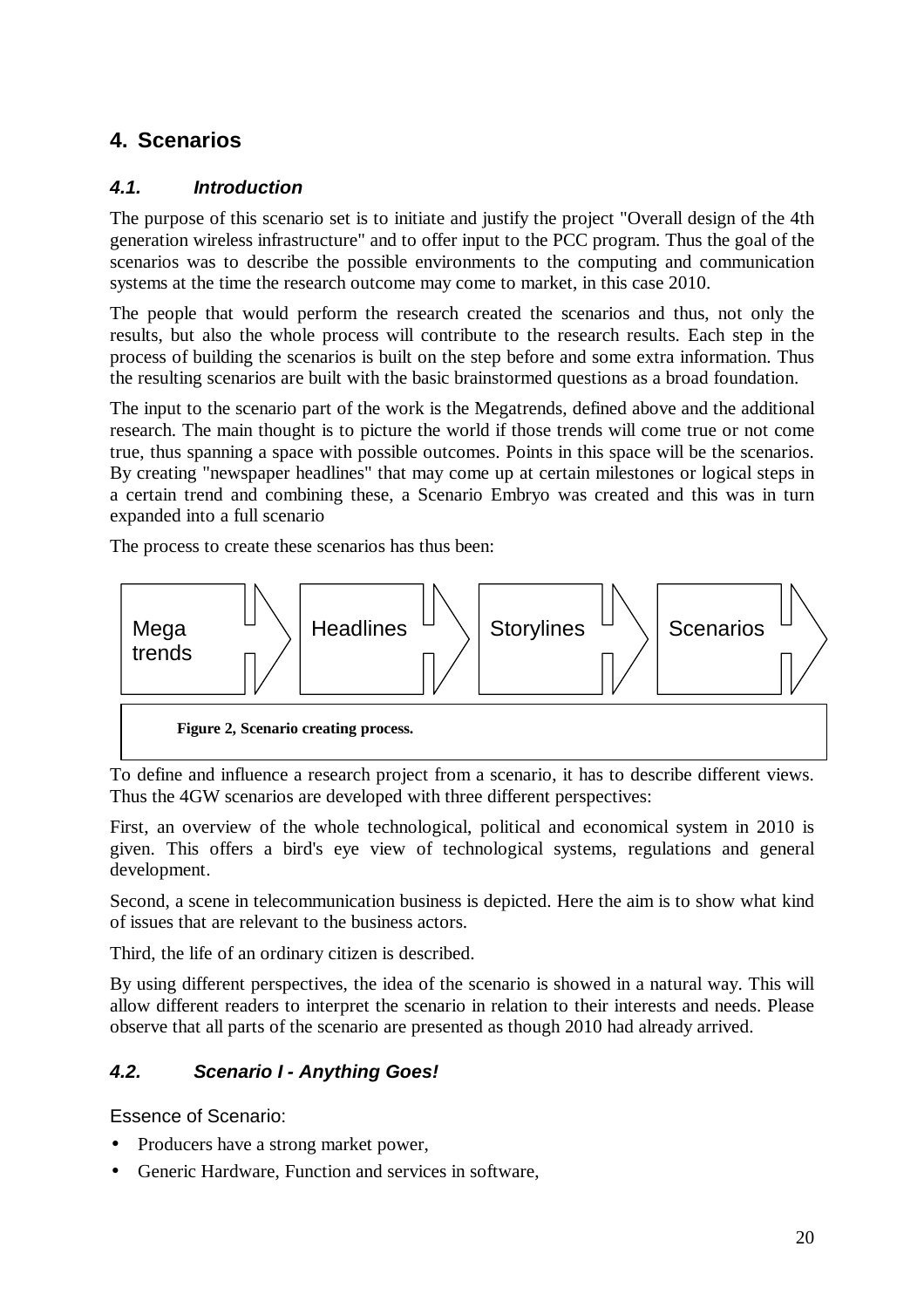# 4. Scenarios

## *4.1. Introduction*

The purpose of this scenario set is to initiate and justify the project "Overall design of the 4th generation wireless infrastructure" and to offer input to the PCC program. Thus the goal of the scenarios was to describe the possible environments to the computing and communication systems at the time the research outcome may come to market, in this case 2010.

The people that would perform the research created the scenarios and thus, not only the results, but also the whole process will contribute to the research results. Each step in the process of building the scenarios is built on the step before and some extra information. Thus the resulting scenarios are built with the basic brainstormed questions as a broad foundation.

The input to the scenario part of the work is the Megatrends, defined above and the additional research. The main thought is to picture the world if those trends will come true or not come true, thus spanning a space with possible outcomes. Points in this space will be the scenarios. By creating "newspaper headlines" that may come up at certain milestones or logical steps in a certain trend and combining these, a Scenario Embryo was created and this was in turn expanded into a full scenario

The process to create these scenarios has thus been:

Mega trends → Headlines → Storylines → Scenarios

**Figure 2, Scenario creating process.**

To define and influence a research project from a scenario, it has to describe different views. Thus the 4GW scenarios are developed with three different perspectives:

First, an overview of the whole technological, political and economical system in 2010 is given. This offers a bird's eye view of technological systems, regulations and general development.

Second, a scene in telecommunication business is depicted. Here the aim is to show what kind of issues that are relevant to the business actors.

Third, the life of an ordinary citizen is described.

By using different perspectives, the idea of the scenario is showed in a natural way. This will allow different readers to interpret the scenario in relation to their interests and needs. Please observe that all parts of the scenario are presented as though 2010 had already arrived.

## *4.2. Scenario I - Anything Goes!*

Essence of Scenario:

- Producers have a strong market power,
- Generic Hardware, Function and services in software,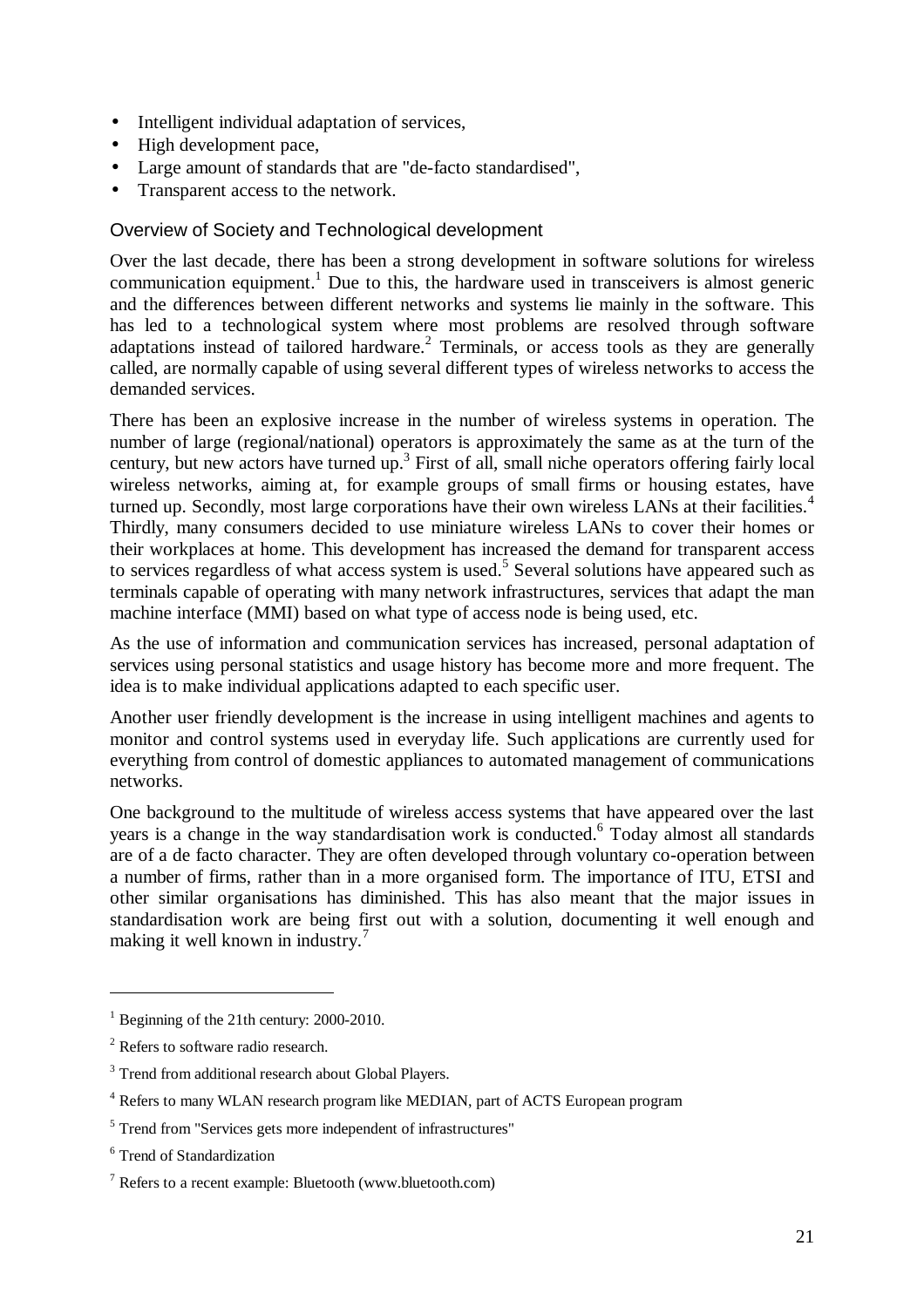- Intelligent individual adaptation of services,
- High development pace,
- Large amount of standards that are "de-facto standardised",
- Transparent access to the network.

## Overview of Society and Technological development

Over the last decade, there has been a strong development in software solutions for wireless communication equipment.[1] Due to this, the hardware used in transceivers is almost generic and the differences between different networks and systems lie mainly in the software. This has led to a technological system where most problems are resolved through software adaptations instead of tailored hardware.[2] Terminals, or access tools as they are generally called, are normally capable of using several different types of wireless networks to access the demanded services.

There has been an explosive increase in the number of wireless systems in operation. The number of large (regional/national) operators is approximately the same as at the turn of the century, but new actors have turned up.[3] First of all, small niche operators offering fairly local wireless networks, aiming at, for example groups of small firms or housing estates, have turned up. Secondly, most large corporations have their own wireless LANs at their facilities.[4] Thirdly, many consumers decided to use miniature wireless LANs to cover their homes or their workplaces at home. This development has increased the demand for transparent access to services regardless of what access system is used.[5] Several solutions have appeared such as terminals capable of operating with many network infrastructures, services that adapt the man machine interface (MMI) based on what type of access node is being used, etc.

As the use of information and communication services has increased, personal adaptation of services using personal statistics and usage history has become more and more frequent. The idea is to make individual applications adapted to each specific user.

Another user friendly development is the increase in using intelligent machines and agents to monitor and control systems used in everyday life. Such applications are currently used for everything from control of domestic appliances to automated management of communications networks.

One background to the multitude of wireless access systems that have appeared over the last years is a change in the way standardisation work is conducted.[6] Today almost all standards are of a de facto character. They are often developed through voluntary co-operation between a number of firms, rather than in a more organised form. The importance of ITU, ETSI and other similar organisations has diminished. This has also meant that the major issues in standardisation work are being first out with a solution, documenting it well enough and making it well known in industry.[7]

---

[1] Beginning of the 21th century: 2000-2010.

[2] Refers to software radio research.

[3] Trend from additional research about Global Players.

[4] Refers to many WLAN research program like MEDIAN, part of ACTS European program

[5] Trend from "Services gets more independent of infrastructures"

[6] Trend of Standardization

[7] Refers to a recent example: Bluetooth (www.bluetooth.com)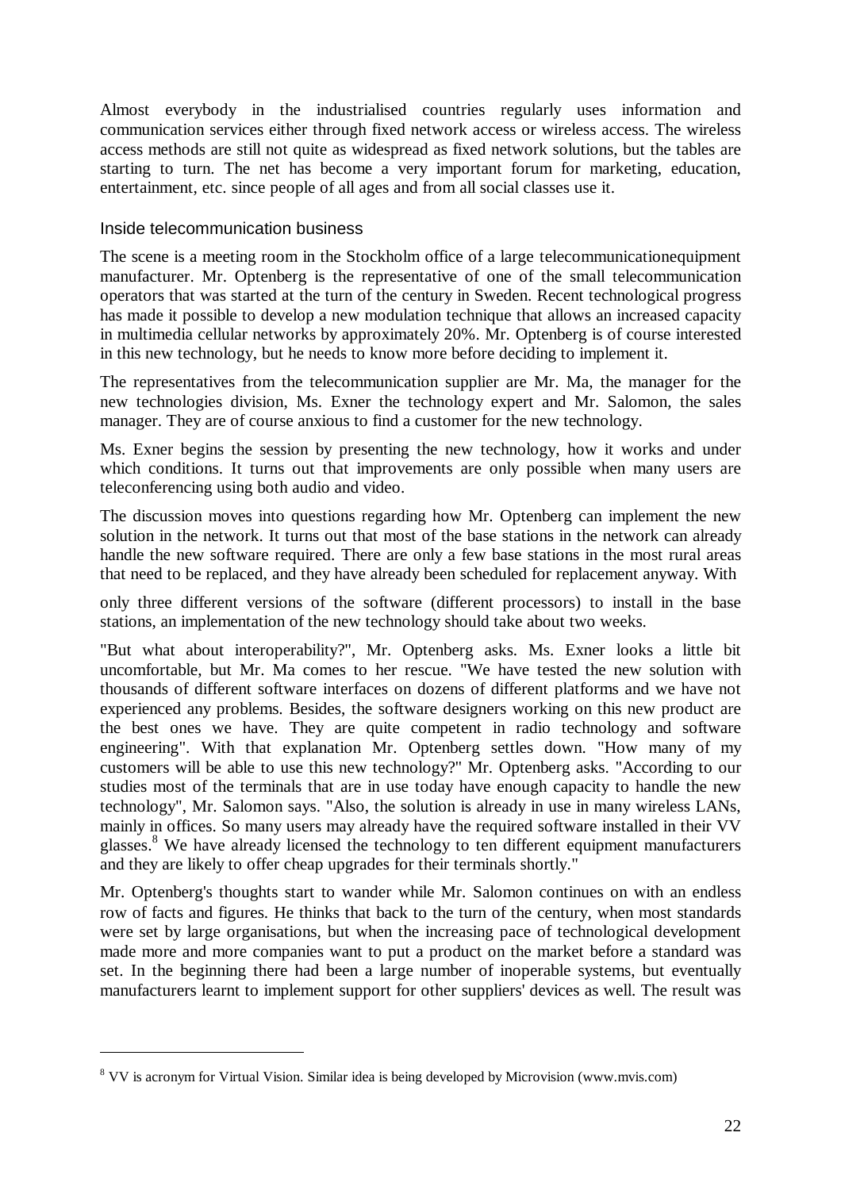Almost everybody in the industrialised countries regularly uses information and communication services either through fixed network access or wireless access. The wireless access methods are still not quite as widespread as fixed network solutions, but the tables are starting to turn. The net has become a very important forum for marketing, education, entertainment, etc. since people of all ages and from all social classes use it.

## Inside telecommunication business

The scene is a meeting room in the Stockholm office of a large telecommunicationequipment manufacturer. Mr. Optenberg is the representative of one of the small telecommunication operators that was started at the turn of the century in Sweden. Recent technological progress has made it possible to develop a new modulation technique that allows an increased capacity in multimedia cellular networks by approximately 20%. Mr. Optenberg is of course interested in this new technology, but he needs to know more before deciding to implement it.

The representatives from the telecommunication supplier are Mr. Ma, the manager for the new technologies division, Ms. Exner the technology expert and Mr. Salomon, the sales manager. They are of course anxious to find a customer for the new technology.

Ms. Exner begins the session by presenting the new technology, how it works and under which conditions. It turns out that improvements are only possible when many users are teleconferencing using both audio and video.

The discussion moves into questions regarding how Mr. Optenberg can implement the new solution in the network. It turns out that most of the base stations in the network can already handle the new software required. There are only a few base stations in the most rural areas that need to be replaced, and they have already been scheduled for replacement anyway. With only three different versions of the software (different processors) to install in the base stations, an implementation of the new technology should take about two weeks.

"But what about interoperability?", Mr. Optenberg asks. Ms. Exner looks a little bit uncomfortable, but Mr. Ma comes to her rescue. "We have tested the new solution with thousands of different software interfaces on dozens of different platforms and we have not experienced any problems. Besides, the software designers working on this new product are the best ones we have. They are quite competent in radio technology and software engineering". With that explanation Mr. Optenberg settles down. "How many of my customers will be able to use this new technology?" Mr. Optenberg asks. "According to our studies most of the terminals that are in use today have enough capacity to handle the new technology", Mr. Salomon says. "Also, the solution is already in use in many wireless LANs, mainly in offices. So many users may already have the required software installed in their VV glasses.[8] We have already licensed the technology to ten different equipment manufacturers and they are likely to offer cheap upgrades for their terminals shortly."

Mr. Optenberg's thoughts start to wander while Mr. Salomon continues on with an endless row of facts and figures. He thinks that back to the turn of the century, when most standards were set by large organisations, but when the increasing pace of technological development made more and more companies want to put a product on the market before a standard was set. In the beginning there had been a large number of inoperable systems, but eventually manufacturers learnt to implement support for other suppliers' devices as well. The result was

[8] VV is acronym for Virtual Vision. Similar idea is being developed by Microvision (www.mvis.com)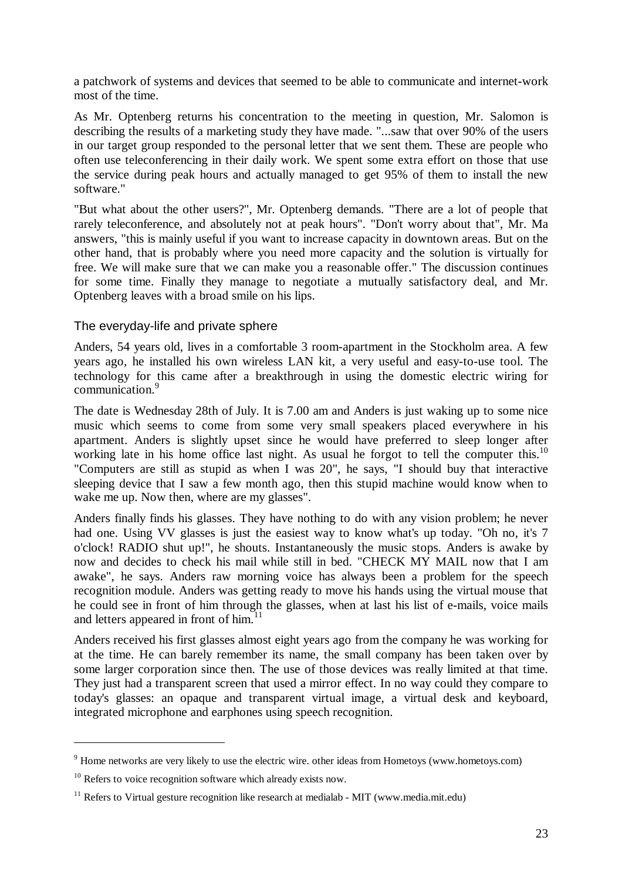a patchwork of systems and devices that seemed to be able to communicate and internet-work most of the time.

As Mr. Optenberg returns his concentration to the meeting in question, Mr. Salomon is describing the results of a marketing study they have made. "...saw that over 90% of the users in our target group responded to the personal letter that we sent them. These are people who often use teleconferencing in their daily work. We spent some extra effort on those that use the service during peak hours and actually managed to get 95% of them to install the new software."

"But what about the other users?", Mr. Optenberg demands. "There are a lot of people that rarely teleconference, and absolutely not at peak hours". "Don't worry about that", Mr. Ma answers, "this is mainly useful if you want to increase capacity in downtown areas. But on the other hand, that is probably where you need more capacity and the solution is virtually for free. We will make sure that we can make you a reasonable offer." The discussion continues for some time. Finally they manage to negotiate a mutually satisfactory deal, and Mr. Optenberg leaves with a broad smile on his lips.

### The everyday-life and private sphere

Anders, 54 years old, lives in a comfortable 3 room-apartment in the Stockholm area. A few years ago, he installed his own wireless LAN kit, a very useful and easy-to-use tool. The technology for this came after a breakthrough in using the domestic electric wiring for communication.[9]

The date is Wednesday 28th of July. It is 7.00 am and Anders is just waking up to some nice music which seems to come from some very small speakers placed everywhere in his apartment. Anders is slightly upset since he would have preferred to sleep longer after working late in his home office last night. As usual he forgot to tell the computer this.[10] "Computers are still as stupid as when I was 20", he says, "I should buy that interactive sleeping device that I saw a few month ago, then this stupid machine would know when to wake me up. Now then, where are my glasses".

Anders finally finds his glasses. They have nothing to do with any vision problem; he never had one. Using VV glasses is just the easiest way to know what's up today. "Oh no, it's 7 o'clock! RADIO shut up!", he shouts. Instantaneously the music stops. Anders is awake by now and decides to check his mail while still in bed. "CHECK MY MAIL now that I am awake", he says. Anders raw morning voice has always been a problem for the speech recognition module. Anders was getting ready to move his hands using the virtual mouse that he could see in front of him through the glasses, when at last his list of e-mails, voice mails and letters appeared in front of him.[11]

Anders received his first glasses almost eight years ago from the company he was working for at the time. He can barely remember its name, the small company has been taken over by some larger corporation since then. The use of those devices was really limited at that time. They just had a transparent screen that used a mirror effect. In no way could they compare to today's glasses: an opaque and transparent virtual image, a virtual desk and keyboard, integrated microphone and earphones using speech recognition.

---

[9] Home networks are very likely to use the electric wire. other ideas from Hometoys (www.hometoys.com)

[10] Refers to voice recognition software which already exists now.

[11] Refers to Virtual gesture recognition like research at medialab - MIT (www.media.mit.edu)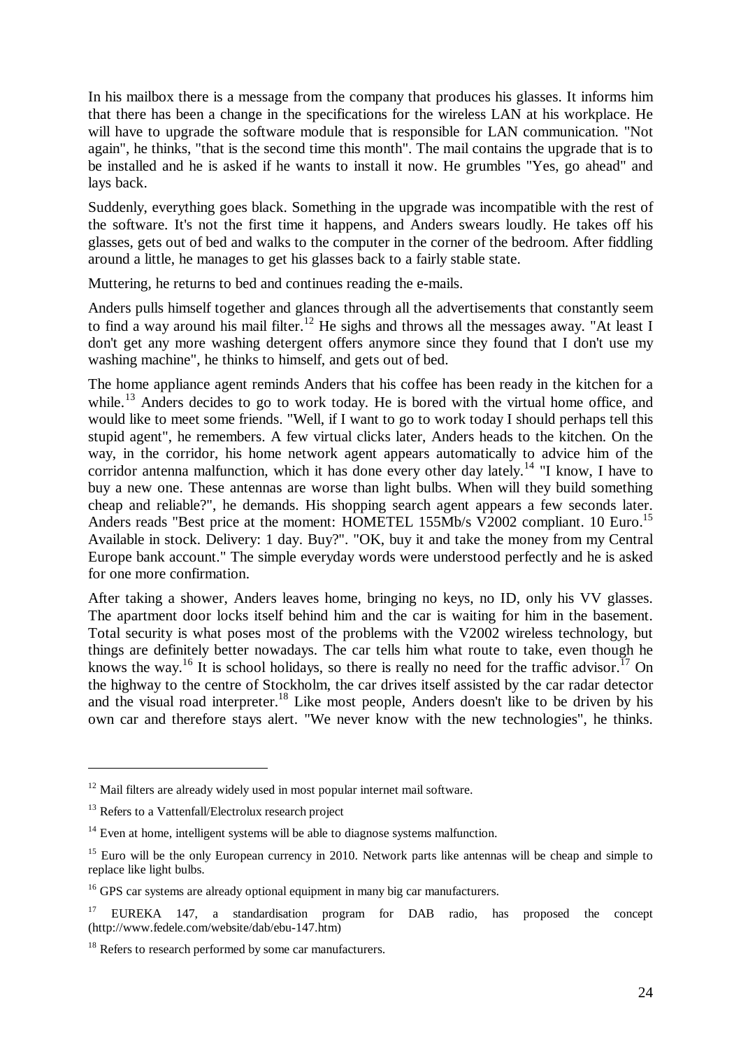In his mailbox there is a message from the company that produces his glasses. It informs him that there has been a change in the specifications for the wireless LAN at his workplace. He will have to upgrade the software module that is responsible for LAN communication. "Not again", he thinks, "that is the second time this month". The mail contains the upgrade that is to be installed and he is asked if he wants to install it now. He grumbles "Yes, go ahead" and lays back.

Suddenly, everything goes black. Something in the upgrade was incompatible with the rest of the software. It's not the first time it happens, and Anders swears loudly. He takes off his glasses, gets out of bed and walks to the computer in the corner of the bedroom. After fiddling around a little, he manages to get his glasses back to a fairly stable state.

Muttering, he returns to bed and continues reading the e-mails.

Anders pulls himself together and glances through all the advertisements that constantly seem to find a way around his mail filter.[12] He sighs and throws all the messages away. "At least I don't get any more washing detergent offers anymore since they found that I don't use my washing machine", he thinks to himself, and gets out of bed.

The home appliance agent reminds Anders that his coffee has been ready in the kitchen for a while.[13] Anders decides to go to work today. He is bored with the virtual home office, and would like to meet some friends. "Well, if I want to go to work today I should perhaps tell this stupid agent", he remembers. A few virtual clicks later, Anders heads to the kitchen. On the way, in the corridor, his home network agent appears automatically to advice him of the corridor antenna malfunction, which it has done every other day lately.[14] "I know, I have to buy a new one. These antennas are worse than light bulbs. When will they build something cheap and reliable?", he demands. His shopping search agent appears a few seconds later. Anders reads "Best price at the moment: HOMETEL 155Mb/s V2002 compliant. 10 Euro.[15] Available in stock. Delivery: 1 day. Buy?". "OK, buy it and take the money from my Central Europe bank account." The simple everyday words were understood perfectly and he is asked for one more confirmation.

After taking a shower, Anders leaves home, bringing no keys, no ID, only his VV glasses. The apartment door locks itself behind him and the car is waiting for him in the basement. Total security is what poses most of the problems with the V2002 wireless technology, but things are definitely better nowadays. The car tells him what route to take, even though he knows the way.[16] It is school holidays, so there is really no need for the traffic advisor.[17] On the highway to the centre of Stockholm, the car drives itself assisted by the car radar detector and the visual road interpreter.[18] Like most people, Anders doesn't like to be driven by his own car and therefore stays alert. "We never know with the new technologies", he thinks.

---

[12] Mail filters are already widely used in most popular internet mail software.

[13] Refers to a Vattenfall/Electrolux research project

[14] Even at home, intelligent systems will be able to diagnose systems malfunction.

[15] Euro will be the only European currency in 2010. Network parts like antennas will be cheap and simple to replace like light bulbs.

[16] GPS car systems are already optional equipment in many big car manufacturers.

[17] EUREKA 147, a standardisation program for DAB radio, has proposed the concept (http://www.fedele.com/website/dab/ebu-147.htm)

[18] Refers to research performed by some car manufacturers.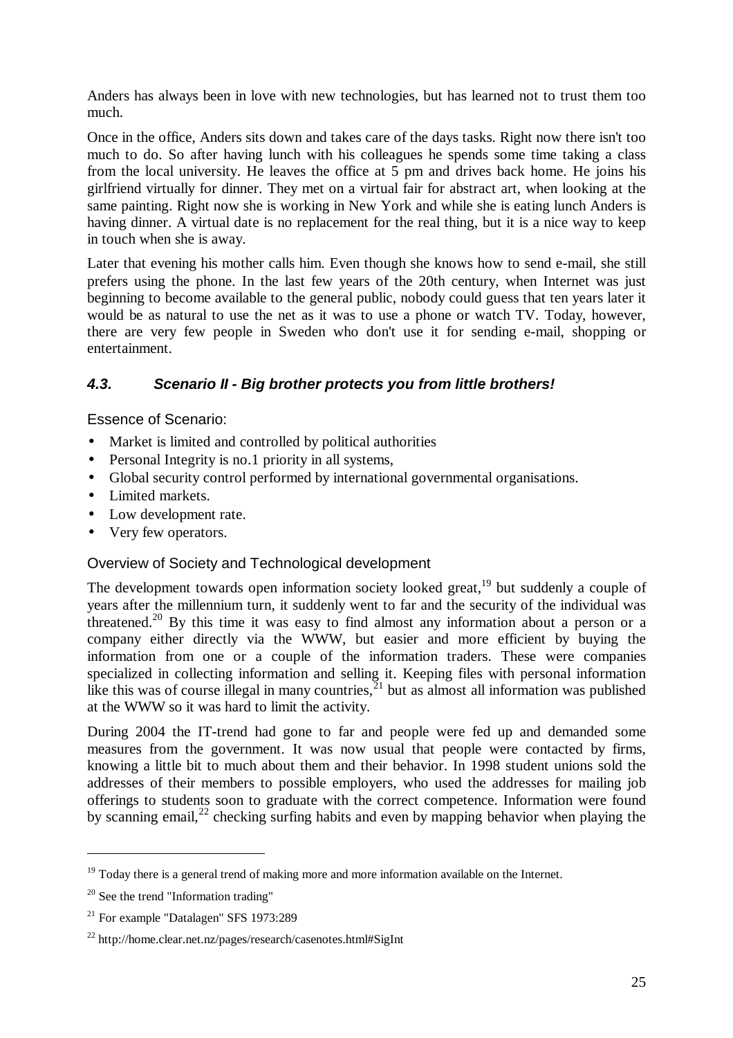Anders has always been in love with new technologies, but has learned not to trust them too much.

Once in the office, Anders sits down and takes care of the days tasks. Right now there isn't too much to do. So after having lunch with his colleagues he spends some time taking a class from the local university. He leaves the office at 5 pm and drives back home. He joins his girlfriend virtually for dinner. They met on a virtual fair for abstract art, when looking at the same painting. Right now she is working in New York and while she is eating lunch Anders is having dinner. A virtual date is no replacement for the real thing, but it is a nice way to keep in touch when she is away.

Later that evening his mother calls him. Even though she knows how to send e-mail, she still prefers using the phone. In the last few years of the 20th century, when Internet was just beginning to become available to the general public, nobody could guess that ten years later it would be as natural to use the net as it was to use a phone or watch TV. Today, however, there are very few people in Sweden who don't use it for sending e-mail, shopping or entertainment.

### *4.3. Scenario II - Big brother protects you from little brothers!*

Essence of Scenario:

- Market is limited and controlled by political authorities
- Personal Integrity is no.1 priority in all systems,
- Global security control performed by international governmental organisations.
- Limited markets.
- Low development rate.
- Very few operators.

#### Overview of Society and Technological development

The development towards open information society looked great,[19] but suddenly a couple of years after the millennium turn, it suddenly went to far and the security of the individual was threatened.[20] By this time it was easy to find almost any information about a person or a company either directly via the WWW, but easier and more efficient by buying the information from one or a couple of the information traders. These were companies specialized in collecting information and selling it. Keeping files with personal information like this was of course illegal in many countries,[21] but as almost all information was published at the WWW so it was hard to limit the activity.

During 2004 the IT-trend had gone to far and people were fed up and demanded some measures from the government. It was now usual that people were contacted by firms, knowing a little bit to much about them and their behavior. In 1998 student unions sold the addresses of their members to possible employers, who used the addresses for mailing job offerings to students soon to graduate with the correct competence. Information were found by scanning email,[22] checking surfing habits and even by mapping behavior when playing the

---

[19] Today there is a general trend of making more and more information available on the Internet.

[20] See the trend "Information trading"

[21] For example "Datalagen" SFS 1973:289

[22] http://home.clear.net.nz/pages/research/casenotes.html#SigInt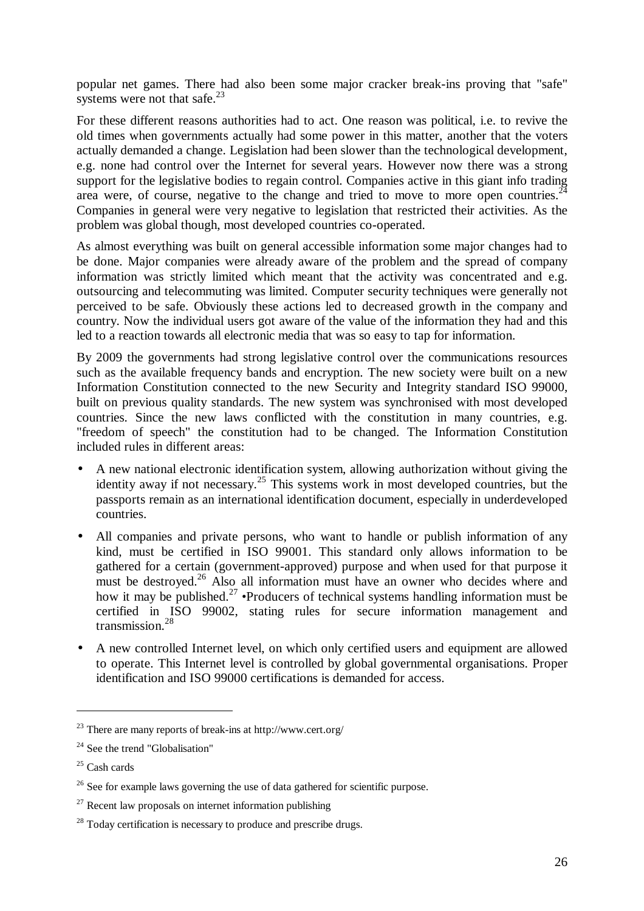popular net games. There had also been some major cracker break-ins proving that "safe" systems were not that safe.[23]

For these different reasons authorities had to act. One reason was political, i.e. to revive the old times when governments actually had some power in this matter, another that the voters actually demanded a change. Legislation had been slower than the technological development, e.g. none had control over the Internet for several years. However now there was a strong support for the legislative bodies to regain control. Companies active in this giant info trading area were, of course, negative to the change and tried to move to more open countries.[24] Companies in general were very negative to legislation that restricted their activities. As the problem was global though, most developed countries co-operated.

As almost everything was built on general accessible information some major changes had to be done. Major companies were already aware of the problem and the spread of company information was strictly limited which meant that the activity was concentrated and e.g. outsourcing and telecommuting was limited. Computer security techniques were generally not perceived to be safe. Obviously these actions led to decreased growth in the company and country. Now the individual users got aware of the value of the information they had and this led to a reaction towards all electronic media that was so easy to tap for information.

By 2009 the governments had strong legislative control over the communications resources such as the available frequency bands and encryption. The new society were built on a new Information Constitution connected to the new Security and Integrity standard ISO 99000, built on previous quality standards. The new system was synchronised with most developed countries. Since the new laws conflicted with the constitution in many countries, e.g. "freedom of speech" the constitution had to be changed. The Information Constitution included rules in different areas:

- A new national electronic identification system, allowing authorization without giving the identity away if not necessary.[25] This systems work in most developed countries, but the passports remain as an international identification document, especially in underdeveloped countries.
- All companies and private persons, who want to handle or publish information of any kind, must be certified in ISO 99001. This standard only allows information to be gathered for a certain (government-approved) purpose and when used for that purpose it must be destroyed.[26] Also all information must have an owner who decides where and how it may be published.[27] •Producers of technical systems handling information must be certified in ISO 99002, stating rules for secure information management and transmission.[28]
- A new controlled Internet level, on which only certified users and equipment are allowed to operate. This Internet level is controlled by global governmental organisations. Proper identification and ISO 99000 certifications is demanded for access.

---

[23] There are many reports of break-ins at http://www.cert.org/

[24] See the trend "Globalisation"

[25] Cash cards

[26] See for example laws governing the use of data gathered for scientific purpose.

[27] Recent law proposals on internet information publishing

[28] Today certification is necessary to produce and prescribe drugs.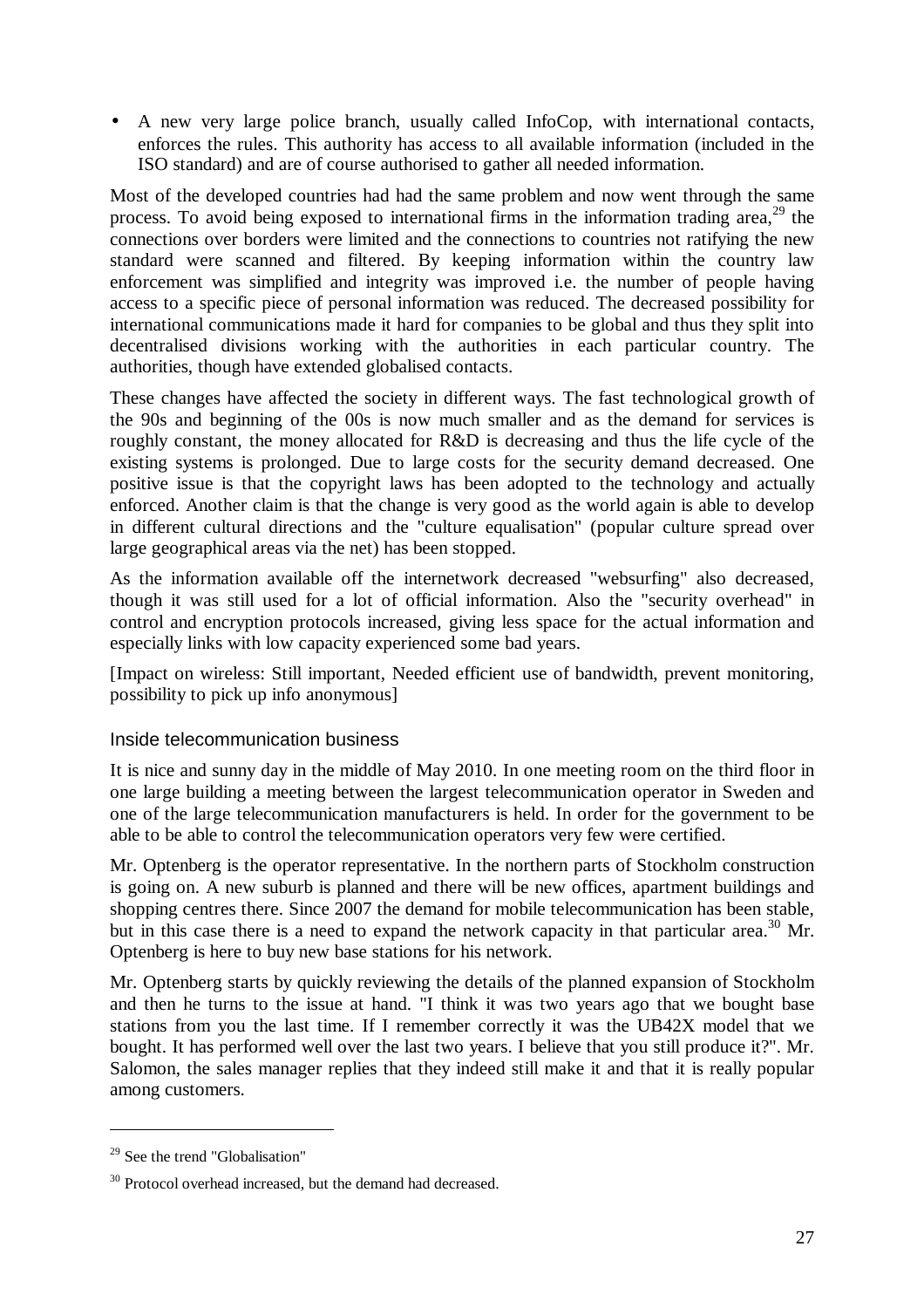- A new very large police branch, usually called InfoCop, with international contacts, enforces the rules. This authority has access to all available information (included in the ISO standard) and are of course authorised to gather all needed information.

Most of the developed countries had had the same problem and now went through the same process. To avoid being exposed to international firms in the information trading area,[29] the connections over borders were limited and the connections to countries not ratifying the new standard were scanned and filtered. By keeping information within the country law enforcement was simplified and integrity was improved i.e. the number of people having access to a specific piece of personal information was reduced. The decreased possibility for international communications made it hard for companies to be global and thus they split into decentralised divisions working with the authorities in each particular country. The authorities, though have extended globalised contacts.

These changes have affected the society in different ways. The fast technological growth of the 90s and beginning of the 00s is now much smaller and as the demand for services is roughly constant, the money allocated for R&D is decreasing and thus the life cycle of the existing systems is prolonged. Due to large costs for the security demand decreased. One positive issue is that the copyright laws has been adopted to the technology and actually enforced. Another claim is that the change is very good as the world again is able to develop in different cultural directions and the "culture equalisation" (popular culture spread over large geographical areas via the net) has been stopped.

As the information available off the internetwork decreased "websurfing" also decreased, though it was still used for a lot of official information. Also the "security overhead" in control and encryption protocols increased, giving less space for the actual information and especially links with low capacity experienced some bad years.

[Impact on wireless: Still important, Needed efficient use of bandwidth, prevent monitoring, possibility to pick up info anonymous]

### Inside telecommunication business

It is nice and sunny day in the middle of May 2010. In one meeting room on the third floor in one large building a meeting between the largest telecommunication operator in Sweden and one of the large telecommunication manufacturers is held. In order for the government to be able to be able to control the telecommunication operators very few were certified.

Mr. Optenberg is the operator representative. In the northern parts of Stockholm construction is going on. A new suburb is planned and there will be new offices, apartment buildings and shopping centres there. Since 2007 the demand for mobile telecommunication has been stable, but in this case there is a need to expand the network capacity in that particular area.[30] Mr. Optenberg is here to buy new base stations for his network.

Mr. Optenberg starts by quickly reviewing the details of the planned expansion of Stockholm and then he turns to the issue at hand. "I think it was two years ago that we bought base stations from you the last time. If I remember correctly it was the UB42X model that we bought. It has performed well over the last two years. I believe that you still produce it?". Mr. Salomon, the sales manager replies that they indeed still make it and that it is really popular among customers.

---

[29] See the trend "Globalisation"

[30] Protocol overhead increased, but the demand had decreased.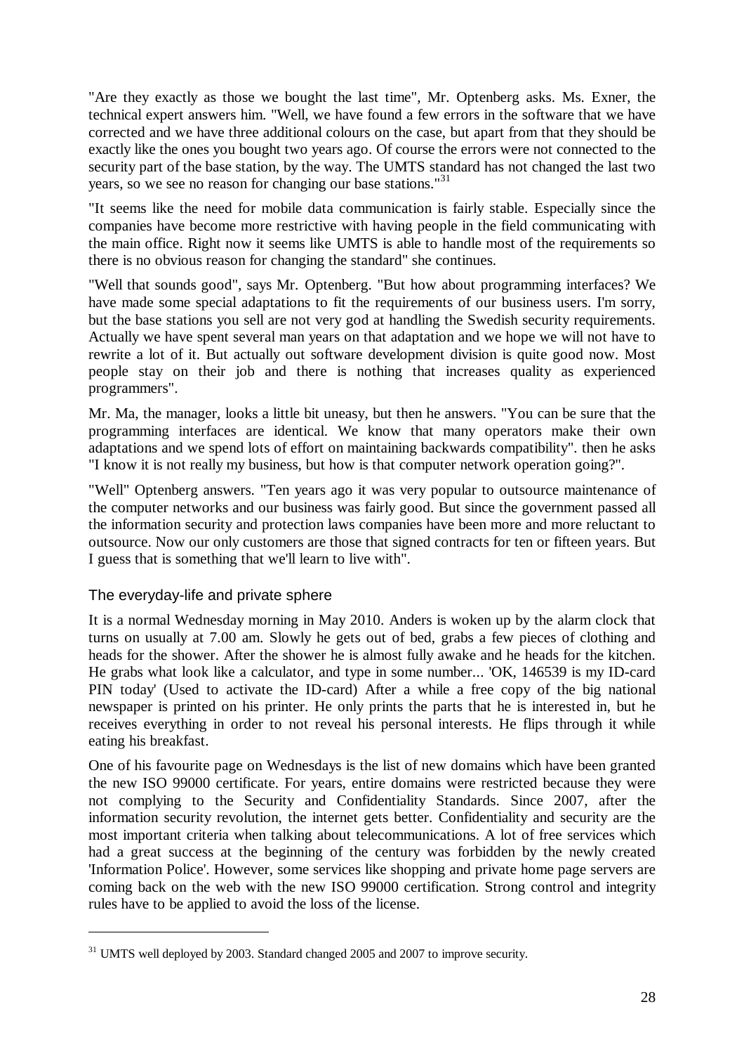"Are they exactly as those we bought the last time", Mr. Optenberg asks. Ms. Exner, the technical expert answers him. "Well, we have found a few errors in the software that we have corrected and we have three additional colours on the case, but apart from that they should be exactly like the ones you bought two years ago. Of course the errors were not connected to the security part of the base station, by the way. The UMTS standard has not changed the last two years, so we see no reason for changing our base stations."[31]

"It seems like the need for mobile data communication is fairly stable. Especially since the companies have become more restrictive with having people in the field communicating with the main office. Right now it seems like UMTS is able to handle most of the requirements so there is no obvious reason for changing the standard" she continues.

"Well that sounds good", says Mr. Optenberg. "But how about programming interfaces? We have made some special adaptations to fit the requirements of our business users. I'm sorry, but the base stations you sell are not very god at handling the Swedish security requirements. Actually we have spent several man years on that adaptation and we hope we will not have to rewrite a lot of it. But actually out software development division is quite good now. Most people stay on their job and there is nothing that increases quality as experienced programmers".

Mr. Ma, the manager, looks a little bit uneasy, but then he answers. "You can be sure that the programming interfaces are identical. We know that many operators make their own adaptations and we spend lots of effort on maintaining backwards compatibility". then he asks "I know it is not really my business, but how is that computer network operation going?".

"Well" Optenberg answers. "Ten years ago it was very popular to outsource maintenance of the computer networks and our business was fairly good. But since the government passed all the information security and protection laws companies have been more and more reluctant to outsource. Now our only customers are those that signed contracts for ten or fifteen years. But I guess that is something that we'll learn to live with".

### The everyday-life and private sphere

It is a normal Wednesday morning in May 2010. Anders is woken up by the alarm clock that turns on usually at 7.00 am. Slowly he gets out of bed, grabs a few pieces of clothing and heads for the shower. After the shower he is almost fully awake and he heads for the kitchen. He grabs what look like a calculator, and type in some number... 'OK, 146539 is my ID-card PIN today' (Used to activate the ID-card) After a while a free copy of the big national newspaper is printed on his printer. He only prints the parts that he is interested in, but he receives everything in order to not reveal his personal interests. He flips through it while eating his breakfast.

One of his favourite page on Wednesdays is the list of new domains which have been granted the new ISO 99000 certificate. For years, entire domains were restricted because they were not complying to the Security and Confidentiality Standards. Since 2007, after the information security revolution, the internet gets better. Confidentiality and security are the most important criteria when talking about telecommunications. A lot of free services which had a great success at the beginning of the century was forbidden by the newly created 'Information Police'. However, some services like shopping and private home page servers are coming back on the web with the new ISO 99000 certification. Strong control and integrity rules have to be applied to avoid the loss of the license.

---

[31] UMTS well deployed by 2003. Standard changed 2005 and 2007 to improve security.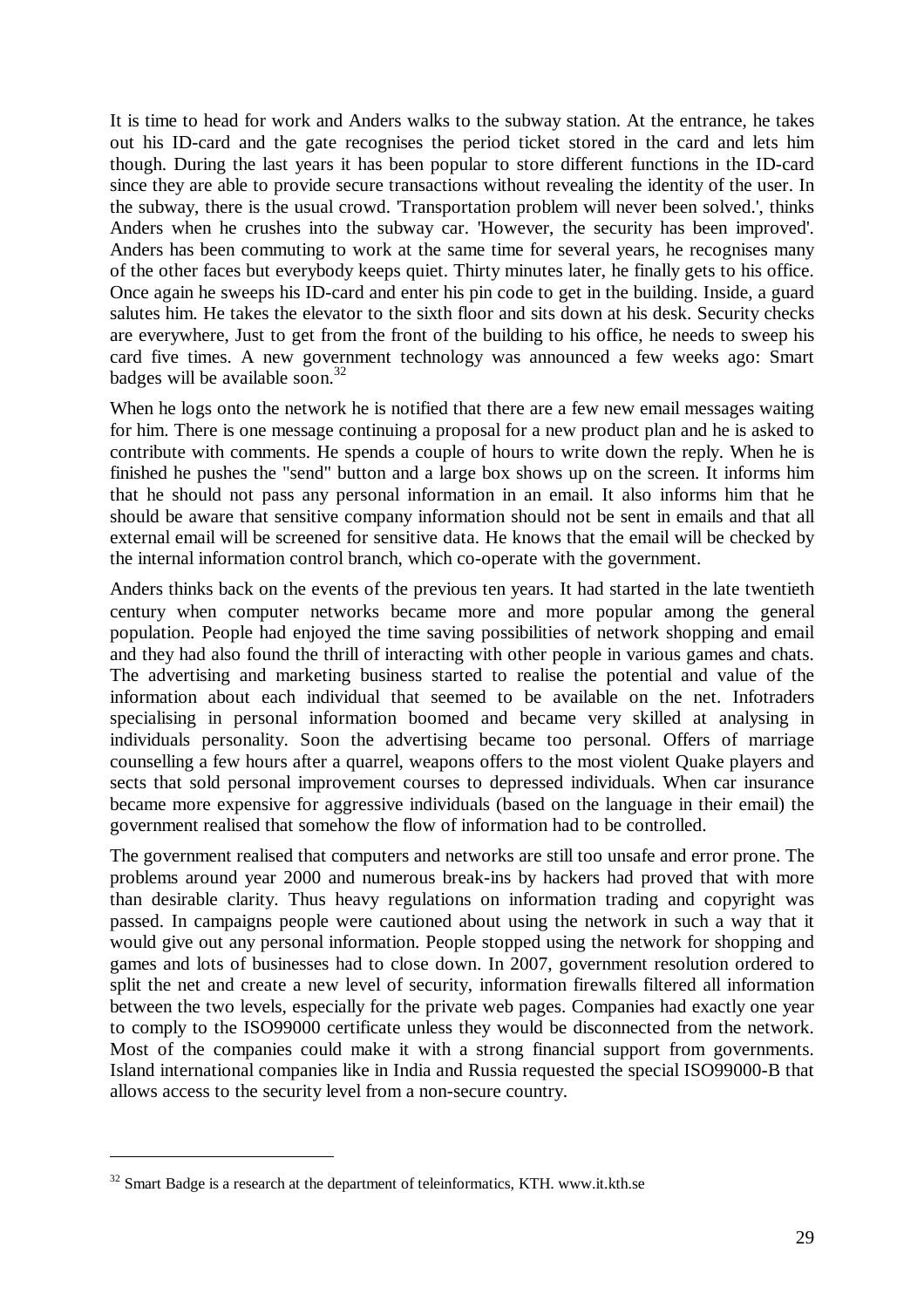It is time to head for work and Anders walks to the subway station. At the entrance, he takes out his ID-card and the gate recognises the period ticket stored in the card and lets him though. During the last years it has been popular to store different functions in the ID-card since they are able to provide secure transactions without revealing the identity of the user. In the subway, there is the usual crowd. 'Transportation problem will never been solved.', thinks Anders when he crushes into the subway car. 'However, the security has been improved'. Anders has been commuting to work at the same time for several years, he recognises many of the other faces but everybody keeps quiet. Thirty minutes later, he finally gets to his office. Once again he sweeps his ID-card and enter his pin code to get in the building. Inside, a guard salutes him. He takes the elevator to the sixth floor and sits down at his desk. Security checks are everywhere, Just to get from the front of the building to his office, he needs to sweep his card five times. A new government technology was announced a few weeks ago: Smart badges will be available soon.[32]

When he logs onto the network he is notified that there are a few new email messages waiting for him. There is one message continuing a proposal for a new product plan and he is asked to contribute with comments. He spends a couple of hours to write down the reply. When he is finished he pushes the "send" button and a large box shows up on the screen. It informs him that he should not pass any personal information in an email. It also informs him that he should be aware that sensitive company information should not be sent in emails and that all external email will be screened for sensitive data. He knows that the email will be checked by the internal information control branch, which co-operate with the government.

Anders thinks back on the events of the previous ten years. It had started in the late twentieth century when computer networks became more and more popular among the general population. People had enjoyed the time saving possibilities of network shopping and email and they had also found the thrill of interacting with other people in various games and chats. The advertising and marketing business started to realise the potential and value of the information about each individual that seemed to be available on the net. Infotraders specialising in personal information boomed and became very skilled at analysing in individuals personality. Soon the advertising became too personal. Offers of marriage counselling a few hours after a quarrel, weapons offers to the most violent Quake players and sects that sold personal improvement courses to depressed individuals. When car insurance became more expensive for aggressive individuals (based on the language in their email) the government realised that somehow the flow of information had to be controlled.

The government realised that computers and networks are still too unsafe and error prone. The problems around year 2000 and numerous break-ins by hackers had proved that with more than desirable clarity. Thus heavy regulations on information trading and copyright was passed. In campaigns people were cautioned about using the network in such a way that it would give out any personal information. People stopped using the network for shopping and games and lots of businesses had to close down. In 2007, government resolution ordered to split the net and create a new level of security, information firewalls filtered all information between the two levels, especially for the private web pages. Companies had exactly one year to comply to the ISO99000 certificate unless they would be disconnected from the network. Most of the companies could make it with a strong financial support from governments. Island international companies like in India and Russia requested the special ISO99000-B that allows access to the security level from a non-secure country.

---

[32] Smart Badge is a research at the department of teleinformatics, KTH. www.it.kth.se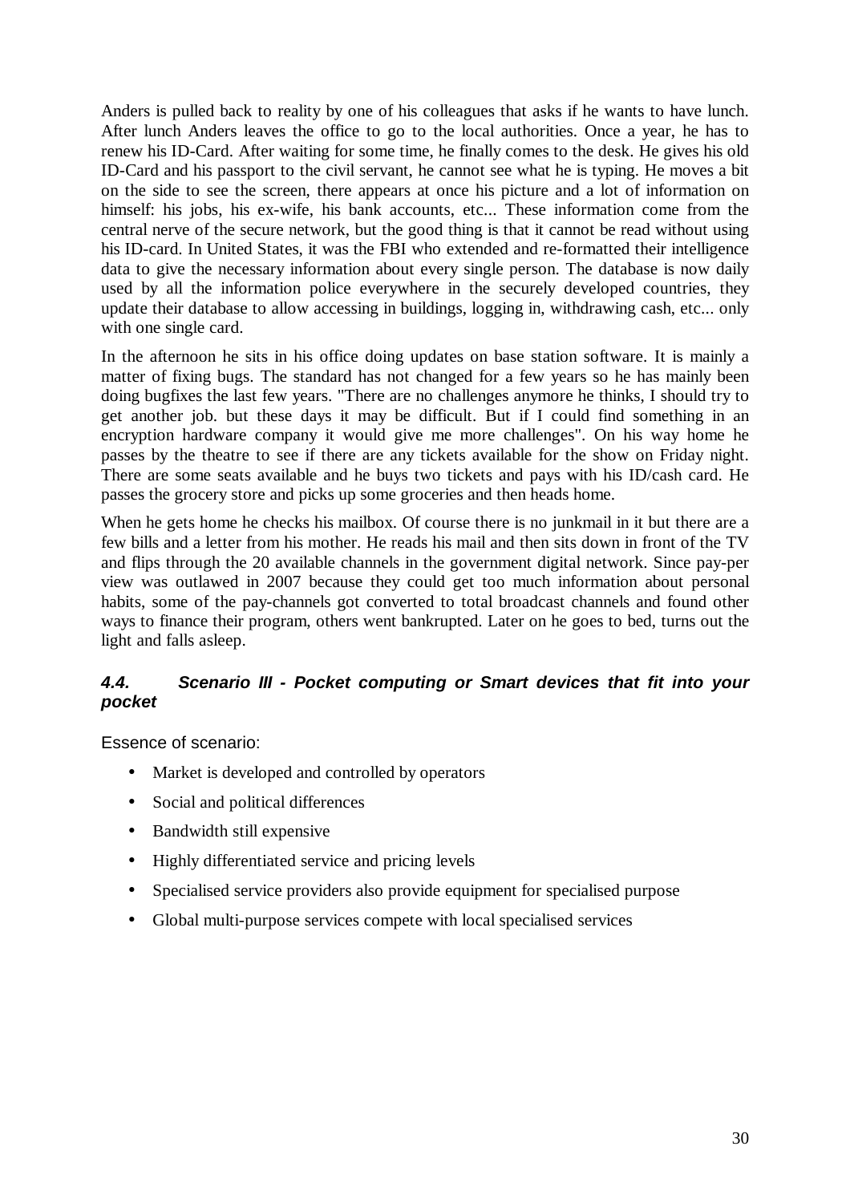Anders is pulled back to reality by one of his colleagues that asks if he wants to have lunch. After lunch Anders leaves the office to go to the local authorities. Once a year, he has to renew his ID-Card. After waiting for some time, he finally comes to the desk. He gives his old ID-Card and his passport to the civil servant, he cannot see what he is typing. He moves a bit on the side to see the screen, there appears at once his picture and a lot of information on himself: his jobs, his ex-wife, his bank accounts, etc... These information come from the central nerve of the secure network, but the good thing is that it cannot be read without using his ID-card. In United States, it was the FBI who extended and re-formatted their intelligence data to give the necessary information about every single person. The database is now daily used by all the information police everywhere in the securely developed countries, they update their database to allow accessing in buildings, logging in, withdrawing cash, etc... only with one single card.

In the afternoon he sits in his office doing updates on base station software. It is mainly a matter of fixing bugs. The standard has not changed for a few years so he has mainly been doing bugfixes the last few years. "There are no challenges anymore he thinks, I should try to get another job. but these days it may be difficult. But if I could find something in an encryption hardware company it would give me more challenges". On his way home he passes by the theatre to see if there are any tickets available for the show on Friday night. There are some seats available and he buys two tickets and pays with his ID/cash card. He passes the grocery store and picks up some groceries and then heads home.

When he gets home he checks his mailbox. Of course there is no junkmail in it but there are a few bills and a letter from his mother. He reads his mail and then sits down in front of the TV and flips through the 20 available channels in the government digital network. Since pay-per view was outlawed in 2007 because they could get too much information about personal habits, some of the pay-channels got converted to total broadcast channels and found other ways to finance their program, others went bankrupted. Later on he goes to bed, turns out the light and falls asleep.

### *4.4. Scenario III - Pocket computing or Smart devices that fit into your pocket*

Essence of scenario:

- Market is developed and controlled by operators
- Social and political differences
- Bandwidth still expensive
- Highly differentiated service and pricing levels
- Specialised service providers also provide equipment for specialised purpose
- Global multi-purpose services compete with local specialised services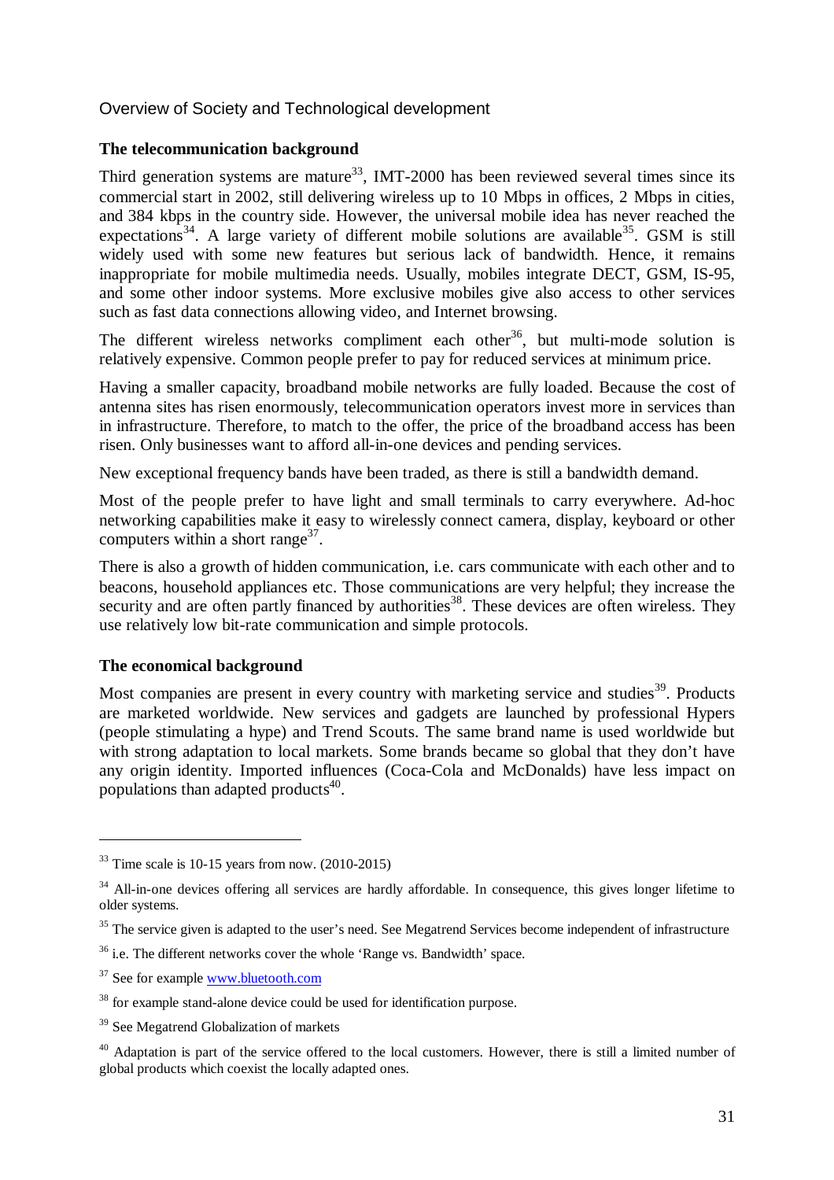## Overview of Society and Technological development

### The telecommunication background

Third generation systems are mature[33], IMT-2000 has been reviewed several times since its commercial start in 2002, still delivering wireless up to 10 Mbps in offices, 2 Mbps in cities, and 384 kbps in the country side. However, the universal mobile idea has never reached the expectations[34]. A large variety of different mobile solutions are available[35]. GSM is still widely used with some new features but serious lack of bandwidth. Hence, it remains inappropriate for mobile multimedia needs. Usually, mobiles integrate DECT, GSM, IS-95, and some other indoor systems. More exclusive mobiles give also access to other services such as fast data connections allowing video, and Internet browsing.

The different wireless networks compliment each other[36], but multi-mode solution is relatively expensive. Common people prefer to pay for reduced services at minimum price.

Having a smaller capacity, broadband mobile networks are fully loaded. Because the cost of antenna sites has risen enormously, telecommunication operators invest more in services than in infrastructure. Therefore, to match to the offer, the price of the broadband access has been risen. Only businesses want to afford all-in-one devices and pending services.

New exceptional frequency bands have been traded, as there is still a bandwidth demand.

Most of the people prefer to have light and small terminals to carry everywhere. Ad-hoc networking capabilities make it easy to wirelessly connect camera, display, keyboard or other computers within a short range[37].

There is also a growth of hidden communication, i.e. cars communicate with each other and to beacons, household appliances etc. Those communications are very helpful; they increase the security and are often partly financed by authorities[38]. These devices are often wireless. They use relatively low bit-rate communication and simple protocols.

### The economical background

Most companies are present in every country with marketing service and studies[39]. Products are marketed worldwide. New services and gadgets are launched by professional Hypers (people stimulating a hype) and Trend Scouts. The same brand name is used worldwide but with strong adaptation to local markets. Some brands became so global that they don't have any origin identity. Imported influences (Coca-Cola and McDonalds) have less impact on populations than adapted products[40].

---

[33] Time scale is 10-15 years from now. (2010-2015)

[34] All-in-one devices offering all services are hardly affordable. In consequence, this gives longer lifetime to older systems.

[35] The service given is adapted to the user's need. See Megatrend Services become independent of infrastructure

[36] i.e. The different networks cover the whole 'Range vs. Bandwidth' space.

[37] See for example www.bluetooth.com

[38] for example stand-alone device could be used for identification purpose.

[39] See Megatrend Globalization of markets

[40] Adaptation is part of the service offered to the local customers. However, there is still a limited number of global products which coexist the locally adapted ones.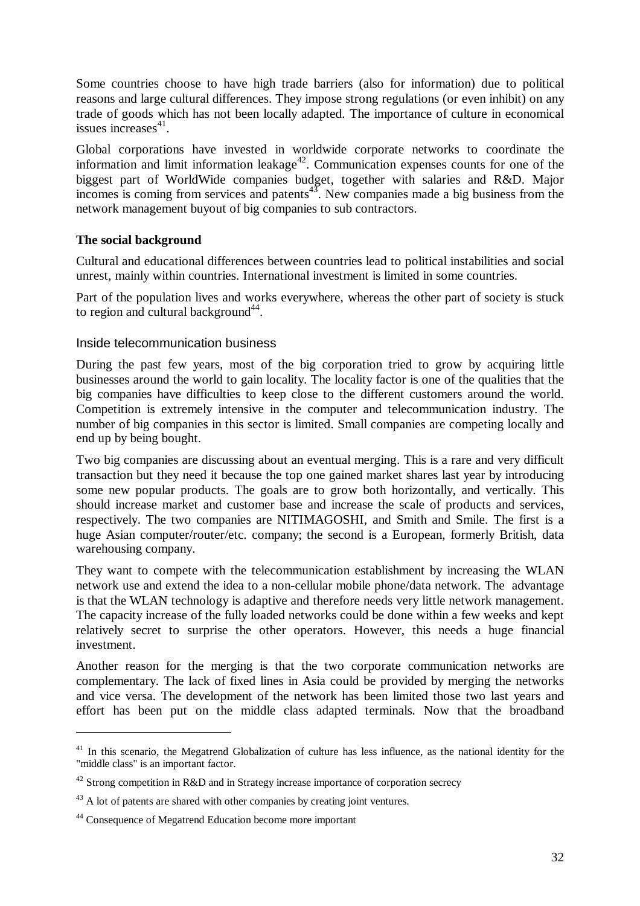Some countries choose to have high trade barriers (also for information) due to political reasons and large cultural differences. They impose strong regulations (or even inhibit) on any trade of goods which has not been locally adapted. The importance of culture in economical issues increases[41].

Global corporations have invested in worldwide corporate networks to coordinate the information and limit information leakage[42]. Communication expenses counts for one of the biggest part of WorldWide companies budget, together with salaries and R&D. Major incomes is coming from services and patents[43]. New companies made a big business from the network management buyout of big companies to sub contractors.

**The social background**

Cultural and educational differences between countries lead to political instabilities and social unrest, mainly within countries. International investment is limited in some countries.

Part of the population lives and works everywhere, whereas the other part of society is stuck to region and cultural background[44].

### Inside telecommunication business

During the past few years, most of the big corporation tried to grow by acquiring little businesses around the world to gain locality. The locality factor is one of the qualities that the big companies have difficulties to keep close to the different customers around the world. Competition is extremely intensive in the computer and telecommunication industry. The number of big companies in this sector is limited. Small companies are competing locally and end up by being bought.

Two big companies are discussing about an eventual merging. This is a rare and very difficult transaction but they need it because the top one gained market shares last year by introducing some new popular products. The goals are to grow both horizontally, and vertically. This should increase market and customer base and increase the scale of products and services, respectively. The two companies are NITIMAGOSHI, and Smith and Smile. The first is a huge Asian computer/router/etc. company; the second is a European, formerly British, data warehousing company.

They want to compete with the telecommunication establishment by increasing the WLAN network use and extend the idea to a non-cellular mobile phone/data network. The advantage is that the WLAN technology is adaptive and therefore needs very little network management. The capacity increase of the fully loaded networks could be done within a few weeks and kept relatively secret to surprise the other operators. However, this needs a huge financial investment.

Another reason for the merging is that the two corporate communication networks are complementary. The lack of fixed lines in Asia could be provided by merging the networks and vice versa. The development of the network has been limited those two last years and effort has been put on the middle class adapted terminals. Now that the broadband

---

[41] In this scenario, the Megatrend Globalization of culture has less influence, as the national identity for the "middle class" is an important factor.

[42] Strong competition in R&D and in Strategy increase importance of corporation secrecy

[43] A lot of patents are shared with other companies by creating joint ventures.

[44] Consequence of Megatrend Education become more important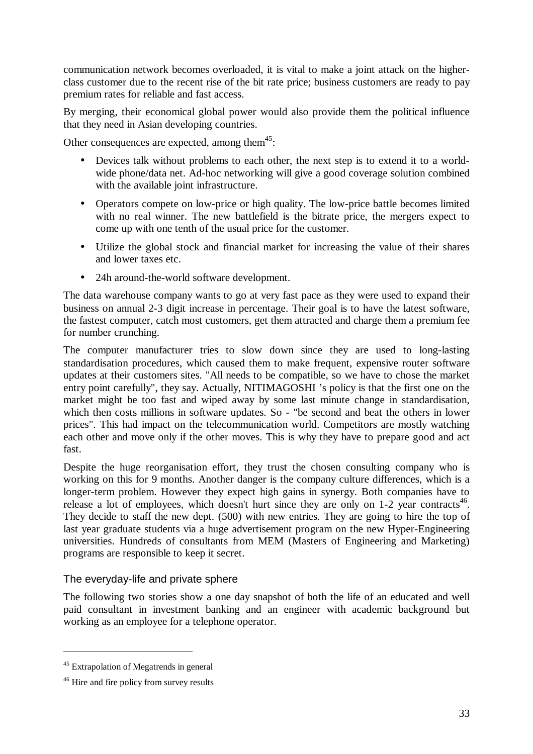communication network becomes overloaded, it is vital to make a joint attack on the higher-class customer due to the recent rise of the bit rate price; business customers are ready to pay premium rates for reliable and fast access.

By merging, their economical global power would also provide them the political influence that they need in Asian developing countries.

Other consequences are expected, among them[45]:

- Devices talk without problems to each other, the next step is to extend it to a world-wide phone/data net. Ad-hoc networking will give a good coverage solution combined with the available joint infrastructure.
- Operators compete on low-price or high quality. The low-price battle becomes limited with no real winner. The new battlefield is the bitrate price, the mergers expect to come up with one tenth of the usual price for the customer.
- Utilize the global stock and financial market for increasing the value of their shares and lower taxes etc.
- 24h around-the-world software development.

The data warehouse company wants to go at very fast pace as they were used to expand their business on annual 2-3 digit increase in percentage. Their goal is to have the latest software, the fastest computer, catch most customers, get them attracted and charge them a premium fee for number crunching.

The computer manufacturer tries to slow down since they are used to long-lasting standardisation procedures, which caused them to make frequent, expensive router software updates at their customers sites. "All needs to be compatible, so we have to chose the market entry point carefully", they say. Actually, NITIMAGOSHI 's policy is that the first one on the market might be too fast and wiped away by some last minute change in standardisation, which then costs millions in software updates. So - "be second and beat the others in lower prices". This had impact on the telecommunication world. Competitors are mostly watching each other and move only if the other moves. This is why they have to prepare good and act fast.

Despite the huge reorganisation effort, they trust the chosen consulting company who is working on this for 9 months. Another danger is the company culture differences, which is a longer-term problem. However they expect high gains in synergy. Both companies have to release a lot of employees, which doesn't hurt since they are only on 1-2 year contracts[46]. They decide to staff the new dept. (500) with new entries. They are going to hire the top of last year graduate students via a huge advertisement program on the new Hyper-Engineering universities. Hundreds of consultants from MEM (Masters of Engineering and Marketing) programs are responsible to keep it secret.

### The everyday-life and private sphere

The following two stories show a one day snapshot of both the life of an educated and well paid consultant in investment banking and an engineer with academic background but working as an employee for a telephone operator.

---

[45] Extrapolation of Megatrends in general

[46] Hire and fire policy from survey results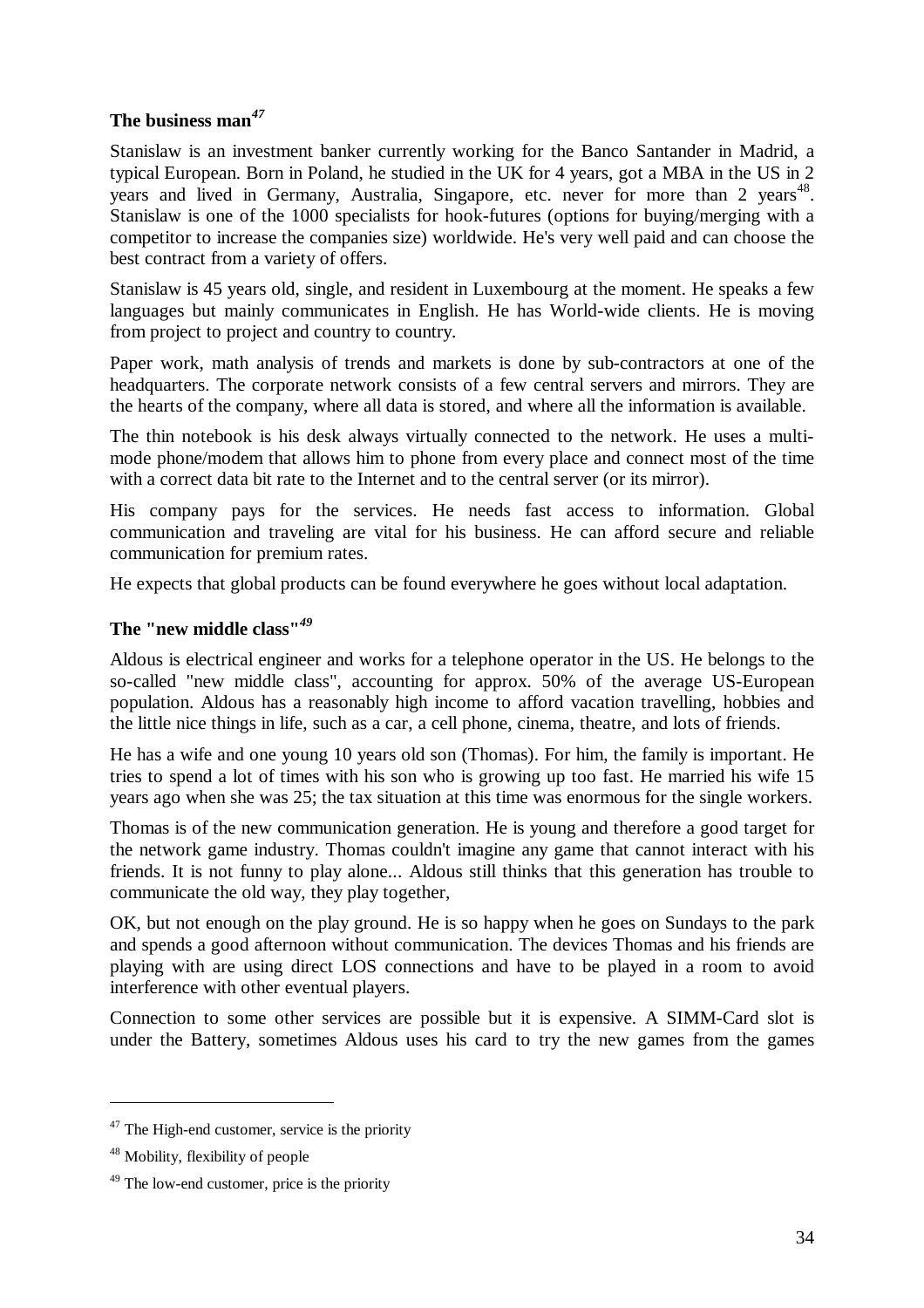### The business man[47]

Stanislaw is an investment banker currently working for the Banco Santander in Madrid, a typical European. Born in Poland, he studied in the UK for 4 years, got a MBA in the US in 2 years and lived in Germany, Australia, Singapore, etc. never for more than 2 years[48]. Stanislaw is one of the 1000 specialists for hook-futures (options for buying/merging with a competitor to increase the companies size) worldwide. He's very well paid and can choose the best contract from a variety of offers.

Stanislaw is 45 years old, single, and resident in Luxembourg at the moment. He speaks a few languages but mainly communicates in English. He has World-wide clients. He is moving from project to project and country to country.

Paper work, math analysis of trends and markets is done by sub-contractors at one of the headquarters. The corporate network consists of a few central servers and mirrors. They are the hearts of the company, where all data is stored, and where all the information is available.

The thin notebook is his desk always virtually connected to the network. He uses a multi-mode phone/modem that allows him to phone from every place and connect most of the time with a correct data bit rate to the Internet and to the central server (or its mirror).

His company pays for the services. He needs fast access to information. Global communication and traveling are vital for his business. He can afford secure and reliable communication for premium rates.

He expects that global products can be found everywhere he goes without local adaptation.

### The "new middle class"[49]

Aldous is electrical engineer and works for a telephone operator in the US. He belongs to the so-called "new middle class", accounting for approx. 50% of the average US-European population. Aldous has a reasonably high income to afford vacation travelling, hobbies and the little nice things in life, such as a car, a cell phone, cinema, theatre, and lots of friends.

He has a wife and one young 10 years old son (Thomas). For him, the family is important. He tries to spend a lot of times with his son who is growing up too fast. He married his wife 15 years ago when she was 25; the tax situation at this time was enormous for the single workers.

Thomas is of the new communication generation. He is young and therefore a good target for the network game industry. Thomas couldn't imagine any game that cannot interact with his friends. It is not funny to play alone... Aldous still thinks that this generation has trouble to communicate the old way, they play together,

OK, but not enough on the play ground. He is so happy when he goes on Sundays to the park and spends a good afternoon without communication. The devices Thomas and his friends are playing with are using direct LOS connections and have to be played in a room to avoid interference with other eventual players.

Connection to some other services are possible but it is expensive. A SIMM-Card slot is under the Battery, sometimes Aldous uses his card to try the new games from the games

---

[47] The High-end customer, service is the priority

[48] Mobility, flexibility of people

[49] The low-end customer, price is the priority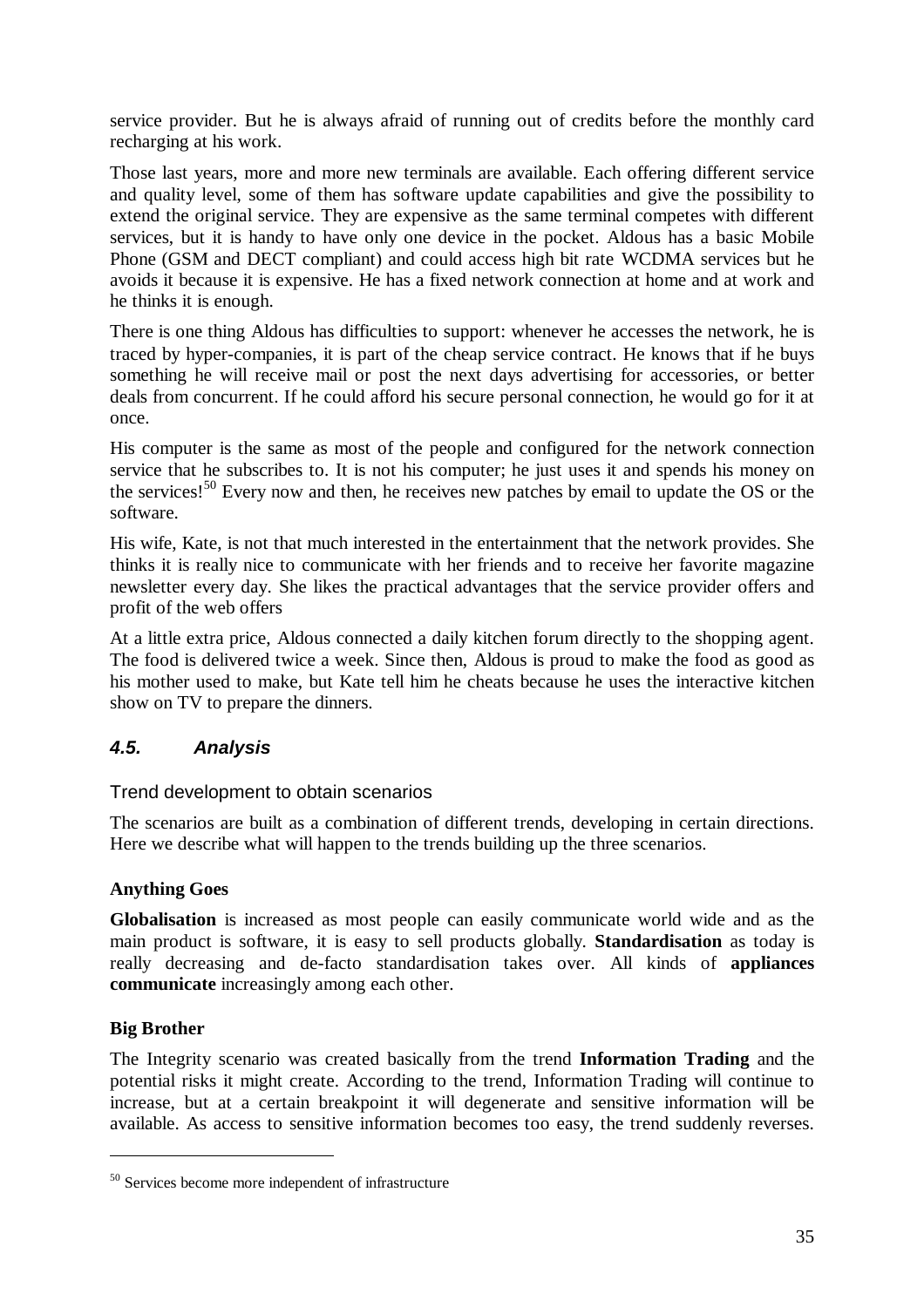service provider. But he is always afraid of running out of credits before the monthly card recharging at his work.

Those last years, more and more new terminals are available. Each offering different service and quality level, some of them has software update capabilities and give the possibility to extend the original service. They are expensive as the same terminal competes with different services, but it is handy to have only one device in the pocket. Aldous has a basic Mobile Phone (GSM and DECT compliant) and could access high bit rate WCDMA services but he avoids it because it is expensive. He has a fixed network connection at home and at work and he thinks it is enough.

There is one thing Aldous has difficulties to support: whenever he accesses the network, he is traced by hyper-companies, it is part of the cheap service contract. He knows that if he buys something he will receive mail or post the next days advertising for accessories, or better deals from concurrent. If he could afford his secure personal connection, he would go for it at once.

His computer is the same as most of the people and configured for the network connection service that he subscribes to. It is not his computer; he just uses it and spends his money on the services![50] Every now and then, he receives new patches by email to update the OS or the software.

His wife, Kate, is not that much interested in the entertainment that the network provides. She thinks it is really nice to communicate with her friends and to receive her favorite magazine newsletter every day. She likes the practical advantages that the service provider offers and profit of the web offers

At a little extra price, Aldous connected a daily kitchen forum directly to the shopping agent. The food is delivered twice a week. Since then, Aldous is proud to make the food as good as his mother used to make, but Kate tell him he cheats because he uses the interactive kitchen show on TV to prepare the dinners.

### *4.5. Analysis*

Trend development to obtain scenarios

The scenarios are built as a combination of different trends, developing in certain directions. Here we describe what will happen to the trends building up the three scenarios.

**Anything Goes**

**Globalisation** is increased as most people can easily communicate world wide and as the main product is software, it is easy to sell products globally. **Standardisation** as today is really decreasing and de-facto standardisation takes over. All kinds of **appliances communicate** increasingly among each other.

**Big Brother**

The Integrity scenario was created basically from the trend **Information Trading** and the potential risks it might create. According to the trend, Information Trading will continue to increase, but at a certain breakpoint it will degenerate and sensitive information will be available. As access to sensitive information becomes too easy, the trend suddenly reverses.

---

[50] Services become more independent of infrastructure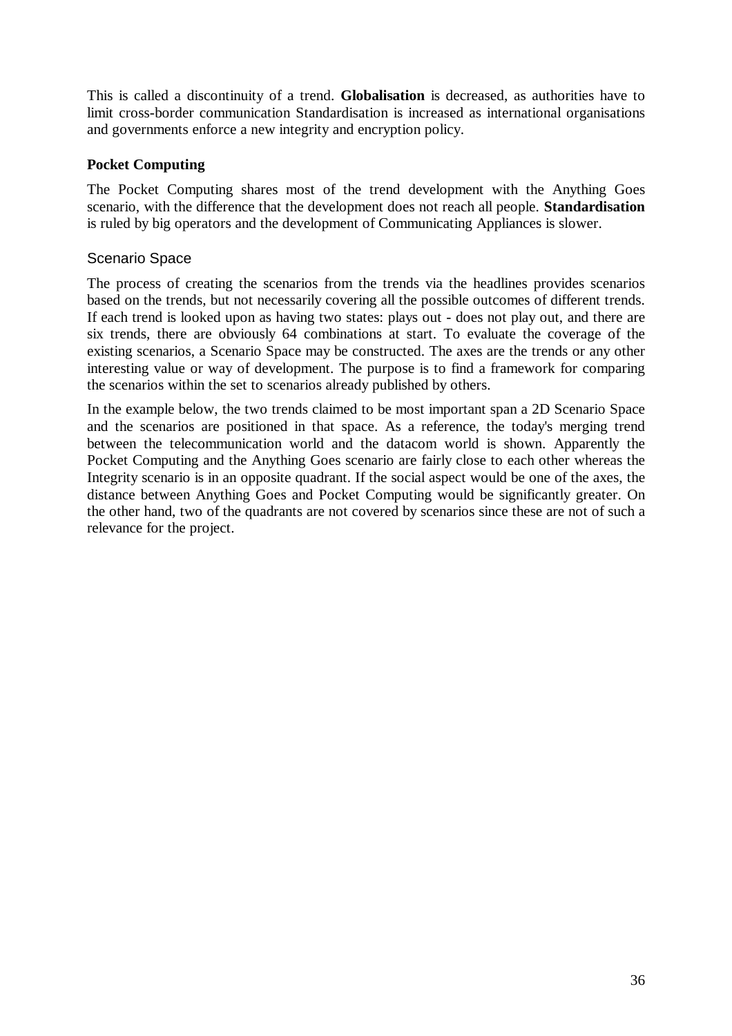This is called a discontinuity of a trend. **Globalisation** is decreased, as authorities have to limit cross-border communication Standardisation is increased as international organisations and governments enforce a new integrity and encryption policy.

**Pocket Computing**

The Pocket Computing shares most of the trend development with the Anything Goes scenario, with the difference that the development does not reach all people. **Standardisation** is ruled by big operators and the development of Communicating Appliances is slower.

### Scenario Space

The process of creating the scenarios from the trends via the headlines provides scenarios based on the trends, but not necessarily covering all the possible outcomes of different trends. If each trend is looked upon as having two states: plays out - does not play out, and there are six trends, there are obviously 64 combinations at start. To evaluate the coverage of the existing scenarios, a Scenario Space may be constructed. The axes are the trends or any other interesting value or way of development. The purpose is to find a framework for comparing the scenarios within the set to scenarios already published by others.

In the example below, the two trends claimed to be most important span a 2D Scenario Space and the scenarios are positioned in that space. As a reference, the today's merging trend between the telecommunication world and the datacom world is shown. Apparently the Pocket Computing and the Anything Goes scenario are fairly close to each other whereas the Integrity scenario is in an opposite quadrant. If the social aspect would be one of the axes, the distance between Anything Goes and Pocket Computing would be significantly greater. On the other hand, two of the quadrants are not covered by scenarios since these are not of such a relevance for the project.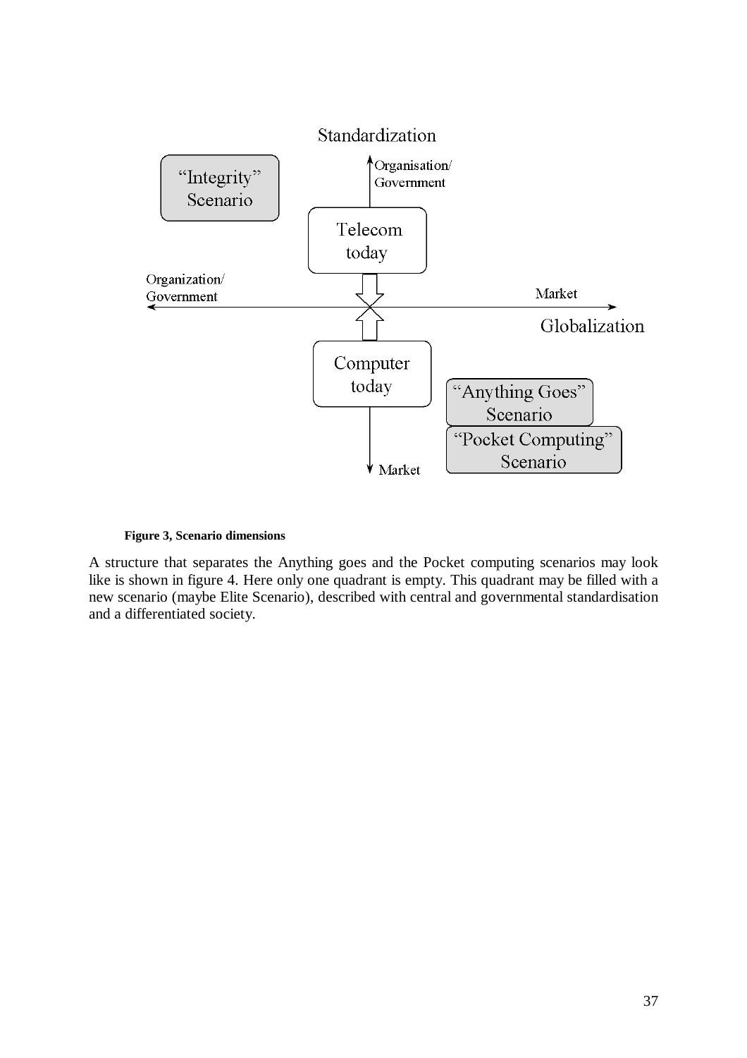Standardization

Organisation/ Government

"Integrity" Scenario

Telecom today

Organization/ Government

Market

Globalization

Computer today

"Anything Goes" Scenario

"Pocket Computing" Scenario

Market

**Figure 3, Scenario dimensions**

A structure that separates the Anything goes and the Pocket computing scenarios may look like is shown in figure 4. Here only one quadrant is empty. This quadrant may be filled with a new scenario (maybe Elite Scenario), described with central and governmental standardisation and a differentiated society.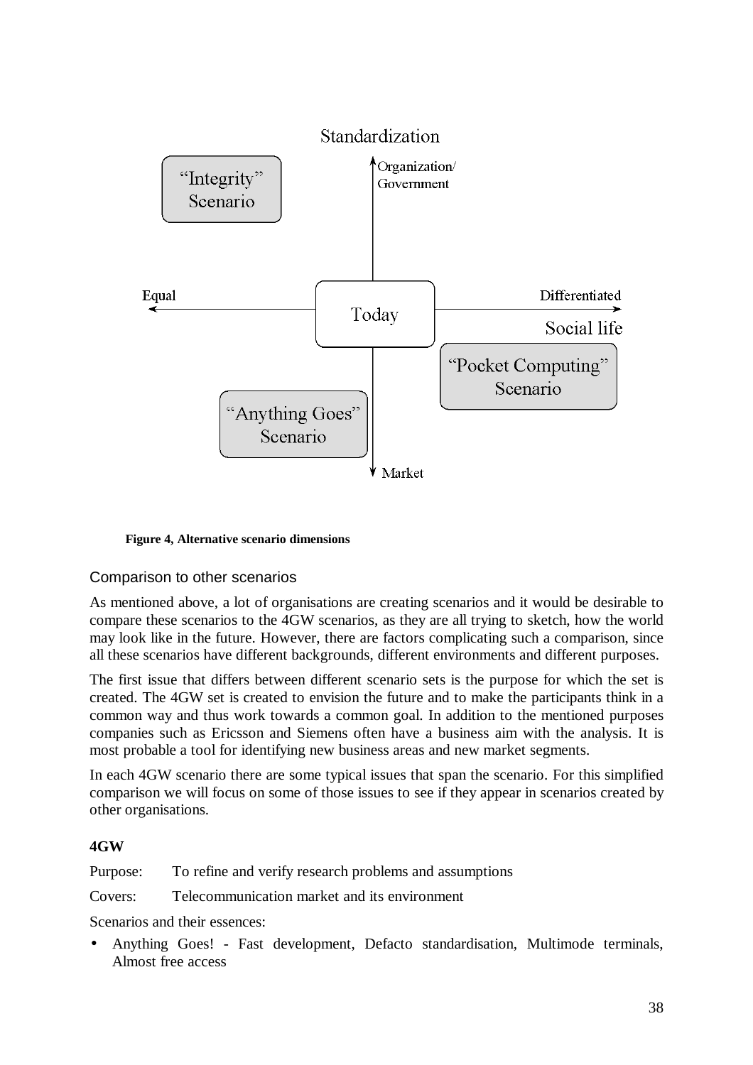Standardization

Organization/ Government

"Integrity" Scenario

Equal

Today

Differentiated

Social life

"Pocket Computing" Scenario

"Anything Goes" Scenario

Market

**Figure 4, Alternative scenario dimensions**

### Comparison to other scenarios

As mentioned above, a lot of organisations are creating scenarios and it would be desirable to compare these scenarios to the 4GW scenarios, as they are all trying to sketch, how the world may look like in the future. However, there are factors complicating such a comparison, since all these scenarios have different backgrounds, different environments and different purposes.

The first issue that differs between different scenario sets is the purpose for which the set is created. The 4GW set is created to envision the future and to make the participants think in a common way and thus work towards a common goal. In addition to the mentioned purposes companies such as Ericsson and Siemens often have a business aim with the analysis. It is most probable a tool for identifying new business areas and new market segments.

In each 4GW scenario there are some typical issues that span the scenario. For this simplified comparison we will focus on some of those issues to see if they appear in scenarios created by other organisations.

**4GW**

Purpose: To refine and verify research problems and assumptions

Covers: Telecommunication market and its environment

Scenarios and their essences:

- Anything Goes! - Fast development, Defacto standardisation, Multimode terminals, Almost free access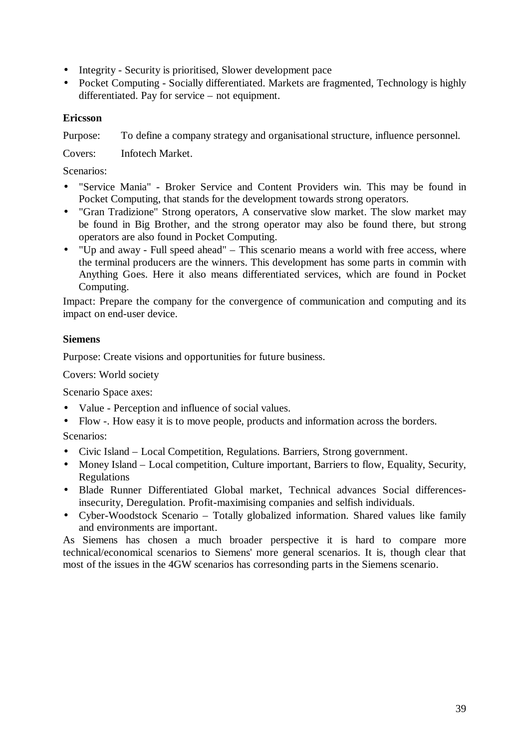- Integrity - Security is prioritised, Slower development pace
- Pocket Computing - Socially differentiated. Markets are fragmented, Technology is highly differentiated. Pay for service – not equipment.

**Ericsson**

Purpose: To define a company strategy and organisational structure, influence personnel.

Covers: Infotech Market.

Scenarios:

- "Service Mania" - Broker Service and Content Providers win. This may be found in Pocket Computing, that stands for the development towards strong operators.
- "Gran Tradizione" Strong operators, A conservative slow market. The slow market may be found in Big Brother, and the strong operator may also be found there, but strong operators are also found in Pocket Computing.
- "Up and away - Full speed ahead" – This scenario means a world with free access, where the terminal producers are the winners. This development has some parts in commin with Anything Goes. Here it also means differentiated services, which are found in Pocket Computing.

Impact: Prepare the company for the convergence of communication and computing and its impact on end-user device.

**Siemens**

Purpose: Create visions and opportunities for future business.

Covers: World society

Scenario Space axes:

- Value - Perception and influence of social values.
- Flow -. How easy it is to move people, products and information across the borders.

Scenarios:

- Civic Island – Local Competition, Regulations. Barriers, Strong government.
- Money Island – Local competition, Culture important, Barriers to flow, Equality, Security, Regulations
- Blade Runner Differentiated Global market, Technical advances Social differences-insecurity, Deregulation. Profit-maximising companies and selfish individuals.
- Cyber-Woodstock Scenario – Totally globalized information. Shared values like family and environments are important.

As Siemens has chosen a much broader perspective it is hard to compare more technical/economical scenarios to Siemens' more general scenarios. It is, though clear that most of the issues in the 4GW scenarios has corresonding parts in the Siemens scenario.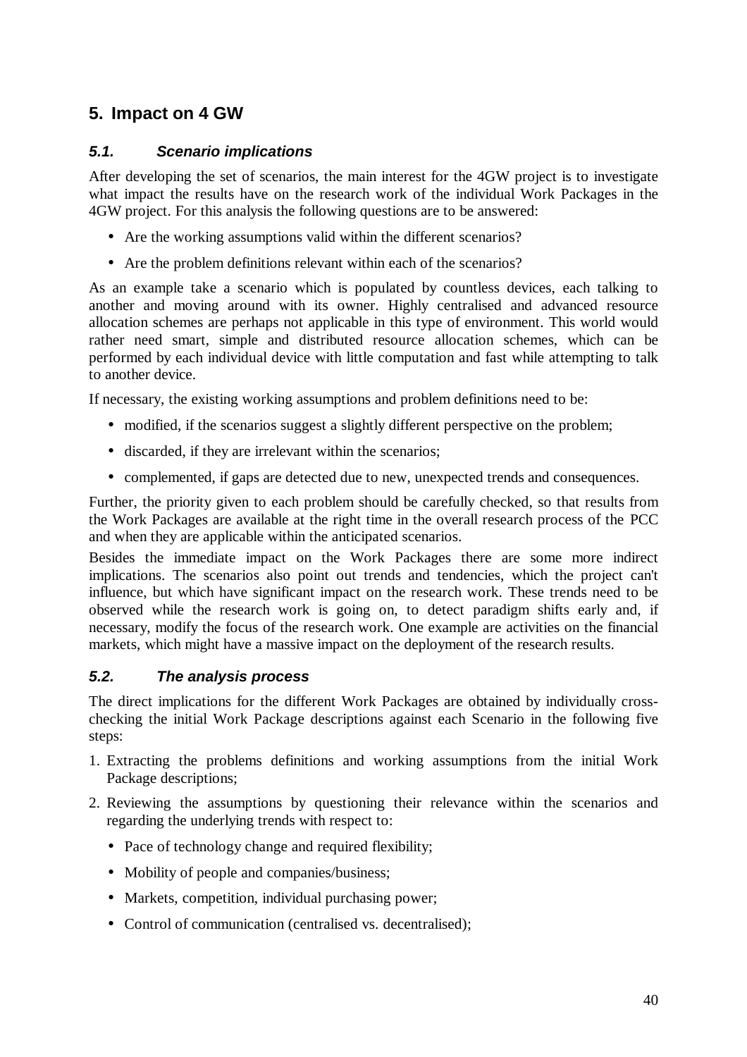## 5. Impact on 4 GW

### *5.1. Scenario implications*

After developing the set of scenarios, the main interest for the 4GW project is to investigate what impact the results have on the research work of the individual Work Packages in the 4GW project. For this analysis the following questions are to be answered:

- Are the working assumptions valid within the different scenarios?
- Are the problem definitions relevant within each of the scenarios?

As an example take a scenario which is populated by countless devices, each talking to another and moving around with its owner. Highly centralised and advanced resource allocation schemes are perhaps not applicable in this type of environment. This world would rather need smart, simple and distributed resource allocation schemes, which can be performed by each individual device with little computation and fast while attempting to talk to another device.

If necessary, the existing working assumptions and problem definitions need to be:

- modified, if the scenarios suggest a slightly different perspective on the problem;
- discarded, if they are irrelevant within the scenarios;
- complemented, if gaps are detected due to new, unexpected trends and consequences.

Further, the priority given to each problem should be carefully checked, so that results from the Work Packages are available at the right time in the overall research process of the PCC and when they are applicable within the anticipated scenarios.

Besides the immediate impact on the Work Packages there are some more indirect implications. The scenarios also point out trends and tendencies, which the project can't influence, but which have significant impact on the research work. These trends need to be observed while the research work is going on, to detect paradigm shifts early and, if necessary, modify the focus of the research work. One example are activities on the financial markets, which might have a massive impact on the deployment of the research results.

### *5.2. The analysis process*

The direct implications for the different Work Packages are obtained by individually cross-checking the initial Work Package descriptions against each Scenario in the following five steps:

1. Extracting the problems definitions and working assumptions from the initial Work Package descriptions;
2. Reviewing the assumptions by questioning their relevance within the scenarios and regarding the underlying trends with respect to:
   - Pace of technology change and required flexibility;
   - Mobility of people and companies/business;
   - Markets, competition, individual purchasing power;
   - Control of communication (centralised vs. decentralised);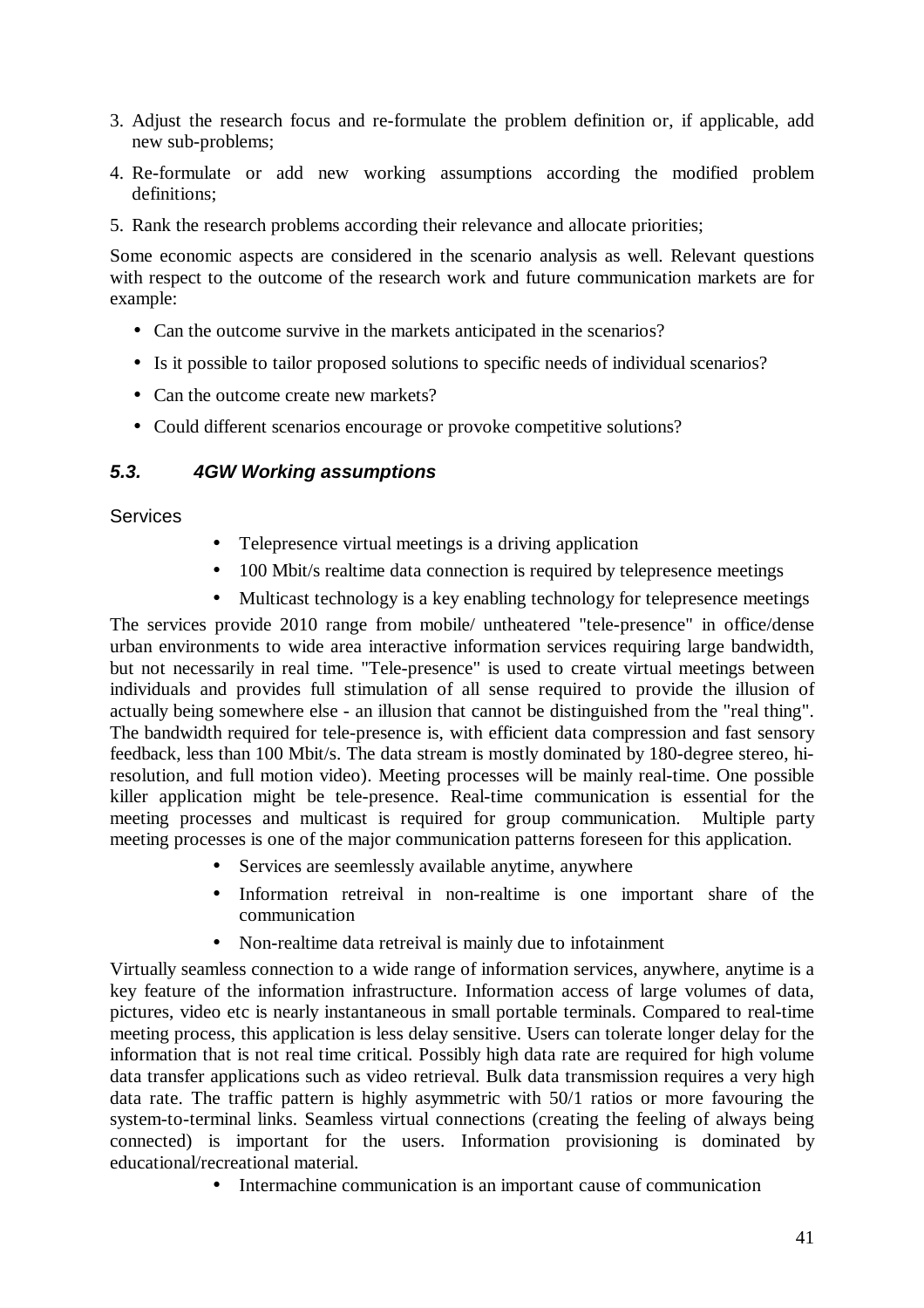3. Adjust the research focus and re-formulate the problem definition or, if applicable, add new sub-problems;
4. Re-formulate or add new working assumptions according the modified problem definitions;
5. Rank the research problems according their relevance and allocate priorities;

Some economic aspects are considered in the scenario analysis as well. Relevant questions with respect to the outcome of the research work and future communication markets are for example:

- Can the outcome survive in the markets anticipated in the scenarios?
- Is it possible to tailor proposed solutions to specific needs of individual scenarios?
- Can the outcome create new markets?
- Could different scenarios encourage or provoke competitive solutions?

### *5.3. 4GW Working assumptions*

Services

- Telepresence virtual meetings is a driving application
- 100 Mbit/s realtime data connection is required by telepresence meetings
- Multicast technology is a key enabling technology for telepresence meetings

The services provide 2010 range from mobile/ untheatered "tele-presence" in office/dense urban environments to wide area interactive information services requiring large bandwidth, but not necessarily in real time. "Tele-presence" is used to create virtual meetings between individuals and provides full stimulation of all sense required to provide the illusion of actually being somewhere else - an illusion that cannot be distinguished from the "real thing". The bandwidth required for tele-presence is, with efficient data compression and fast sensory feedback, less than 100 Mbit/s. The data stream is mostly dominated by 180-degree stereo, hi-resolution, and full motion video). Meeting processes will be mainly real-time. One possible killer application might be tele-presence. Real-time communication is essential for the meeting processes and multicast is required for group communication. Multiple party meeting processes is one of the major communication patterns foreseen for this application.

- Services are seemlessly available anytime, anywhere
- Information retreival in non-realtime is one important share of the communication
- Non-realtime data retreival is mainly due to infotainment

Virtually seamless connection to a wide range of information services, anywhere, anytime is a key feature of the information infrastructure. Information access of large volumes of data, pictures, video etc is nearly instantaneous in small portable terminals. Compared to real-time meeting process, this application is less delay sensitive. Users can tolerate longer delay for the information that is not real time critical. Possibly high data rate are required for high volume data transfer applications such as video retrieval. Bulk data transmission requires a very high data rate. The traffic pattern is highly asymmetric with 50/1 ratios or more favouring the system-to-terminal links. Seamless virtual connections (creating the feeling of always being connected) is important for the users. Information provisioning is dominated by educational/recreational material.

- Intermachine communication is an important cause of communication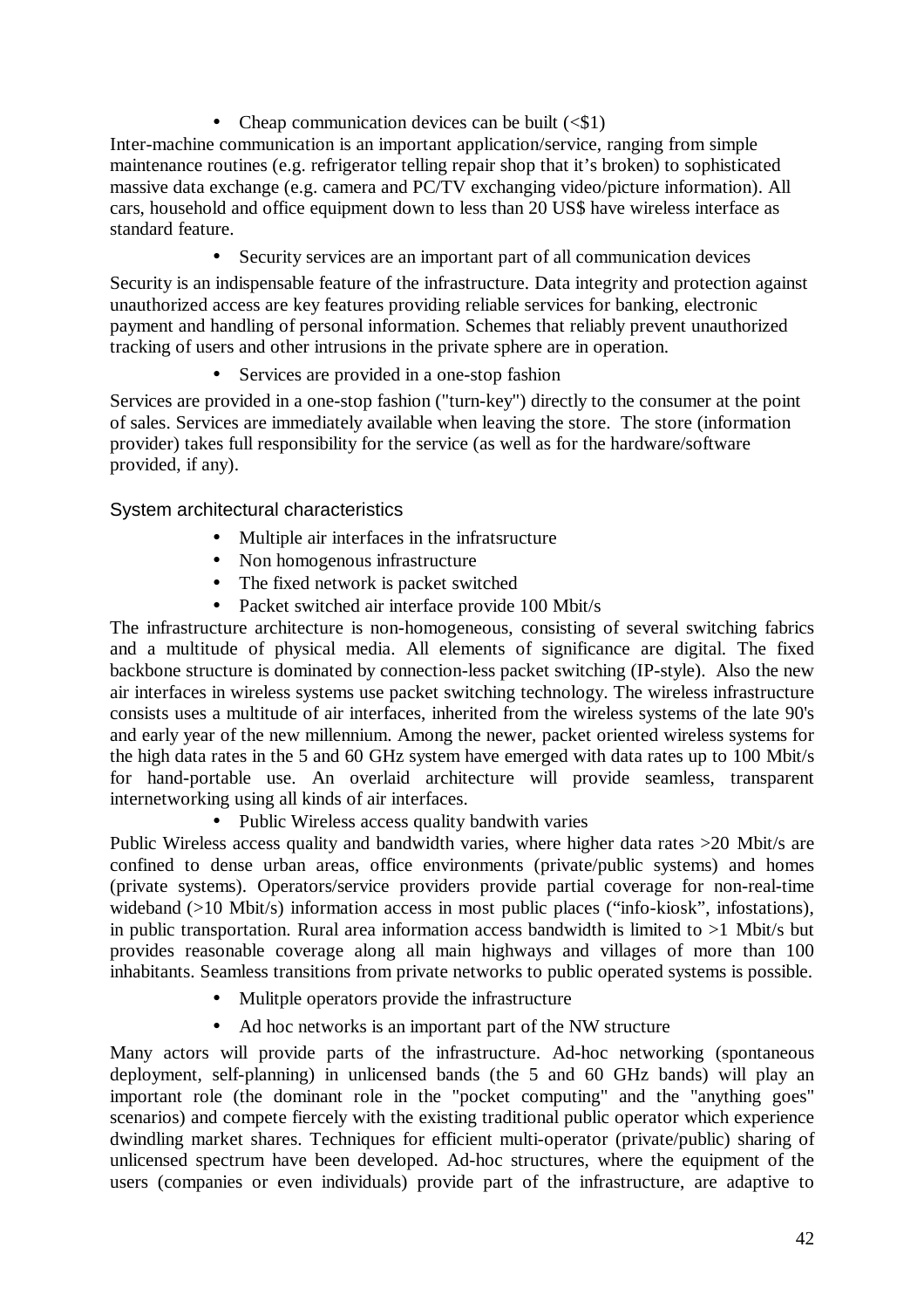- Cheap communication devices can be built (<$1)

Inter-machine communication is an important application/service, ranging from simple maintenance routines (e.g. refrigerator telling repair shop that it's broken) to sophisticated massive data exchange (e.g. camera and PC/TV exchanging video/picture information). All cars, household and office equipment down to less than 20 US$ have wireless interface as standard feature.

- Security services are an important part of all communication devices

Security is an indispensable feature of the infrastructure. Data integrity and protection against unauthorized access are key features providing reliable services for banking, electronic payment and handling of personal information. Schemes that reliably prevent unauthorized tracking of users and other intrusions in the private sphere are in operation.

- Services are provided in a one-stop fashion

Services are provided in a one-stop fashion ("turn-key") directly to the consumer at the point of sales. Services are immediately available when leaving the store. The store (information provider) takes full responsibility for the service (as well as for the hardware/software provided, if any).

### System architectural characteristics

- Multiple air interfaces in the infratsructure
- Non homogenous infrastructure
- The fixed network is packet switched
- Packet switched air interface provide 100 Mbit/s

The infrastructure architecture is non-homogeneous, consisting of several switching fabrics and a multitude of physical media. All elements of significance are digital. The fixed backbone structure is dominated by connection-less packet switching (IP-style). Also the new air interfaces in wireless systems use packet switching technology. The wireless infrastructure consists uses a multitude of air interfaces, inherited from the wireless systems of the late 90's and early year of the new millennium. Among the newer, packet oriented wireless systems for the high data rates in the 5 and 60 GHz system have emerged with data rates up to 100 Mbit/s for hand-portable use. An overlaid architecture will provide seamless, transparent internetworking using all kinds of air interfaces.

- Public Wireless access quality bandwith varies

Public Wireless access quality and bandwidth varies, where higher data rates >20 Mbit/s are confined to dense urban areas, office environments (private/public systems) and homes (private systems). Operators/service providers provide partial coverage for non-real-time wideband (>10 Mbit/s) information access in most public places ("info-kiosk", infostations), in public transportation. Rural area information access bandwidth is limited to >1 Mbit/s but provides reasonable coverage along all main highways and villages of more than 100 inhabitants. Seamless transitions from private networks to public operated systems is possible.

- Mulitple operators provide the infrastructure
- Ad hoc networks is an important part of the NW structure

Many actors will provide parts of the infrastructure. Ad-hoc networking (spontaneous deployment, self-planning) in unlicensed bands (the 5 and 60 GHz bands) will play an important role (the dominant role in the "pocket computing" and the "anything goes" scenarios) and compete fiercely with the existing traditional public operator which experience dwindling market shares. Techniques for efficient multi-operator (private/public) sharing of unlicensed spectrum have been developed. Ad-hoc structures, where the equipment of the users (companies or even individuals) provide part of the infrastructure, are adaptive to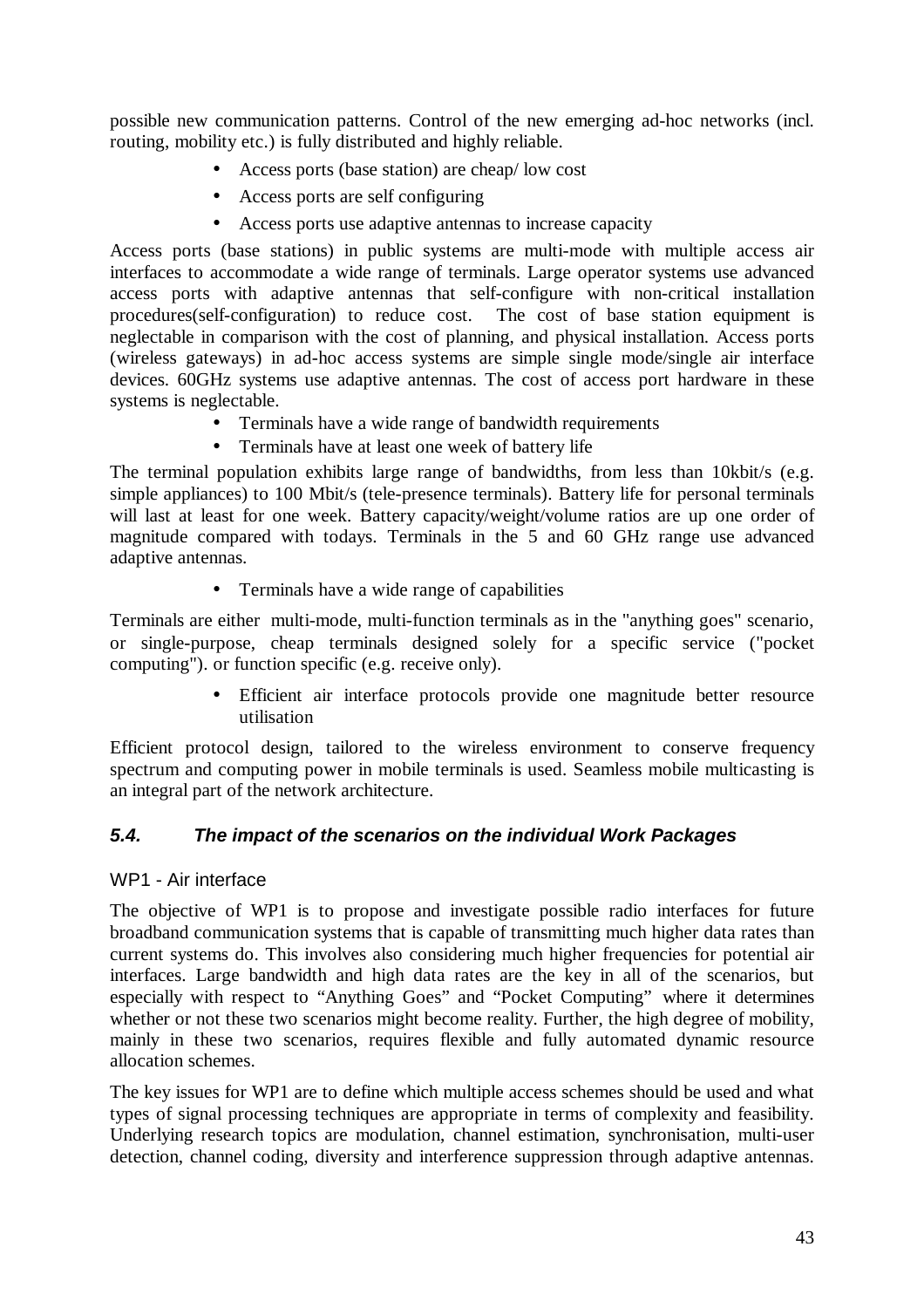possible new communication patterns. Control of the new emerging ad-hoc networks (incl. routing, mobility etc.) is fully distributed and highly reliable.

- Access ports (base station) are cheap/ low cost
- Access ports are self configuring
- Access ports use adaptive antennas to increase capacity

Access ports (base stations) in public systems are multi-mode with multiple access air interfaces to accommodate a wide range of terminals. Large operator systems use advanced access ports with adaptive antennas that self-configure with non-critical installation procedures(self-configuration) to reduce cost. The cost of base station equipment is neglectable in comparison with the cost of planning, and physical installation. Access ports (wireless gateways) in ad-hoc access systems are simple single mode/single air interface devices. 60GHz systems use adaptive antennas. The cost of access port hardware in these systems is neglectable.

- Terminals have a wide range of bandwidth requirements
- Terminals have at least one week of battery life

The terminal population exhibits large range of bandwidths, from less than 10kbit/s (e.g. simple appliances) to 100 Mbit/s (tele-presence terminals). Battery life for personal terminals will last at least for one week. Battery capacity/weight/volume ratios are up one order of magnitude compared with todays. Terminals in the 5 and 60 GHz range use advanced adaptive antennas.

- Terminals have a wide range of capabilities

Terminals are either multi-mode, multi-function terminals as in the "anything goes" scenario, or single-purpose, cheap terminals designed solely for a specific service ("pocket computing"). or function specific (e.g. receive only).

- Efficient air interface protocols provide one magnitude better resource utilisation

Efficient protocol design, tailored to the wireless environment to conserve frequency spectrum and computing power in mobile terminals is used. Seamless mobile multicasting is an integral part of the network architecture.

### 5.4. The impact of the scenarios on the individual Work Packages

#### WP1 - Air interface

The objective of WP1 is to propose and investigate possible radio interfaces for future broadband communication systems that is capable of transmitting much higher data rates than current systems do. This involves also considering much higher frequencies for potential air interfaces. Large bandwidth and high data rates are the key in all of the scenarios, but especially with respect to "Anything Goes" and "Pocket Computing" where it determines whether or not these two scenarios might become reality. Further, the high degree of mobility, mainly in these two scenarios, requires flexible and fully automated dynamic resource allocation schemes.

The key issues for WP1 are to define which multiple access schemes should be used and what types of signal processing techniques are appropriate in terms of complexity and feasibility. Underlying research topics are modulation, channel estimation, synchronisation, multi-user detection, channel coding, diversity and interference suppression through adaptive antennas.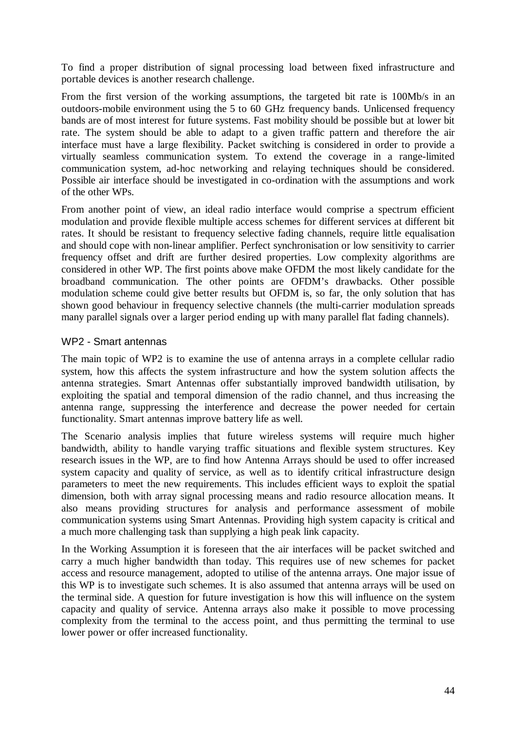To find a proper distribution of signal processing load between fixed infrastructure and portable devices is another research challenge.

From the first version of the working assumptions, the targeted bit rate is 100Mb/s in an outdoors-mobile environment using the 5 to 60 GHz frequency bands. Unlicensed frequency bands are of most interest for future systems. Fast mobility should be possible but at lower bit rate. The system should be able to adapt to a given traffic pattern and therefore the air interface must have a large flexibility. Packet switching is considered in order to provide a virtually seamless communication system. To extend the coverage in a range-limited communication system, ad-hoc networking and relaying techniques should be considered. Possible air interface should be investigated in co-ordination with the assumptions and work of the other WPs.

From another point of view, an ideal radio interface would comprise a spectrum efficient modulation and provide flexible multiple access schemes for different services at different bit rates. It should be resistant to frequency selective fading channels, require little equalisation and should cope with non-linear amplifier. Perfect synchronisation or low sensitivity to carrier frequency offset and drift are further desired properties. Low complexity algorithms are considered in other WP. The first points above make OFDM the most likely candidate for the broadband communication. The other points are OFDM's drawbacks. Other possible modulation scheme could give better results but OFDM is, so far, the only solution that has shown good behaviour in frequency selective channels (the multi-carrier modulation spreads many parallel signals over a larger period ending up with many parallel flat fading channels).

## WP2 - Smart antennas

The main topic of WP2 is to examine the use of antenna arrays in a complete cellular radio system, how this affects the system infrastructure and how the system solution affects the antenna strategies. Smart Antennas offer substantially improved bandwidth utilisation, by exploiting the spatial and temporal dimension of the radio channel, and thus increasing the antenna range, suppressing the interference and decrease the power needed for certain functionality. Smart antennas improve battery life as well.

The Scenario analysis implies that future wireless systems will require much higher bandwidth, ability to handle varying traffic situations and flexible system structures. Key research issues in the WP, are to find how Antenna Arrays should be used to offer increased system capacity and quality of service, as well as to identify critical infrastructure design parameters to meet the new requirements. This includes efficient ways to exploit the spatial dimension, both with array signal processing means and radio resource allocation means. It also means providing structures for analysis and performance assessment of mobile communication systems using Smart Antennas. Providing high system capacity is critical and a much more challenging task than supplying a high peak link capacity.

In the Working Assumption it is foreseen that the air interfaces will be packet switched and carry a much higher bandwidth than today. This requires use of new schemes for packet access and resource management, adopted to utilise of the antenna arrays. One major issue of this WP is to investigate such schemes. It is also assumed that antenna arrays will be used on the terminal side. A question for future investigation is how this will influence on the system capacity and quality of service. Antenna arrays also make it possible to move processing complexity from the terminal to the access point, and thus permitting the terminal to use lower power or offer increased functionality.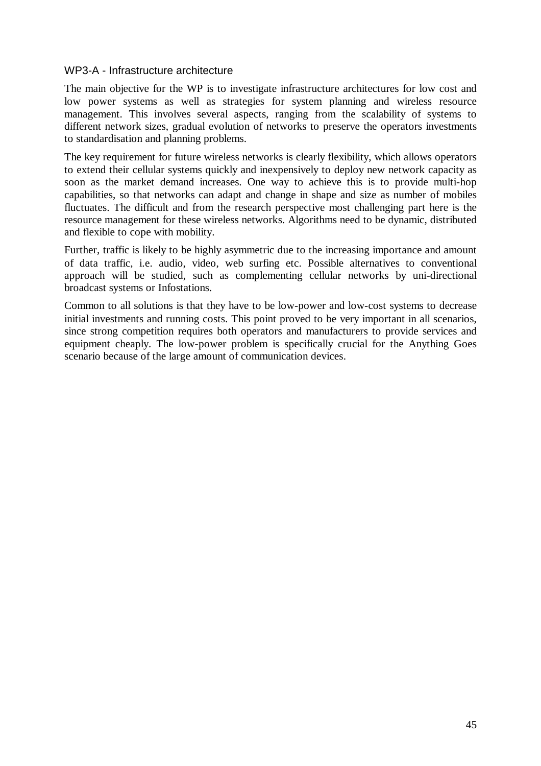### WP3-A - Infrastructure architecture

The main objective for the WP is to investigate infrastructure architectures for low cost and low power systems as well as strategies for system planning and wireless resource management. This involves several aspects, ranging from the scalability of systems to different network sizes, gradual evolution of networks to preserve the operators investments to standardisation and planning problems.

The key requirement for future wireless networks is clearly flexibility, which allows operators to extend their cellular systems quickly and inexpensively to deploy new network capacity as soon as the market demand increases. One way to achieve this is to provide multi-hop capabilities, so that networks can adapt and change in shape and size as number of mobiles fluctuates. The difficult and from the research perspective most challenging part here is the resource management for these wireless networks. Algorithms need to be dynamic, distributed and flexible to cope with mobility.

Further, traffic is likely to be highly asymmetric due to the increasing importance and amount of data traffic, i.e. audio, video, web surfing etc. Possible alternatives to conventional approach will be studied, such as complementing cellular networks by uni-directional broadcast systems or Infostations.

Common to all solutions is that they have to be low-power and low-cost systems to decrease initial investments and running costs. This point proved to be very important in all scenarios, since strong competition requires both operators and manufacturers to provide services and equipment cheaply. The low-power problem is specifically crucial for the Anything Goes scenario because of the large amount of communication devices.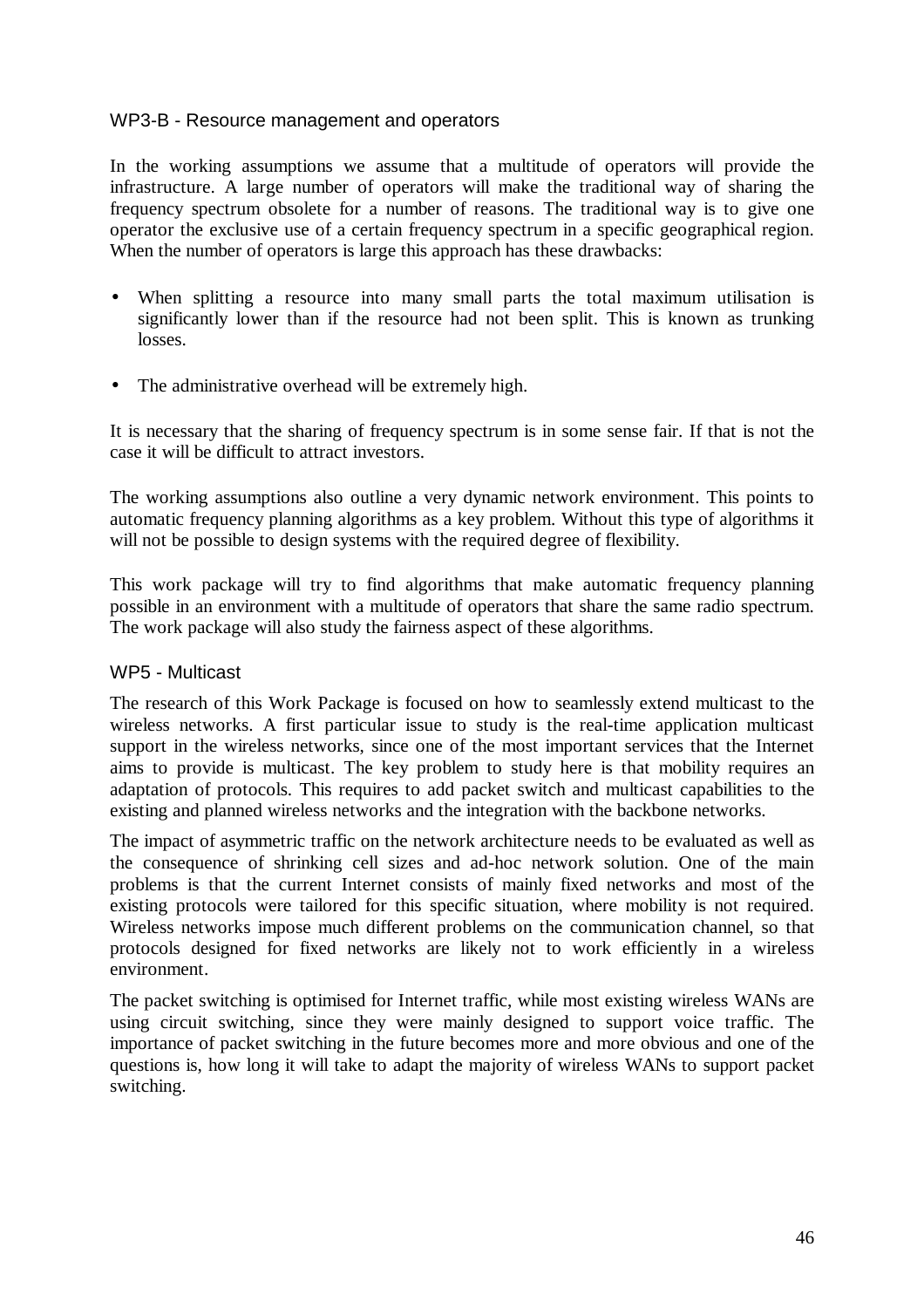### WP3-B - Resource management and operators

In the working assumptions we assume that a multitude of operators will provide the infrastructure. A large number of operators will make the traditional way of sharing the frequency spectrum obsolete for a number of reasons. The traditional way is to give one operator the exclusive use of a certain frequency spectrum in a specific geographical region. When the number of operators is large this approach has these drawbacks:

- When splitting a resource into many small parts the total maximum utilisation is significantly lower than if the resource had not been split. This is known as trunking losses.
- The administrative overhead will be extremely high.

It is necessary that the sharing of frequency spectrum is in some sense fair. If that is not the case it will be difficult to attract investors.

The working assumptions also outline a very dynamic network environment. This points to automatic frequency planning algorithms as a key problem. Without this type of algorithms it will not be possible to design systems with the required degree of flexibility.

This work package will try to find algorithms that make automatic frequency planning possible in an environment with a multitude of operators that share the same radio spectrum. The work package will also study the fairness aspect of these algorithms.

### WP5 - Multicast

The research of this Work Package is focused on how to seamlessly extend multicast to the wireless networks. A first particular issue to study is the real-time application multicast support in the wireless networks, since one of the most important services that the Internet aims to provide is multicast. The key problem to study here is that mobility requires an adaptation of protocols. This requires to add packet switch and multicast capabilities to the existing and planned wireless networks and the integration with the backbone networks.

The impact of asymmetric traffic on the network architecture needs to be evaluated as well as the consequence of shrinking cell sizes and ad-hoc network solution. One of the main problems is that the current Internet consists of mainly fixed networks and most of the existing protocols were tailored for this specific situation, where mobility is not required. Wireless networks impose much different problems on the communication channel, so that protocols designed for fixed networks are likely not to work efficiently in a wireless environment.

The packet switching is optimised for Internet traffic, while most existing wireless WANs are using circuit switching, since they were mainly designed to support voice traffic. The importance of packet switching in the future becomes more and more obvious and one of the questions is, how long it will take to adapt the majority of wireless WANs to support packet switching.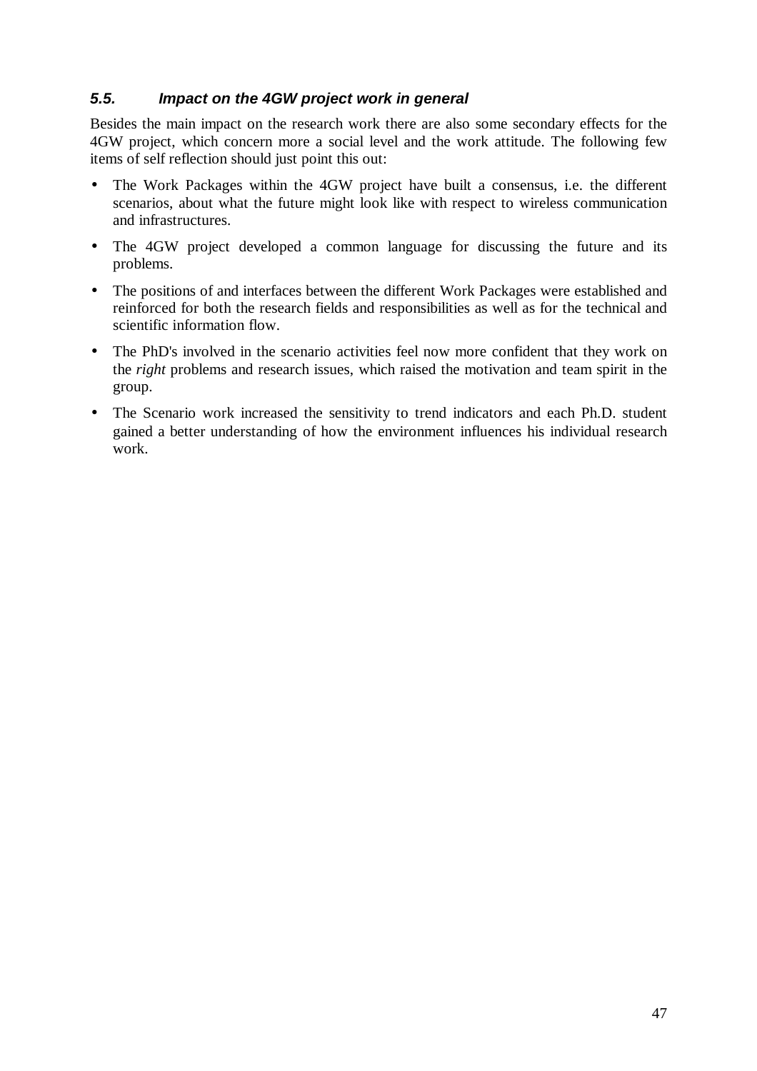### *5.5. Impact on the 4GW project work in general*

Besides the main impact on the research work there are also some secondary effects for the 4GW project, which concern more a social level and the work attitude. The following few items of self reflection should just point this out:

- The Work Packages within the 4GW project have built a consensus, i.e. the different scenarios, about what the future might look like with respect to wireless communication and infrastructures.
- The 4GW project developed a common language for discussing the future and its problems.
- The positions of and interfaces between the different Work Packages were established and reinforced for both the research fields and responsibilities as well as for the technical and scientific information flow.
- The PhD's involved in the scenario activities feel now more confident that they work on the *right* problems and research issues, which raised the motivation and team spirit in the group.
- The Scenario work increased the sensitivity to trend indicators and each Ph.D. student gained a better understanding of how the environment influences his individual research work.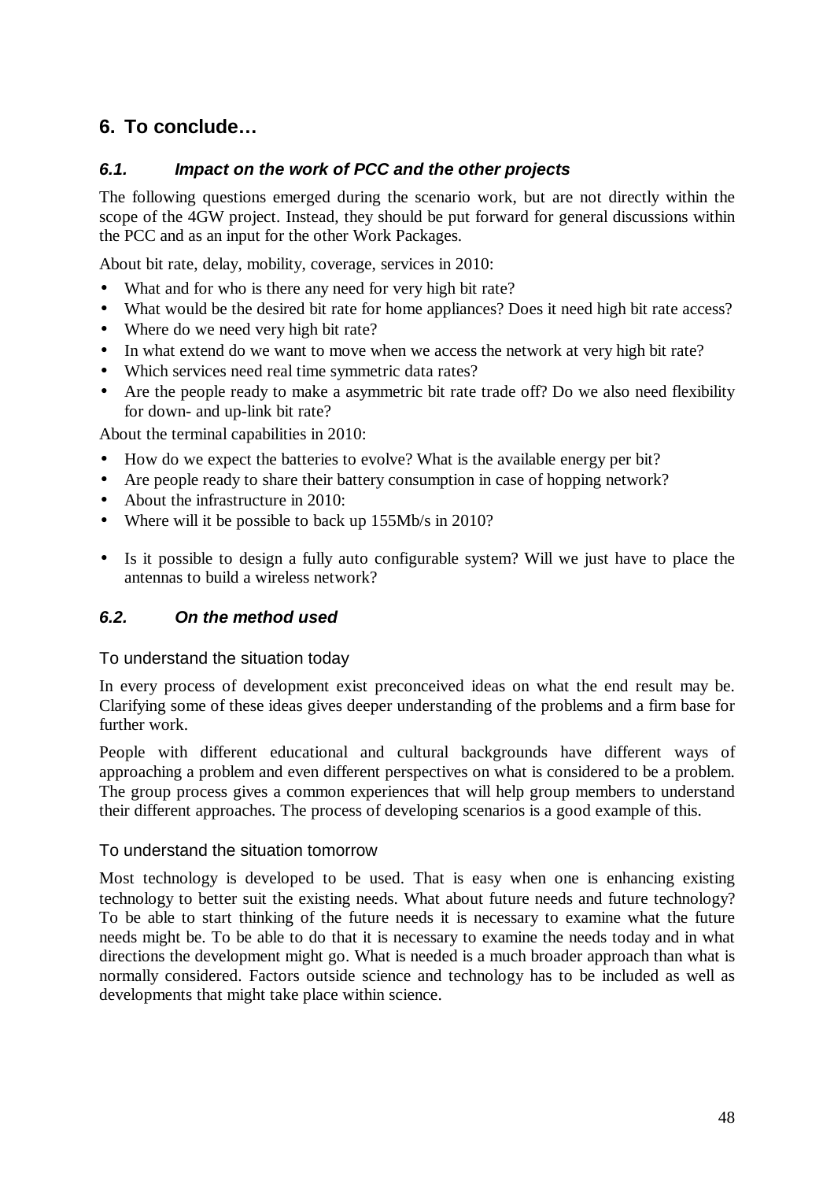# 6. To conclude…

## 6.1. *Impact on the work of PCC and the other projects*

The following questions emerged during the scenario work, but are not directly within the scope of the 4GW project. Instead, they should be put forward for general discussions within the PCC and as an input for the other Work Packages.

About bit rate, delay, mobility, coverage, services in 2010:

- What and for who is there any need for very high bit rate?
- What would be the desired bit rate for home appliances? Does it need high bit rate access?
- Where do we need very high bit rate?
- In what extend do we want to move when we access the network at very high bit rate?
- Which services need real time symmetric data rates?
- Are the people ready to make a asymmetric bit rate trade off? Do we also need flexibility for down- and up-link bit rate?

About the terminal capabilities in 2010:

- How do we expect the batteries to evolve? What is the available energy per bit?
- Are people ready to share their battery consumption in case of hopping network?
- About the infrastructure in 2010:
- Where will it be possible to back up 155Mb/s in 2010?
- Is it possible to design a fully auto configurable system? Will we just have to place the antennas to build a wireless network?

## 6.2. *On the method used*

### To understand the situation today

In every process of development exist preconceived ideas on what the end result may be. Clarifying some of these ideas gives deeper understanding of the problems and a firm base for further work.

People with different educational and cultural backgrounds have different ways of approaching a problem and even different perspectives on what is considered to be a problem. The group process gives a common experiences that will help group members to understand their different approaches. The process of developing scenarios is a good example of this.

### To understand the situation tomorrow

Most technology is developed to be used. That is easy when one is enhancing existing technology to better suit the existing needs. What about future needs and future technology? To be able to start thinking of the future needs it is necessary to examine what the future needs might be. To be able to do that it is necessary to examine the needs today and in what directions the development might go. What is needed is a much broader approach than what is normally considered. Factors outside science and technology has to be included as well as developments that might take place within science.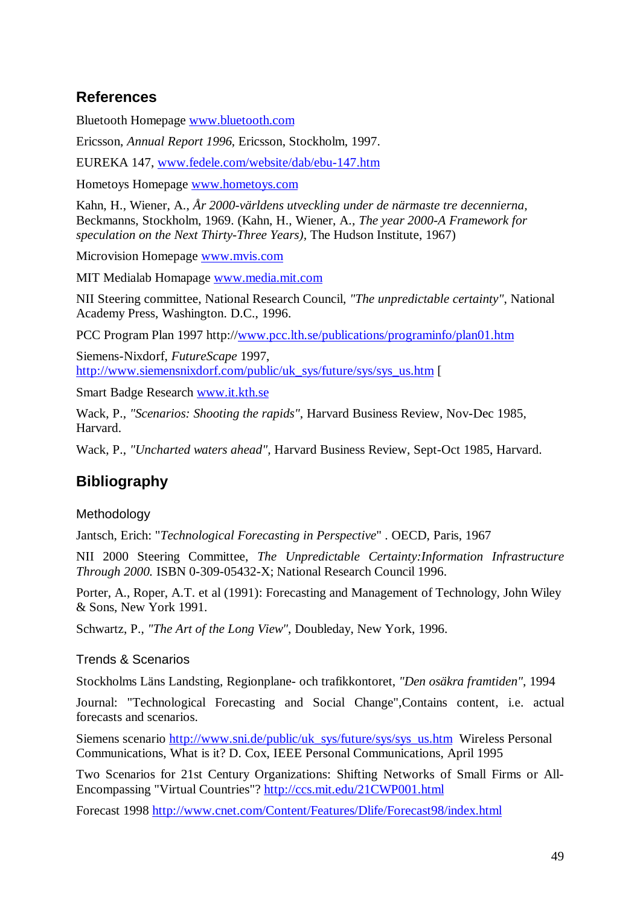## References

Bluetooth Homepage www.bluetooth.com

Ericsson, *Annual Report 1996*, Ericsson, Stockholm, 1997.

EUREKA 147, www.fedele.com/website/dab/ebu-147.htm

Hometoys Homepage www.hometoys.com

Kahn, H., Wiener, A., *År 2000-världens utveckling under de närmaste tre decennierna*, Beckmanns, Stockholm, 1969. (Kahn, H., Wiener, A., *The year 2000-A Framework for speculation on the Next Thirty-Three Years)*, The Hudson Institute, 1967)

Microvision Homepage www.mvis.com

MIT Medialab Homapage www.media.mit.com

NII Steering committee, National Research Council, *"The unpredictable certainty"*, National Academy Press, Washington. D.C., 1996.

PCC Program Plan 1997 http://www.pcc.lth.se/publications/programinfo/plan01.htm

Siemens-Nixdorf, *FutureScape* 1997, http://www.siemensnixdorf.com/public/uk_sys/future/sys/sys_us.htm [

Smart Badge Research www.it.kth.se

Wack, P., *"Scenarios: Shooting the rapids"*, Harvard Business Review, Nov-Dec 1985, Harvard.

Wack, P., *"Uncharted waters ahead"*, Harvard Business Review, Sept-Oct 1985, Harvard.

## Bibliography

### Methodology

Jantsch, Erich: "*Technological Forecasting in Perspective*" . OECD, Paris, 1967

NII 2000 Steering Committee, *The Unpredictable Certainty:Information Infrastructure Through 2000.* ISBN 0-309-05432-X; National Research Council 1996.

Porter, A., Roper, A.T. et al (1991): Forecasting and Management of Technology, John Wiley & Sons, New York 1991.

Schwartz, P., *"The Art of the Long View"*, Doubleday, New York, 1996.

### Trends & Scenarios

Stockholms Läns Landsting, Regionplane- och trafikkontoret, *"Den osäkra framtiden"*, 1994

Journal: "Technological Forecasting and Social Change",Contains content, i.e. actual forecasts and scenarios.

Siemens scenario http://www.sni.de/public/uk_sys/future/sys/sys_us.htm Wireless Personal Communications, What is it? D. Cox, IEEE Personal Communications, April 1995

Two Scenarios for 21st Century Organizations: Shifting Networks of Small Firms or All-Encompassing "Virtual Countries"? http://ccs.mit.edu/21CWP001.html

Forecast 1998 http://www.cnet.com/Content/Features/Dlife/Forecast98/index.html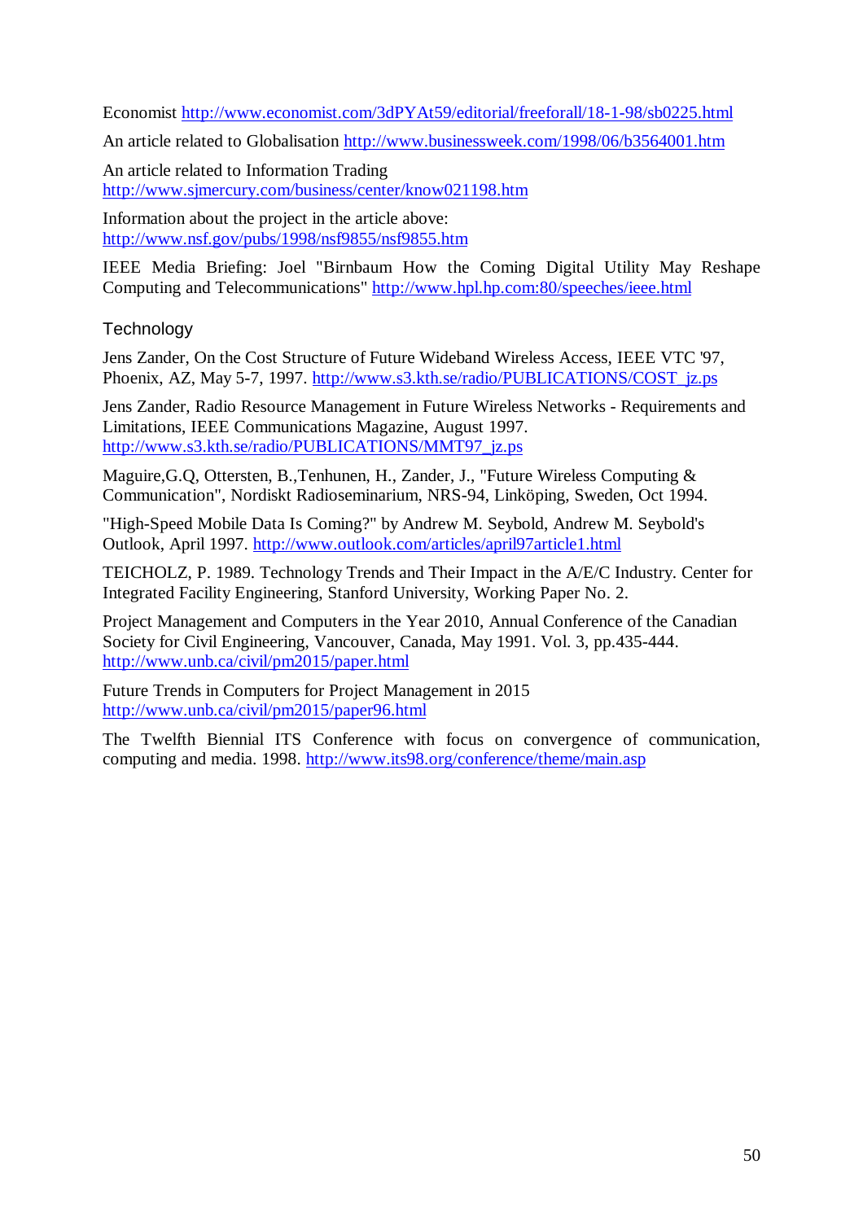Economist http://www.economist.com/3dPYAt59/editorial/freeforall/18-1-98/sb0225.html

An article related to Globalisation http://www.businessweek.com/1998/06/b3564001.htm

An article related to Information Trading
http://www.sjmercury.com/business/center/know021198.htm

Information about the project in the article above:
http://www.nsf.gov/pubs/1998/nsf9855/nsf9855.htm

IEEE Media Briefing: Joel "Birnbaum How the Coming Digital Utility May Reshape Computing and Telecommunications" http://www.hpl.hp.com:80/speeches/ieee.html

## Technology

Jens Zander, On the Cost Structure of Future Wideband Wireless Access, IEEE VTC '97, Phoenix, AZ, May 5-7, 1997. http://www.s3.kth.se/radio/PUBLICATIONS/COST_jz.ps

Jens Zander, Radio Resource Management in Future Wireless Networks - Requirements and Limitations, IEEE Communications Magazine, August 1997.
http://www.s3.kth.se/radio/PUBLICATIONS/MMT97_jz.ps

Maguire,G.Q, Ottersten, B.,Tenhunen, H., Zander, J., "Future Wireless Computing & Communication", Nordiskt Radioseminarium, NRS-94, Linköping, Sweden, Oct 1994.

"High-Speed Mobile Data Is Coming?" by Andrew M. Seybold, Andrew M. Seybold's Outlook, April 1997. http://www.outlook.com/articles/april97article1.html

TEICHOLZ, P. 1989. Technology Trends and Their Impact in the A/E/C Industry. Center for Integrated Facility Engineering, Stanford University, Working Paper No. 2.

Project Management and Computers in the Year 2010, Annual Conference of the Canadian Society for Civil Engineering, Vancouver, Canada, May 1991. Vol. 3, pp.435-444.
http://www.unb.ca/civil/pm2015/paper.html

Future Trends in Computers for Project Management in 2015
http://www.unb.ca/civil/pm2015/paper96.html

The Twelfth Biennial ITS Conference with focus on convergence of communication, computing and media. 1998. http://www.its98.org/conference/theme/main.asp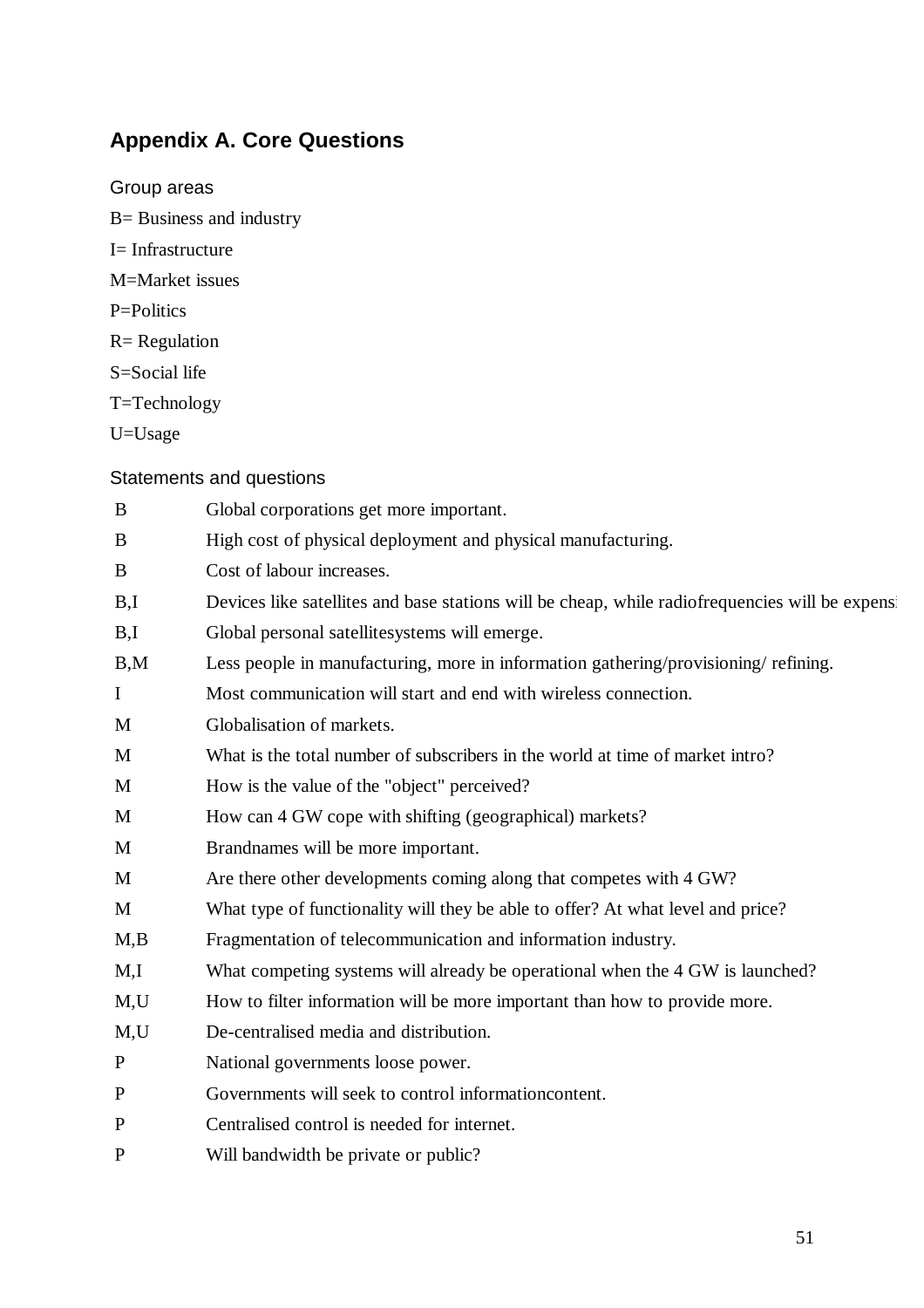# Appendix A. Core Questions

## Group areas

B= Business and industry

I= Infrastructure

M=Market issues

P=Politics

R= Regulation

S=Social life

T=Technology

U=Usage

## Statements and questions

| | |
|---|---|
| B | Global corporations get more important. |
| B | High cost of physical deployment and physical manufacturing. |
| B | Cost of labour increases. |
| B,I | Devices like satellites and base stations will be cheap, while radiofrequencies will be expensi |
| B,I | Global personal satellitesystems will emerge. |
| B,M | Less people in manufacturing, more in information gathering/provisioning/ refining. |
| I | Most communication will start and end with wireless connection. |
| M | Globalisation of markets. |
| M | What is the total number of subscribers in the world at time of market intro? |
| M | How is the value of the "object" perceived? |
| M | How can 4 GW cope with shifting (geographical) markets? |
| M | Brandnames will be more important. |
| M | Are there other developments coming along that competes with 4 GW? |
| M | What type of functionality will they be able to offer? At what level and price? |
| M,B | Fragmentation of telecommunication and information industry. |
| M,I | What competing systems will already be operational when the 4 GW is launched? |
| M,U | How to filter information will be more important than how to provide more. |
| M,U | De-centralised media and distribution. |
| P | National governments loose power. |
| P | Governments will seek to control informationcontent. |
| P | Centralised control is needed for internet. |
| P | Will bandwidth be private or public? |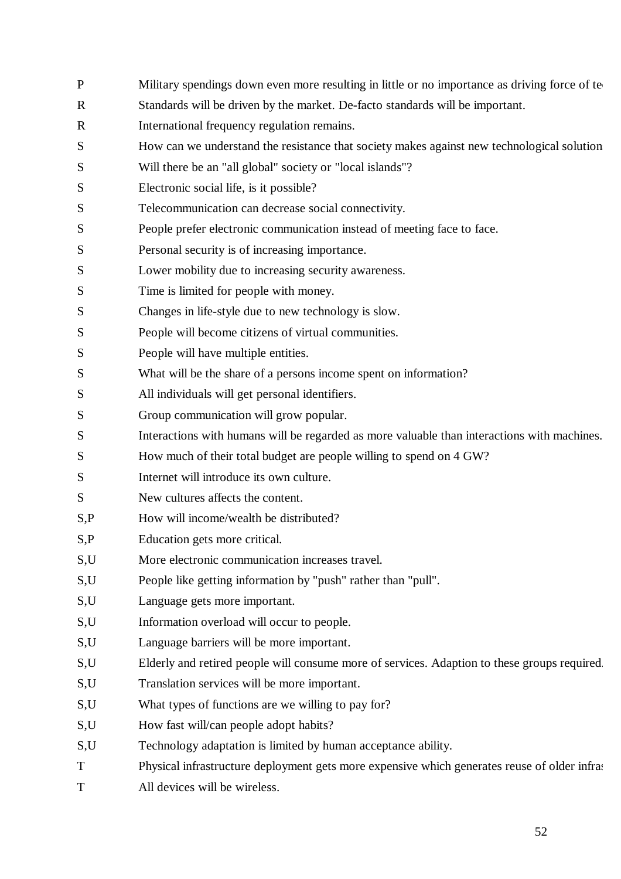| | |
|---|---|
| P | Military spendings down even more resulting in little or no importance as driving force of te |
| R | Standards will be driven by the market. De-facto standards will be important. |
| R | International frequency regulation remains. |
| S | How can we understand the resistance that society makes against new technological solution |
| S | Will there be an "all global" society or "local islands"? |
| S | Electronic social life, is it possible? |
| S | Telecommunication can decrease social connectivity. |
| S | People prefer electronic communication instead of meeting face to face. |
| S | Personal security is of increasing importance. |
| S | Lower mobility due to increasing security awareness. |
| S | Time is limited for people with money. |
| S | Changes in life-style due to new technology is slow. |
| S | People will become citizens of virtual communities. |
| S | People will have multiple entities. |
| S | What will be the share of a persons income spent on information? |
| S | All individuals will get personal identifiers. |
| S | Group communication will grow popular. |
| S | Interactions with humans will be regarded as more valuable than interactions with machines. |
| S | How much of their total budget are people willing to spend on 4 GW? |
| S | Internet will introduce its own culture. |
| S | New cultures affects the content. |
| S,P | How will income/wealth be distributed? |
| S,P | Education gets more critical. |
| S,U | More electronic communication increases travel. |
| S,U | People like getting information by "push" rather than "pull". |
| S,U | Language gets more important. |
| S,U | Information overload will occur to people. |
| S,U | Language barriers will be more important. |
| S,U | Elderly and retired people will consume more of services. Adaption to these groups required. |
| S,U | Translation services will be more important. |
| S,U | What types of functions are we willing to pay for? |
| S,U | How fast will/can people adopt habits? |
| S,U | Technology adaptation is limited by human acceptance ability. |
| T | Physical infrastructure deployment gets more expensive which generates reuse of older infras |
| T | All devices will be wireless. |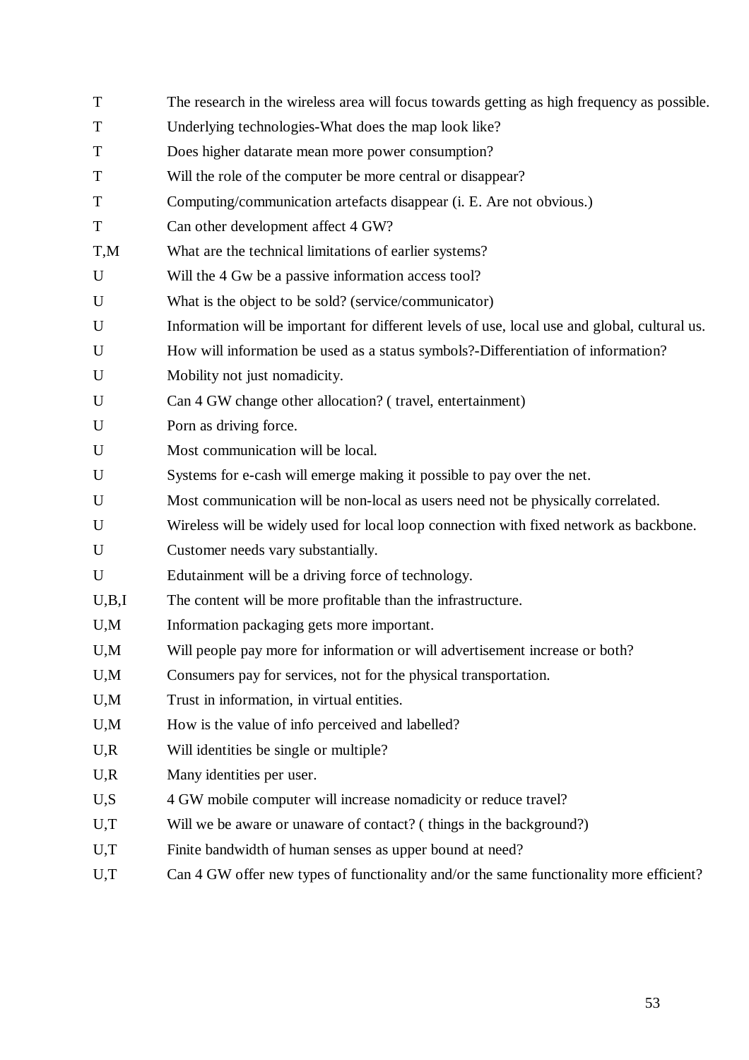| | |
|---|---|
| T | The research in the wireless area will focus towards getting as high frequency as possible. |
| T | Underlying technologies-What does the map look like? |
| T | Does higher datarate mean more power consumption? |
| T | Will the role of the computer be more central or disappear? |
| T | Computing/communication artefacts disappear (i. E. Are not obvious.) |
| T | Can other development affect 4 GW? |
| T,M | What are the technical limitations of earlier systems? |
| U | Will the 4 Gw be a passive information access tool? |
| U | What is the object to be sold? (service/communicator) |
| U | Information will be important for different levels of use, local use and global, cultural us. |
| U | How will information be used as a status symbols?-Differentiation of information? |
| U | Mobility not just nomadicity. |
| U | Can 4 GW change other allocation? ( travel, entertainment) |
| U | Porn as driving force. |
| U | Most communication will be local. |
| U | Systems for e-cash will emerge making it possible to pay over the net. |
| U | Most communication will be non-local as users need not be physically correlated. |
| U | Wireless will be widely used for local loop connection with fixed network as backbone. |
| U | Customer needs vary substantially. |
| U | Edutainment will be a driving force of technology. |
| U,B,I | The content will be more profitable than the infrastructure. |
| U,M | Information packaging gets more important. |
| U,M | Will people pay more for information or will advertisement increase or both? |
| U,M | Consumers pay for services, not for the physical transportation. |
| U,M | Trust in information, in virtual entities. |
| U,M | How is the value of info perceived and labelled? |
| U,R | Will identities be single or multiple? |
| U,R | Many identities per user. |
| U,S | 4 GW mobile computer will increase nomadicity or reduce travel? |
| U,T | Will we be aware or unaware of contact? ( things in the background?) |
| U,T | Finite bandwidth of human senses as upper bound at need? |
| U,T | Can 4 GW offer new types of functionality and/or the same functionality more efficient? |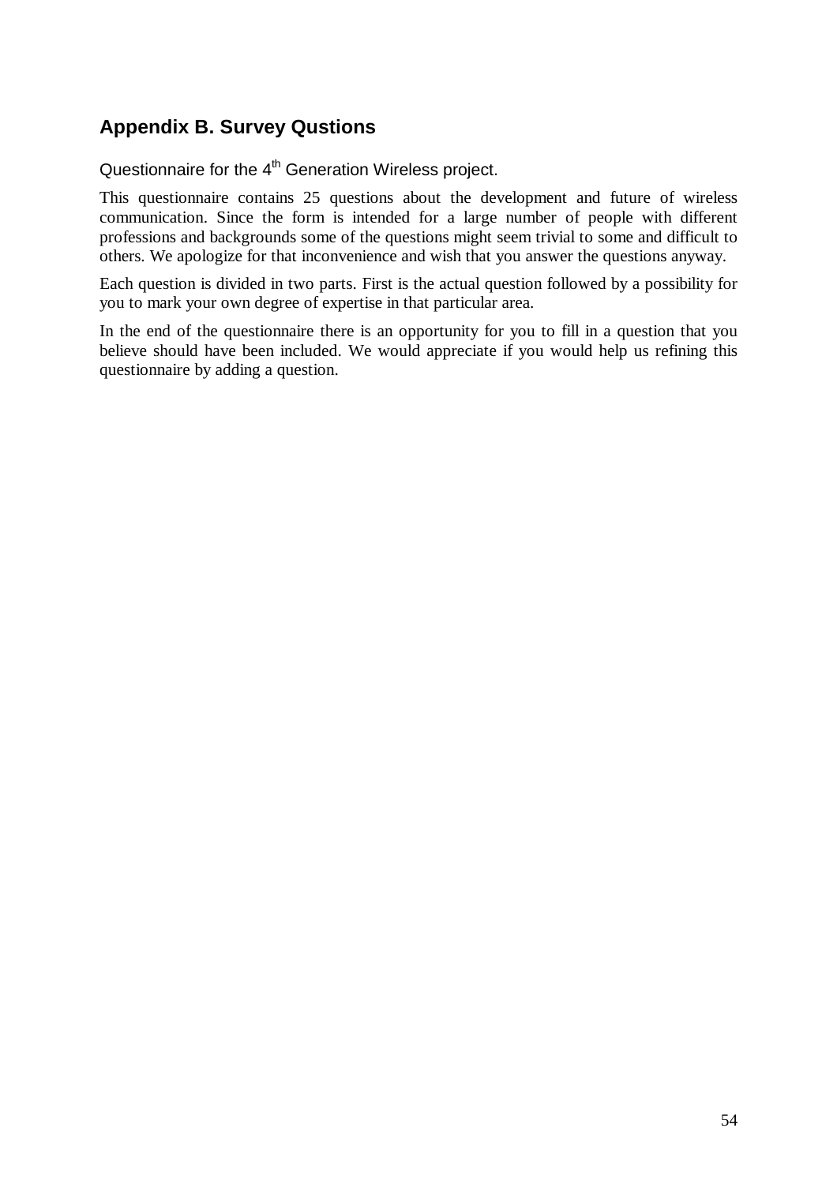## Appendix B. Survey Qustions

Questionnaire for the 4th Generation Wireless project.

This questionnaire contains 25 questions about the development and future of wireless communication. Since the form is intended for a large number of people with different professions and backgrounds some of the questions might seem trivial to some and difficult to others. We apologize for that inconvenience and wish that you answer the questions anyway.

Each question is divided in two parts. First is the actual question followed by a possibility for you to mark your own degree of expertise in that particular area.

In the end of the questionnaire there is an opportunity for you to fill in a question that you believe should have been included. We would appreciate if you would help us refining this questionnaire by adding a question.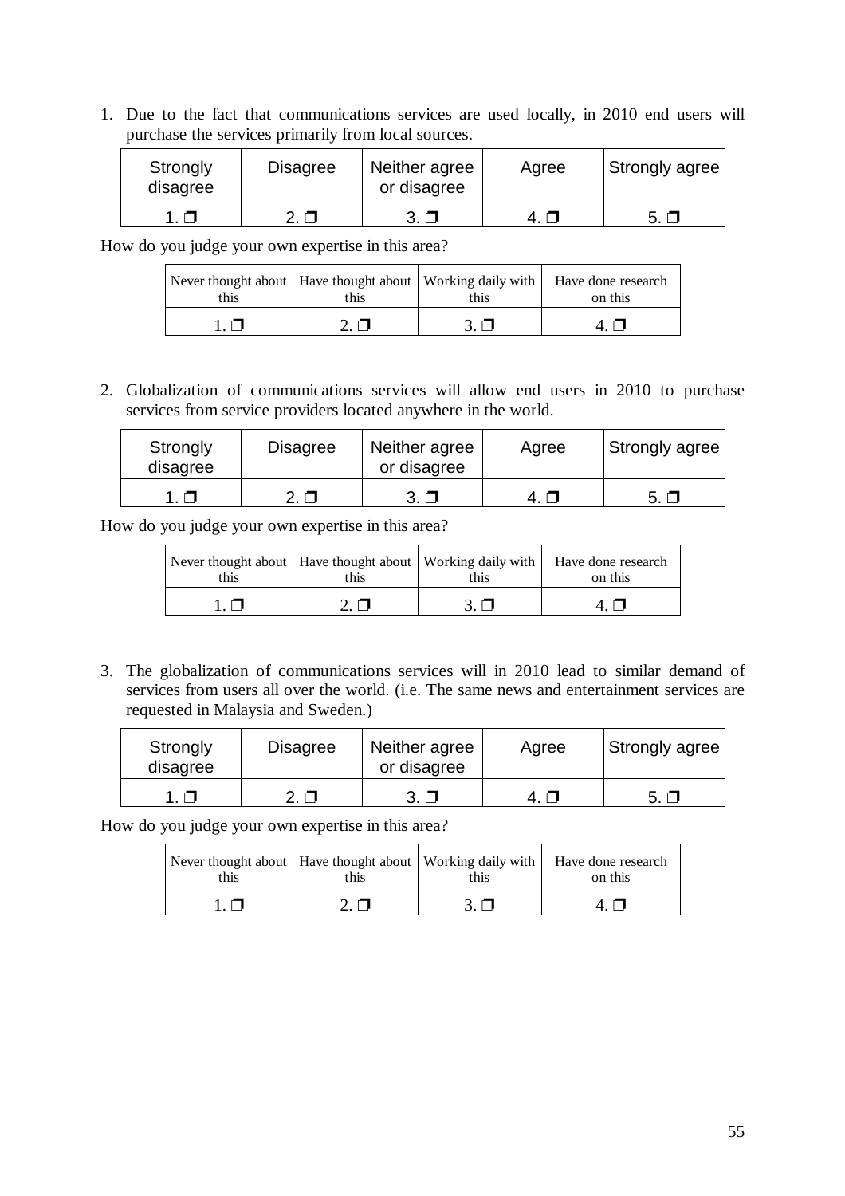1. Due to the fact that communications services are used locally, in 2010 end users will purchase the services primarily from local sources.

| Strongly disagree | Disagree | Neither agree or disagree | Agree | Strongly agree |
|---|---|---|---|---|
| 1. ❒ | 2. ❒ | 3. ❒ | 4. ❒ | 5. ❒ |

How do you judge your own expertise in this area?

| Never thought about this | Have thought about this | Working daily with this | Have done research on this |
|---|---|---|---|
| 1. ❒ | 2. ❒ | 3. ❒ | 4. ❒ |

2. Globalization of communications services will allow end users in 2010 to purchase services from service providers located anywhere in the world.

| Strongly disagree | Disagree | Neither agree or disagree | Agree | Strongly agree |
|---|---|---|---|---|
| 1. ❒ | 2. ❒ | 3. ❒ | 4. ❒ | 5. ❒ |

How do you judge your own expertise in this area?

| Never thought about this | Have thought about this | Working daily with this | Have done research on this |
|---|---|---|---|
| 1. ❒ | 2. ❒ | 3. ❒ | 4. ❒ |

3. The globalization of communications services will in 2010 lead to similar demand of services from users all over the world. (i.e. The same news and entertainment services are requested in Malaysia and Sweden.)

| Strongly disagree | Disagree | Neither agree or disagree | Agree | Strongly agree |
|---|---|---|---|---|
| 1. ❒ | 2. ❒ | 3. ❒ | 4. ❒ | 5. ❒ |

How do you judge your own expertise in this area?

| Never thought about this | Have thought about this | Working daily with this | Have done research on this |
|---|---|---|---|
| 1. ❒ | 2. ❒ | 3. ❒ | 4. ❒ |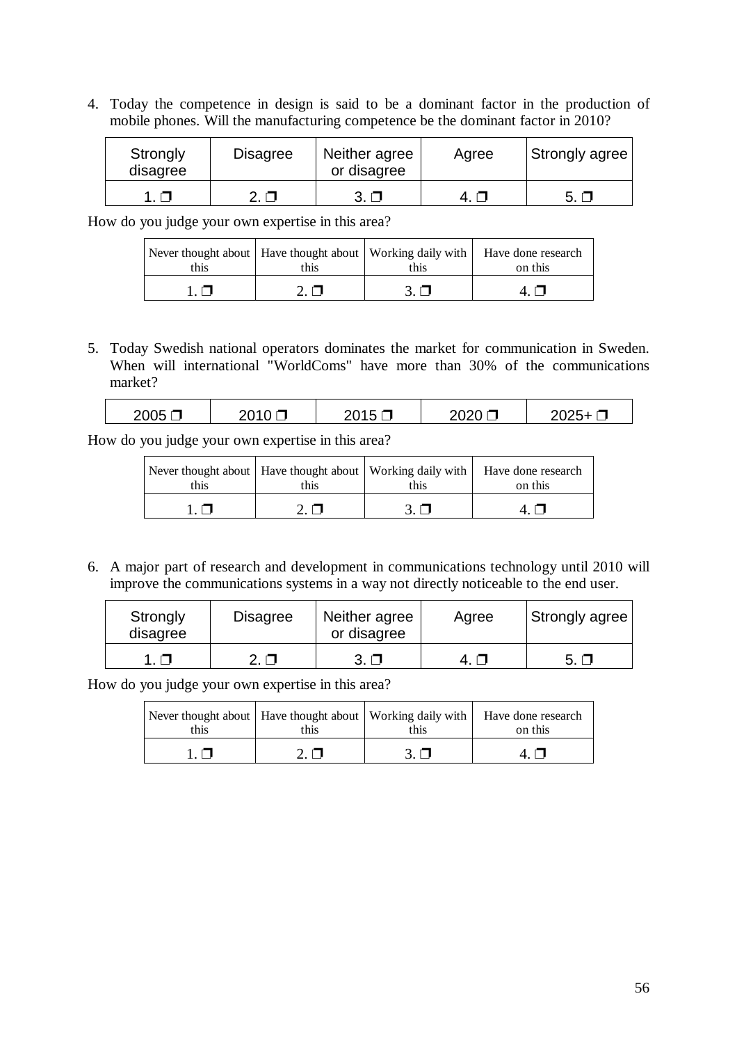4. Today the competence in design is said to be a dominant factor in the production of mobile phones. Will the manufacturing competence be the dominant factor in 2010?

| Strongly disagree | Disagree | Neither agree or disagree | Agree | Strongly agree |
|---|---|---|---|---|
| 1. ❒ | 2. ❒ | 3. ❒ | 4. ❒ | 5. ❒ |

How do you judge your own expertise in this area?

| Never thought about this | Have thought about this | Working daily with this | Have done research on this |
|---|---|---|---|
| 1. ❒ | 2. ❒ | 3. ❒ | 4. ❒ |

5. Today Swedish national operators dominates the market for communication in Sweden. When will international "WorldComs" have more than 30% of the communications market?

| 2005 ❒ | 2010 ❒ | 2015 ❒ | 2020 ❒ | 2025+ ❒ |
|---|---|---|---|---|

How do you judge your own expertise in this area?

| Never thought about this | Have thought about this | Working daily with this | Have done research on this |
|---|---|---|---|
| 1. ❒ | 2. ❒ | 3. ❒ | 4. ❒ |

6. A major part of research and development in communications technology until 2010 will improve the communications systems in a way not directly noticeable to the end user.

| Strongly disagree | Disagree | Neither agree or disagree | Agree | Strongly agree |
|---|---|---|---|---|
| 1. ❒ | 2. ❒ | 3. ❒ | 4. ❒ | 5. ❒ |

How do you judge your own expertise in this area?

| Never thought about this | Have thought about this | Working daily with this | Have done research on this |
|---|---|---|---|
| 1. ❒ | 2. ❒ | 3. ❒ | 4. ❒ |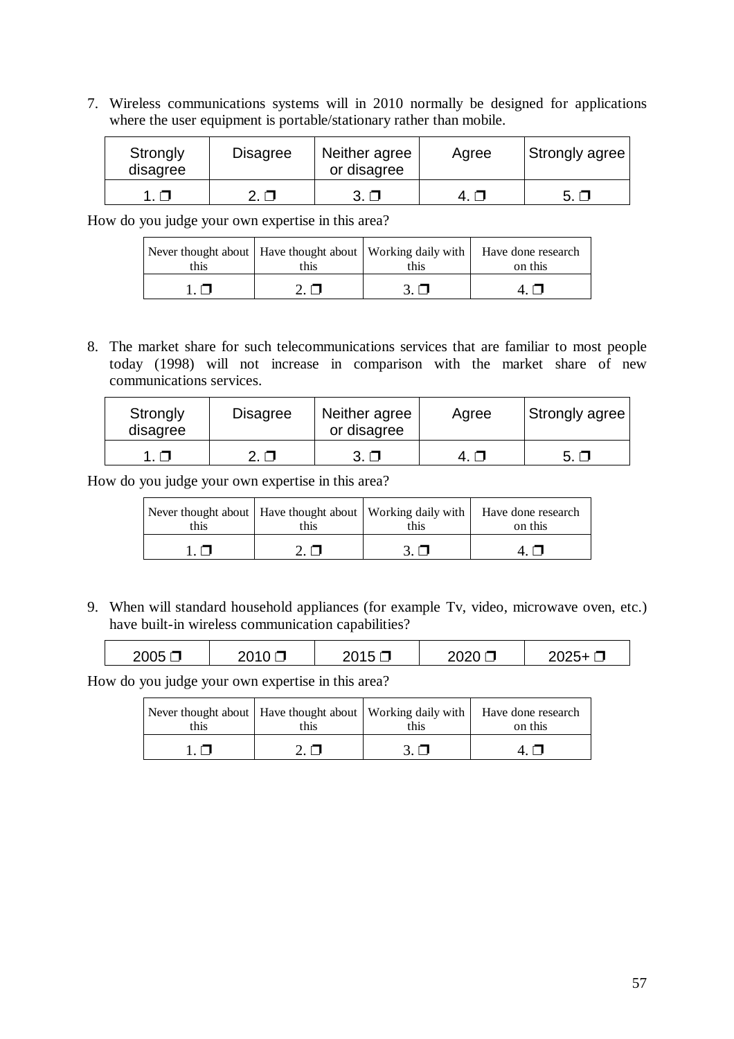7. Wireless communications systems will in 2010 normally be designed for applications where the user equipment is portable/stationary rather than mobile.

| Strongly disagree | Disagree | Neither agree or disagree | Agree | Strongly agree |
|---|---|---|---|---|
| 1. ❒ | 2. ❒ | 3. ❒ | 4. ❒ | 5. ❒ |

How do you judge your own expertise in this area?

| Never thought about this | Have thought about this | Working daily with this | Have done research on this |
|---|---|---|---|
| 1. ❒ | 2. ❒ | 3. ❒ | 4. ❒ |

8. The market share for such telecommunications services that are familiar to most people today (1998) will not increase in comparison with the market share of new communications services.

| Strongly disagree | Disagree | Neither agree or disagree | Agree | Strongly agree |
|---|---|---|---|---|
| 1. ❒ | 2. ❒ | 3. ❒ | 4. ❒ | 5. ❒ |

How do you judge your own expertise in this area?

| Never thought about this | Have thought about this | Working daily with this | Have done research on this |
|---|---|---|---|
| 1. ❒ | 2. ❒ | 3. ❒ | 4. ❒ |

9. When will standard household appliances (for example Tv, video, microwave oven, etc.) have built-in wireless communication capabilities?

| 2005 ❒ | 2010 ❒ | 2015 ❒ | 2020 ❒ | 2025+ ❒ |
|---|---|---|---|---|

How do you judge your own expertise in this area?

| Never thought about this | Have thought about this | Working daily with this | Have done research on this |
|---|---|---|---|
| 1. ❒ | 2. ❒ | 3. ❒ | 4. ❒ |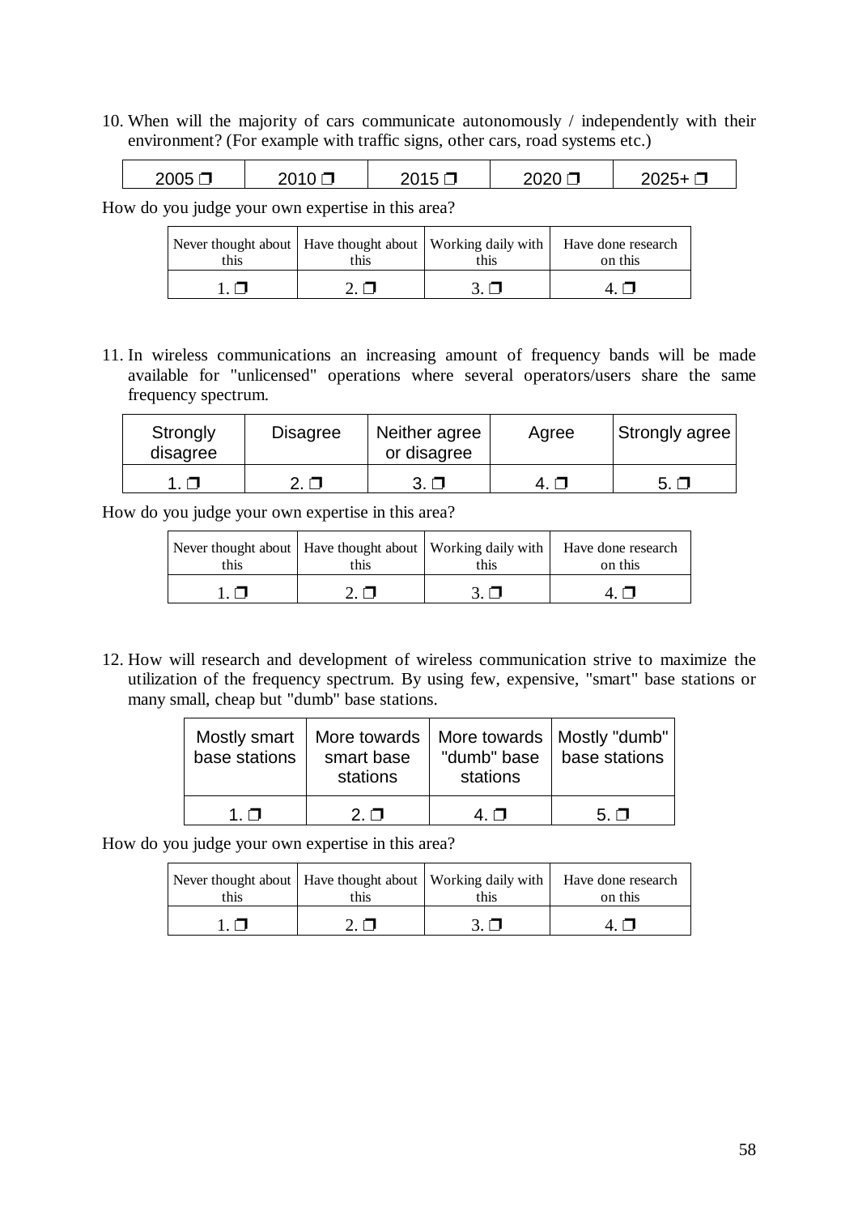10. When will the majority of cars communicate autonomously / independently with their environment? (For example with traffic signs, other cars, road systems etc.)

| 2005 ❒ | 2010 ❒ | 2015 ❒ | 2020 ❒ | 2025+ ❒ |
|---|---|---|---|---|

How do you judge your own expertise in this area?

| Never thought about this | Have thought about this | Working daily with this | Have done research on this |
|---|---|---|---|
| 1. ❒ | 2. ❒ | 3. ❒ | 4. ❒ |

11. In wireless communications an increasing amount of frequency bands will be made available for "unlicensed" operations where several operators/users share the same frequency spectrum.

| Strongly disagree | Disagree | Neither agree or disagree | Agree | Strongly agree |
|---|---|---|---|---|
| 1. ❒ | 2. ❒ | 3. ❒ | 4. ❒ | 5. ❒ |

How do you judge your own expertise in this area?

| Never thought about this | Have thought about this | Working daily with this | Have done research on this |
|---|---|---|---|
| 1. ❒ | 2. ❒ | 3. ❒ | 4. ❒ |

12. How will research and development of wireless communication strive to maximize the utilization of the frequency spectrum. By using few, expensive, "smart" base stations or many small, cheap but "dumb" base stations.

| Mostly smart base stations | More towards smart base stations | More towards "dumb" base stations | Mostly "dumb" base stations |
|---|---|---|---|
| 1. ❒ | 2. ❒ | 4. ❒ | 5. ❒ |

How do you judge your own expertise in this area?

| Never thought about this | Have thought about this | Working daily with this | Have done research on this |
|---|---|---|---|
| 1. ❒ | 2. ❒ | 3. ❒ | 4. ❒ |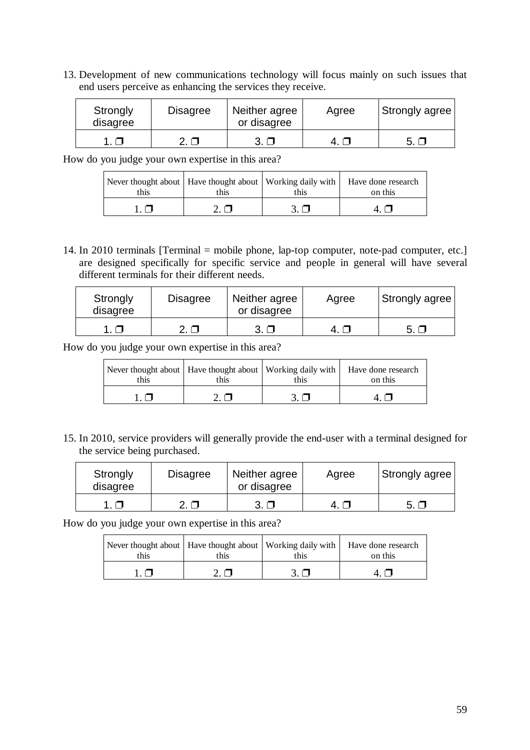13. Development of new communications technology will focus mainly on such issues that end users perceive as enhancing the services they receive.

| Strongly disagree | Disagree | Neither agree or disagree | Agree | Strongly agree |
|---|---|---|---|---|
| 1. ❒ | 2. ❒ | 3. ❒ | 4. ❒ | 5. ❒ |

How do you judge your own expertise in this area?

| Never thought about this | Have thought about this | Working daily with this | Have done research on this |
|---|---|---|---|
| 1. ❒ | 2. ❒ | 3. ❒ | 4. ❒ |

14. In 2010 terminals [Terminal = mobile phone, lap-top computer, note-pad computer, etc.] are designed specifically for specific service and people in general will have several different terminals for their different needs.

| Strongly disagree | Disagree | Neither agree or disagree | Agree | Strongly agree |
|---|---|---|---|---|
| 1. ❒ | 2. ❒ | 3. ❒ | 4. ❒ | 5. ❒ |

How do you judge your own expertise in this area?

| Never thought about this | Have thought about this | Working daily with this | Have done research on this |
|---|---|---|---|
| 1. ❒ | 2. ❒ | 3. ❒ | 4. ❒ |

15. In 2010, service providers will generally provide the end-user with a terminal designed for the service being purchased.

| Strongly disagree | Disagree | Neither agree or disagree | Agree | Strongly agree |
|---|---|---|---|---|
| 1. ❒ | 2. ❒ | 3. ❒ | 4. ❒ | 5. ❒ |

How do you judge your own expertise in this area?

| Never thought about this | Have thought about this | Working daily with this | Have done research on this |
|---|---|---|---|
| 1. ❒ | 2. ❒ | 3. ❒ | 4. ❒ |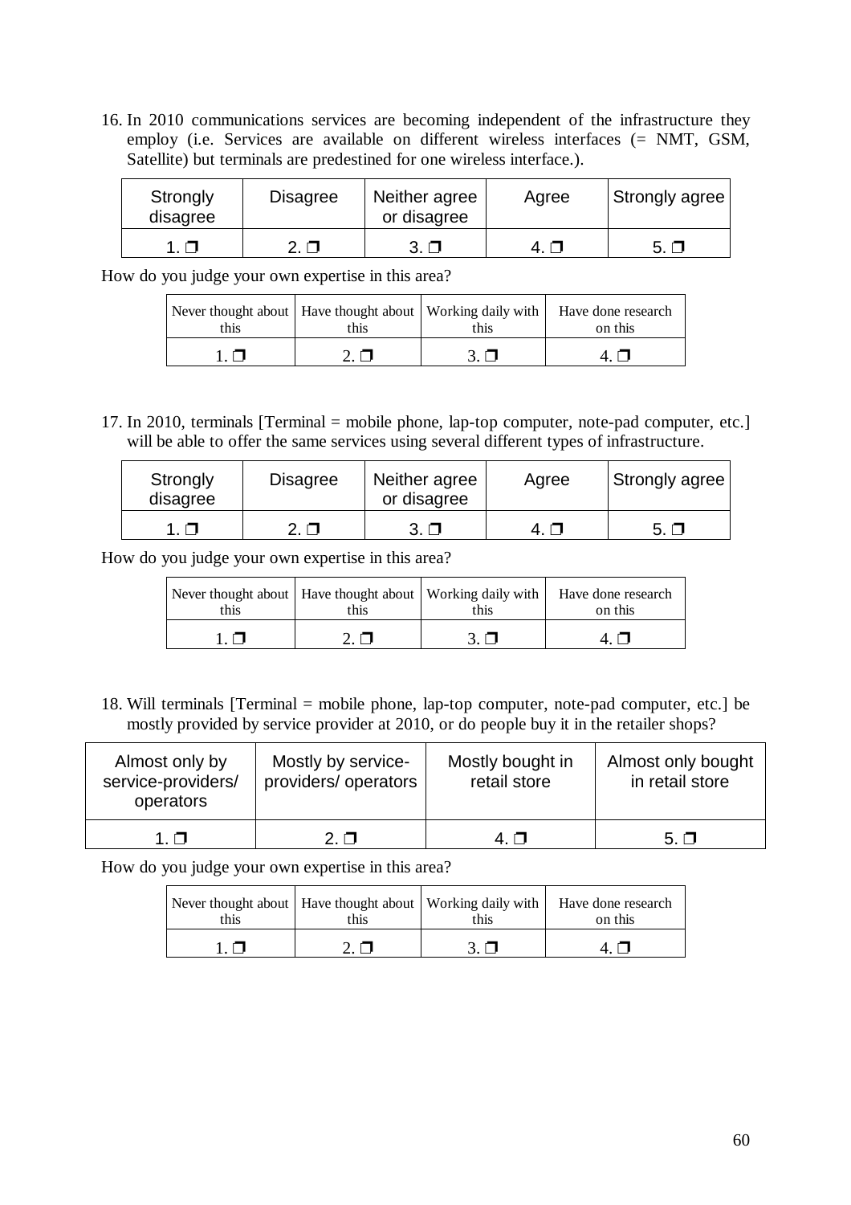16. In 2010 communications services are becoming independent of the infrastructure they employ (i.e. Services are available on different wireless interfaces (= NMT, GSM, Satellite) but terminals are predestined for one wireless interface.).

| Strongly disagree | Disagree | Neither agree or disagree | Agree | Strongly agree |
|---|---|---|---|---|
| 1. ❒ | 2. ❒ | 3. ❒ | 4. ❒ | 5. ❒ |

How do you judge your own expertise in this area?

| Never thought about this | Have thought about this | Working daily with this | Have done research on this |
|---|---|---|---|
| 1. ❒ | 2. ❒ | 3. ❒ | 4. ❒ |

17. In 2010, terminals [Terminal = mobile phone, lap-top computer, note-pad computer, etc.] will be able to offer the same services using several different types of infrastructure.

| Strongly disagree | Disagree | Neither agree or disagree | Agree | Strongly agree |
|---|---|---|---|---|
| 1. ❒ | 2. ❒ | 3. ❒ | 4. ❒ | 5. ❒ |

How do you judge your own expertise in this area?

| Never thought about this | Have thought about this | Working daily with this | Have done research on this |
|---|---|---|---|
| 1. ❒ | 2. ❒ | 3. ❒ | 4. ❒ |

18. Will terminals [Terminal = mobile phone, lap-top computer, note-pad computer, etc.] be mostly provided by service provider at 2010, or do people buy it in the retailer shops?

| Almost only by service-providers/ operators | Mostly by service-providers/ operators | Mostly bought in retail store | Almost only bought in retail store |
|---|---|---|---|
| 1. ❒ | 2. ❒ | 4. ❒ | 5. ❒ |

How do you judge your own expertise in this area?

| Never thought about this | Have thought about this | Working daily with this | Have done research on this |
|---|---|---|---|
| 1. ❒ | 2. ❒ | 3. ❒ | 4. ❒ |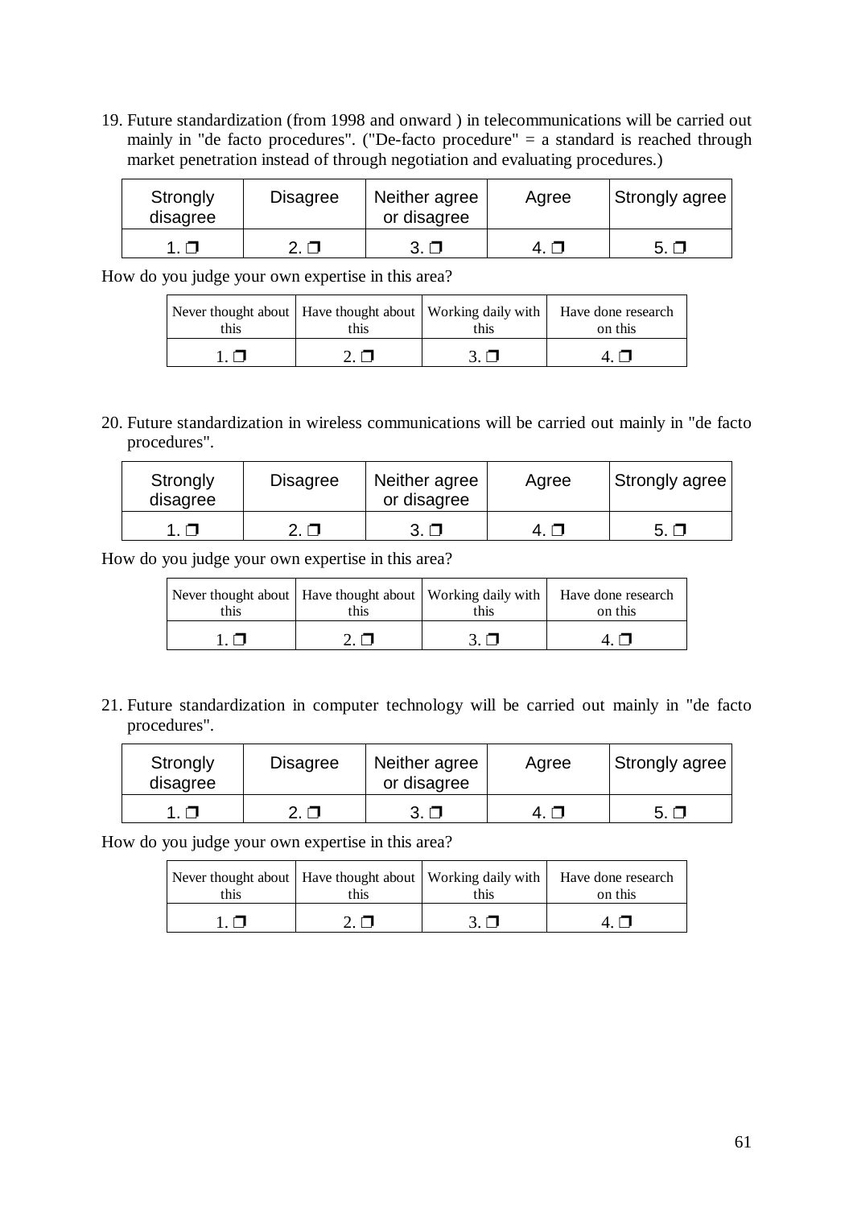19. Future standardization (from 1998 and onward ) in telecommunications will be carried out mainly in "de facto procedures". ("De-facto procedure" = a standard is reached through market penetration instead of through negotiation and evaluating procedures.)

| Strongly disagree | Disagree | Neither agree or disagree | Agree | Strongly agree |
|---|---|---|---|---|
| 1. ❒ | 2. ❒ | 3. ❒ | 4. ❒ | 5. ❒ |

How do you judge your own expertise in this area?

| Never thought about this | Have thought about this | Working daily with this | Have done research on this |
|---|---|---|---|
| 1. ❒ | 2. ❒ | 3. ❒ | 4. ❒ |

20. Future standardization in wireless communications will be carried out mainly in "de facto procedures".

| Strongly disagree | Disagree | Neither agree or disagree | Agree | Strongly agree |
|---|---|---|---|---|
| 1. ❒ | 2. ❒ | 3. ❒ | 4. ❒ | 5. ❒ |

How do you judge your own expertise in this area?

| Never thought about this | Have thought about this | Working daily with this | Have done research on this |
|---|---|---|---|
| 1. ❒ | 2. ❒ | 3. ❒ | 4. ❒ |

21. Future standardization in computer technology will be carried out mainly in "de facto procedures".

| Strongly disagree | Disagree | Neither agree or disagree | Agree | Strongly agree |
|---|---|---|---|---|
| 1. ❒ | 2. ❒ | 3. ❒ | 4. ❒ | 5. ❒ |

How do you judge your own expertise in this area?

| Never thought about this | Have thought about this | Working daily with this | Have done research on this |
|---|---|---|---|
| 1. ❒ | 2. ❒ | 3. ❒ | 4. ❒ |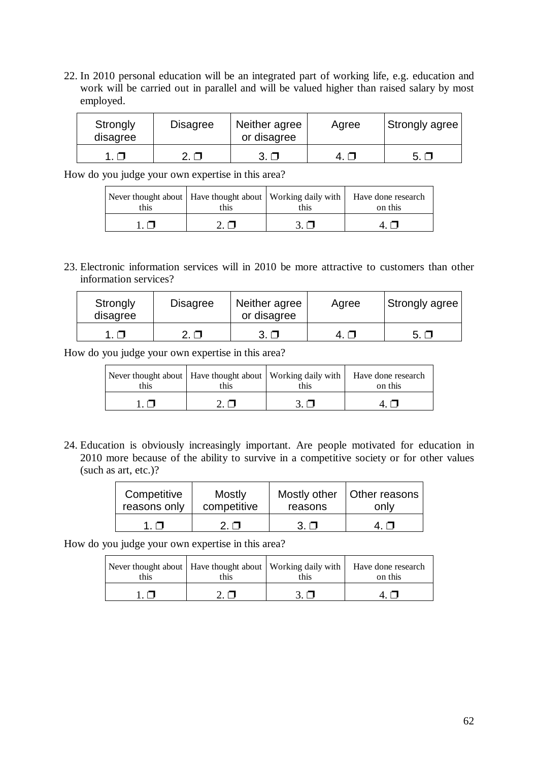22. In 2010 personal education will be an integrated part of working life, e.g. education and work will be carried out in parallel and will be valued higher than raised salary by most employed.

| Strongly disagree | Disagree | Neither agree or disagree | Agree | Strongly agree |
|---|---|---|---|---|
| 1. ❐ | 2. ❐ | 3. ❐ | 4. ❐ | 5. ❐ |

How do you judge your own expertise in this area?

| Never thought about this | Have thought about this | Working daily with this | Have done research on this |
|---|---|---|---|
| 1. ❐ | 2. ❐ | 3. ❐ | 4. ❐ |

23. Electronic information services will in 2010 be more attractive to customers than other information services?

| Strongly disagree | Disagree | Neither agree or disagree | Agree | Strongly agree |
|---|---|---|---|---|
| 1. ❐ | 2. ❐ | 3. ❐ | 4. ❐ | 5. ❐ |

How do you judge your own expertise in this area?

| Never thought about this | Have thought about this | Working daily with this | Have done research on this |
|---|---|---|---|
| 1. ❐ | 2. ❐ | 3. ❐ | 4. ❐ |

24. Education is obviously increasingly important. Are people motivated for education in 2010 more because of the ability to survive in a competitive society or for other values (such as art, etc.)?

| Competitive reasons only | Mostly competitive | Mostly other reasons | Other reasons only |
|---|---|---|---|
| 1. ❐ | 2. ❐ | 3. ❐ | 4. ❐ |

How do you judge your own expertise in this area?

| Never thought about this | Have thought about this | Working daily with this | Have done research on this |
|---|---|---|---|
| 1. ❐ | 2. ❐ | 3. ❐ | 4. ❐ |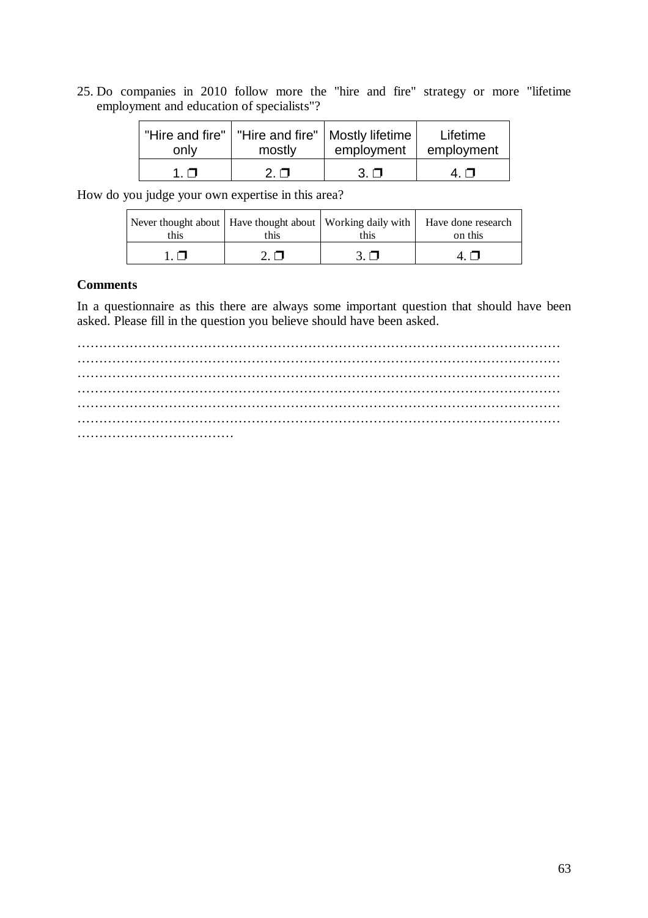25. Do companies in 2010 follow more the "hire and fire" strategy or more "lifetime employment and education of specialists"?

| "Hire and fire" only | "Hire and fire" mostly | Mostly lifetime employment | Lifetime employment |
|---|---|---|---|
| 1. ❐ | 2. ❐ | 3. ❐ | 4. ❐ |

How do you judge your own expertise in this area?

| Never thought about this | Have thought about this | Working daily with this | Have done research on this |
|---|---|---|---|
| 1. ❐ | 2. ❐ | 3. ❐ | 4. ❐ |

**Comments**

In a questionnaire as this there are always some important question that should have been asked. Please fill in the question you believe should have been asked.

…………………………………………………………………………………………………
…………………………………………………………………………………………………
…………………………………………………………………………………………………
…………………………………………………………………………………………………
…………………………………………………………………………………………………
…………………………………………………………………………………………………
………………………………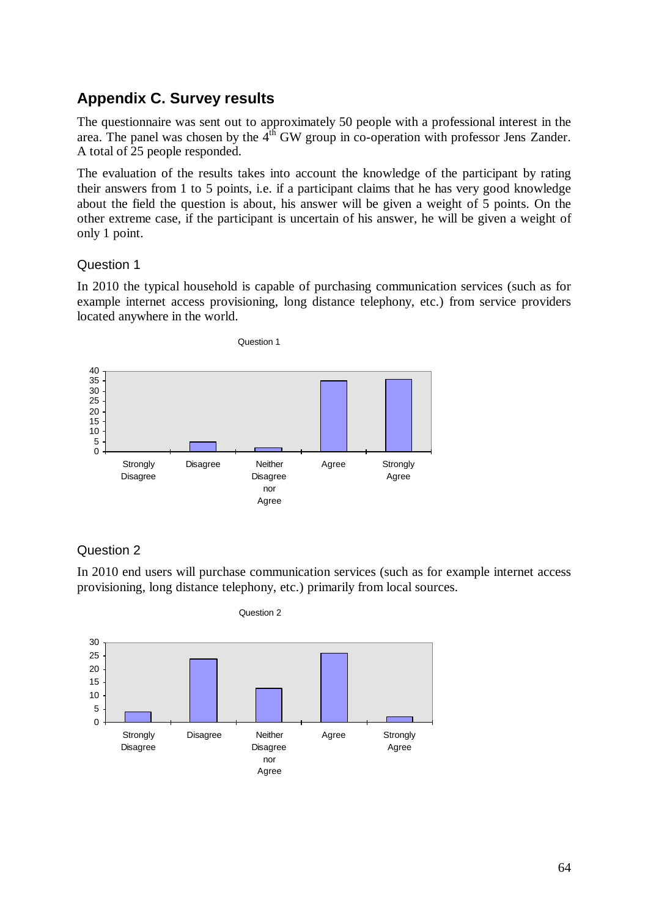## Appendix C. Survey results

The questionnaire was sent out to approximately 50 people with a professional interest in the area. The panel was chosen by the 4th GW group in co-operation with professor Jens Zander. A total of 25 people responded.

The evaluation of the results takes into account the knowledge of the participant by rating their answers from 1 to 5 points, i.e. if a participant claims that he has very good knowledge about the field the question is about, his answer will be given a weight of 5 points. On the other extreme case, if the participant is uncertain of his answer, he will be given a weight of only 1 point.

### Question 1

In 2010 the typical household is capable of purchasing communication services (such as for example internet access provisioning, long distance telephony, etc.) from service providers located anywhere in the world.

### Question 2

In 2010 end users will purchase communication services (such as for example internet access provisioning, long distance telephony, etc.) primarily from local sources.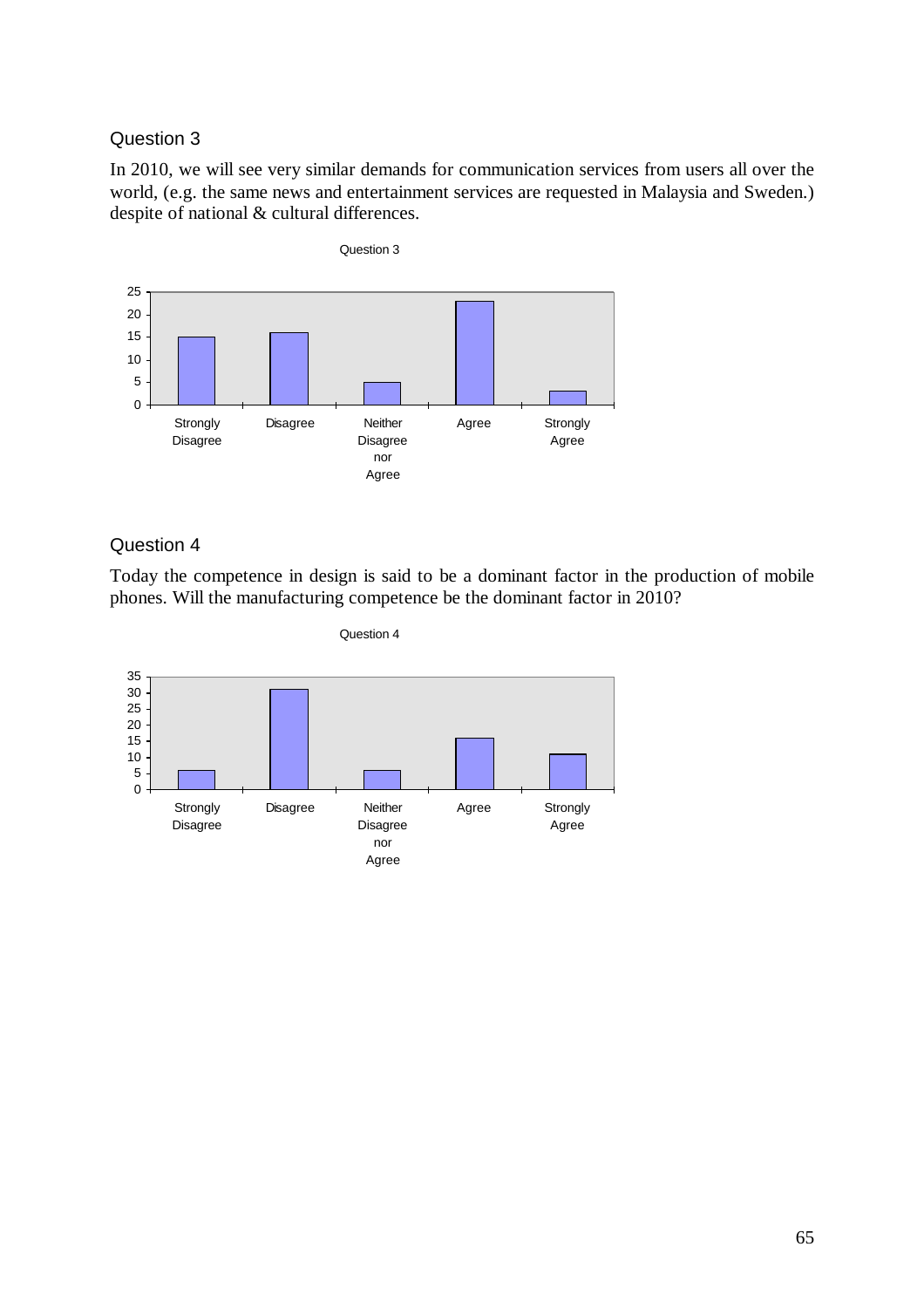## Question 3

In 2010, we will see very similar demands for communication services from users all over the world, (e.g. the same news and entertainment services are requested in Malaysia and Sweden.) despite of national & cultural differences.

## Question 4

Today the competence in design is said to be a dominant factor in the production of mobile phones. Will the manufacturing competence be the dominant factor in 2010?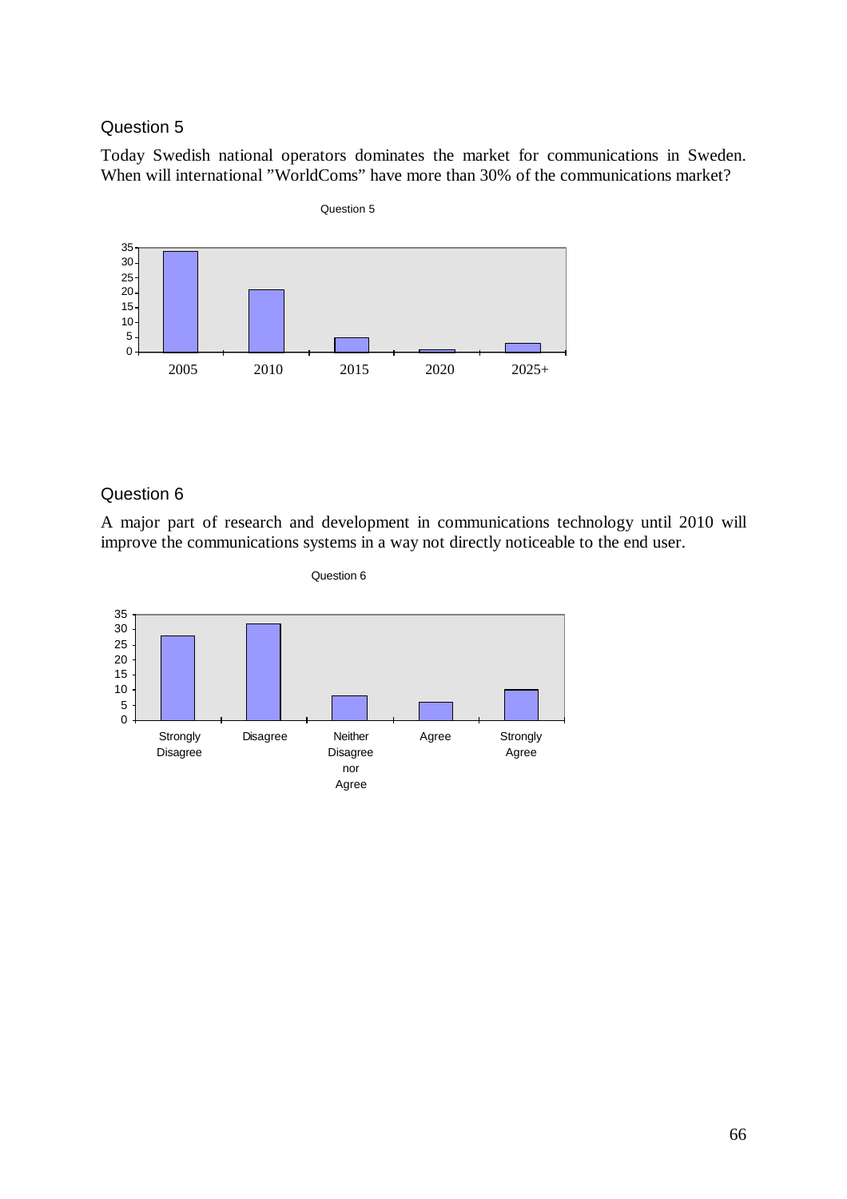Question 5

Today Swedish national operators dominates the market for communications in Sweden. When will international "WorldComs" have more than 30% of the communications market?

Question 5

| | 2005 | 2010 | 2015 | 2020 | 2025+ |
|---|---|---|---|---|---|
| Responses | 34 | 21 | 5 | 1 | 3 |

Question 6

A major part of research and development in communications technology until 2010 will improve the communications systems in a way not directly noticeable to the end user.

Question 6

| | Strongly Disagree | Disagree | Neither Disagree nor Agree | Agree | Strongly Agree |
|---|---|---|---|---|---|
| Responses | 28 | 32 | 8 | 6 | 10 |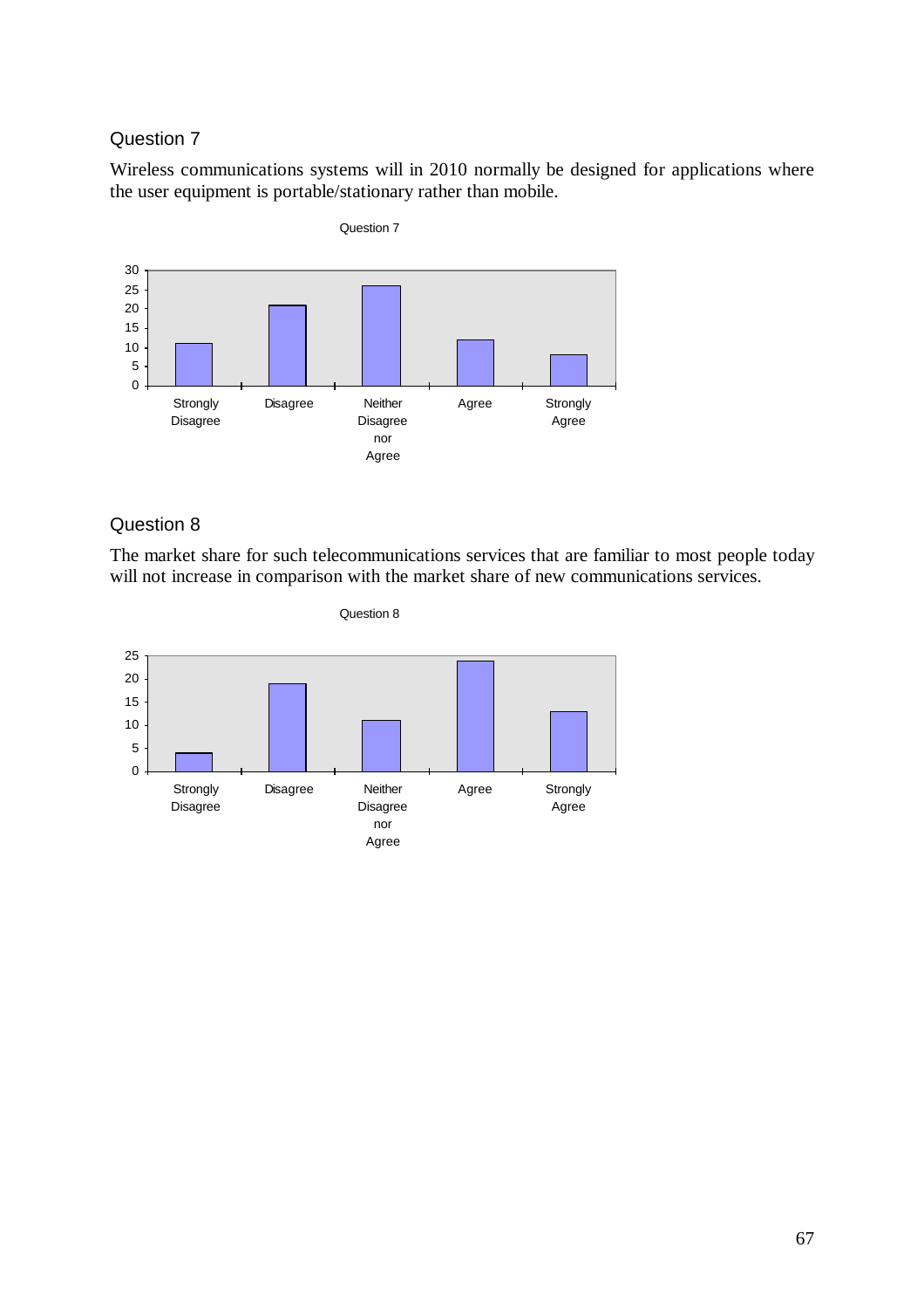## Question 7

Wireless communications systems will in 2010 normally be designed for applications where the user equipment is portable/stationary rather than mobile.

## Question 8

The market share for such telecommunications services that are familiar to most people today will not increase in comparison with the market share of new communications services.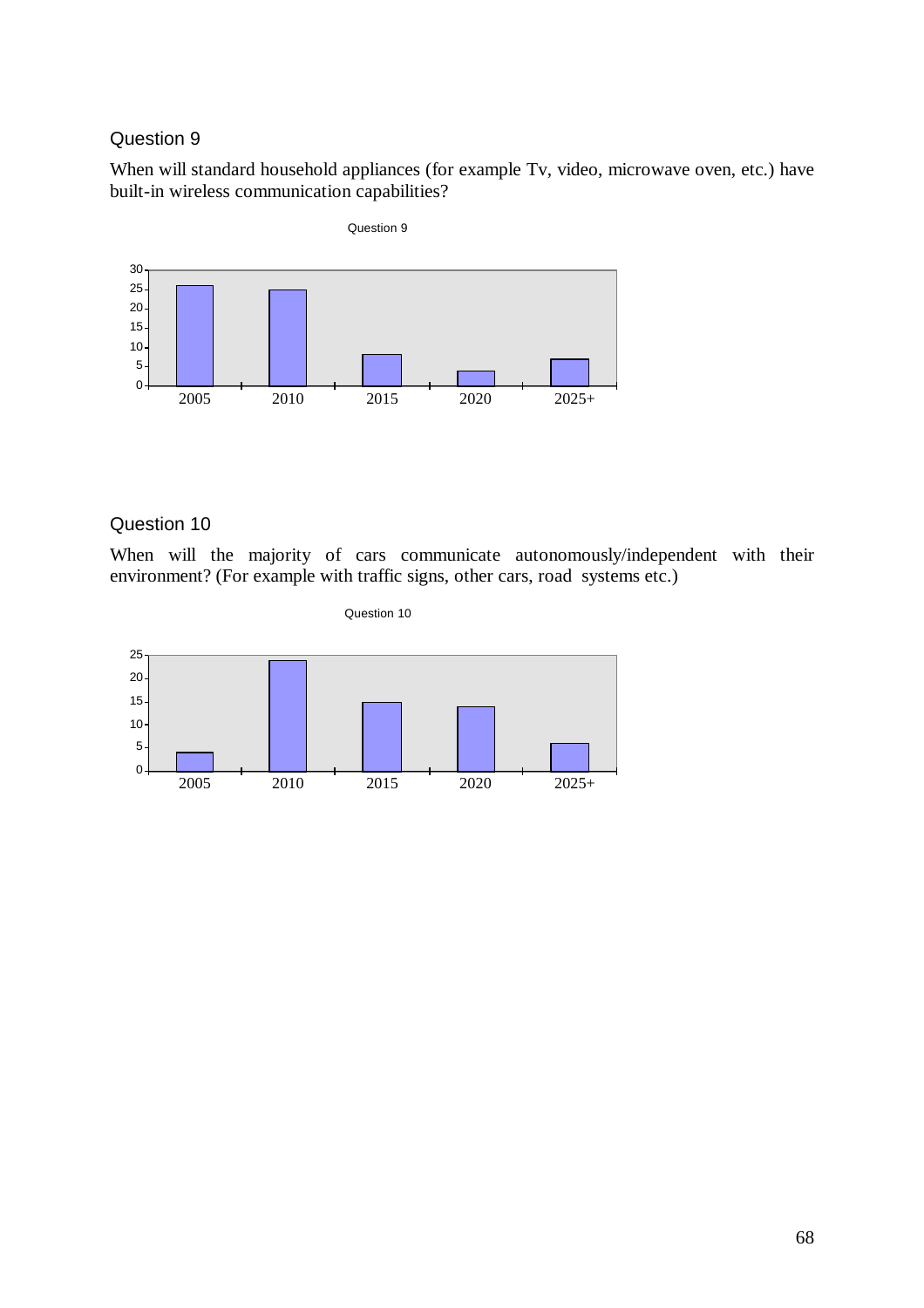## Question 9

When will standard household appliances (for example Tv, video, microwave oven, etc.) have built-in wireless communication capabilities?

Question 9

| | 2005 | 2010 | 2015 | 2020 | 2025+ |
|---|---|---|---|---|---|
| | 26 | 25 | 8 | 4 | 7 |

## Question 10

When will the majority of cars communicate autonomously/independent with their environment? (For example with traffic signs, other cars, road systems etc.)

Question 10

| | 2005 | 2010 | 2015 | 2020 | 2025+ |
|---|---|---|---|---|---|
| | 4 | 24 | 15 | 14 | 6 |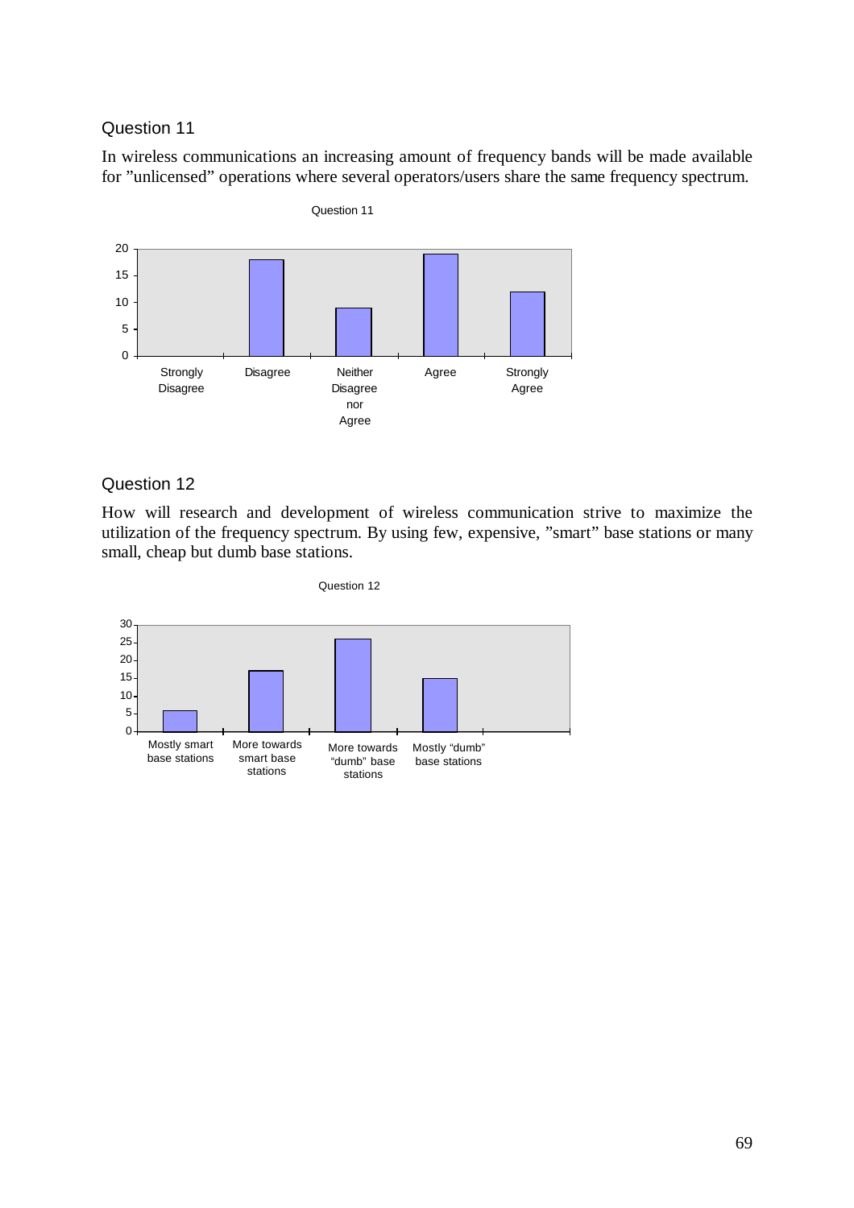## Question 11

In wireless communications an increasing amount of frequency bands will be made available for "unlicensed" operations where several operators/users share the same frequency spectrum.

Question 11

| Strongly Disagree | Disagree | Neither Disagree nor Agree | Agree | Strongly Agree |
|---|---|---|---|---|
| 0 | 18 | 9 | 19 | 12 |

## Question 12

How will research and development of wireless communication strive to maximize the utilization of the frequency spectrum. By using few, expensive, "smart" base stations or many small, cheap but dumb base stations.

Question 12

| Mostly smart base stations | More towards smart base stations | More towards "dumb" base stations | Mostly "dumb" base stations |
|---|---|---|---|
| 6 | 17 | 26 | 15 |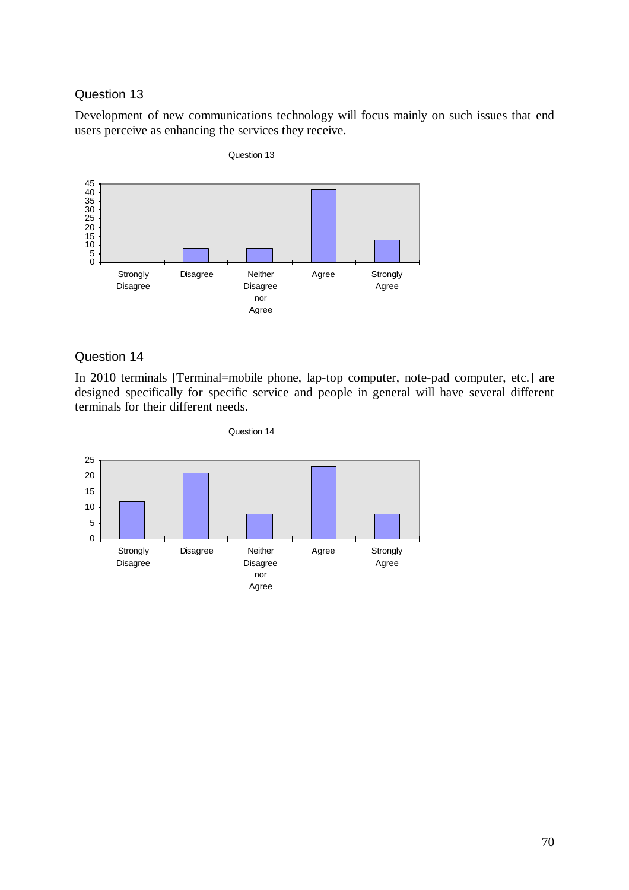Question 13

Development of new communications technology will focus mainly on such issues that end users perceive as enhancing the services they receive.

Question 14

In 2010 terminals [Terminal=mobile phone, lap-top computer, note-pad computer, etc.] are designed specifically for specific service and people in general will have several different terminals for their different needs.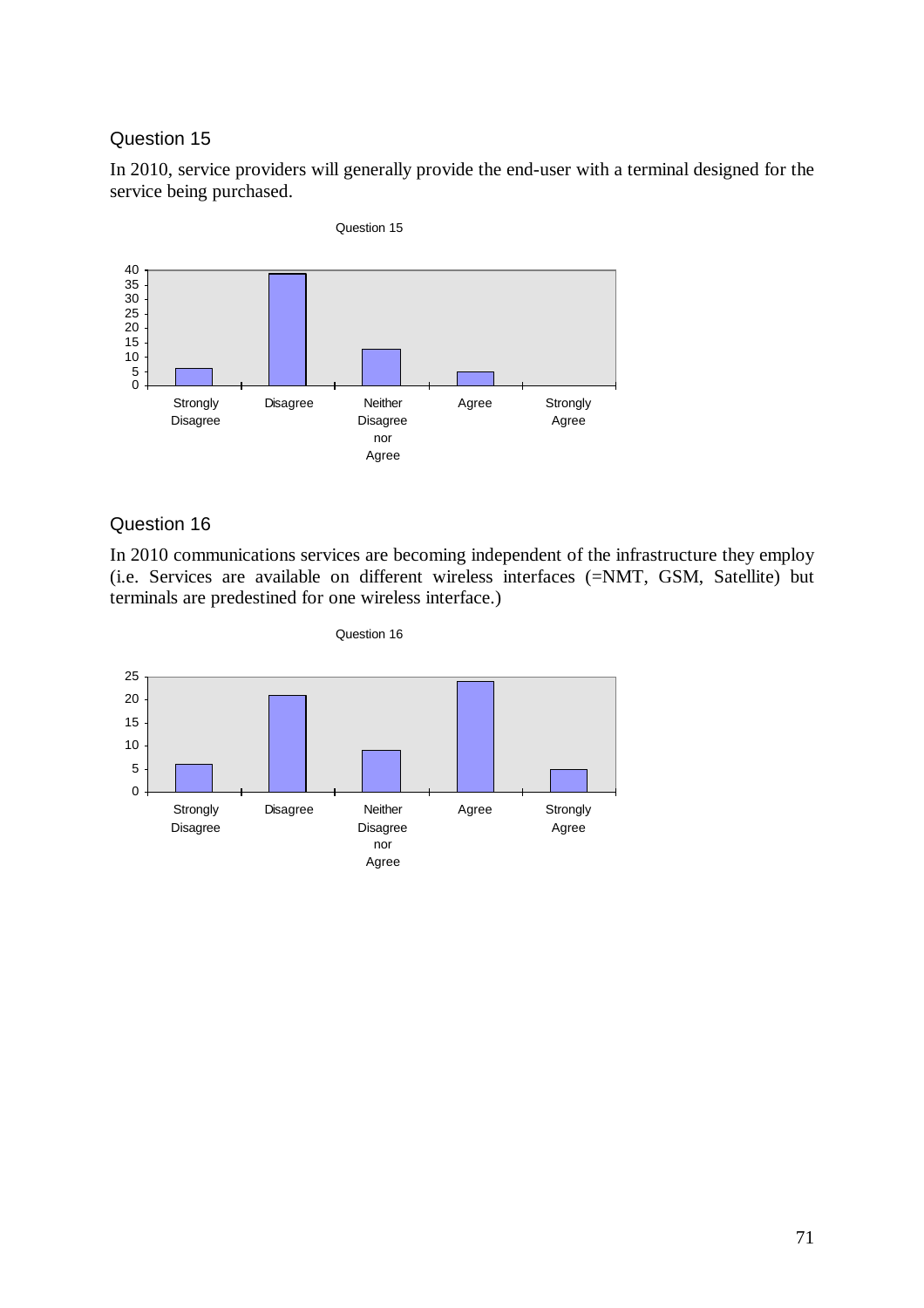Question 15

In 2010, service providers will generally provide the end-user with a terminal designed for the service being purchased.

Question 16

In 2010 communications services are becoming independent of the infrastructure they employ (i.e. Services are available on different wireless interfaces (=NMT, GSM, Satellite) but terminals are predestined for one wireless interface.)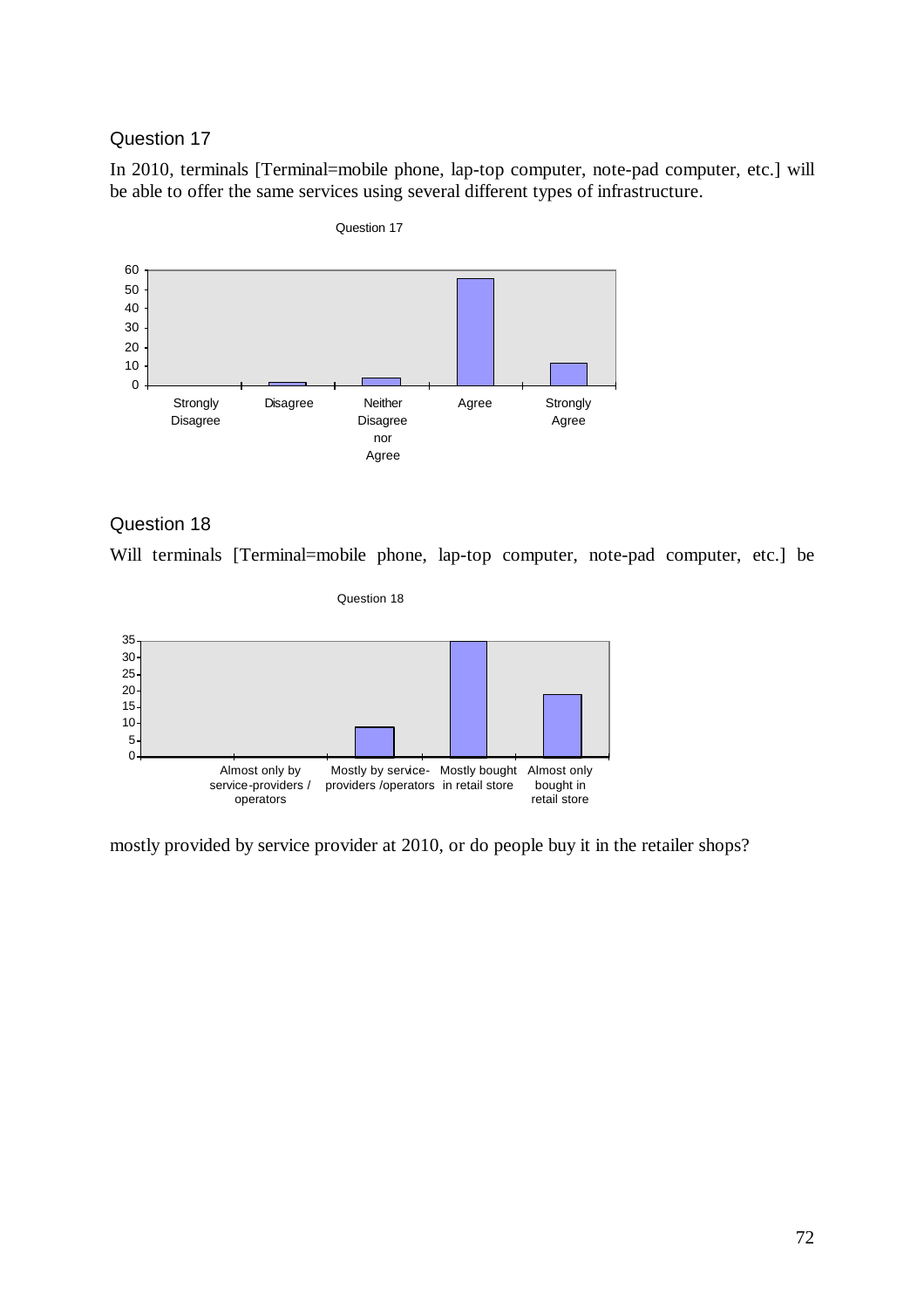## Question 17

In 2010, terminals [Terminal=mobile phone, lap-top computer, note-pad computer, etc.] will be able to offer the same services using several different types of infrastructure.

Question 17

| Strongly Disagree | Disagree | Neither Disagree nor Agree | Agree | Strongly Agree |
|---|---|---|---|---|

## Question 18

Will terminals [Terminal=mobile phone, lap-top computer, note-pad computer, etc.] be

Question 18

| Almost only by service-providers / operators | Mostly by service-providers /operators | Mostly bought in retail store | Almost only bought in retail store |
|---|---|---|---|

mostly provided by service provider at 2010, or do people buy it in the retailer shops?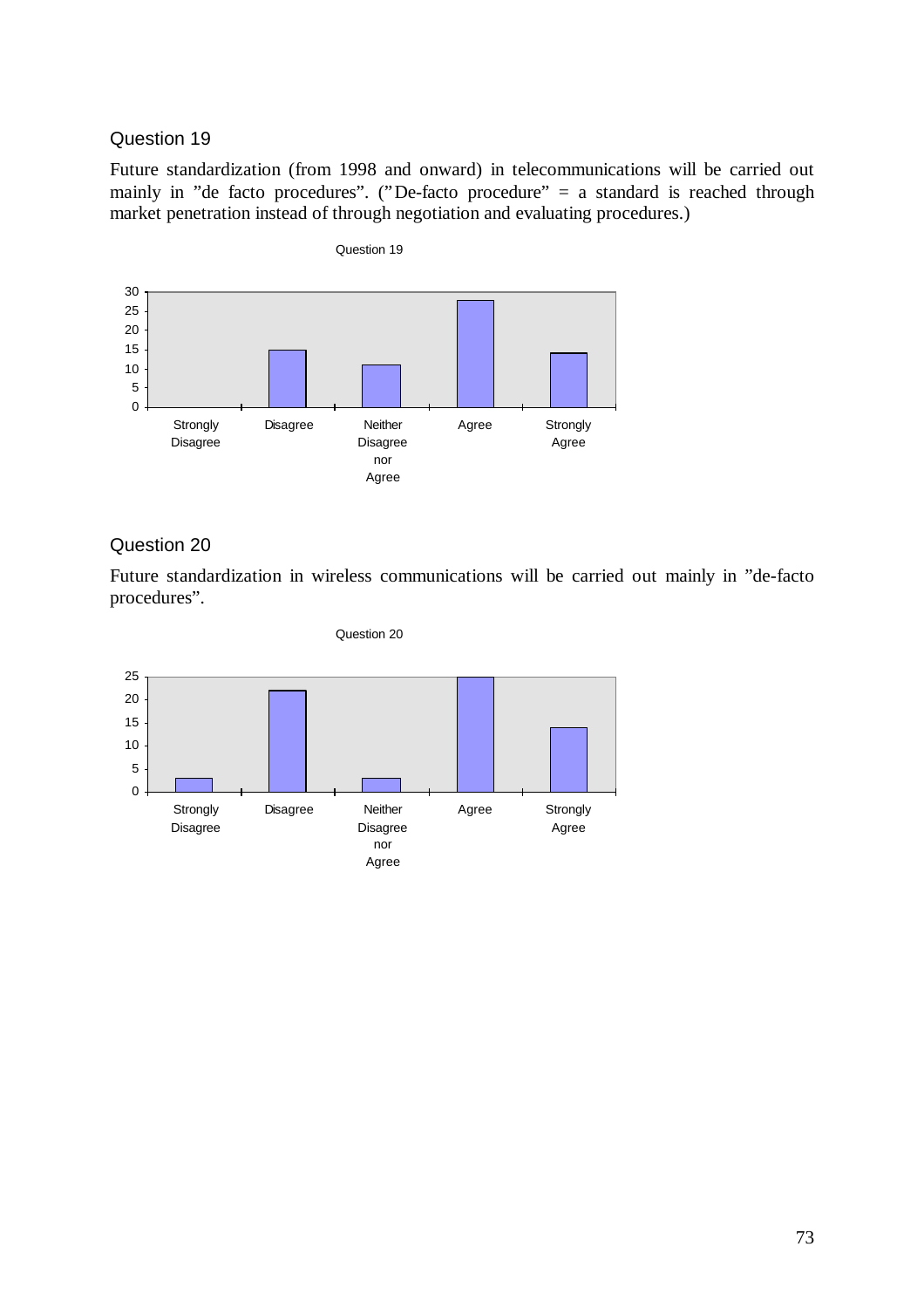## Question 19

Future standardization (from 1998 and onward) in telecommunications will be carried out mainly in ”de facto procedures”. (”De-facto procedure” = a standard is reached through market penetration instead of through negotiation and evaluating procedures.)

Question 19

| Response | Count |
|---|---|
| Strongly Disagree | 0 |
| Disagree | 15 |
| Neither Disagree nor Agree | 11 |
| Agree | 28 |
| Strongly Agree | 14 |

## Question 20

Future standardization in wireless communications will be carried out mainly in ”de-facto procedures”.

Question 20

| Response | Count |
|---|---|
| Strongly Disagree | 3 |
| Disagree | 22 |
| Neither Disagree nor Agree | 3 |
| Agree | 25 |
| Strongly Agree | 14 |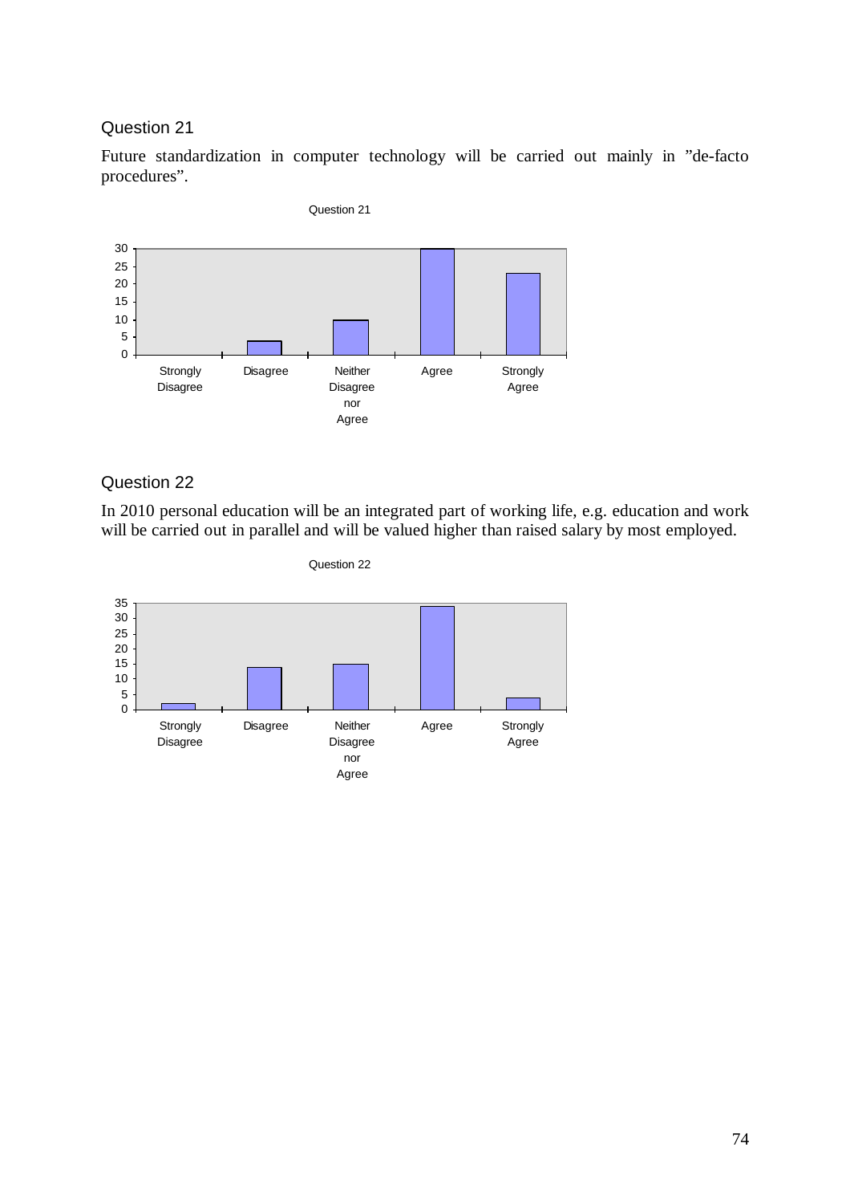## Question 21

Future standardization in computer technology will be carried out mainly in "de-facto procedures".

## Question 22

In 2010 personal education will be an integrated part of working life, e.g. education and work will be carried out in parallel and will be valued higher than raised salary by most employed.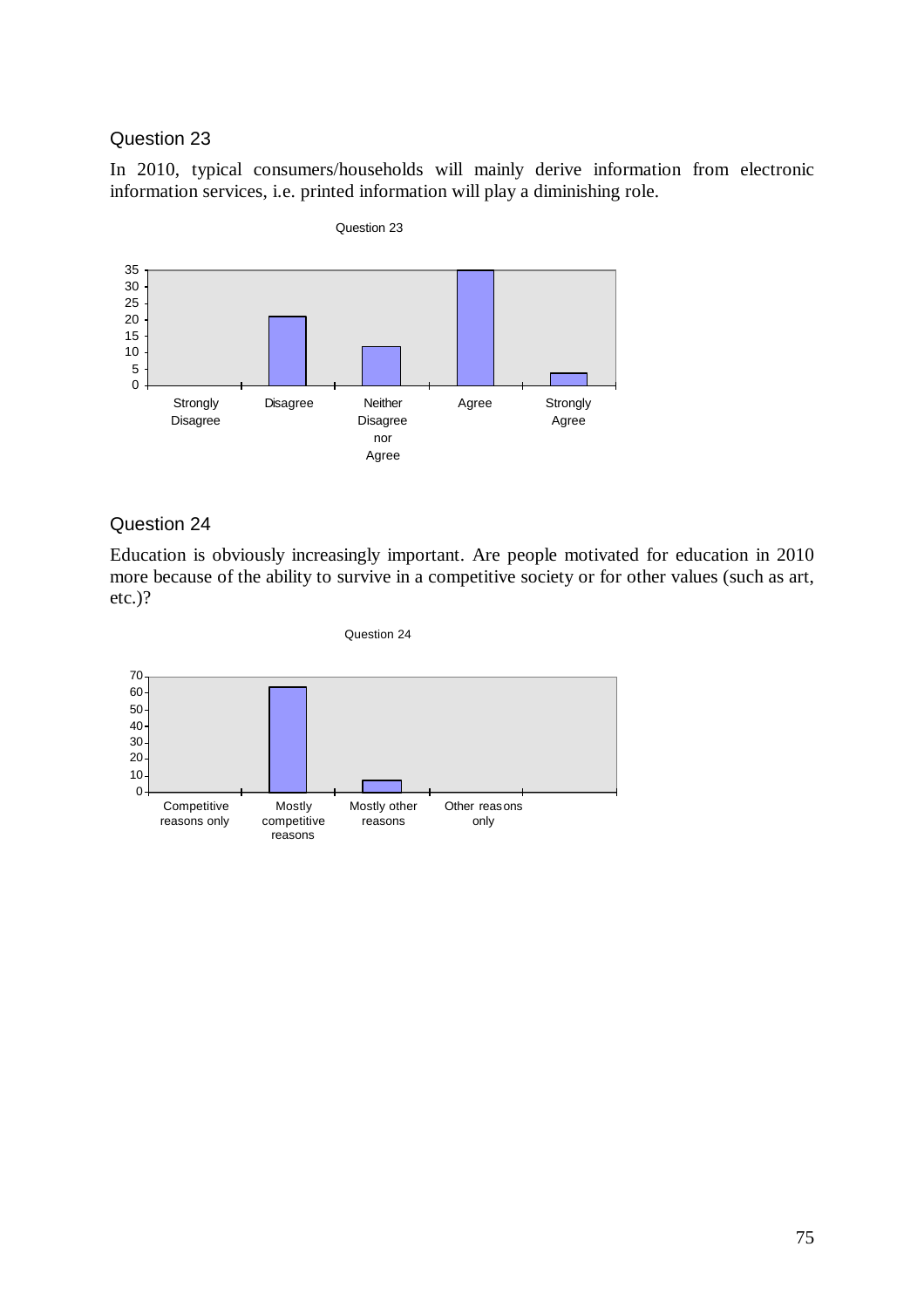Question 23

In 2010, typical consumers/households will mainly derive information from electronic information services, i.e. printed information will play a diminishing role.

Question 23

| Response | Count |
|---|---|
| Strongly Disagree | 0 |
| Disagree | 21 |
| Neither Disagree nor Agree | 12 |
| Agree | 35 |
| Strongly Agree | 4 |

Question 24

Education is obviously increasingly important. Are people motivated for education in 2010 more because of the ability to survive in a competitive society or for other values (such as art, etc.)?

Question 24

| Response | Count |
|---|---|
| Competitive reasons only | 0 |
| Mostly competitive reasons | 63 |
| Mostly other reasons | 7 |
| Other reasons only | 0 |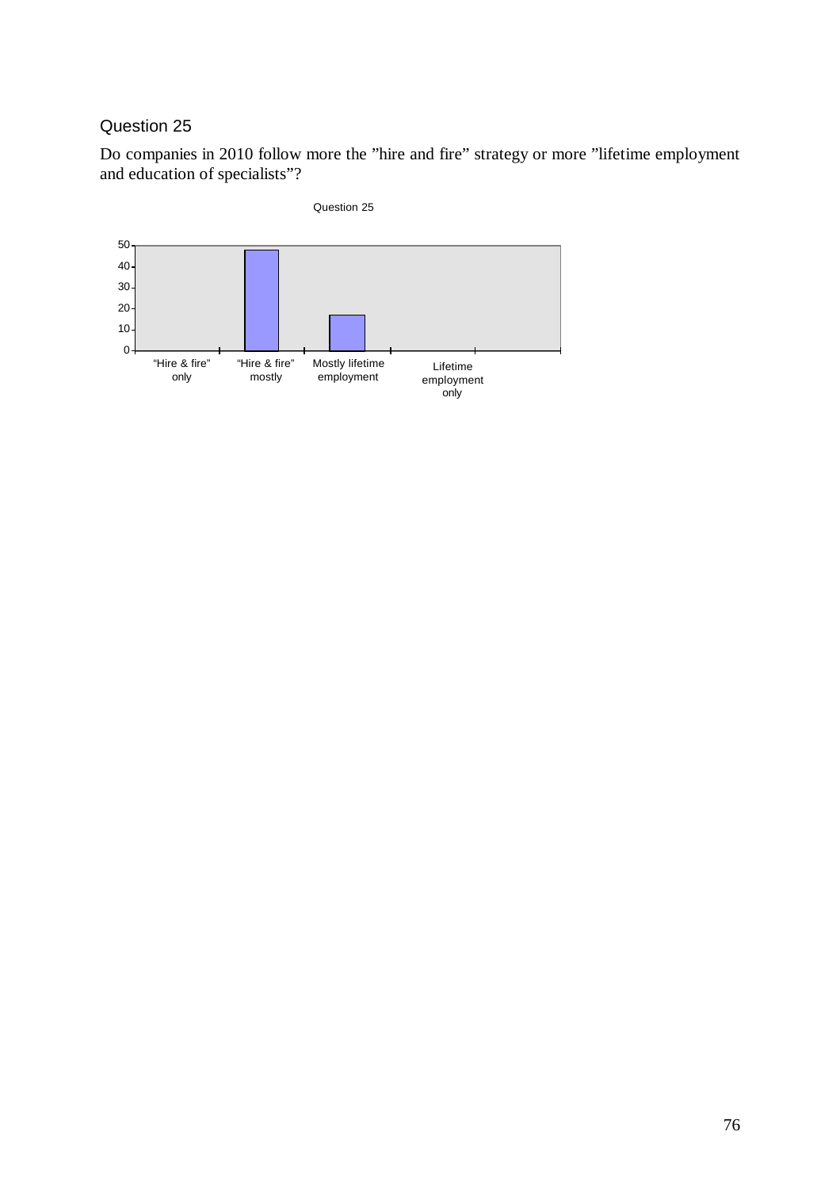Question 25

Do companies in 2010 follow more the "hire and fire" strategy or more "lifetime employment and education of specialists"?

Question 25

| "Hire & fire" only | "Hire & fire" mostly | Mostly lifetime employment | Lifetime employment only |
|---|---|---|---|
| 0 | 48 | 17 | 0 |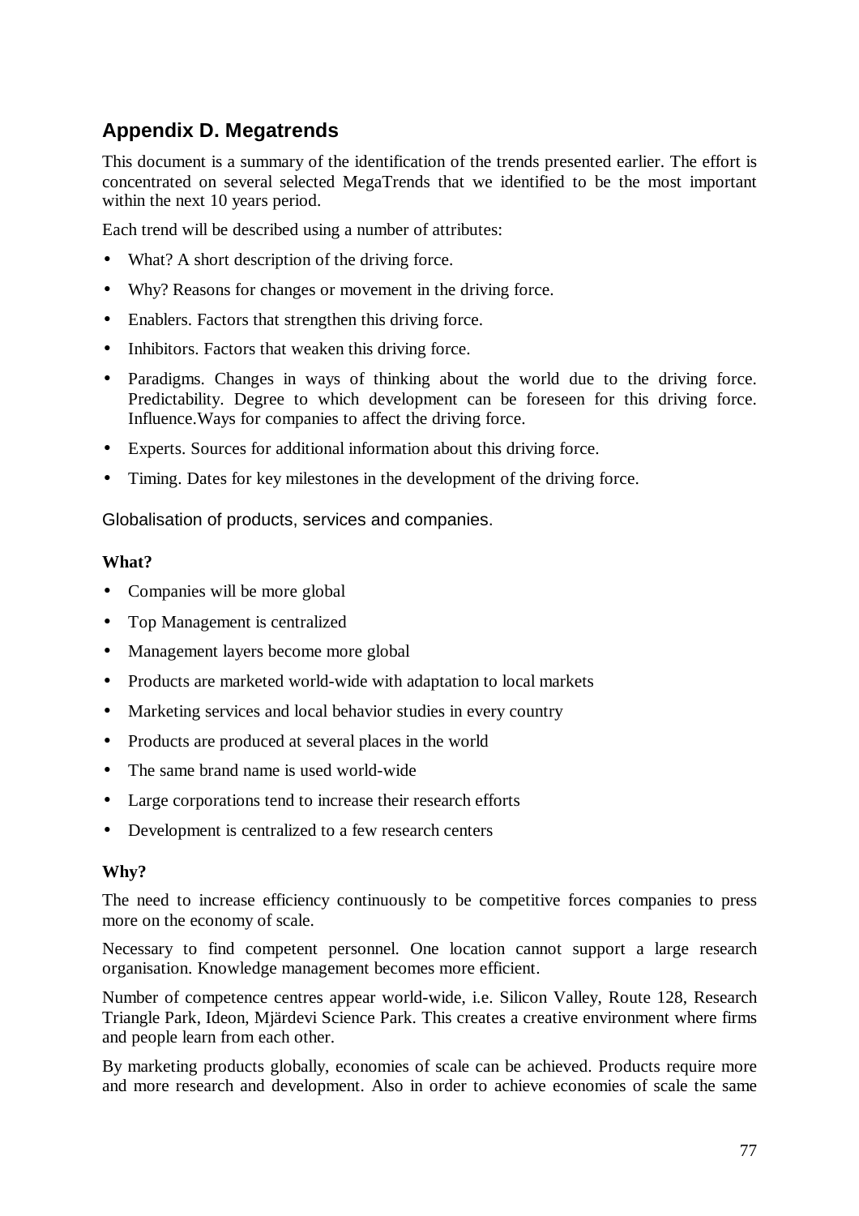## Appendix D. Megatrends

This document is a summary of the identification of the trends presented earlier. The effort is concentrated on several selected MegaTrends that we identified to be the most important within the next 10 years period.

Each trend will be described using a number of attributes:

- What? A short description of the driving force.
- Why? Reasons for changes or movement in the driving force.
- Enablers. Factors that strengthen this driving force.
- Inhibitors. Factors that weaken this driving force.
- Paradigms. Changes in ways of thinking about the world due to the driving force. Predictability. Degree to which development can be foreseen for this driving force. Influence.Ways for companies to affect the driving force.
- Experts. Sources for additional information about this driving force.
- Timing. Dates for key milestones in the development of the driving force.

### Globalisation of products, services and companies.

**What?**

- Companies will be more global
- Top Management is centralized
- Management layers become more global
- Products are marketed world-wide with adaptation to local markets
- Marketing services and local behavior studies in every country
- Products are produced at several places in the world
- The same brand name is used world-wide
- Large corporations tend to increase their research efforts
- Development is centralized to a few research centers

**Why?**

The need to increase efficiency continuously to be competitive forces companies to press more on the economy of scale.

Necessary to find competent personnel. One location cannot support a large research organisation. Knowledge management becomes more efficient.

Number of competence centres appear world-wide, i.e. Silicon Valley, Route 128, Research Triangle Park, Ideon, Mjärdevi Science Park. This creates a creative environment where firms and people learn from each other.

By marketing products globally, economies of scale can be achieved. Products require more and more research and development. Also in order to achieve economies of scale the same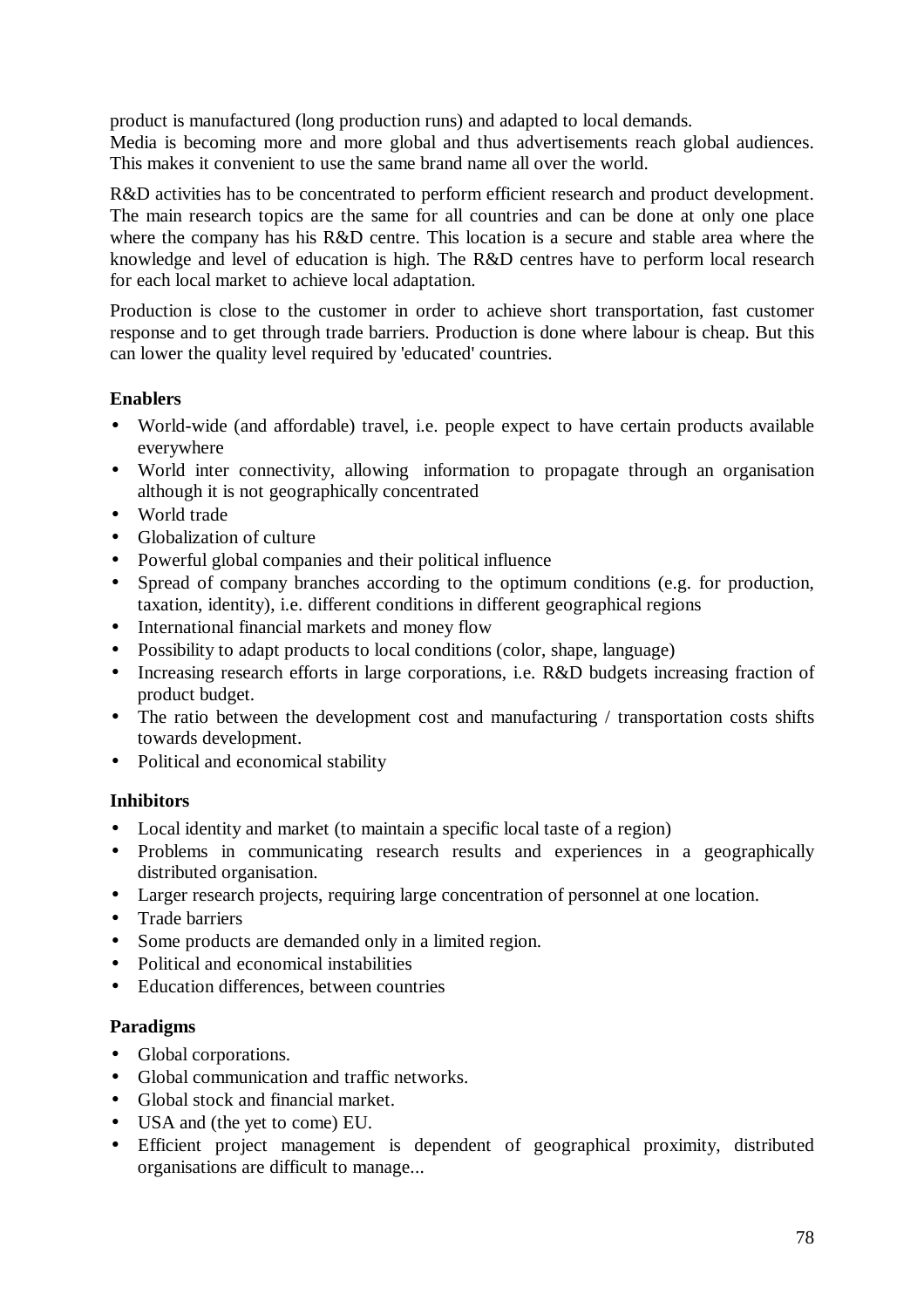product is manufactured (long production runs) and adapted to local demands.
Media is becoming more and more global and thus advertisements reach global audiences. This makes it convenient to use the same brand name all over the world.

R&D activities has to be concentrated to perform efficient research and product development. The main research topics are the same for all countries and can be done at only one place where the company has his R&D centre. This location is a secure and stable area where the knowledge and level of education is high. The R&D centres have to perform local research for each local market to achieve local adaptation.

Production is close to the customer in order to achieve short transportation, fast customer response and to get through trade barriers. Production is done where labour is cheap. But this can lower the quality level required by 'educated' countries.

**Enablers**

- World-wide (and affordable) travel, i.e. people expect to have certain products available everywhere
- World inter connectivity, allowing information to propagate through an organisation although it is not geographically concentrated
- World trade
- Globalization of culture
- Powerful global companies and their political influence
- Spread of company branches according to the optimum conditions (e.g. for production, taxation, identity), i.e. different conditions in different geographical regions
- International financial markets and money flow
- Possibility to adapt products to local conditions (color, shape, language)
- Increasing research efforts in large corporations, i.e. R&D budgets increasing fraction of product budget.
- The ratio between the development cost and manufacturing / transportation costs shifts towards development.
- Political and economical stability

**Inhibitors**

- Local identity and market (to maintain a specific local taste of a region)
- Problems in communicating research results and experiences in a geographically distributed organisation.
- Larger research projects, requiring large concentration of personnel at one location.
- Trade barriers
- Some products are demanded only in a limited region.
- Political and economical instabilities
- Education differences, between countries

**Paradigms**

- Global corporations.
- Global communication and traffic networks.
- Global stock and financial market.
- USA and (the yet to come) EU.
- Efficient project management is dependent of geographical proximity, distributed organisations are difficult to manage...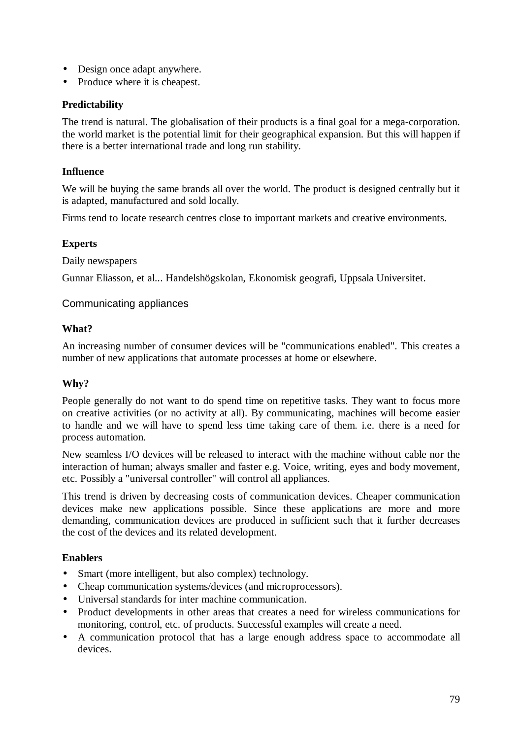- Design once adapt anywhere.
- Produce where it is cheapest.

**Predictability**

The trend is natural. The globalisation of their products is a final goal for a mega-corporation. the world market is the potential limit for their geographical expansion. But this will happen if there is a better international trade and long run stability.

**Influence**

We will be buying the same brands all over the world. The product is designed centrally but it is adapted, manufactured and sold locally.

Firms tend to locate research centres close to important markets and creative environments.

**Experts**

Daily newspapers

Gunnar Eliasson, et al... Handelshögskolan, Ekonomisk geografi, Uppsala Universitet.

### Communicating appliances

**What?**

An increasing number of consumer devices will be "communications enabled". This creates a number of new applications that automate processes at home or elsewhere.

**Why?**

People generally do not want to do spend time on repetitive tasks. They want to focus more on creative activities (or no activity at all). By communicating, machines will become easier to handle and we will have to spend less time taking care of them. i.e. there is a need for process automation.

New seamless I/O devices will be released to interact with the machine without cable nor the interaction of human; always smaller and faster e.g. Voice, writing, eyes and body movement, etc. Possibly a "universal controller" will control all appliances.

This trend is driven by decreasing costs of communication devices. Cheaper communication devices make new applications possible. Since these applications are more and more demanding, communication devices are produced in sufficient such that it further decreases the cost of the devices and its related development.

**Enablers**

- Smart (more intelligent, but also complex) technology.
- Cheap communication systems/devices (and microprocessors).
- Universal standards for inter machine communication.
- Product developments in other areas that creates a need for wireless communications for monitoring, control, etc. of products. Successful examples will create a need.
- A communication protocol that has a large enough address space to accommodate all devices.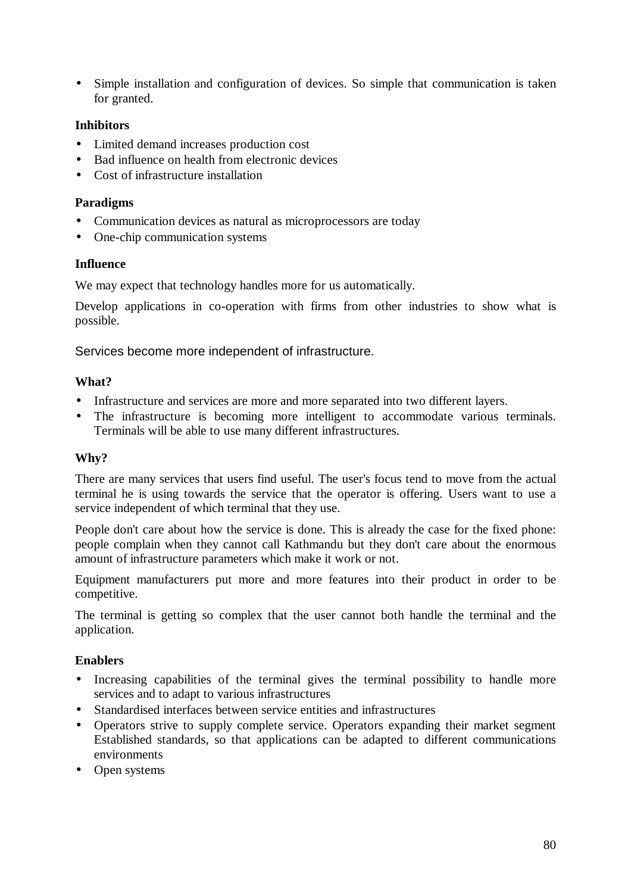- Simple installation and configuration of devices. So simple that communication is taken for granted.

**Inhibitors**

- Limited demand increases production cost
- Bad influence on health from electronic devices
- Cost of infrastructure installation

**Paradigms**

- Communication devices as natural as microprocessors are today
- One-chip communication systems

**Influence**

We may expect that technology handles more for us automatically.

Develop applications in co-operation with firms from other industries to show what is possible.

## Services become more independent of infrastructure.

**What?**

- Infrastructure and services are more and more separated into two different layers.
- The infrastructure is becoming more intelligent to accommodate various terminals. Terminals will be able to use many different infrastructures.

**Why?**

There are many services that users find useful. The user's focus tend to move from the actual terminal he is using towards the service that the operator is offering. Users want to use a service independent of which terminal that they use.

People don't care about how the service is done. This is already the case for the fixed phone: people complain when they cannot call Kathmandu but they don't care about the enormous amount of infrastructure parameters which make it work or not.

Equipment manufacturers put more and more features into their product in order to be competitive.

The terminal is getting so complex that the user cannot both handle the terminal and the application.

**Enablers**

- Increasing capabilities of the terminal gives the terminal possibility to handle more services and to adapt to various infrastructures
- Standardised interfaces between service entities and infrastructures
- Operators strive to supply complete service. Operators expanding their market segment Established standards, so that applications can be adapted to different communications environments
- Open systems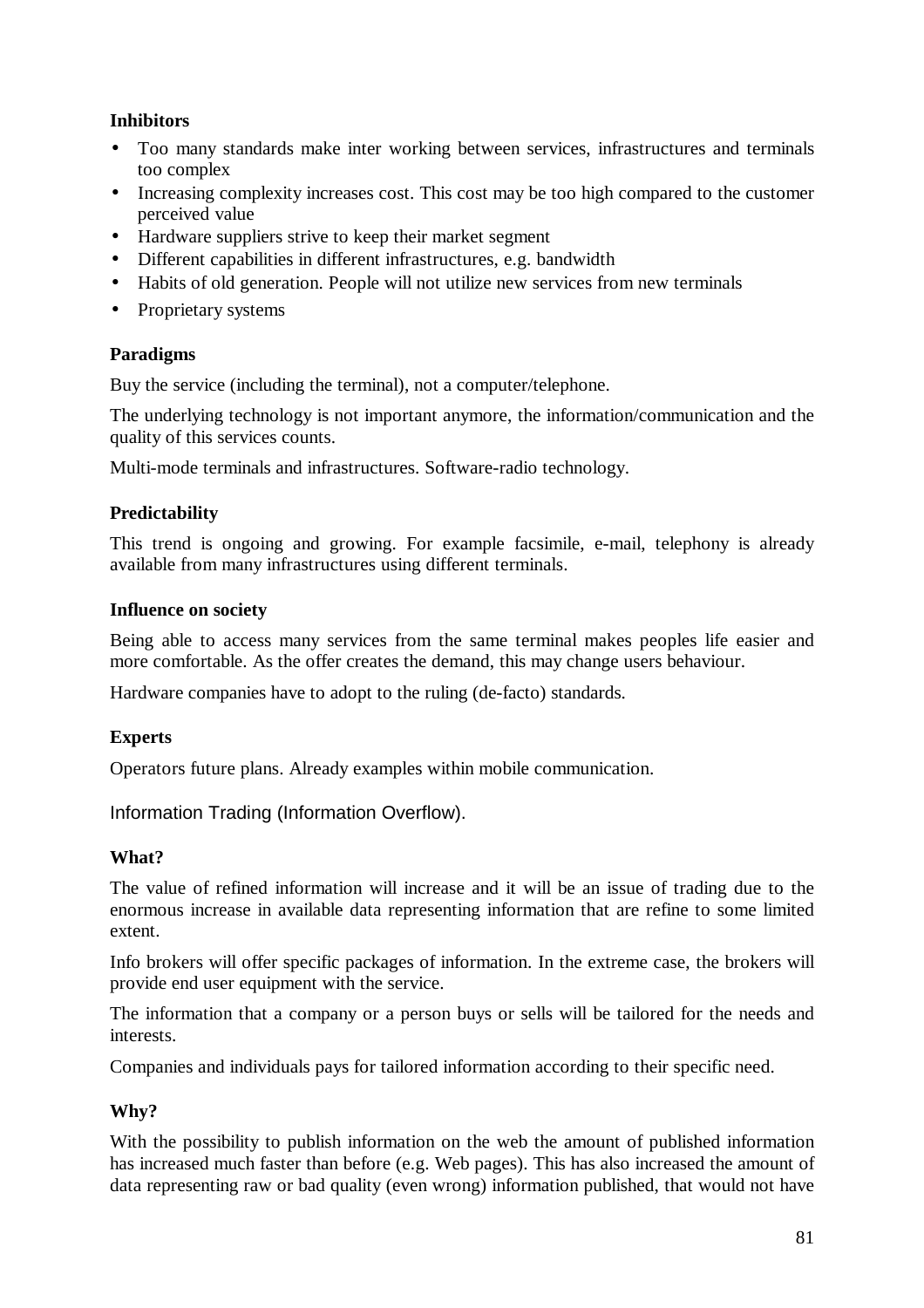**Inhibitors**

- Too many standards make inter working between services, infrastructures and terminals too complex
- Increasing complexity increases cost. This cost may be too high compared to the customer perceived value
- Hardware suppliers strive to keep their market segment
- Different capabilities in different infrastructures, e.g. bandwidth
- Habits of old generation. People will not utilize new services from new terminals
- Proprietary systems

**Paradigms**

Buy the service (including the terminal), not a computer/telephone.

The underlying technology is not important anymore, the information/communication and the quality of this services counts.

Multi-mode terminals and infrastructures. Software-radio technology.

**Predictability**

This trend is ongoing and growing. For example facsimile, e-mail, telephony is already available from many infrastructures using different terminals.

**Influence on society**

Being able to access many services from the same terminal makes peoples life easier and more comfortable. As the offer creates the demand, this may change users behaviour.

Hardware companies have to adopt to the ruling (de-facto) standards.

**Experts**

Operators future plans. Already examples within mobile communication.

Information Trading (Information Overflow).

**What?**

The value of refined information will increase and it will be an issue of trading due to the enormous increase in available data representing information that are refine to some limited extent.

Info brokers will offer specific packages of information. In the extreme case, the brokers will provide end user equipment with the service.

The information that a company or a person buys or sells will be tailored for the needs and interests.

Companies and individuals pays for tailored information according to their specific need.

**Why?**

With the possibility to publish information on the web the amount of published information has increased much faster than before (e.g. Web pages). This has also increased the amount of data representing raw or bad quality (even wrong) information published, that would not have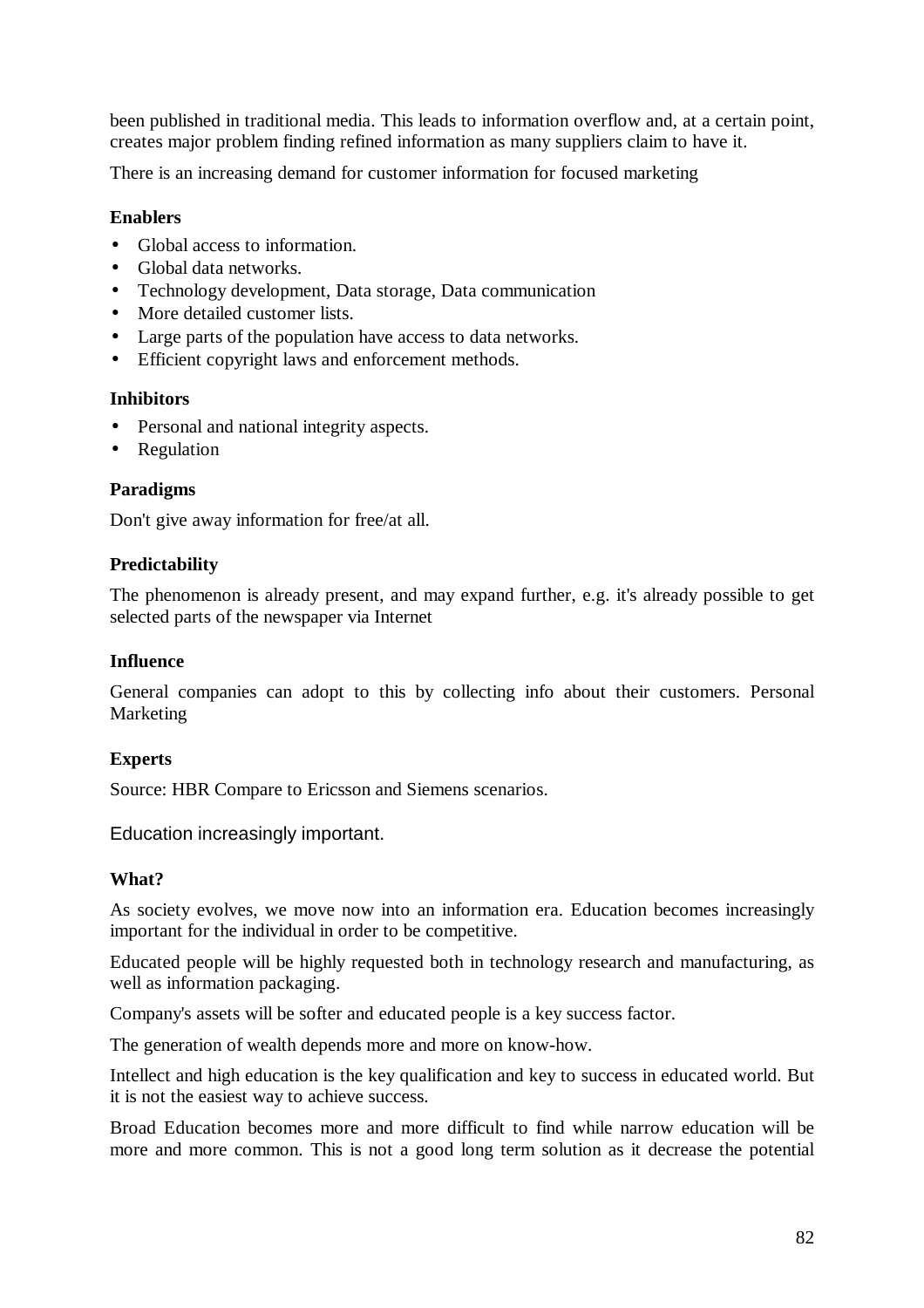been published in traditional media. This leads to information overflow and, at a certain point, creates major problem finding refined information as many suppliers claim to have it.

There is an increasing demand for customer information for focused marketing

### Enablers

- Global access to information.
- Global data networks.
- Technology development, Data storage, Data communication
- More detailed customer lists.
- Large parts of the population have access to data networks.
- Efficient copyright laws and enforcement methods.

### Inhibitors

- Personal and national integrity aspects.
- Regulation

### Paradigms

Don't give away information for free/at all.

### Predictability

The phenomenon is already present, and may expand further, e.g. it's already possible to get selected parts of the newspaper via Internet

### Influence

General companies can adopt to this by collecting info about their customers. Personal Marketing

### Experts

Source: HBR Compare to Ericsson and Siemens scenarios.

## Education increasingly important.

### What?

As society evolves, we move now into an information era. Education becomes increasingly important for the individual in order to be competitive.

Educated people will be highly requested both in technology research and manufacturing, as well as information packaging.

Company's assets will be softer and educated people is a key success factor.

The generation of wealth depends more and more on know-how.

Intellect and high education is the key qualification and key to success in educated world. But it is not the easiest way to achieve success.

Broad Education becomes more and more difficult to find while narrow education will be more and more common. This is not a good long term solution as it decrease the potential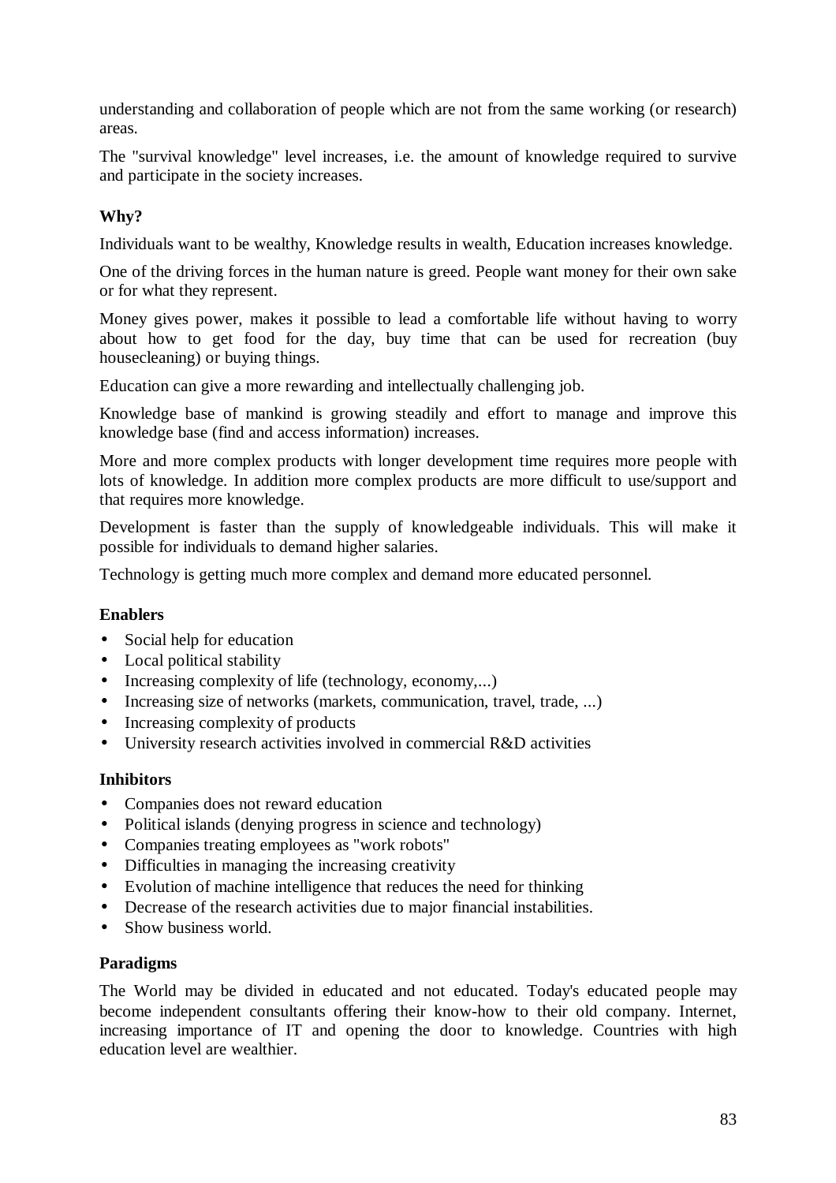understanding and collaboration of people which are not from the same working (or research) areas.

The "survival knowledge" level increases, i.e. the amount of knowledge required to survive and participate in the society increases.

**Why?**

Individuals want to be wealthy, Knowledge results in wealth, Education increases knowledge.

One of the driving forces in the human nature is greed. People want money for their own sake or for what they represent.

Money gives power, makes it possible to lead a comfortable life without having to worry about how to get food for the day, buy time that can be used for recreation (buy housecleaning) or buying things.

Education can give a more rewarding and intellectually challenging job.

Knowledge base of mankind is growing steadily and effort to manage and improve this knowledge base (find and access information) increases.

More and more complex products with longer development time requires more people with lots of knowledge. In addition more complex products are more difficult to use/support and that requires more knowledge.

Development is faster than the supply of knowledgeable individuals. This will make it possible for individuals to demand higher salaries.

Technology is getting much more complex and demand more educated personnel.

**Enablers**

- Social help for education
- Local political stability
- Increasing complexity of life (technology, economy,...)
- Increasing size of networks (markets, communication, travel, trade, ...)
- Increasing complexity of products
- University research activities involved in commercial R&D activities

**Inhibitors**

- Companies does not reward education
- Political islands (denying progress in science and technology)
- Companies treating employees as "work robots"
- Difficulties in managing the increasing creativity
- Evolution of machine intelligence that reduces the need for thinking
- Decrease of the research activities due to major financial instabilities.
- Show business world.

**Paradigms**

The World may be divided in educated and not educated. Today's educated people may become independent consultants offering their know-how to their old company. Internet, increasing importance of IT and opening the door to knowledge. Countries with high education level are wealthier.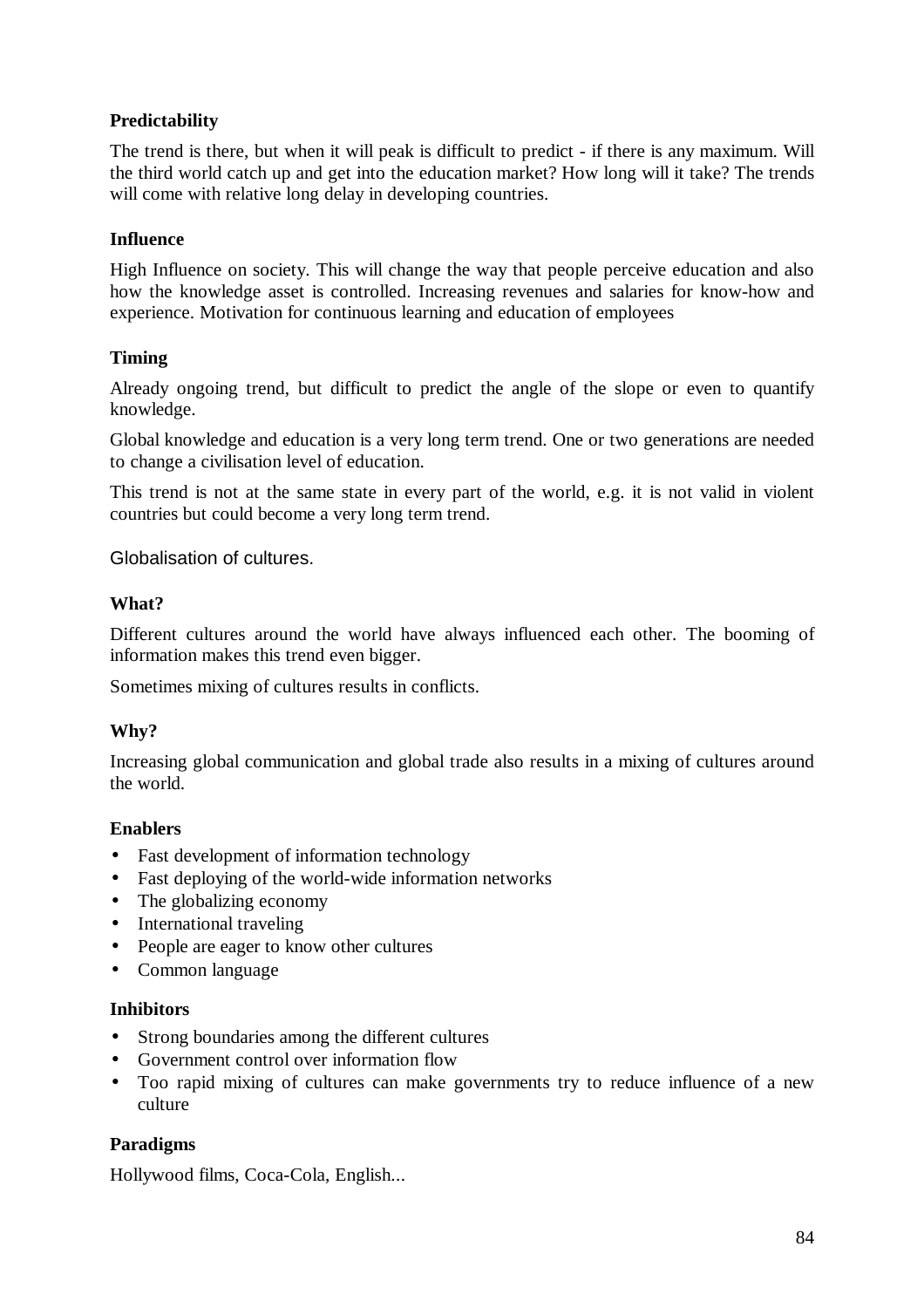**Predictability**

The trend is there, but when it will peak is difficult to predict - if there is any maximum. Will the third world catch up and get into the education market? How long will it take? The trends will come with relative long delay in developing countries.

**Influence**

High Influence on society. This will change the way that people perceive education and also how the knowledge asset is controlled. Increasing revenues and salaries for know-how and experience. Motivation for continuous learning and education of employees

**Timing**

Already ongoing trend, but difficult to predict the angle of the slope or even to quantify knowledge.

Global knowledge and education is a very long term trend. One or two generations are needed to change a civilisation level of education.

This trend is not at the same state in every part of the world, e.g. it is not valid in violent countries but could become a very long term trend.

Globalisation of cultures.

**What?**

Different cultures around the world have always influenced each other. The booming of information makes this trend even bigger.

Sometimes mixing of cultures results in conflicts.

**Why?**

Increasing global communication and global trade also results in a mixing of cultures around the world.

**Enablers**

- Fast development of information technology
- Fast deploying of the world-wide information networks
- The globalizing economy
- International traveling
- People are eager to know other cultures
- Common language

**Inhibitors**

- Strong boundaries among the different cultures
- Government control over information flow
- Too rapid mixing of cultures can make governments try to reduce influence of a new culture

**Paradigms**

Hollywood films, Coca-Cola, English...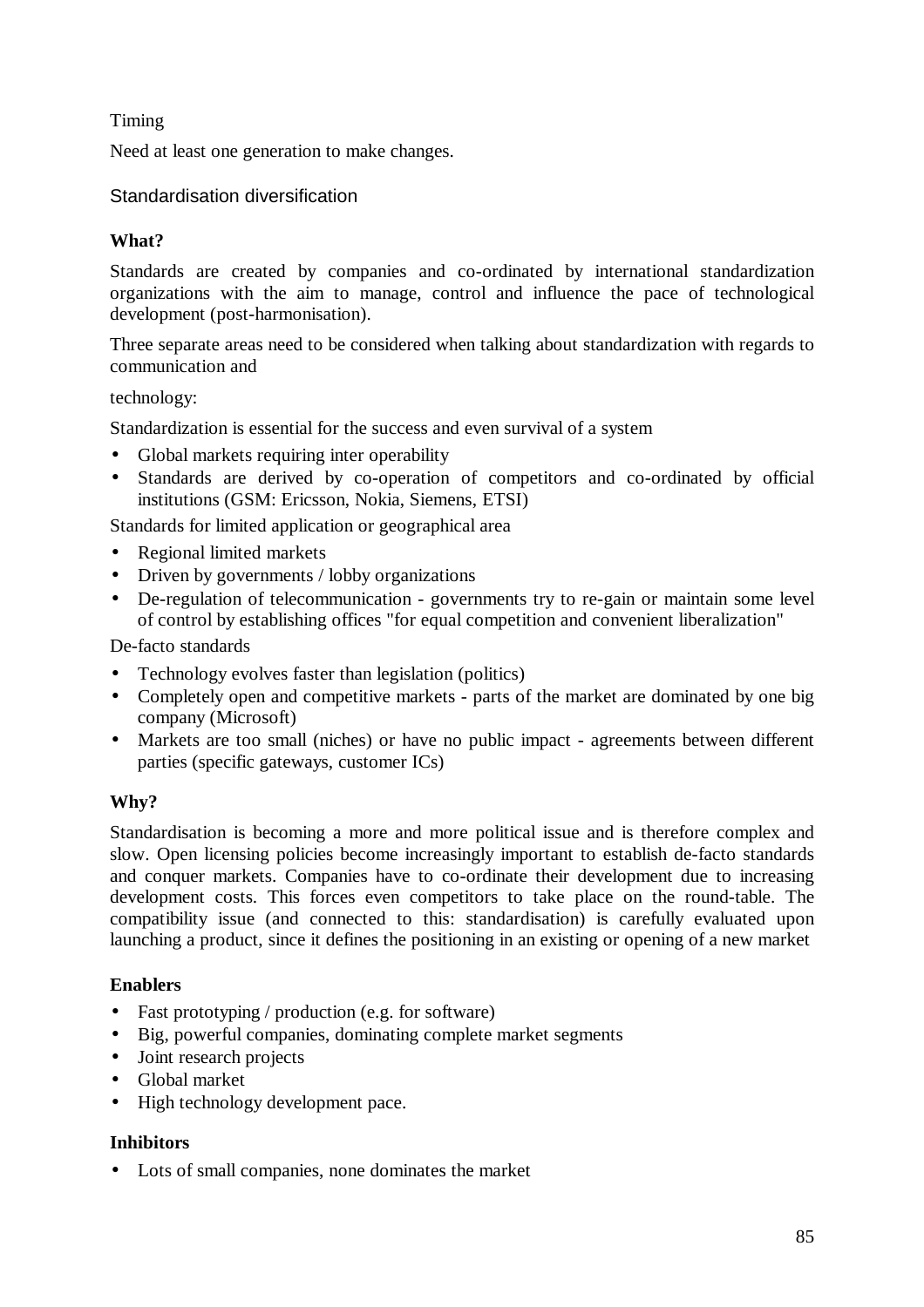Timing

Need at least one generation to make changes.

## Standardisation diversification

**What?**

Standards are created by companies and co-ordinated by international standardization organizations with the aim to manage, control and influence the pace of technological development (post-harmonisation).

Three separate areas need to be considered when talking about standardization with regards to communication and

technology:

Standardization is essential for the success and even survival of a system

- Global markets requiring inter operability
- Standards are derived by co-operation of competitors and co-ordinated by official institutions (GSM: Ericsson, Nokia, Siemens, ETSI)

Standards for limited application or geographical area

- Regional limited markets
- Driven by governments / lobby organizations
- De-regulation of telecommunication - governments try to re-gain or maintain some level of control by establishing offices "for equal competition and convenient liberalization"

De-facto standards

- Technology evolves faster than legislation (politics)
- Completely open and competitive markets - parts of the market are dominated by one big company (Microsoft)
- Markets are too small (niches) or have no public impact - agreements between different parties (specific gateways, customer ICs)

**Why?**

Standardisation is becoming a more and more political issue and is therefore complex and slow. Open licensing policies become increasingly important to establish de-facto standards and conquer markets. Companies have to co-ordinate their development due to increasing development costs. This forces even competitors to take place on the round-table. The compatibility issue (and connected to this: standardisation) is carefully evaluated upon launching a product, since it defines the positioning in an existing or opening of a new market

**Enablers**

- Fast prototyping / production (e.g. for software)
- Big, powerful companies, dominating complete market segments
- Joint research projects
- Global market
- High technology development pace.

**Inhibitors**

- Lots of small companies, none dominates the market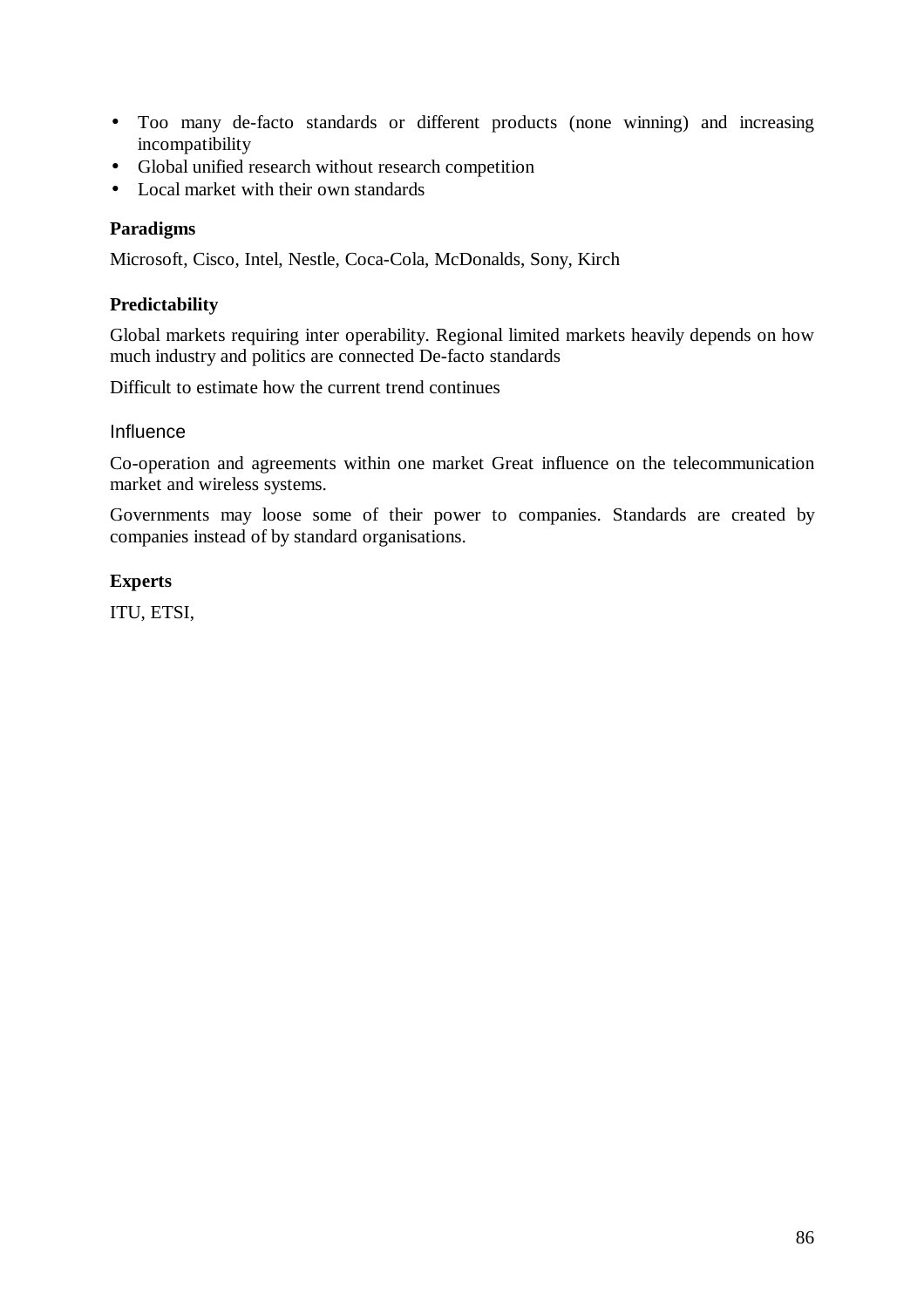- Too many de-facto standards or different products (none winning) and increasing incompatibility
- Global unified research without research competition
- Local market with their own standards

**Paradigms**

Microsoft, Cisco, Intel, Nestle, Coca-Cola, McDonalds, Sony, Kirch

**Predictability**

Global markets requiring inter operability. Regional limited markets heavily depends on how much industry and politics are connected De-facto standards

Difficult to estimate how the current trend continues

Influence

Co-operation and agreements within one market Great influence on the telecommunication market and wireless systems.

Governments may loose some of their power to companies. Standards are created by companies instead of by standard organisations.

**Experts**

ITU, ETSI,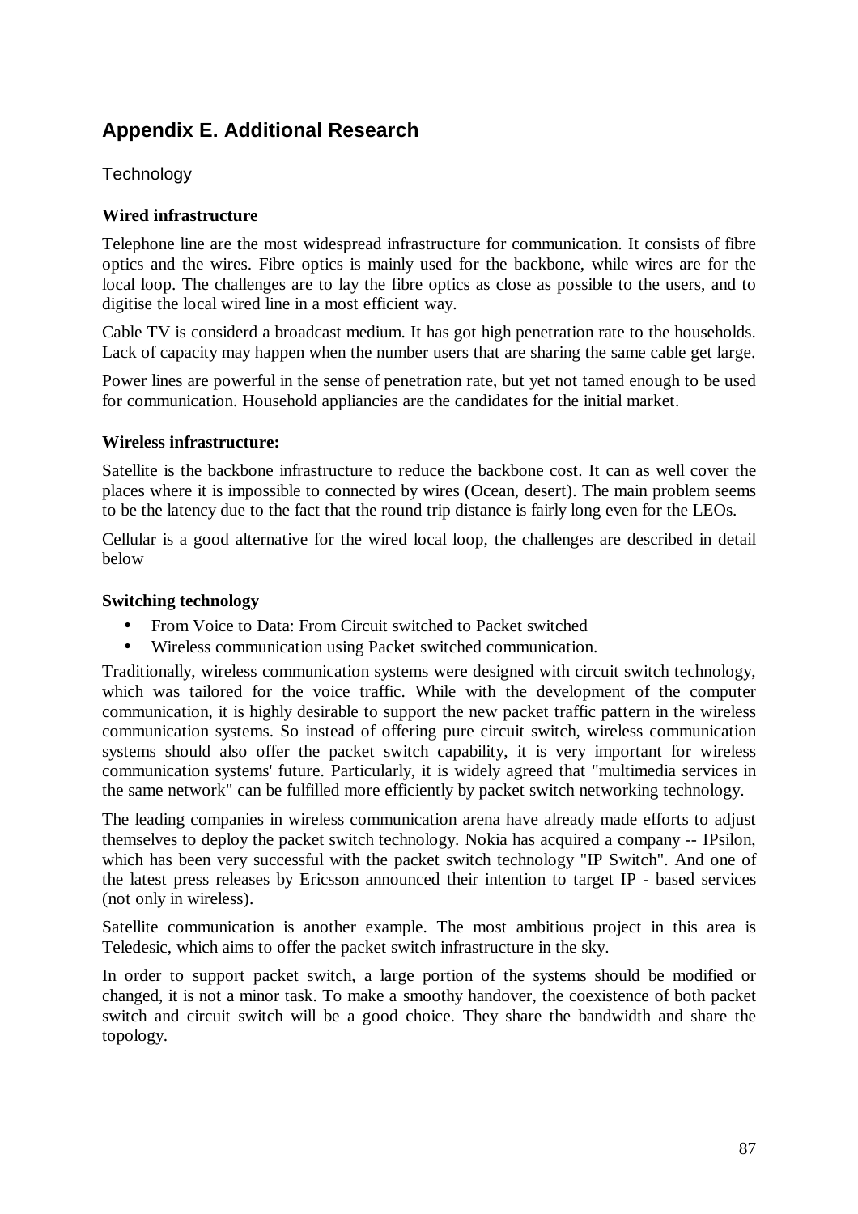## Appendix E. Additional Research

Technology

**Wired infrastructure**

Telephone line are the most widespread infrastructure for communication. It consists of fibre optics and the wires. Fibre optics is mainly used for the backbone, while wires are for the local loop. The challenges are to lay the fibre optics as close as possible to the users, and to digitise the local wired line in a most efficient way.

Cable TV is considerd a broadcast medium. It has got high penetration rate to the households. Lack of capacity may happen when the number users that are sharing the same cable get large.

Power lines are powerful in the sense of penetration rate, but yet not tamed enough to be used for communication. Household appliancies are the candidates for the initial market.

**Wireless infrastructure:**

Satellite is the backbone infrastructure to reduce the backbone cost. It can as well cover the places where it is impossible to connected by wires (Ocean, desert). The main problem seems to be the latency due to the fact that the round trip distance is fairly long even for the LEOs.

Cellular is a good alternative for the wired local loop, the challenges are described in detail below

**Switching technology**

- From Voice to Data: From Circuit switched to Packet switched
- Wireless communication using Packet switched communication.

Traditionally, wireless communication systems were designed with circuit switch technology, which was tailored for the voice traffic. While with the development of the computer communication, it is highly desirable to support the new packet traffic pattern in the wireless communication systems. So instead of offering pure circuit switch, wireless communication systems should also offer the packet switch capability, it is very important for wireless communication systems' future. Particularly, it is widely agreed that "multimedia services in the same network" can be fulfilled more efficiently by packet switch networking technology.

The leading companies in wireless communication arena have already made efforts to adjust themselves to deploy the packet switch technology. Nokia has acquired a company -- IPsilon, which has been very successful with the packet switch technology "IP Switch". And one of the latest press releases by Ericsson announced their intention to target IP - based services (not only in wireless).

Satellite communication is another example. The most ambitious project in this area is Teledesic, which aims to offer the packet switch infrastructure in the sky.

In order to support packet switch, a large portion of the systems should be modified or changed, it is not a minor task. To make a smoothy handover, the coexistence of both packet switch and circuit switch will be a good choice. They share the bandwidth and share the topology.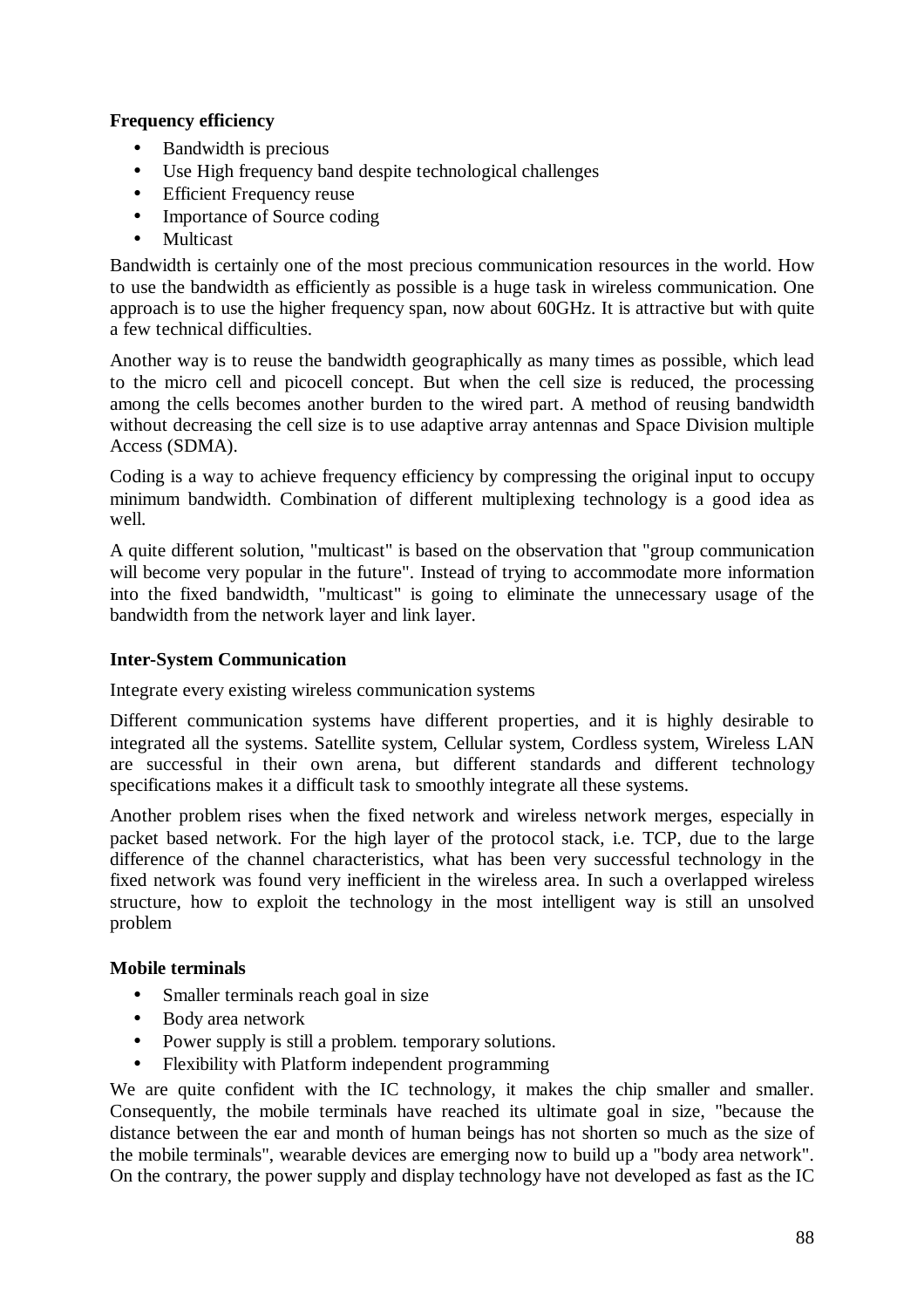**Frequency efficiency**

- Bandwidth is precious
- Use High frequency band despite technological challenges
- Efficient Frequency reuse
- Importance of Source coding
- Multicast

Bandwidth is certainly one of the most precious communication resources in the world. How to use the bandwidth as efficiently as possible is a huge task in wireless communication. One approach is to use the higher frequency span, now about 60GHz. It is attractive but with quite a few technical difficulties.

Another way is to reuse the bandwidth geographically as many times as possible, which lead to the micro cell and picocell concept. But when the cell size is reduced, the processing among the cells becomes another burden to the wired part. A method of reusing bandwidth without decreasing the cell size is to use adaptive array antennas and Space Division multiple Access (SDMA).

Coding is a way to achieve frequency efficiency by compressing the original input to occupy minimum bandwidth. Combination of different multiplexing technology is a good idea as well.

A quite different solution, "multicast" is based on the observation that "group communication will become very popular in the future". Instead of trying to accommodate more information into the fixed bandwidth, "multicast" is going to eliminate the unnecessary usage of the bandwidth from the network layer and link layer.

**Inter-System Communication**

Integrate every existing wireless communication systems

Different communication systems have different properties, and it is highly desirable to integrated all the systems. Satellite system, Cellular system, Cordless system, Wireless LAN are successful in their own arena, but different standards and different technology specifications makes it a difficult task to smoothly integrate all these systems.

Another problem rises when the fixed network and wireless network merges, especially in packet based network. For the high layer of the protocol stack, i.e. TCP, due to the large difference of the channel characteristics, what has been very successful technology in the fixed network was found very inefficient in the wireless area. In such a overlapped wireless structure, how to exploit the technology in the most intelligent way is still an unsolved problem

**Mobile terminals**

- Smaller terminals reach goal in size
- Body area network
- Power supply is still a problem. temporary solutions.
- Flexibility with Platform independent programming

We are quite confident with the IC technology, it makes the chip smaller and smaller. Consequently, the mobile terminals have reached its ultimate goal in size, "because the distance between the ear and month of human beings has not shorten so much as the size of the mobile terminals", wearable devices are emerging now to build up a "body area network". On the contrary, the power supply and display technology have not developed as fast as the IC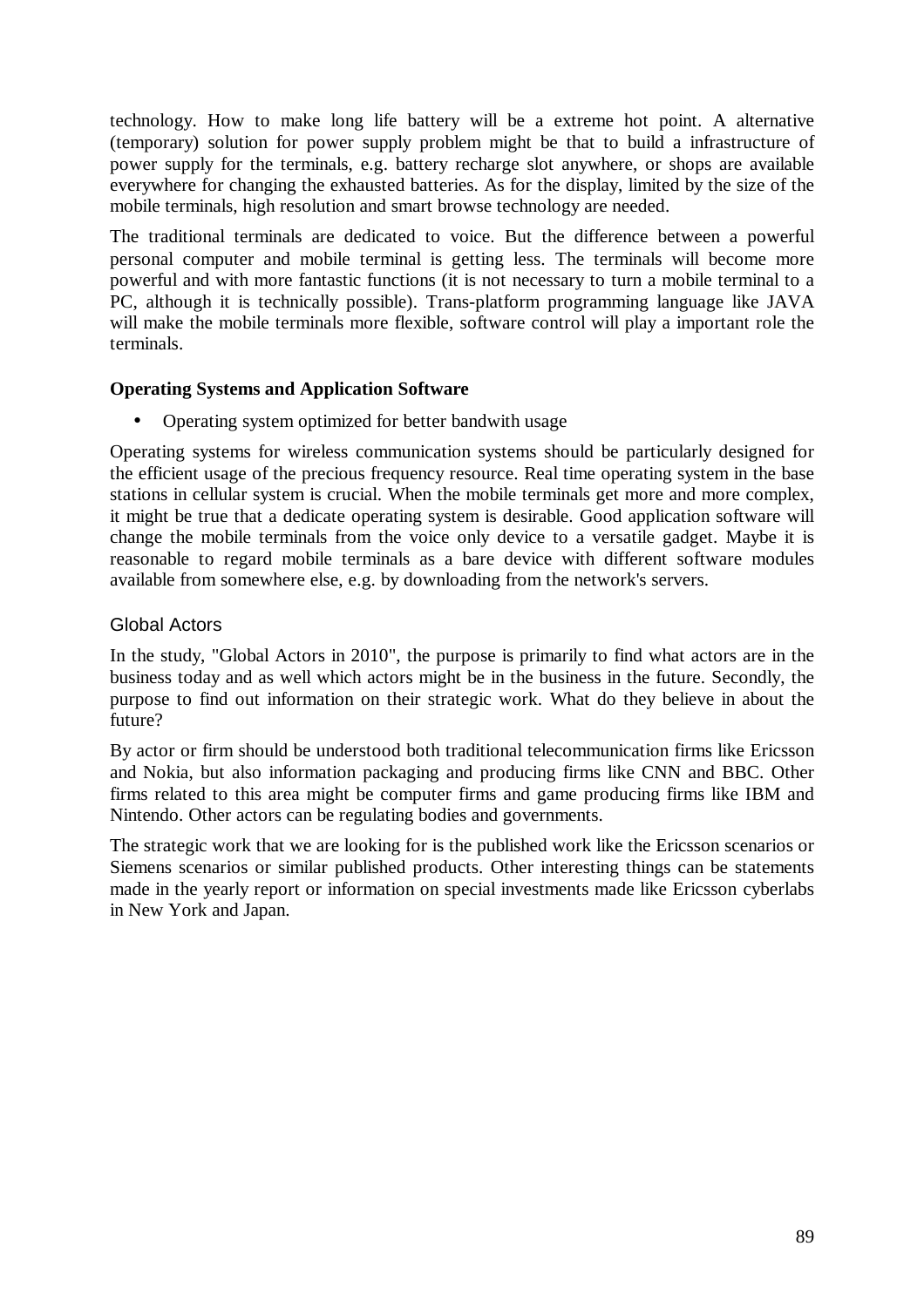technology. How to make long life battery will be a extreme hot point. A alternative (temporary) solution for power supply problem might be that to build a infrastructure of power supply for the terminals, e.g. battery recharge slot anywhere, or shops are available everywhere for changing the exhausted batteries. As for the display, limited by the size of the mobile terminals, high resolution and smart browse technology are needed.

The traditional terminals are dedicated to voice. But the difference between a powerful personal computer and mobile terminal is getting less. The terminals will become more powerful and with more fantastic functions (it is not necessary to turn a mobile terminal to a PC, although it is technically possible). Trans-platform programming language like JAVA will make the mobile terminals more flexible, software control will play a important role the terminals.

**Operating Systems and Application Software**

- Operating system optimized for better bandwith usage

Operating systems for wireless communication systems should be particularly designed for the efficient usage of the precious frequency resource. Real time operating system in the base stations in cellular system is crucial. When the mobile terminals get more and more complex, it might be true that a dedicate operating system is desirable. Good application software will change the mobile terminals from the voice only device to a versatile gadget. Maybe it is reasonable to regard mobile terminals as a bare device with different software modules available from somewhere else, e.g. by downloading from the network's servers.

## Global Actors

In the study, "Global Actors in 2010", the purpose is primarily to find what actors are in the business today and as well which actors might be in the business in the future. Secondly, the purpose to find out information on their strategic work. What do they believe in about the future?

By actor or firm should be understood both traditional telecommunication firms like Ericsson and Nokia, but also information packaging and producing firms like CNN and BBC. Other firms related to this area might be computer firms and game producing firms like IBM and Nintendo. Other actors can be regulating bodies and governments.

The strategic work that we are looking for is the published work like the Ericsson scenarios or Siemens scenarios or similar published products. Other interesting things can be statements made in the yearly report or information on special investments made like Ericsson cyberlabs in New York and Japan.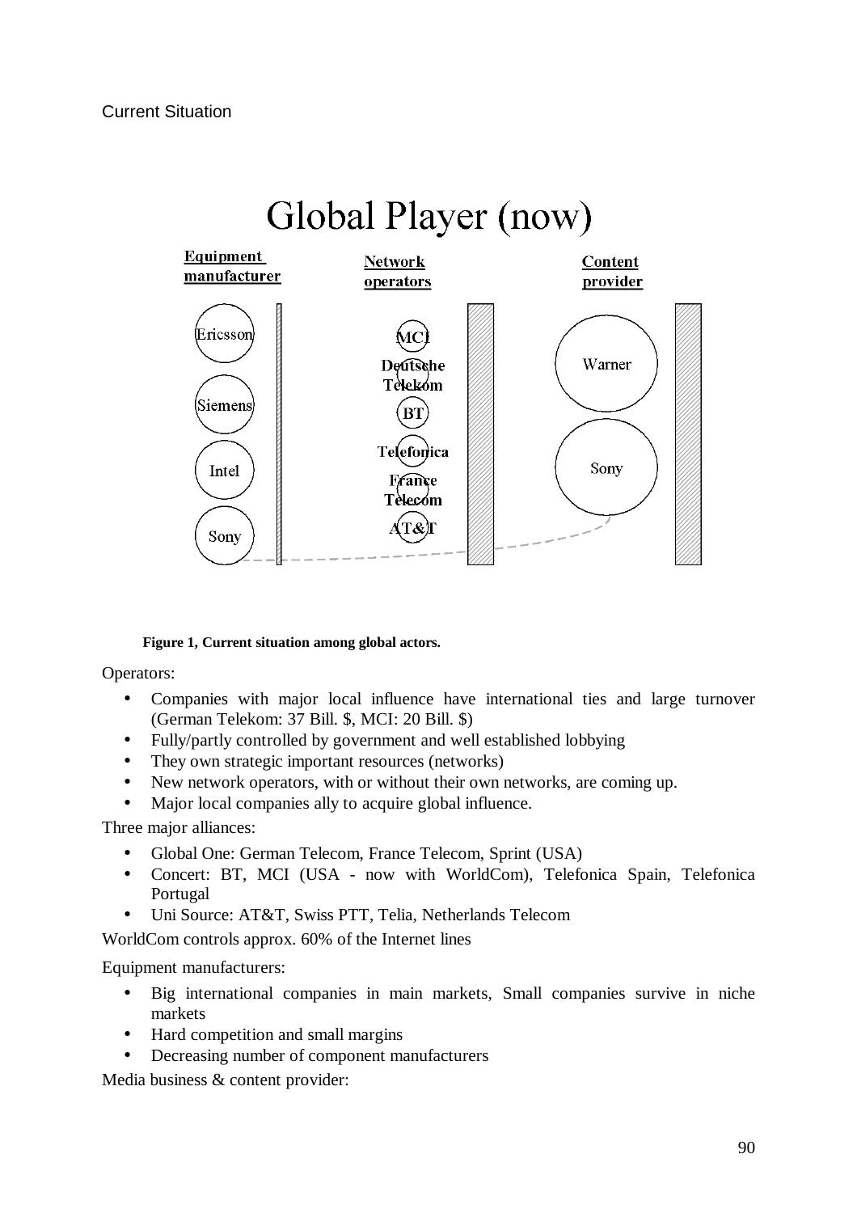Current Situation

# Global Player (now)

| Equipment manufacturer | Network operators | Content provider |
| --- | --- | --- |
| Ericsson | MCI | Warner |
| Siemens | Deutsche Telekom | Sony |
| Intel | BT | |
| Sony | Telefonica | |
| | France Telecom | |
| | AT&T | |

**Figure 1, Current situation among global actors.**

Operators:

- Companies with major local influence have international ties and large turnover (German Telekom: 37 Bill. $, MCI: 20 Bill. $)
- Fully/partly controlled by government and well established lobbying
- They own strategic important resources (networks)
- New network operators, with or without their own networks, are coming up.
- Major local companies ally to acquire global influence.

Three major alliances:

- Global One: German Telecom, France Telecom, Sprint (USA)
- Concert: BT, MCI (USA - now with WorldCom), Telefonica Spain, Telefonica Portugal
- Uni Source: AT&T, Swiss PTT, Telia, Netherlands Telecom

WorldCom controls approx. 60% of the Internet lines

Equipment manufacturers:

- Big international companies in main markets, Small companies survive in niche markets
- Hard competition and small margins
- Decreasing number of component manufacturers

Media business & content provider: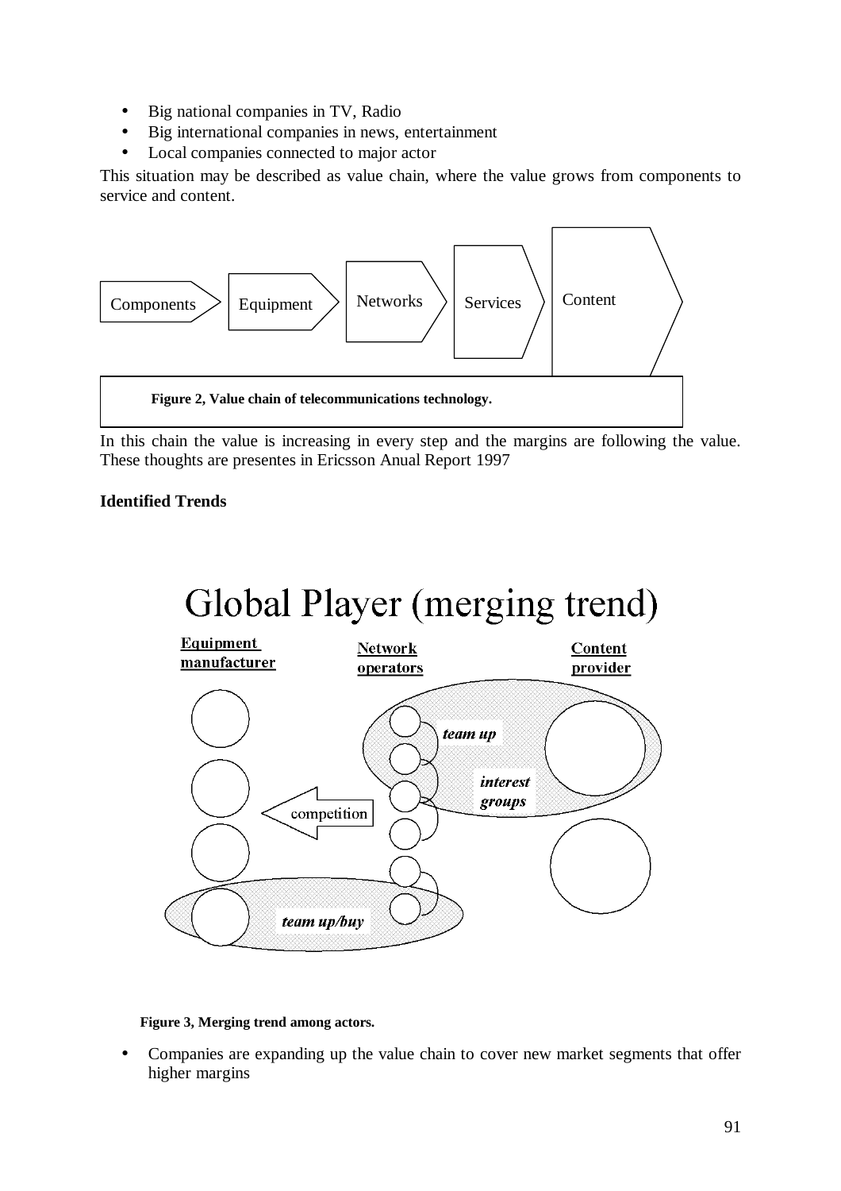- Big national companies in TV, Radio
- Big international companies in news, entertainment
- Local companies connected to major actor

This situation may be described as value chain, where the value grows from components to service and content.

Components → Equipment → Networks → Services → Content

**Figure 2, Value chain of telecommunications technology.**

In this chain the value is increasing in every step and the margins are following the value. These thoughts are presentes in Ericsson Anual Report 1997

**Identified Trends**

Global Player (merging trend)

Equipment manufacturer | Network operators | Content provider

team up | interest groups | competition | team up/buy

**Figure 3, Merging trend among actors.**

- Companies are expanding up the value chain to cover new market segments that offer higher margins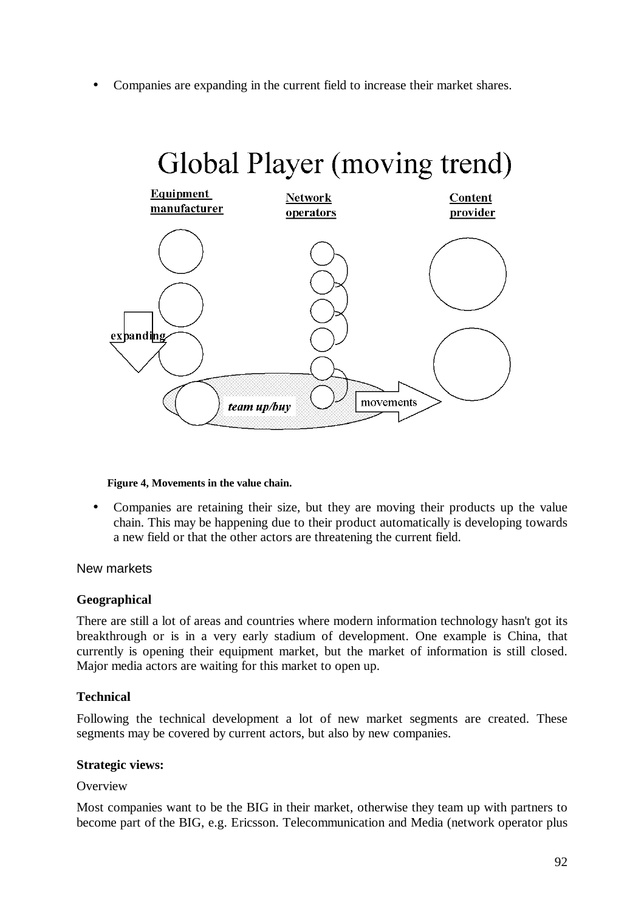- Companies are expanding in the current field to increase their market shares.

Figure 4, Movements in the value chain.

- Companies are retaining their size, but they are moving their products up the value chain. This may be happening due to their product automatically is developing towards a new field or that the other actors are threatening the current field.

## New markets

**Geographical**

There are still a lot of areas and countries where modern information technology hasn't got its breakthrough or is in a very early stadium of development. One example is China, that currently is opening their equipment market, but the market of information is still closed. Major media actors are waiting for this market to open up.

**Technical**

Following the technical development a lot of new market segments are created. These segments may be covered by current actors, but also by new companies.

**Strategic views:**

Overview

Most companies want to be the BIG in their market, otherwise they team up with partners to become part of the BIG, e.g. Ericsson. Telecommunication and Media (network operator plus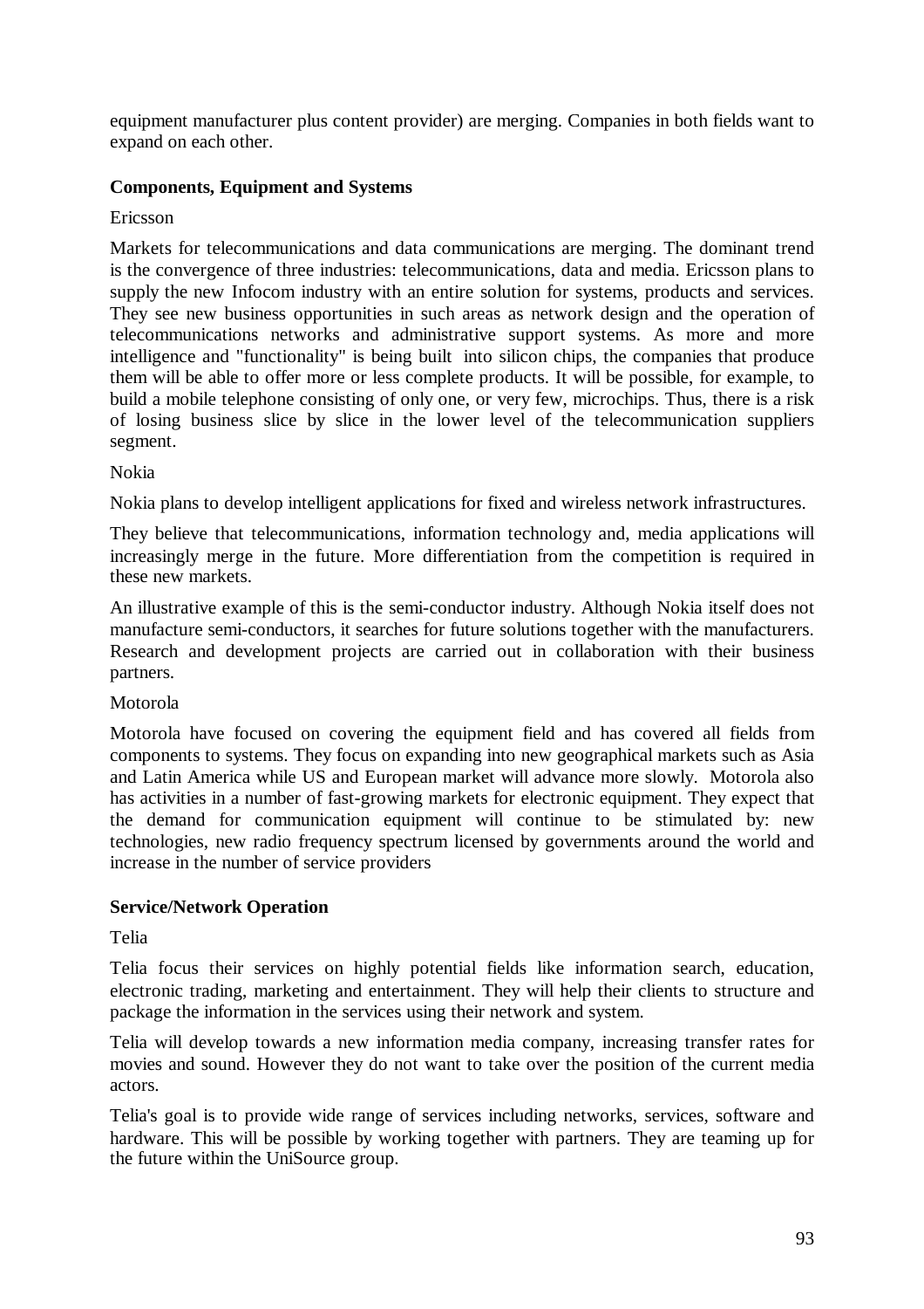equipment manufacturer plus content provider) are merging. Companies in both fields want to expand on each other.

**Components, Equipment and Systems**

Ericsson

Markets for telecommunications and data communications are merging. The dominant trend is the convergence of three industries: telecommunications, data and media. Ericsson plans to supply the new Infocom industry with an entire solution for systems, products and services. They see new business opportunities in such areas as network design and the operation of telecommunications networks and administrative support systems. As more and more intelligence and "functionality" is being built into silicon chips, the companies that produce them will be able to offer more or less complete products. It will be possible, for example, to build a mobile telephone consisting of only one, or very few, microchips. Thus, there is a risk of losing business slice by slice in the lower level of the telecommunication suppliers segment.

Nokia

Nokia plans to develop intelligent applications for fixed and wireless network infrastructures.

They believe that telecommunications, information technology and, media applications will increasingly merge in the future. More differentiation from the competition is required in these new markets.

An illustrative example of this is the semi-conductor industry. Although Nokia itself does not manufacture semi-conductors, it searches for future solutions together with the manufacturers. Research and development projects are carried out in collaboration with their business partners.

Motorola

Motorola have focused on covering the equipment field and has covered all fields from components to systems. They focus on expanding into new geographical markets such as Asia and Latin America while US and European market will advance more slowly. Motorola also has activities in a number of fast-growing markets for electronic equipment. They expect that the demand for communication equipment will continue to be stimulated by: new technologies, new radio frequency spectrum licensed by governments around the world and increase in the number of service providers

**Service/Network Operation**

Telia

Telia focus their services on highly potential fields like information search, education, electronic trading, marketing and entertainment. They will help their clients to structure and package the information in the services using their network and system.

Telia will develop towards a new information media company, increasing transfer rates for movies and sound. However they do not want to take over the position of the current media actors.

Telia's goal is to provide wide range of services including networks, services, software and hardware. This will be possible by working together with partners. They are teaming up for the future within the UniSource group.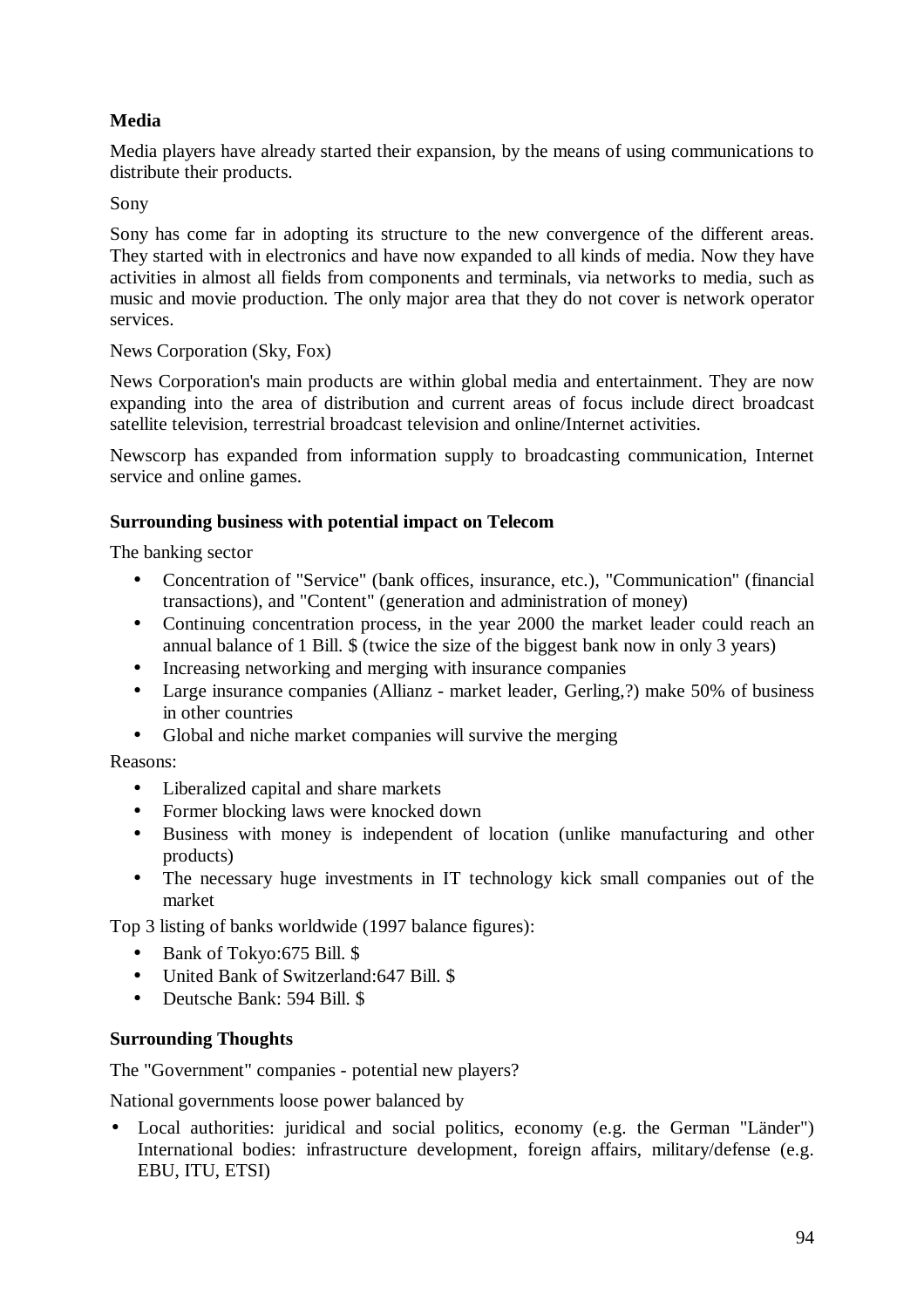### Media

Media players have already started their expansion, by the means of using communications to distribute their products.

Sony

Sony has come far in adopting its structure to the new convergence of the different areas. They started with in electronics and have now expanded to all kinds of media. Now they have activities in almost all fields from components and terminals, via networks to media, such as music and movie production. The only major area that they do not cover is network operator services.

News Corporation (Sky, Fox)

News Corporation's main products are within global media and entertainment. They are now expanding into the area of distribution and current areas of focus include direct broadcast satellite television, terrestrial broadcast television and online/Internet activities.

Newscorp has expanded from information supply to broadcasting communication, Internet service and online games.

### Surrounding business with potential impact on Telecom

The banking sector

- Concentration of "Service" (bank offices, insurance, etc.), "Communication" (financial transactions), and "Content" (generation and administration of money)
- Continuing concentration process, in the year 2000 the market leader could reach an annual balance of 1 Bill. $ (twice the size of the biggest bank now in only 3 years)
- Increasing networking and merging with insurance companies
- Large insurance companies (Allianz - market leader, Gerling,?) make 50% of business in other countries
- Global and niche market companies will survive the merging

Reasons:

- Liberalized capital and share markets
- Former blocking laws were knocked down
- Business with money is independent of location (unlike manufacturing and other products)
- The necessary huge investments in IT technology kick small companies out of the market

Top 3 listing of banks worldwide (1997 balance figures):

- Bank of Tokyo:675 Bill. $
- United Bank of Switzerland:647 Bill. $
- Deutsche Bank: 594 Bill. $

### Surrounding Thoughts

The "Government" companies - potential new players?

National governments loose power balanced by

- Local authorities: juridical and social politics, economy (e.g. the German "Länder") International bodies: infrastructure development, foreign affairs, military/defense (e.g. EBU, ITU, ETSI)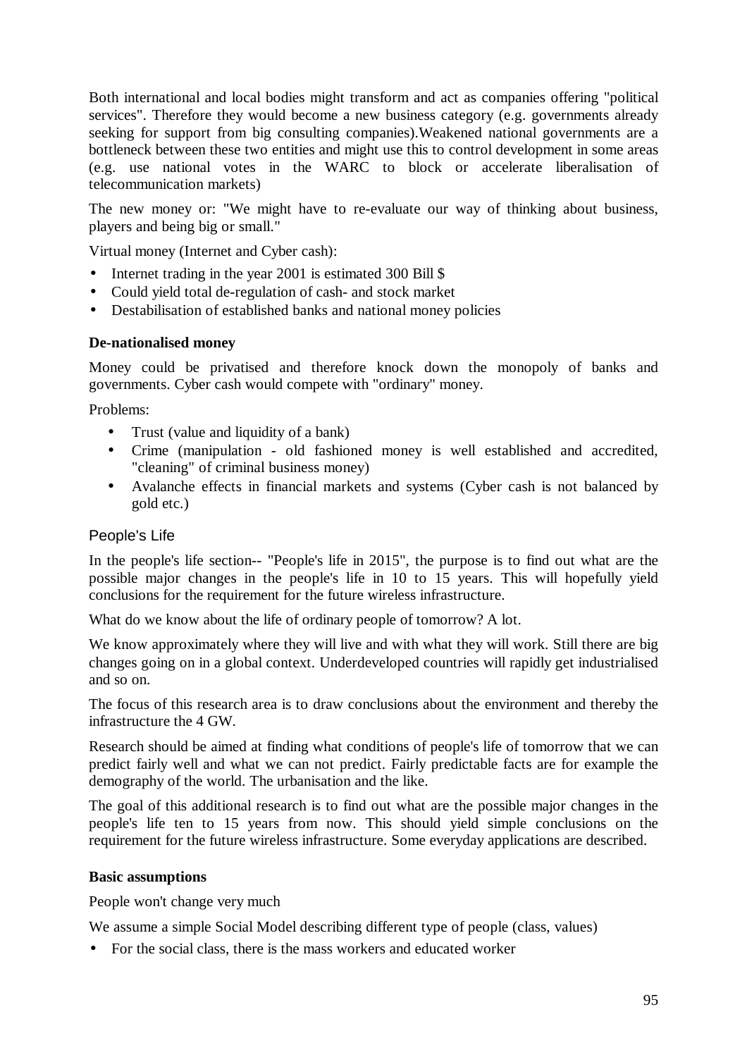Both international and local bodies might transform and act as companies offering "political services". Therefore they would become a new business category (e.g. governments already seeking for support from big consulting companies).Weakened national governments are a bottleneck between these two entities and might use this to control development in some areas (e.g. use national votes in the WARC to block or accelerate liberalisation of telecommunication markets)

The new money or: "We might have to re-evaluate our way of thinking about business, players and being big or small."

Virtual money (Internet and Cyber cash):

- Internet trading in the year 2001 is estimated 300 Bill $
- Could yield total de-regulation of cash- and stock market
- Destabilisation of established banks and national money policies

**De-nationalised money**

Money could be privatised and therefore knock down the monopoly of banks and governments. Cyber cash would compete with "ordinary" money.

Problems:

- Trust (value and liquidity of a bank)
- Crime (manipulation - old fashioned money is well established and accredited, "cleaning" of criminal business money)
- Avalanche effects in financial markets and systems (Cyber cash is not balanced by gold etc.)

### People's Life

In the people's life section-- "People's life in 2015", the purpose is to find out what are the possible major changes in the people's life in 10 to 15 years. This will hopefully yield conclusions for the requirement for the future wireless infrastructure.

What do we know about the life of ordinary people of tomorrow? A lot.

We know approximately where they will live and with what they will work. Still there are big changes going on in a global context. Underdeveloped countries will rapidly get industrialised and so on.

The focus of this research area is to draw conclusions about the environment and thereby the infrastructure the 4 GW.

Research should be aimed at finding what conditions of people's life of tomorrow that we can predict fairly well and what we can not predict. Fairly predictable facts are for example the demography of the world. The urbanisation and the like.

The goal of this additional research is to find out what are the possible major changes in the people's life ten to 15 years from now. This should yield simple conclusions on the requirement for the future wireless infrastructure. Some everyday applications are described.

**Basic assumptions**

People won't change very much

We assume a simple Social Model describing different type of people (class, values)

- For the social class, there is the mass workers and educated worker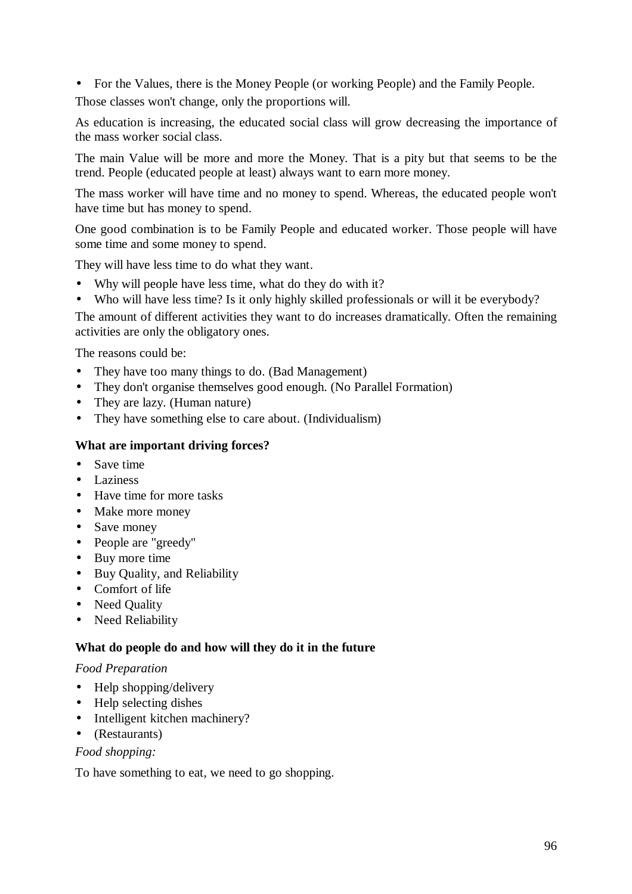- For the Values, there is the Money People (or working People) and the Family People.

Those classes won't change, only the proportions will.

As education is increasing, the educated social class will grow decreasing the importance of the mass worker social class.

The main Value will be more and more the Money. That is a pity but that seems to be the trend. People (educated people at least) always want to earn more money.

The mass worker will have time and no money to spend. Whereas, the educated people won't have time but has money to spend.

One good combination is to be Family People and educated worker. Those people will have some time and some money to spend.

They will have less time to do what they want.

- Why will people have less time, what do they do with it?
- Who will have less time? Is it only highly skilled professionals or will it be everybody?

The amount of different activities they want to do increases dramatically. Often the remaining activities are only the obligatory ones.

The reasons could be:

- They have too many things to do. (Bad Management)
- They don't organise themselves good enough. (No Parallel Formation)
- They are lazy. (Human nature)
- They have something else to care about. (Individualism)

**What are important driving forces?**

- Save time
- Laziness
- Have time for more tasks
- Make more money
- Save money
- People are "greedy"
- Buy more time
- Buy Quality, and Reliability
- Comfort of life
- Need Quality
- Need Reliability

**What do people do and how will they do it in the future**

*Food Preparation*

- Help shopping/delivery
- Help selecting dishes
- Intelligent kitchen machinery?
- (Restaurants)

*Food shopping:*

To have something to eat, we need to go shopping.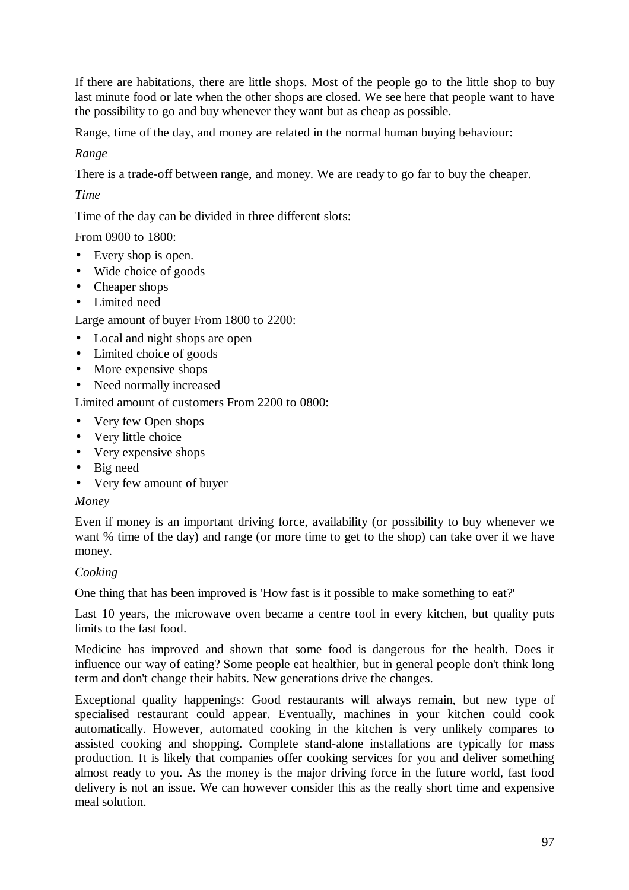If there are habitations, there are little shops. Most of the people go to the little shop to buy last minute food or late when the other shops are closed. We see here that people want to have the possibility to go and buy whenever they want but as cheap as possible.

Range, time of the day, and money are related in the normal human buying behaviour:

*Range*

There is a trade-off between range, and money. We are ready to go far to buy the cheaper.

*Time*

Time of the day can be divided in three different slots:

From 0900 to 1800:

- Every shop is open.
- Wide choice of goods
- Cheaper shops
- Limited need

Large amount of buyer From 1800 to 2200:

- Local and night shops are open
- Limited choice of goods
- More expensive shops
- Need normally increased

Limited amount of customers From 2200 to 0800:

- Very few Open shops
- Very little choice
- Very expensive shops
- Big need
- Very few amount of buyer

*Money*

Even if money is an important driving force, availability (or possibility to buy whenever we want % time of the day) and range (or more time to get to the shop) can take over if we have money.

*Cooking*

One thing that has been improved is 'How fast is it possible to make something to eat?'

Last 10 years, the microwave oven became a centre tool in every kitchen, but quality puts limits to the fast food.

Medicine has improved and shown that some food is dangerous for the health. Does it influence our way of eating? Some people eat healthier, but in general people don't think long term and don't change their habits. New generations drive the changes.

Exceptional quality happenings: Good restaurants will always remain, but new type of specialised restaurant could appear. Eventually, machines in your kitchen could cook automatically. However, automated cooking in the kitchen is very unlikely compares to assisted cooking and shopping. Complete stand-alone installations are typically for mass production. It is likely that companies offer cooking services for you and deliver something almost ready to you. As the money is the major driving force in the future world, fast food delivery is not an issue. We can however consider this as the really short time and expensive meal solution.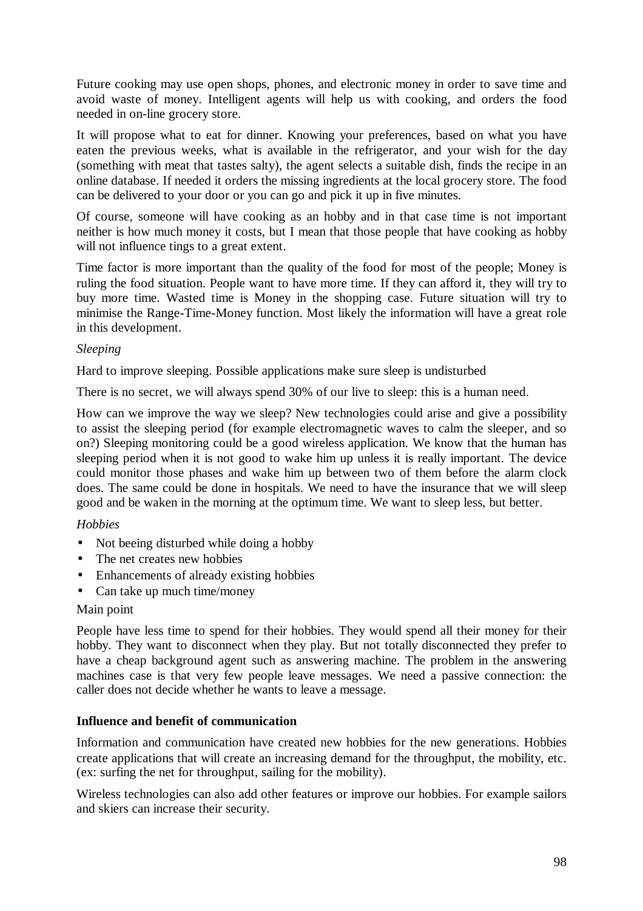Future cooking may use open shops, phones, and electronic money in order to save time and avoid waste of money. Intelligent agents will help us with cooking, and orders the food needed in on-line grocery store.

It will propose what to eat for dinner. Knowing your preferences, based on what you have eaten the previous weeks, what is available in the refrigerator, and your wish for the day (something with meat that tastes salty), the agent selects a suitable dish, finds the recipe in an online database. If needed it orders the missing ingredients at the local grocery store. The food can be delivered to your door or you can go and pick it up in five minutes.

Of course, someone will have cooking as an hobby and in that case time is not important neither is how much money it costs, but I mean that those people that have cooking as hobby will not influence tings to a great extent.

Time factor is more important than the quality of the food for most of the people; Money is ruling the food situation. People want to have more time. If they can afford it, they will try to buy more time. Wasted time is Money in the shopping case. Future situation will try to minimise the Range-Time-Money function. Most likely the information will have a great role in this development.

*Sleeping*

Hard to improve sleeping. Possible applications make sure sleep is undisturbed

There is no secret, we will always spend 30% of our live to sleep: this is a human need.

How can we improve the way we sleep? New technologies could arise and give a possibility to assist the sleeping period (for example electromagnetic waves to calm the sleeper, and so on?) Sleeping monitoring could be a good wireless application. We know that the human has sleeping period when it is not good to wake him up unless it is really important. The device could monitor those phases and wake him up between two of them before the alarm clock does. The same could be done in hospitals. We need to have the insurance that we will sleep good and be waken in the morning at the optimum time. We want to sleep less, but better.

*Hobbies*

- Not beeing disturbed while doing a hobby
- The net creates new hobbies
- Enhancements of already existing hobbies
- Can take up much time/money

Main point

People have less time to spend for their hobbies. They would spend all their money for their hobby. They want to disconnect when they play. But not totally disconnected they prefer to have a cheap background agent such as answering machine. The problem in the answering machines case is that very few people leave messages. We need a passive connection: the caller does not decide whether he wants to leave a message.

**Influence and benefit of communication**

Information and communication have created new hobbies for the new generations. Hobbies create applications that will create an increasing demand for the throughput, the mobility, etc. (ex: surfing the net for throughput, sailing for the mobility).

Wireless technologies can also add other features or improve our hobbies. For example sailors and skiers can increase their security.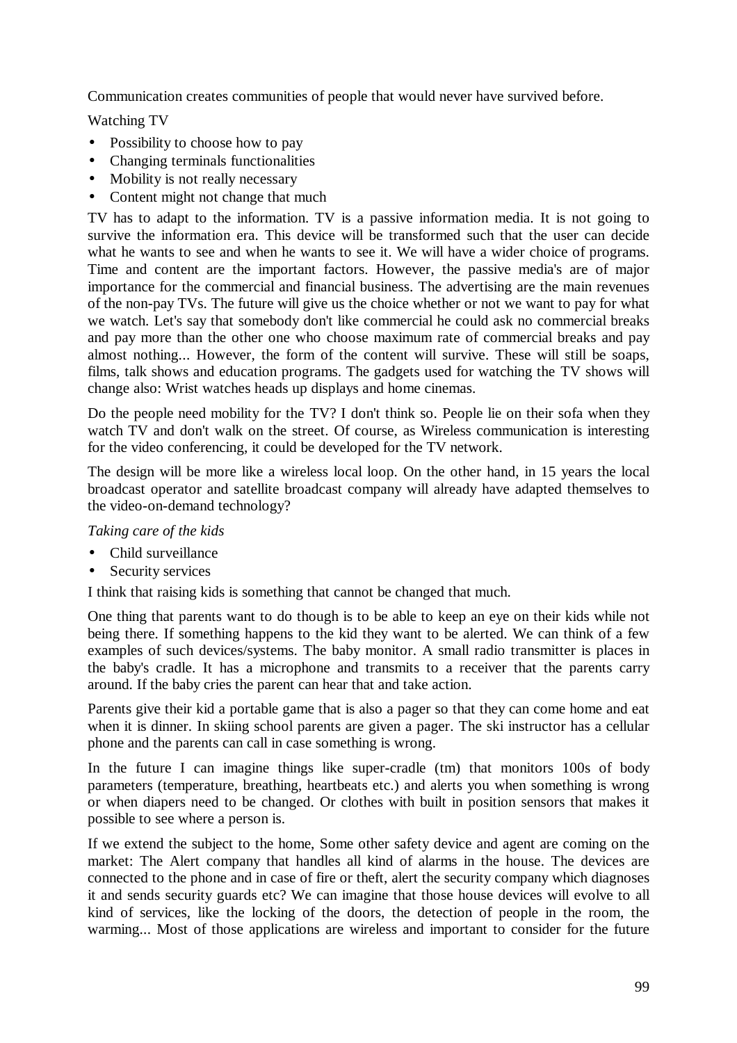Communication creates communities of people that would never have survived before.

Watching TV

- Possibility to choose how to pay
- Changing terminals functionalities
- Mobility is not really necessary
- Content might not change that much

TV has to adapt to the information. TV is a passive information media. It is not going to survive the information era. This device will be transformed such that the user can decide what he wants to see and when he wants to see it. We will have a wider choice of programs. Time and content are the important factors. However, the passive media's are of major importance for the commercial and financial business. The advertising are the main revenues of the non-pay TVs. The future will give us the choice whether or not we want to pay for what we watch. Let's say that somebody don't like commercial he could ask no commercial breaks and pay more than the other one who choose maximum rate of commercial breaks and pay almost nothing... However, the form of the content will survive. These will still be soaps, films, talk shows and education programs. The gadgets used for watching the TV shows will change also: Wrist watches heads up displays and home cinemas.

Do the people need mobility for the TV? I don't think so. People lie on their sofa when they watch TV and don't walk on the street. Of course, as Wireless communication is interesting for the video conferencing, it could be developed for the TV network.

The design will be more like a wireless local loop. On the other hand, in 15 years the local broadcast operator and satellite broadcast company will already have adapted themselves to the video-on-demand technology?

*Taking care of the kids*

- Child surveillance
- Security services

I think that raising kids is something that cannot be changed that much.

One thing that parents want to do though is to be able to keep an eye on their kids while not being there. If something happens to the kid they want to be alerted. We can think of a few examples of such devices/systems. The baby monitor. A small radio transmitter is places in the baby's cradle. It has a microphone and transmits to a receiver that the parents carry around. If the baby cries the parent can hear that and take action.

Parents give their kid a portable game that is also a pager so that they can come home and eat when it is dinner. In skiing school parents are given a pager. The ski instructor has a cellular phone and the parents can call in case something is wrong.

In the future I can imagine things like super-cradle (tm) that monitors 100s of body parameters (temperature, breathing, heartbeats etc.) and alerts you when something is wrong or when diapers need to be changed. Or clothes with built in position sensors that makes it possible to see where a person is.

If we extend the subject to the home, Some other safety device and agent are coming on the market: The Alert company that handles all kind of alarms in the house. The devices are connected to the phone and in case of fire or theft, alert the security company which diagnoses it and sends security guards etc? We can imagine that those house devices will evolve to all kind of services, like the locking of the doors, the detection of people in the room, the warming... Most of those applications are wireless and important to consider for the future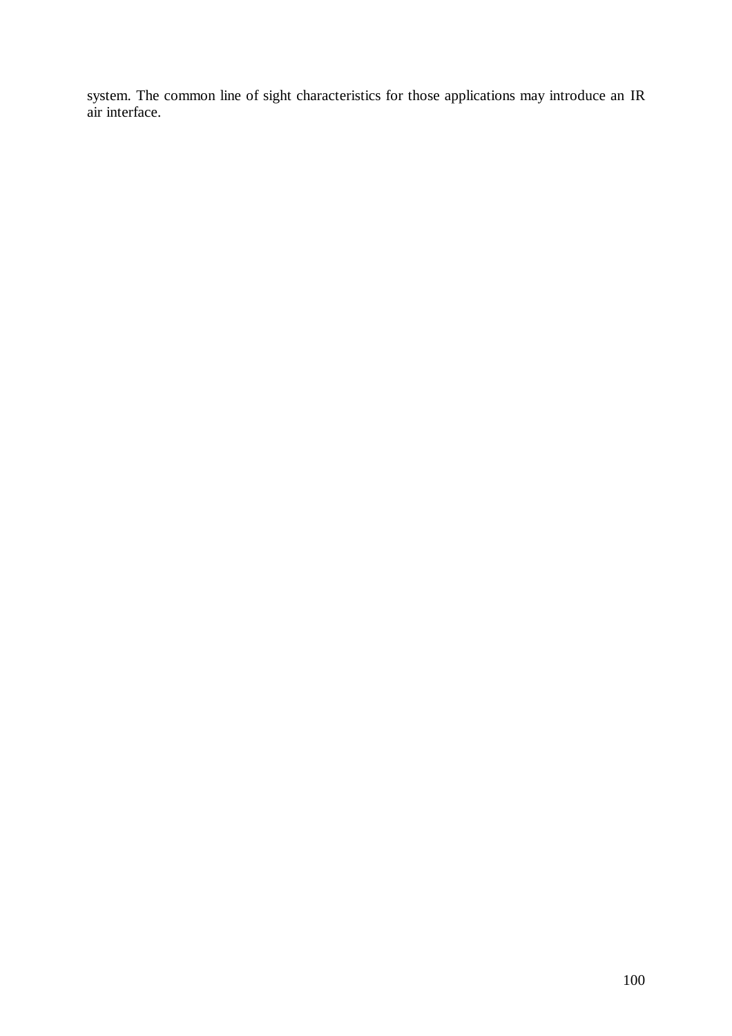system. The common line of sight characteristics for those applications may introduce an IR air interface.